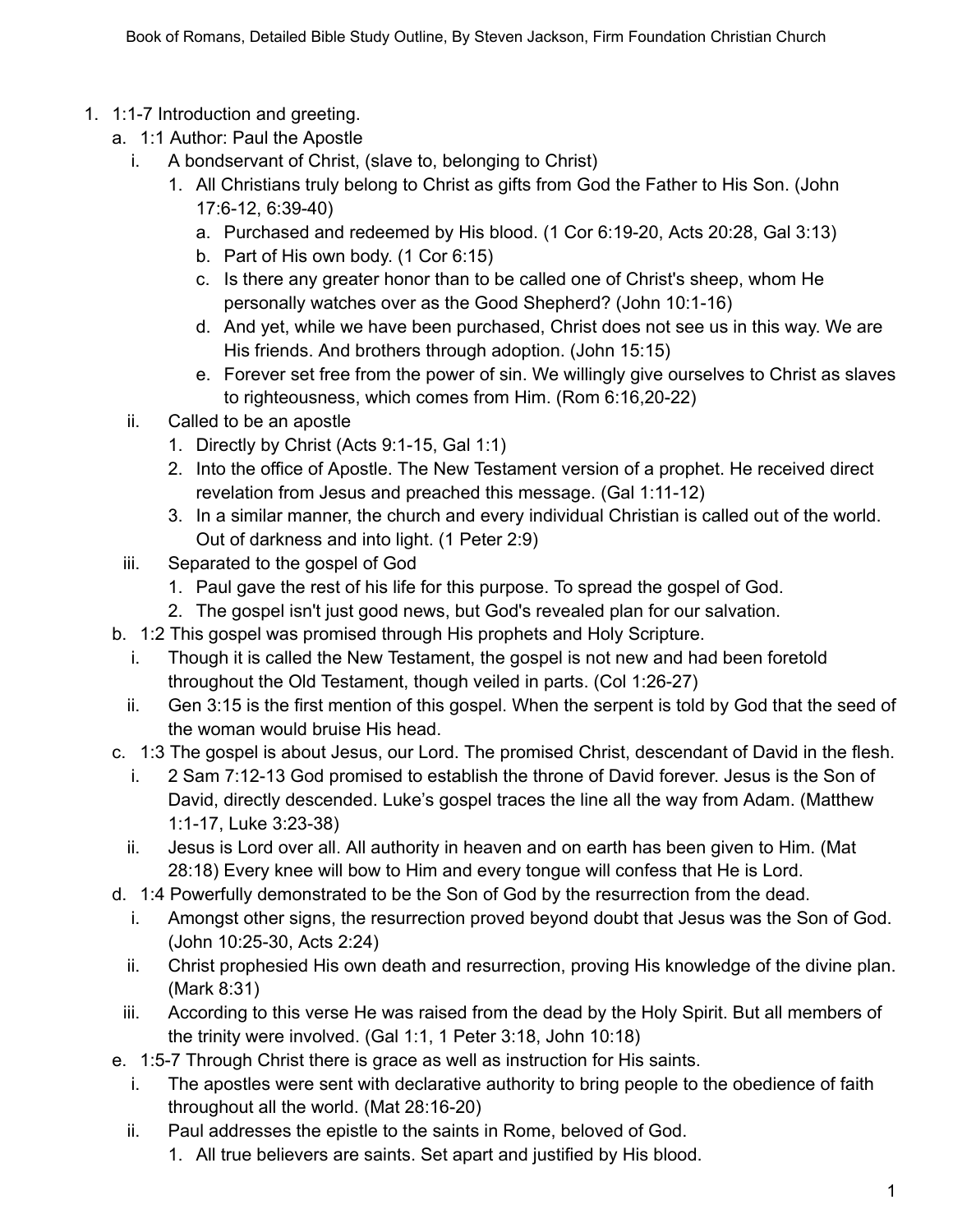1. 1:1-7 Introduction and greeting.
    a. 1:1 Author: Paul the Apostle
        i. A bondservant of Christ, (slave to, belonging to Christ)
            1. All Christians truly belong to Christ as gifts from God the Father to His Son. (John 17:6-12, 6:39-40)
                a. Purchased and redeemed by His blood. (1 Cor 6:19-20, Acts 20:28, Gal 3:13)
                b. Part of His own body. (1 Cor 6:15)
                c. Is there any greater honor than to be called one of Christ's sheep, whom He personally watches over as the Good Shepherd? (John 10:1-16)
                d. And yet, while we have been purchased, Christ does not see us in this way. We are His friends. And brothers through adoption. (John 15:15)
                e. Forever set free from the power of sin. We willingly give ourselves to Christ as slaves to righteousness, which comes from Him. (Rom 6:16,20-22)
        ii. Called to be an apostle
            1. Directly by Christ (Acts 9:1-15, Gal 1:1)
            2. Into the office of Apostle. The New Testament version of a prophet. He received direct revelation from Jesus and preached this message. (Gal 1:11-12)
            3. In a similar manner, the church and every individual Christian is called out of the world. Out of darkness and into light. (1 Peter 2:9)
        iii. Separated to the gospel of God
            1. Paul gave the rest of his life for this purpose. To spread the gospel of God.
            2. The gospel isn't just good news, but God's revealed plan for our salvation.
    b. 1:2 This gospel was promised through His prophets and Holy Scripture.
        i. Though it is called the New Testament, the gospel is not new and had been foretold throughout the Old Testament, though veiled in parts. (Col 1:26-27)
        ii. Gen 3:15 is the first mention of this gospel. When the serpent is told by God that the seed of the woman would bruise His head.
    c. 1:3 The gospel is about Jesus, our Lord. The promised Christ, descendant of David in the flesh.
        i. 2 Sam 7:12-13 God promised to establish the throne of David forever. Jesus is the Son of David, directly descended. Luke's gospel traces the line all the way from Adam. (Matthew 1:1-17, Luke 3:23-38)
        ii. Jesus is Lord over all. All authority in heaven and on earth has been given to Him. (Mat 28:18) Every knee will bow to Him and every tongue will confess that He is Lord.
    d. 1:4 Powerfully demonstrated to be the Son of God by the resurrection from the dead.
        i. Amongst other signs, the resurrection proved beyond doubt that Jesus was the Son of God. (John 10:25-30, Acts 2:24)
        ii. Christ prophesied His own death and resurrection, proving His knowledge of the divine plan. (Mark 8:31)
        iii. According to this verse He was raised from the dead by the Holy Spirit. But all members of the trinity were involved. (Gal 1:1, 1 Peter 3:18, John 10:18)
    e. 1:5-7 Through Christ there is grace as well as instruction for His saints.
        i. The apostles were sent with declarative authority to bring people to the obedience of faith throughout all the world. (Mat 28:16-20)
        ii. Paul addresses the epistle to the saints in Rome, beloved of God.
            1. All true believers are saints. Set apart and justified by His blood.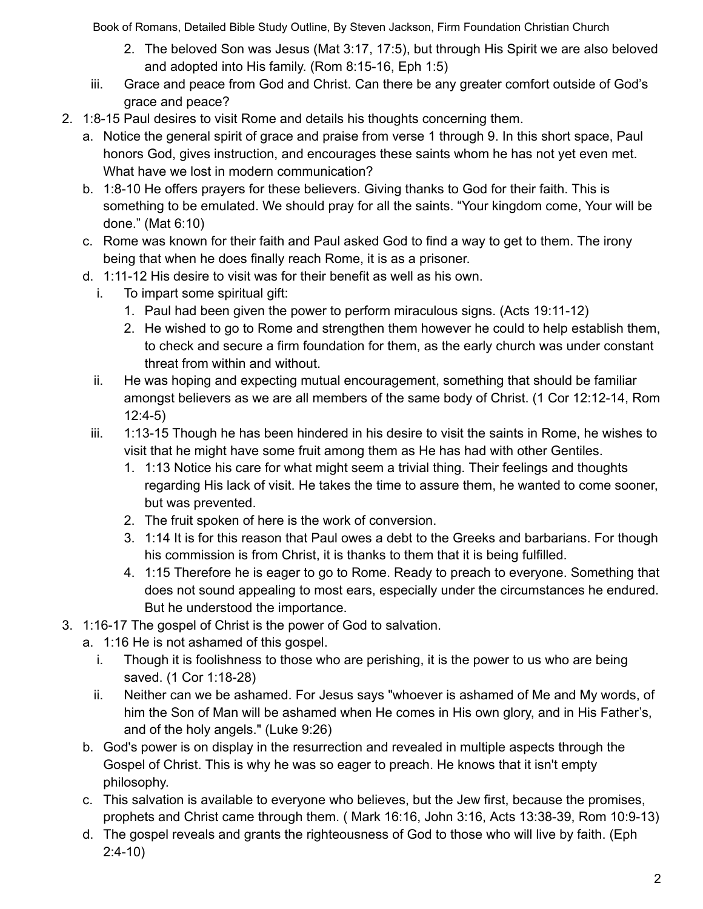2. The beloved Son was Jesus (Mat 3:17, 17:5), but through His Spirit we are also beloved and adopted into His family. (Rom 8:15-16, Eph 1:5)
   iii. Grace and peace from God and Christ. Can there be any greater comfort outside of God's grace and peace?

2. 1:8-15 Paul desires to visit Rome and details his thoughts concerning them.
   a. Notice the general spirit of grace and praise from verse 1 through 9. In this short space, Paul honors God, gives instruction, and encourages these saints whom he has not yet even met. What have we lost in modern communication?
   b. 1:8-10 He offers prayers for these believers. Giving thanks to God for their faith. This is something to be emulated. We should pray for all the saints. "Your kingdom come, Your will be done." (Mat 6:10)
   c. Rome was known for their faith and Paul asked God to find a way to get to them. The irony being that when he does finally reach Rome, it is as a prisoner.
   d. 1:11-12 His desire to visit was for their benefit as well as his own.
      i. To impart some spiritual gift:
         1. Paul had been given the power to perform miraculous signs. (Acts 19:11-12)
         2. He wished to go to Rome and strengthen them however he could to help establish them, to check and secure a firm foundation for them, as the early church was under constant threat from within and without.
      ii. He was hoping and expecting mutual encouragement, something that should be familiar amongst believers as we are all members of the same body of Christ. (1 Cor 12:12-14, Rom 12:4-5)
      iii. 1:13-15 Though he has been hindered in his desire to visit the saints in Rome, he wishes to visit that he might have some fruit among them as He has had with other Gentiles.
         1. 1:13 Notice his care for what might seem a trivial thing. Their feelings and thoughts regarding His lack of visit. He takes the time to assure them, he wanted to come sooner, but was prevented.
         2. The fruit spoken of here is the work of conversion.
         3. 1:14 It is for this reason that Paul owes a debt to the Greeks and barbarians. For though his commission is from Christ, it is thanks to them that it is being fulfilled.
         4. 1:15 Therefore he is eager to go to Rome. Ready to preach to everyone. Something that does not sound appealing to most ears, especially under the circumstances he endured. But he understood the importance.

3. 1:16-17 The gospel of Christ is the power of God to salvation.
   a. 1:16 He is not ashamed of this gospel.
      i. Though it is foolishness to those who are perishing, it is the power to us who are being saved. (1 Cor 1:18-28)
      ii. Neither can we be ashamed. For Jesus says "whoever is ashamed of Me and My words, of him the Son of Man will be ashamed when He comes in His own glory, and in His Father's, and of the holy angels." (Luke 9:26)
   b. God's power is on display in the resurrection and revealed in multiple aspects through the Gospel of Christ. This is why he was so eager to preach. He knows that it isn't empty philosophy.
   c. This salvation is available to everyone who believes, but the Jew first, because the promises, prophets and Christ came through them. ( Mark 16:16, John 3:16, Acts 13:38-39, Rom 10:9-13)
   d. The gospel reveals and grants the righteousness of God to those who will live by faith. (Eph 2:4-10)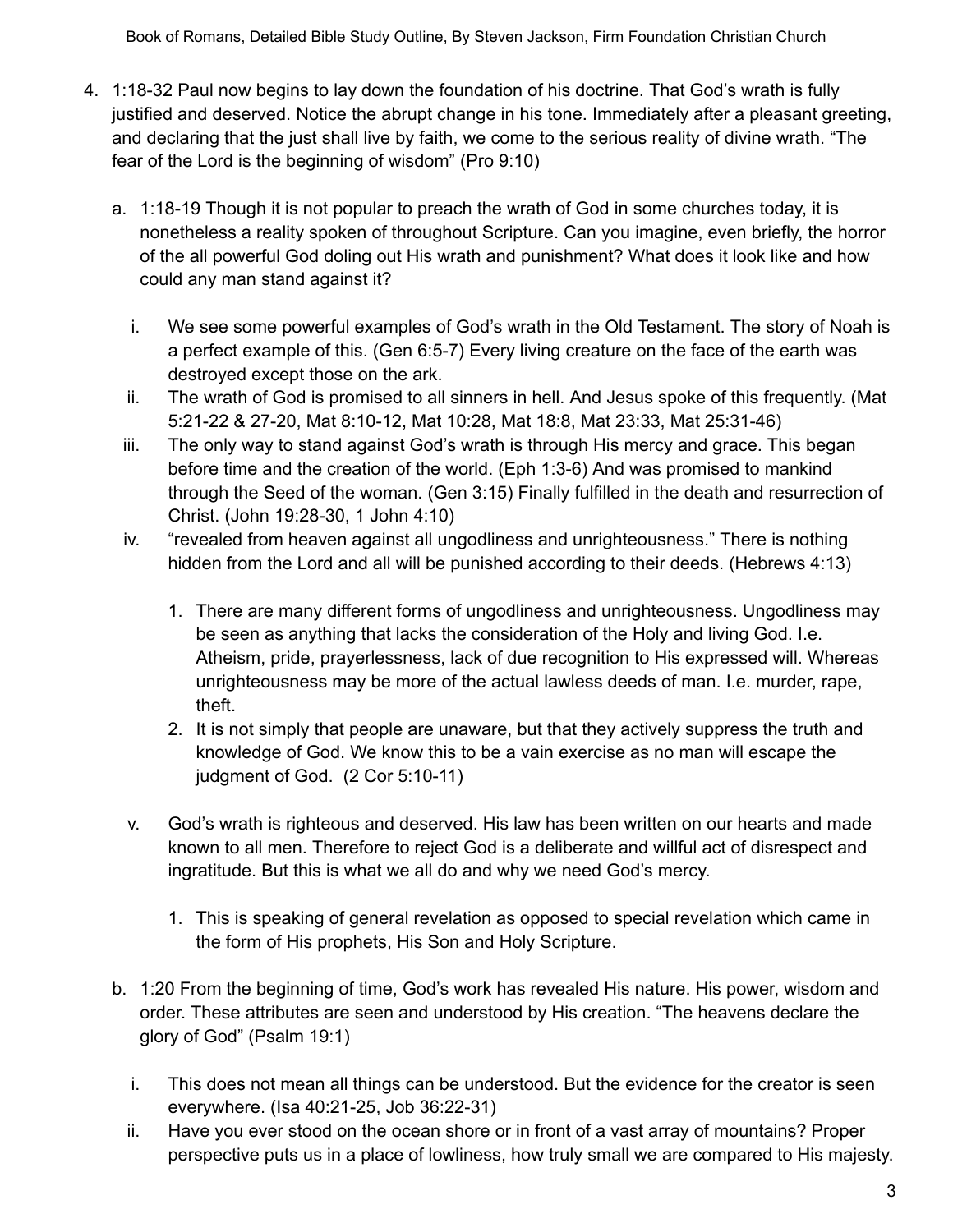4. 1:18-32 Paul now begins to lay down the foundation of his doctrine. That God's wrath is fully justified and deserved. Notice the abrupt change in his tone. Immediately after a pleasant greeting, and declaring that the just shall live by faith, we come to the serious reality of divine wrath. "The fear of the Lord is the beginning of wisdom" (Pro 9:10)

    a. 1:18-19 Though it is not popular to preach the wrath of God in some churches today, it is nonetheless a reality spoken of throughout Scripture. Can you imagine, even briefly, the horror of the all powerful God doling out His wrath and punishment? What does it look like and how could any man stand against it?

        i. We see some powerful examples of God's wrath in the Old Testament. The story of Noah is a perfect example of this. (Gen 6:5-7) Every living creature on the face of the earth was destroyed except those on the ark.

        ii. The wrath of God is promised to all sinners in hell. And Jesus spoke of this frequently. (Mat 5:21-22 & 27-20, Mat 8:10-12, Mat 10:28, Mat 18:8, Mat 23:33, Mat 25:31-46)

        iii. The only way to stand against God's wrath is through His mercy and grace. This began before time and the creation of the world. (Eph 1:3-6) And was promised to mankind through the Seed of the woman. (Gen 3:15) Finally fulfilled in the death and resurrection of Christ. (John 19:28-30, 1 John 4:10)

        iv. "revealed from heaven against all ungodliness and unrighteousness." There is nothing hidden from the Lord and all will be punished according to their deeds. (Hebrews 4:13)

            1. There are many different forms of ungodliness and unrighteousness. Ungodliness may be seen as anything that lacks the consideration of the Holy and living God. I.e. Atheism, pride, prayerlessness, lack of due recognition to His expressed will. Whereas unrighteousness may be more of the actual lawless deeds of man. I.e. murder, rape, theft.

            2. It is not simply that people are unaware, but that they actively suppress the truth and knowledge of God. We know this to be a vain exercise as no man will escape the judgment of God. (2 Cor 5:10-11)

        v. God's wrath is righteous and deserved. His law has been written on our hearts and made known to all men. Therefore to reject God is a deliberate and willful act of disrespect and ingratitude. But this is what we all do and why we need God's mercy.

            1. This is speaking of general revelation as opposed to special revelation which came in the form of His prophets, His Son and Holy Scripture.

    b. 1:20 From the beginning of time, God's work has revealed His nature. His power, wisdom and order. These attributes are seen and understood by His creation. "The heavens declare the glory of God" (Psalm 19:1)

        i. This does not mean all things can be understood. But the evidence for the creator is seen everywhere. (Isa 40:21-25, Job 36:22-31)

        ii. Have you ever stood on the ocean shore or in front of a vast array of mountains? Proper perspective puts us in a place of lowliness, how truly small we are compared to His majesty.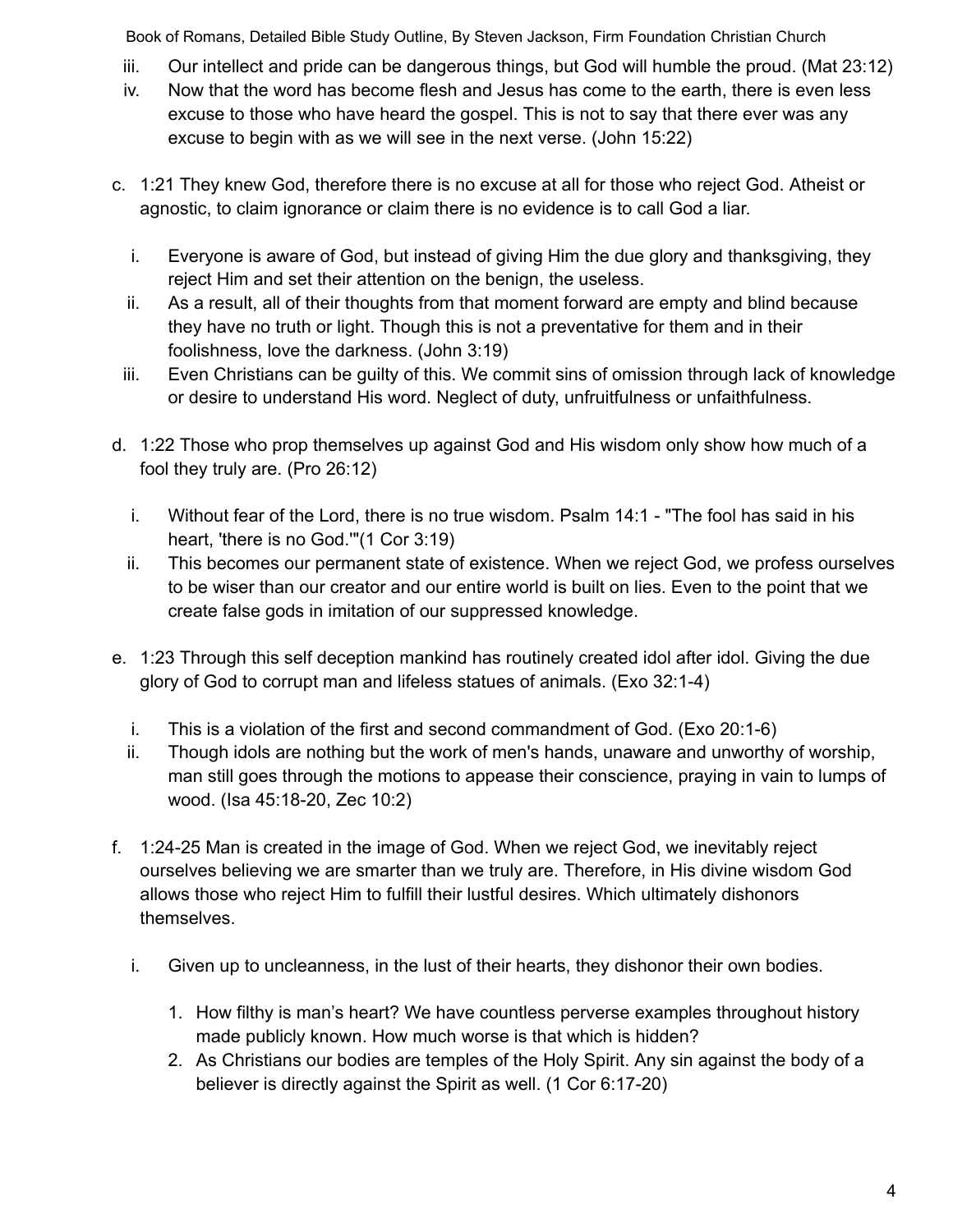iii. Our intellect and pride can be dangerous things, but God will humble the proud. (Mat 23:12)
   iv. Now that the word has become flesh and Jesus has come to the earth, there is even less excuse to those who have heard the gospel. This is not to say that there ever was any excuse to begin with as we will see in the next verse. (John 15:22)

c. 1:21 They knew God, therefore there is no excuse at all for those who reject God. Atheist or agnostic, to claim ignorance or claim there is no evidence is to call God a liar.

   i. Everyone is aware of God, but instead of giving Him the due glory and thanksgiving, they reject Him and set their attention on the benign, the useless.
   ii. As a result, all of their thoughts from that moment forward are empty and blind because they have no truth or light. Though this is not a preventative for them and in their foolishness, love the darkness. (John 3:19)
   iii. Even Christians can be guilty of this. We commit sins of omission through lack of knowledge or desire to understand His word. Neglect of duty, unfruitfulness or unfaithfulness.

d. 1:22 Those who prop themselves up against God and His wisdom only show how much of a fool they truly are. (Pro 26:12)

   i. Without fear of the Lord, there is no true wisdom. Psalm 14:1 - "The fool has said in his heart, 'there is no God.'"(1 Cor 3:19)
   ii. This becomes our permanent state of existence. When we reject God, we profess ourselves to be wiser than our creator and our entire world is built on lies. Even to the point that we create false gods in imitation of our suppressed knowledge.

e. 1:23 Through this self deception mankind has routinely created idol after idol. Giving the due glory of God to corrupt man and lifeless statues of animals. (Exo 32:1-4)

   i. This is a violation of the first and second commandment of God. (Exo 20:1-6)
   ii. Though idols are nothing but the work of men's hands, unaware and unworthy of worship, man still goes through the motions to appease their conscience, praying in vain to lumps of wood. (Isa 45:18-20, Zec 10:2)

f. 1:24-25 Man is created in the image of God. When we reject God, we inevitably reject ourselves believing we are smarter than we truly are. Therefore, in His divine wisdom God allows those who reject Him to fulfill their lustful desires. Which ultimately dishonors themselves.

   i. Given up to uncleanness, in the lust of their hearts, they dishonor their own bodies.

      1. How filthy is man's heart? We have countless perverse examples throughout history made publicly known. How much worse is that which is hidden?
      2. As Christians our bodies are temples of the Holy Spirit. Any sin against the body of a believer is directly against the Spirit as well. (1 Cor 6:17-20)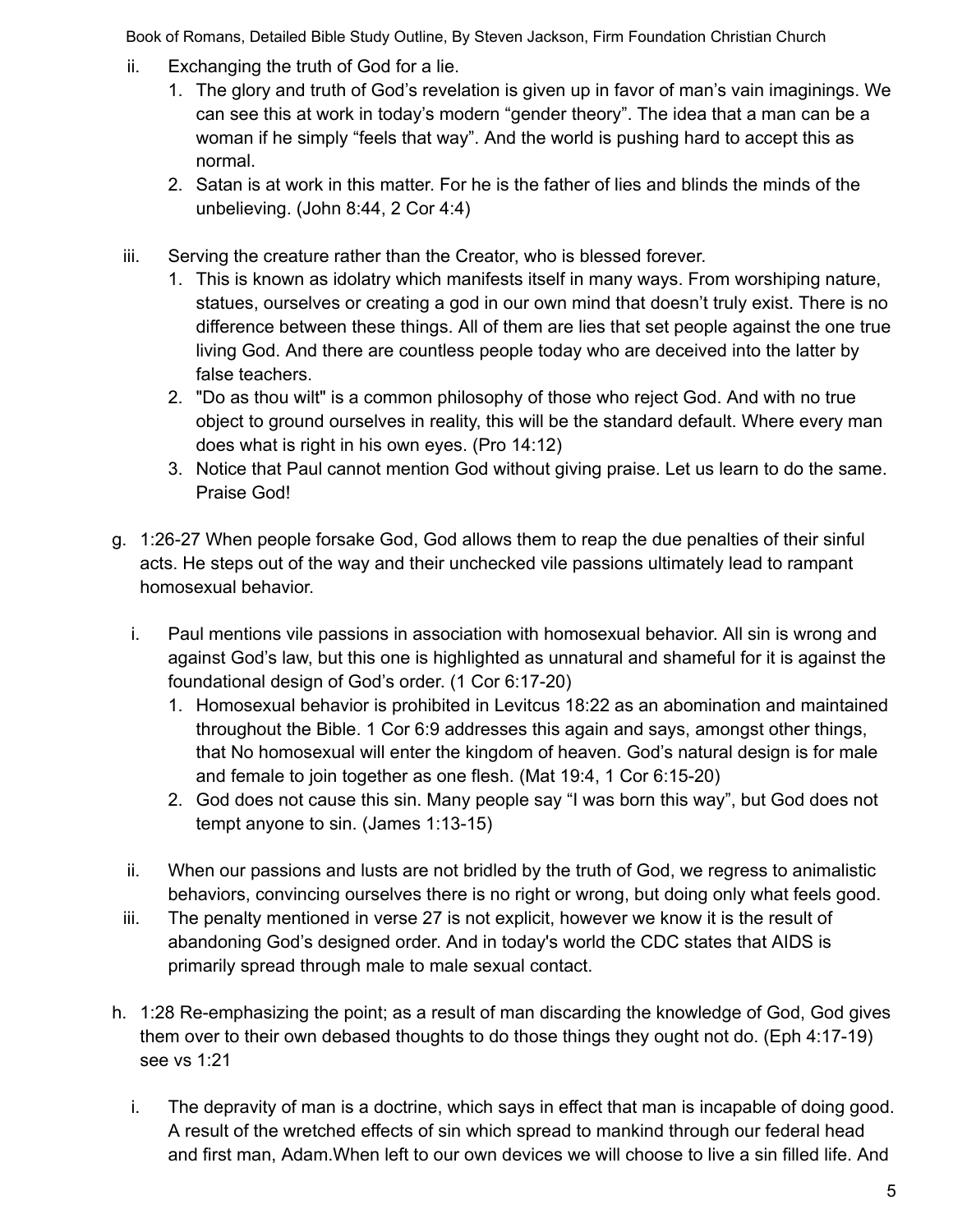- ii. Exchanging the truth of God for a lie.
    1. The glory and truth of God's revelation is given up in favor of man's vain imaginings. We can see this at work in today's modern "gender theory". The idea that a man can be a woman if he simply "feels that way". And the world is pushing hard to accept this as normal.
    2. Satan is at work in this matter. For he is the father of lies and blinds the minds of the unbelieving. (John 8:44, 2 Cor 4:4)

- iii. Serving the creature rather than the Creator, who is blessed forever.
    1. This is known as idolatry which manifests itself in many ways. From worshiping nature, statues, ourselves or creating a god in our own mind that doesn't truly exist. There is no difference between these things. All of them are lies that set people against the one true living God. And there are countless people today who are deceived into the latter by false teachers.
    2. "Do as thou wilt" is a common philosophy of those who reject God. And with no true object to ground ourselves in reality, this will be the standard default. Where every man does what is right in his own eyes. (Pro 14:12)
    3. Notice that Paul cannot mention God without giving praise. Let us learn to do the same. Praise God!

g. 1:26-27 When people forsake God, God allows them to reap the due penalties of their sinful acts. He steps out of the way and their unchecked vile passions ultimately lead to rampant homosexual behavior.

- i. Paul mentions vile passions in association with homosexual behavior. All sin is wrong and against God's law, but this one is highlighted as unnatural and shameful for it is against the foundational design of God's order. (1 Cor 6:17-20)
    1. Homosexual behavior is prohibited in Levitcus 18:22 as an abomination and maintained throughout the Bible. 1 Cor 6:9 addresses this again and says, amongst other things, that No homosexual will enter the kingdom of heaven. God's natural design is for male and female to join together as one flesh. (Mat 19:4, 1 Cor 6:15-20)
    2. God does not cause this sin. Many people say "I was born this way", but God does not tempt anyone to sin. (James 1:13-15)

- ii. When our passions and lusts are not bridled by the truth of God, we regress to animalistic behaviors, convincing ourselves there is no right or wrong, but doing only what feels good.
- iii. The penalty mentioned in verse 27 is not explicit, however we know it is the result of abandoning God's designed order. And in today's world the CDC states that AIDS is primarily spread through male to male sexual contact.

h. 1:28 Re-emphasizing the point; as a result of man discarding the knowledge of God, God gives them over to their own debased thoughts to do those things they ought not do. (Eph 4:17-19) see vs 1:21

- i. The depravity of man is a doctrine, which says in effect that man is incapable of doing good. A result of the wretched effects of sin which spread to mankind through our federal head and first man, Adam.When left to our own devices we will choose to live a sin filled life. And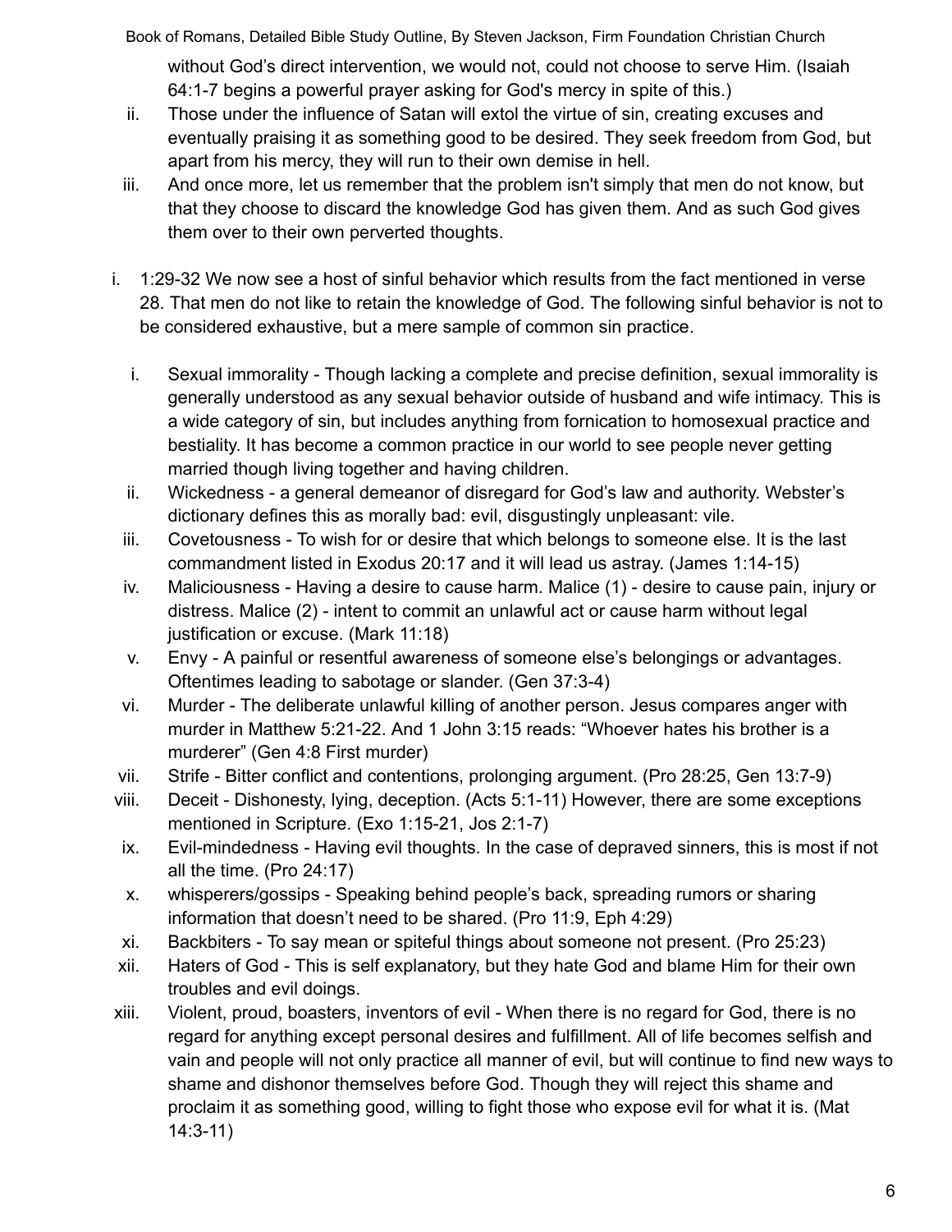without God's direct intervention, we would not, could not choose to serve Him. (Isaiah 64:1-7 begins a powerful prayer asking for God's mercy in spite of this.)

ii. Those under the influence of Satan will extol the virtue of sin, creating excuses and eventually praising it as something good to be desired. They seek freedom from God, but apart from his mercy, they will run to their own demise in hell.

iii. And once more, let us remember that the problem isn't simply that men do not know, but that they choose to discard the knowledge God has given them. And as such God gives them over to their own perverted thoughts.

i. 1:29-32 We now see a host of sinful behavior which results from the fact mentioned in verse 28. That men do not like to retain the knowledge of God. The following sinful behavior is not to be considered exhaustive, but a mere sample of common sin practice.

   i. Sexual immorality - Though lacking a complete and precise definition, sexual immorality is generally understood as any sexual behavior outside of husband and wife intimacy. This is a wide category of sin, but includes anything from fornication to homosexual practice and bestiality. It has become a common practice in our world to see people never getting married though living together and having children.

   ii. Wickedness - a general demeanor of disregard for God's law and authority. Webster's dictionary defines this as morally bad: evil, disgustingly unpleasant: vile.

   iii. Covetousness - To wish for or desire that which belongs to someone else. It is the last commandment listed in Exodus 20:17 and it will lead us astray. (James 1:14-15)

   iv. Maliciousness - Having a desire to cause harm. Malice (1) - desire to cause pain, injury or distress. Malice (2) - intent to commit an unlawful act or cause harm without legal justification or excuse. (Mark 11:18)

   v. Envy - A painful or resentful awareness of someone else's belongings or advantages. Oftentimes leading to sabotage or slander. (Gen 37:3-4)

   vi. Murder - The deliberate unlawful killing of another person. Jesus compares anger with murder in Matthew 5:21-22. And 1 John 3:15 reads: "Whoever hates his brother is a murderer" (Gen 4:8 First murder)

   vii. Strife - Bitter conflict and contentions, prolonging argument. (Pro 28:25, Gen 13:7-9)

   viii. Deceit - Dishonesty, lying, deception. (Acts 5:1-11) However, there are some exceptions mentioned in Scripture. (Exo 1:15-21, Jos 2:1-7)

   ix. Evil-mindedness - Having evil thoughts. In the case of depraved sinners, this is most if not all the time. (Pro 24:17)

   x. whisperers/gossips - Speaking behind people's back, spreading rumors or sharing information that doesn't need to be shared. (Pro 11:9, Eph 4:29)

   xi. Backbiters - To say mean or spiteful things about someone not present. (Pro 25:23)

   xii. Haters of God - This is self explanatory, but they hate God and blame Him for their own troubles and evil doings.

   xiii. Violent, proud, boasters, inventors of evil - When there is no regard for God, there is no regard for anything except personal desires and fulfillment. All of life becomes selfish and vain and people will not only practice all manner of evil, but will continue to find new ways to shame and dishonor themselves before God. Though they will reject this shame and proclaim it as something good, willing to fight those who expose evil for what it is. (Mat 14:3-11)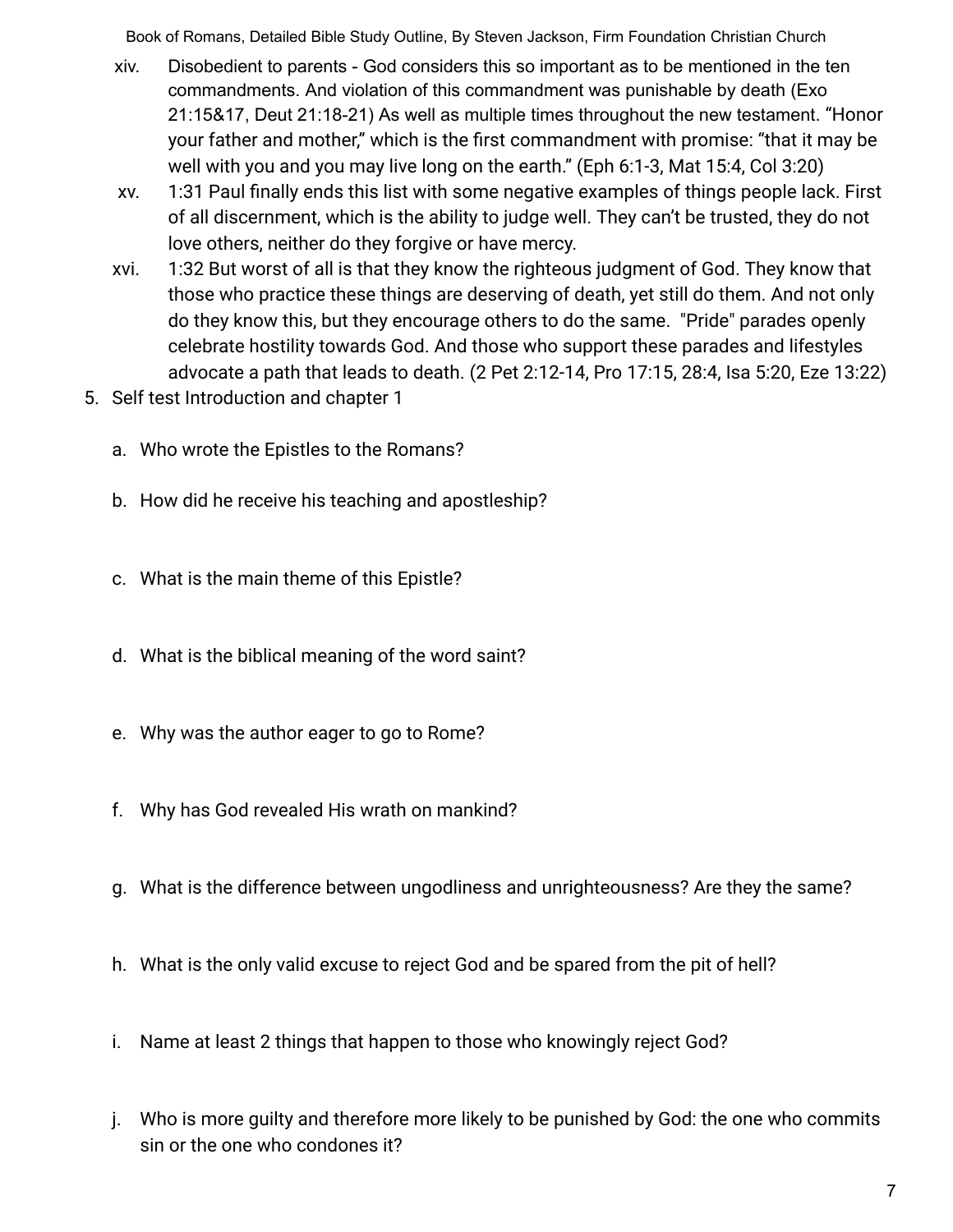xiv. Disobedient to parents - God considers this so important as to be mentioned in the ten commandments. And violation of this commandment was punishable by death (Exo 21:15&17, Deut 21:18-21) As well as multiple times throughout the new testament. "Honor your father and mother," which is the first commandment with promise: "that it may be well with you and you may live long on the earth." (Eph 6:1-3, Mat 15:4, Col 3:20)

xv. 1:31 Paul finally ends this list with some negative examples of things people lack. First of all discernment, which is the ability to judge well. They can't be trusted, they do not love others, neither do they forgive or have mercy.

xvi. 1:32 But worst of all is that they know the righteous judgment of God. They know that those who practice these things are deserving of death, yet still do them. And not only do they know this, but they encourage others to do the same. "Pride" parades openly celebrate hostility towards God. And those who support these parades and lifestyles advocate a path that leads to death. (2 Pet 2:12-14, Pro 17:15, 28:4, Isa 5:20, Eze 13:22)

5. Self test Introduction and chapter 1

   a. Who wrote the Epistles to the Romans?

   b. How did he receive his teaching and apostleship?

   c. What is the main theme of this Epistle?

   d. What is the biblical meaning of the word saint?

   e. Why was the author eager to go to Rome?

   f. Why has God revealed His wrath on mankind?

   g. What is the difference between ungodliness and unrighteousness? Are they the same?

   h. What is the only valid excuse to reject God and be spared from the pit of hell?

   i. Name at least 2 things that happen to those who knowingly reject God?

   j. Who is more guilty and therefore more likely to be punished by God: the one who commits sin or the one who condones it?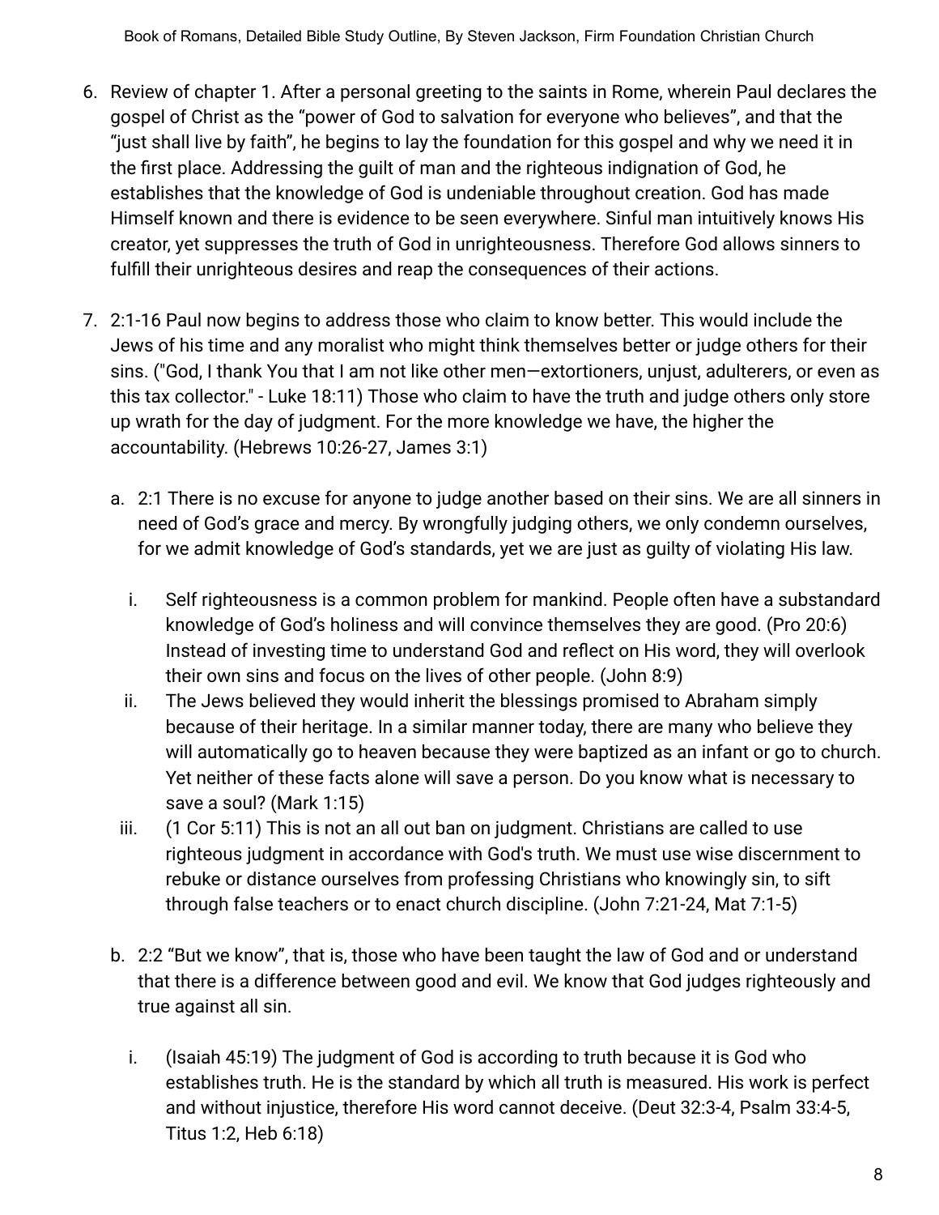6. Review of chapter 1. After a personal greeting to the saints in Rome, wherein Paul declares the gospel of Christ as the “power of God to salvation for everyone who believes”, and that the “just shall live by faith”, he begins to lay the foundation for this gospel and why we need it in the first place. Addressing the guilt of man and the righteous indignation of God, he establishes that the knowledge of God is undeniable throughout creation. God has made Himself known and there is evidence to be seen everywhere. Sinful man intuitively knows His creator, yet suppresses the truth of God in unrighteousness. Therefore God allows sinners to fulfill their unrighteous desires and reap the consequences of their actions.

7. 2:1-16 Paul now begins to address those who claim to know better. This would include the Jews of his time and any moralist who might think themselves better or judge others for their sins. ("God, I thank You that I am not like other men—extortioners, unjust, adulterers, or even as this tax collector." - Luke 18:11) Those who claim to have the truth and judge others only store up wrath for the day of judgment. For the more knowledge we have, the higher the accountability. (Hebrews 10:26-27, James 3:1)

   a. 2:1 There is no excuse for anyone to judge another based on their sins. We are all sinners in need of God’s grace and mercy. By wrongfully judging others, we only condemn ourselves, for we admit knowledge of God’s standards, yet we are just as guilty of violating His law.

      i. Self righteousness is a common problem for mankind. People often have a substandard knowledge of God’s holiness and will convince themselves they are good. (Pro 20:6) Instead of investing time to understand God and reflect on His word, they will overlook their own sins and focus on the lives of other people. (John 8:9)
      ii. The Jews believed they would inherit the blessings promised to Abraham simply because of their heritage. In a similar manner today, there are many who believe they will automatically go to heaven because they were baptized as an infant or go to church. Yet neither of these facts alone will save a person. Do you know what is necessary to save a soul? (Mark 1:15)
      iii. (1 Cor 5:11) This is not an all out ban on judgment. Christians are called to use righteous judgment in accordance with God's truth. We must use wise discernment to rebuke or distance ourselves from professing Christians who knowingly sin, to sift through false teachers or to enact church discipline. (John 7:21-24, Mat 7:1-5)

   b. 2:2 “But we know”, that is, those who have been taught the law of God and or understand that there is a difference between good and evil. We know that God judges righteously and true against all sin.

      i. (Isaiah 45:19) The judgment of God is according to truth because it is God who establishes truth. He is the standard by which all truth is measured. His work is perfect and without injustice, therefore His word cannot deceive. (Deut 32:3-4, Psalm 33:4-5, Titus 1:2, Heb 6:18)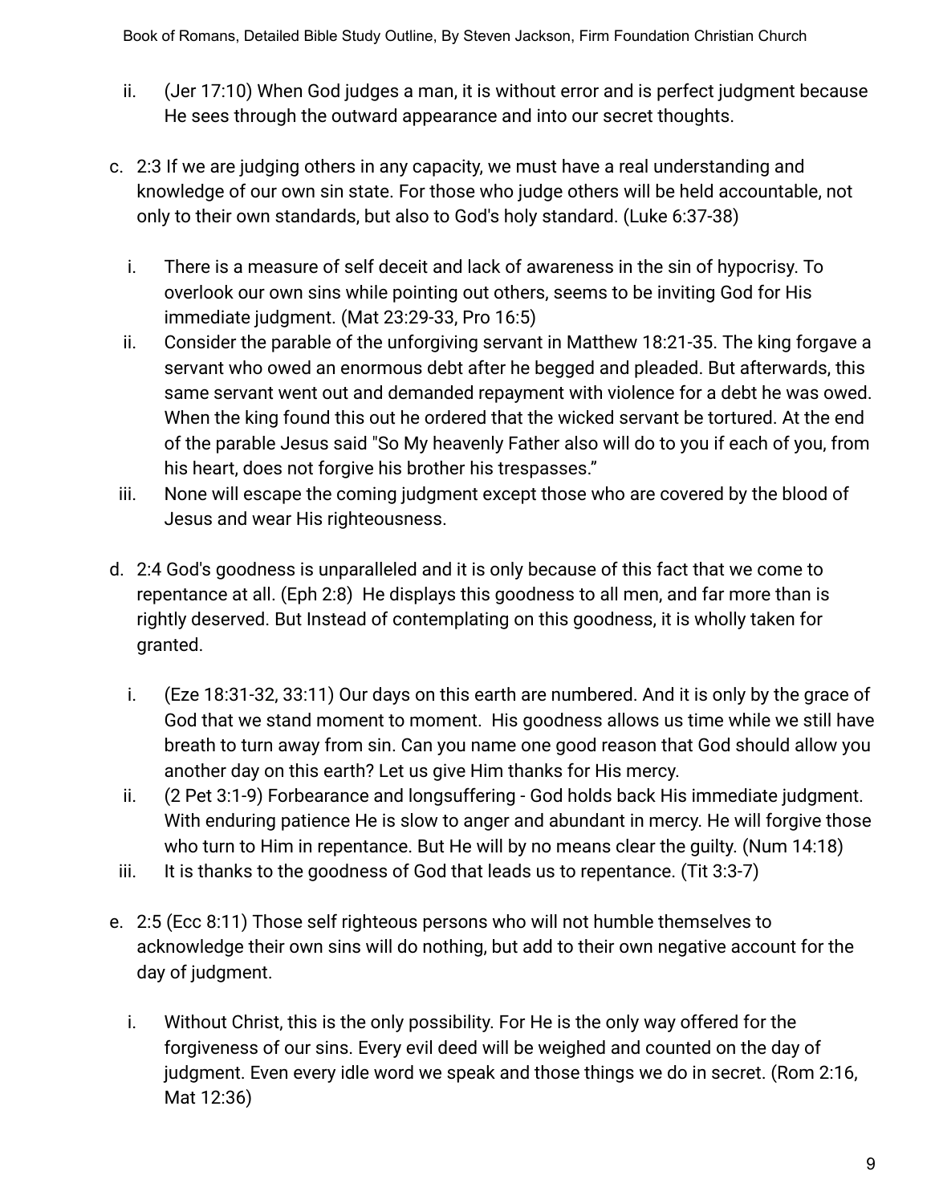ii. (Jer 17:10) When God judges a man, it is without error and is perfect judgment because He sees through the outward appearance and into our secret thoughts.

c. 2:3 If we are judging others in any capacity, we must have a real understanding and knowledge of our own sin state. For those who judge others will be held accountable, not only to their own standards, but also to God's holy standard. (Luke 6:37-38)

   i. There is a measure of self deceit and lack of awareness in the sin of hypocrisy. To overlook our own sins while pointing out others, seems to be inviting God for His immediate judgment. (Mat 23:29-33, Pro 16:5)
   ii. Consider the parable of the unforgiving servant in Matthew 18:21-35. The king forgave a servant who owed an enormous debt after he begged and pleaded. But afterwards, this same servant went out and demanded repayment with violence for a debt he was owed. When the king found this out he ordered that the wicked servant be tortured. At the end of the parable Jesus said "So My heavenly Father also will do to you if each of you, from his heart, does not forgive his brother his trespasses."
   iii. None will escape the coming judgment except those who are covered by the blood of Jesus and wear His righteousness.

d. 2:4 God's goodness is unparalleled and it is only because of this fact that we come to repentance at all. (Eph 2:8) He displays this goodness to all men, and far more than is rightly deserved. But Instead of contemplating on this goodness, it is wholly taken for granted.

   i. (Eze 18:31-32, 33:11) Our days on this earth are numbered. And it is only by the grace of God that we stand moment to moment. His goodness allows us time while we still have breath to turn away from sin. Can you name one good reason that God should allow you another day on this earth? Let us give Him thanks for His mercy.
   ii. (2 Pet 3:1-9) Forbearance and longsuffering - God holds back His immediate judgment. With enduring patience He is slow to anger and abundant in mercy. He will forgive those who turn to Him in repentance. But He will by no means clear the guilty. (Num 14:18)
   iii. It is thanks to the goodness of God that leads us to repentance. (Tit 3:3-7)

e. 2:5 (Ecc 8:11) Those self righteous persons who will not humble themselves to acknowledge their own sins will do nothing, but add to their own negative account for the day of judgment.

   i. Without Christ, this is the only possibility. For He is the only way offered for the forgiveness of our sins. Every evil deed will be weighed and counted on the day of judgment. Even every idle word we speak and those things we do in secret. (Rom 2:16, Mat 12:36)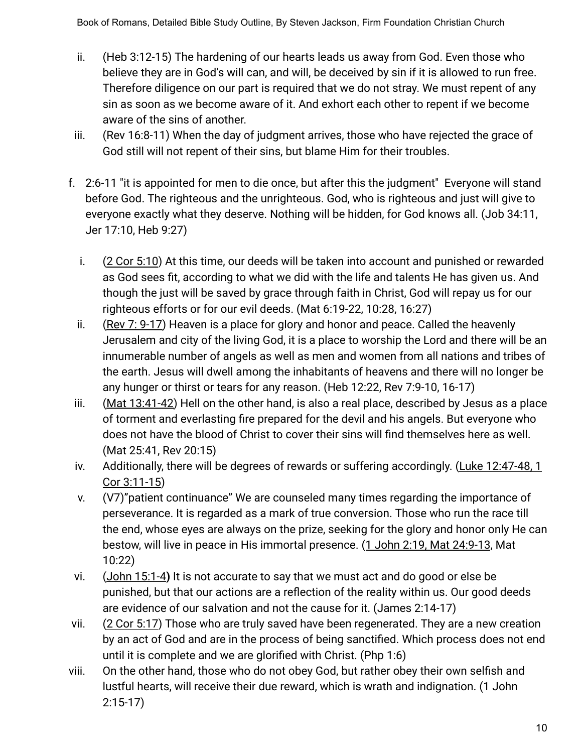- ii. (Heb 3:12-15) The hardening of our hearts leads us away from God. Even those who believe they are in God's will can, and will, be deceived by sin if it is allowed to run free. Therefore diligence on our part is required that we do not stray. We must repent of any sin as soon as we become aware of it. And exhort each other to repent if we become aware of the sins of another.
- iii. (Rev 16:8-11) When the day of judgment arrives, those who have rejected the grace of God still will not repent of their sins, but blame Him for their troubles.

f. 2:6-11 "it is appointed for men to die once, but after this the judgment" Everyone will stand before God. The righteous and the unrighteous. God, who is righteous and just will give to everyone exactly what they deserve. Nothing will be hidden, for God knows all. (Job 34:11, Jer 17:10, Heb 9:27)

- i. (2 Cor 5:10) At this time, our deeds will be taken into account and punished or rewarded as God sees fit, according to what we did with the life and talents He has given us. And though the just will be saved by grace through faith in Christ, God will repay us for our righteous efforts or for our evil deeds. (Mat 6:19-22, 10:28, 16:27)
- ii. (Rev 7: 9-17) Heaven is a place for glory and honor and peace. Called the heavenly Jerusalem and city of the living God, it is a place to worship the Lord and there will be an innumerable number of angels as well as men and women from all nations and tribes of the earth. Jesus will dwell among the inhabitants of heavens and there will no longer be any hunger or thirst or tears for any reason. (Heb 12:22, Rev 7:9-10, 16-17)
- iii. (Mat 13:41-42) Hell on the other hand, is also a real place, described by Jesus as a place of torment and everlasting fire prepared for the devil and his angels. But everyone who does not have the blood of Christ to cover their sins will find themselves here as well. (Mat 25:41, Rev 20:15)
- iv. Additionally, there will be degrees of rewards or suffering accordingly. (Luke 12:47-48, 1 Cor 3:11-15)
- v. (V7)"patient continuance" We are counseled many times regarding the importance of perseverance. It is regarded as a mark of true conversion. Those who run the race till the end, whose eyes are always on the prize, seeking for the glory and honor only He can bestow, will live in peace in His immortal presence. (1 John 2:19, Mat 24:9-13, Mat 10:22)
- vi. (John 15:1-4**)** It is not accurate to say that we must act and do good or else be punished, but that our actions are a reflection of the reality within us. Our good deeds are evidence of our salvation and not the cause for it. (James 2:14-17)
- vii. (2 Cor 5:17) Those who are truly saved have been regenerated. They are a new creation by an act of God and are in the process of being sanctified. Which process does not end until it is complete and we are glorified with Christ. (Php 1:6)
- viii. On the other hand, those who do not obey God, but rather obey their own selfish and lustful hearts, will receive their due reward, which is wrath and indignation. (1 John 2:15-17)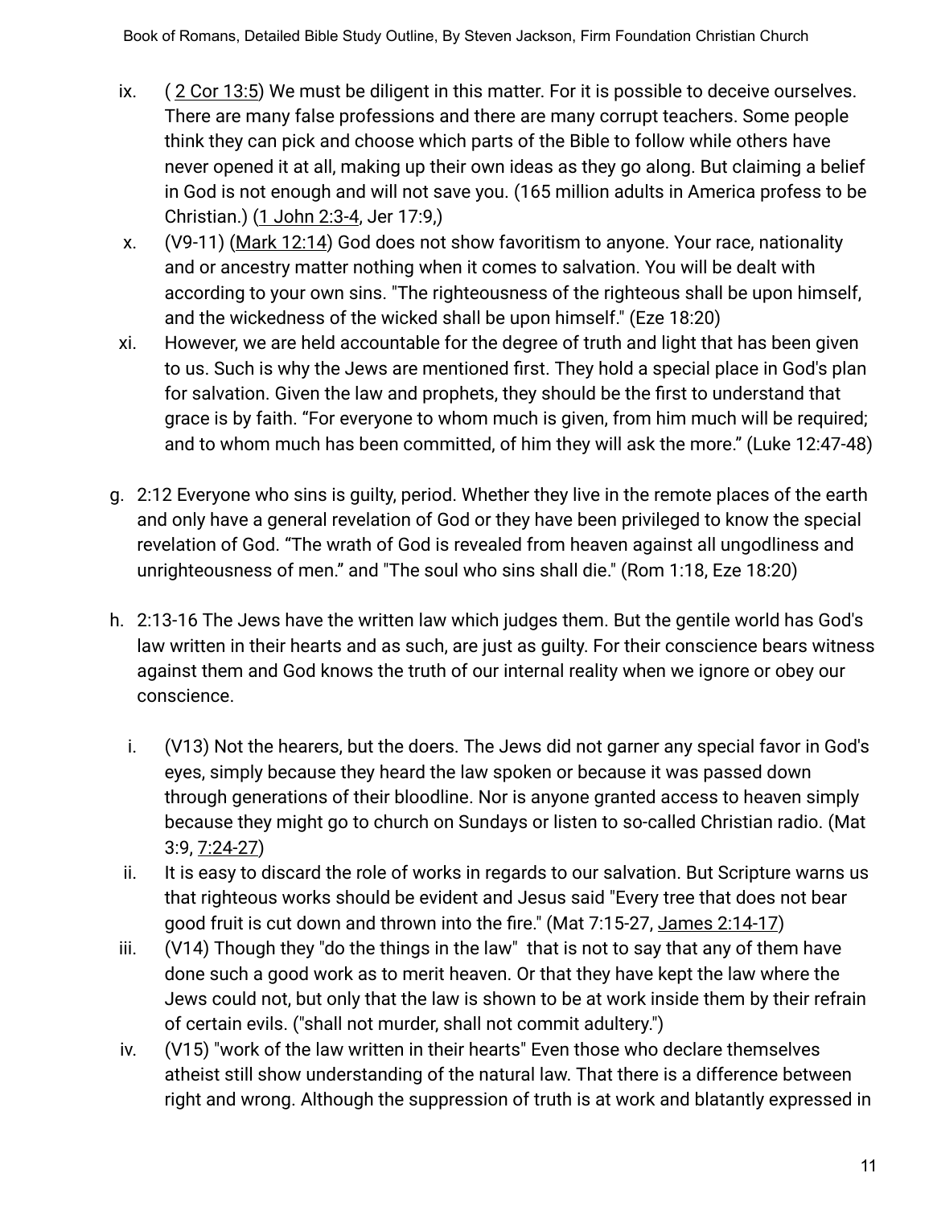ix. ( 2 Cor 13:5) We must be diligent in this matter. For it is possible to deceive ourselves. There are many false professions and there are many corrupt teachers. Some people think they can pick and choose which parts of the Bible to follow while others have never opened it at all, making up their own ideas as they go along. But claiming a belief in God is not enough and will not save you. (165 million adults in America profess to be Christian.) (1 John 2:3-4, Jer 17:9,)

x. (V9-11) (Mark 12:14) God does not show favoritism to anyone. Your race, nationality and or ancestry matter nothing when it comes to salvation. You will be dealt with according to your own sins. "The righteousness of the righteous shall be upon himself, and the wickedness of the wicked shall be upon himself." (Eze 18:20)

xi. However, we are held accountable for the degree of truth and light that has been given to us. Such is why the Jews are mentioned first. They hold a special place in God's plan for salvation. Given the law and prophets, they should be the first to understand that grace is by faith. “For everyone to whom much is given, from him much will be required; and to whom much has been committed, of him they will ask the more.” (Luke 12:47-48)

g. 2:12 Everyone who sins is guilty, period. Whether they live in the remote places of the earth and only have a general revelation of God or they have been privileged to know the special revelation of God. “The wrath of God is revealed from heaven against all ungodliness and unrighteousness of men.” and "The soul who sins shall die." (Rom 1:18, Eze 18:20)

h. 2:13-16 The Jews have the written law which judges them. But the gentile world has God's law written in their hearts and as such, are just as guilty. For their conscience bears witness against them and God knows the truth of our internal reality when we ignore or obey our conscience.

   i. (V13) Not the hearers, but the doers. The Jews did not garner any special favor in God's eyes, simply because they heard the law spoken or because it was passed down through generations of their bloodline. Nor is anyone granted access to heaven simply because they might go to church on Sundays or listen to so-called Christian radio. (Mat 3:9, 7:24-27)

   ii. It is easy to discard the role of works in regards to our salvation. But Scripture warns us that righteous works should be evident and Jesus said "Every tree that does not bear good fruit is cut down and thrown into the fire." (Mat 7:15-27, James 2:14-17)

   iii. (V14) Though they "do the things in the law" that is not to say that any of them have done such a good work as to merit heaven. Or that they have kept the law where the Jews could not, but only that the law is shown to be at work inside them by their refrain of certain evils. ("shall not murder, shall not commit adultery.")

   iv. (V15) "work of the law written in their hearts" Even those who declare themselves atheist still show understanding of the natural law. That there is a difference between right and wrong. Although the suppression of truth is at work and blatantly expressed in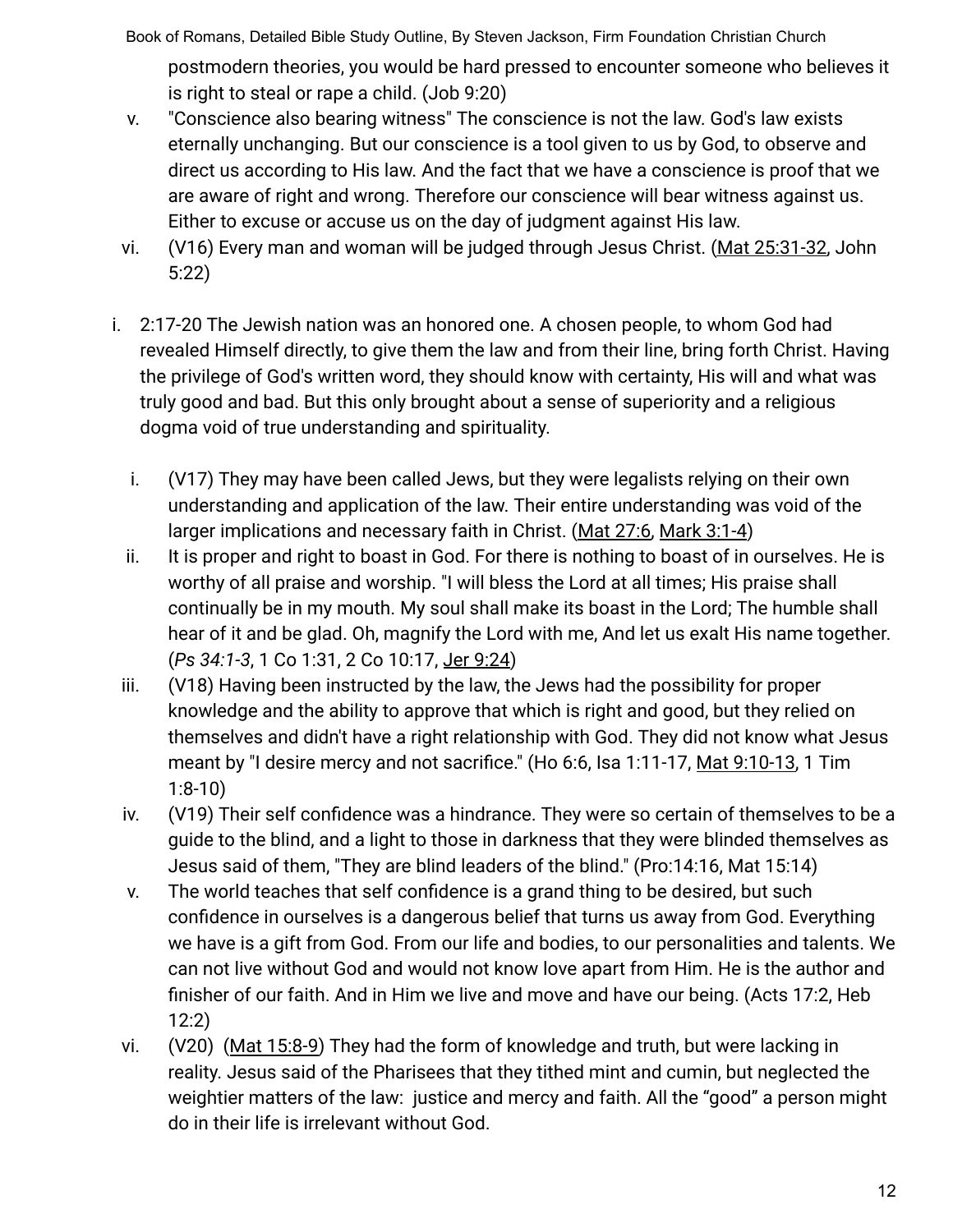postmodern theories, you would be hard pressed to encounter someone who believes it is right to steal or rape a child. (Job 9:20)

v. "Conscience also bearing witness" The conscience is not the law. God's law exists eternally unchanging. But our conscience is a tool given to us by God, to observe and direct us according to His law. And the fact that we have a conscience is proof that we are aware of right and wrong. Therefore our conscience will bear witness against us. Either to excuse or accuse us on the day of judgment against His law.

vi. (V16) Every man and woman will be judged through Jesus Christ. (Mat 25:31-32, John 5:22)

i. 2:17-20 The Jewish nation was an honored one. A chosen people, to whom God had revealed Himself directly, to give them the law and from their line, bring forth Christ. Having the privilege of God's written word, they should know with certainty, His will and what was truly good and bad. But this only brought about a sense of superiority and a religious dogma void of true understanding and spirituality.

   i. (V17) They may have been called Jews, but they were legalists relying on their own understanding and application of the law. Their entire understanding was void of the larger implications and necessary faith in Christ. (Mat 27:6, Mark 3:1-4)
   
   ii. It is proper and right to boast in God. For there is nothing to boast of in ourselves. He is worthy of all praise and worship. "I will bless the Lord at all times; His praise shall continually be in my mouth. My soul shall make its boast in the Lord; The humble shall hear of it and be glad. Oh, magnify the Lord with me, And let us exalt His name together. (*Ps 34:1-3*, 1 Co 1:31, 2 Co 10:17, Jer 9:24)
   
   iii. (V18) Having been instructed by the law, the Jews had the possibility for proper knowledge and the ability to approve that which is right and good, but they relied on themselves and didn't have a right relationship with God. They did not know what Jesus meant by "I desire mercy and not sacrifice." (Ho 6:6, Isa 1:11-17, Mat 9:10-13, 1 Tim 1:8-10)
   
   iv. (V19) Their self confidence was a hindrance. They were so certain of themselves to be a guide to the blind, and a light to those in darkness that they were blinded themselves as Jesus said of them, "They are blind leaders of the blind." (Pro:14:16, Mat 15:14)
   
   v. The world teaches that self confidence is a grand thing to be desired, but such confidence in ourselves is a dangerous belief that turns us away from God. Everything we have is a gift from God. From our life and bodies, to our personalities and talents. We can not live without God and would not know love apart from Him. He is the author and finisher of our faith. And in Him we live and move and have our being. (Acts 17:2, Heb 12:2)
   
   vi. (V20) (Mat 15:8-9) They had the form of knowledge and truth, but were lacking in reality. Jesus said of the Pharisees that they tithed mint and cumin, but neglected the weightier matters of the law: justice and mercy and faith. All the “good” a person might do in their life is irrelevant without God.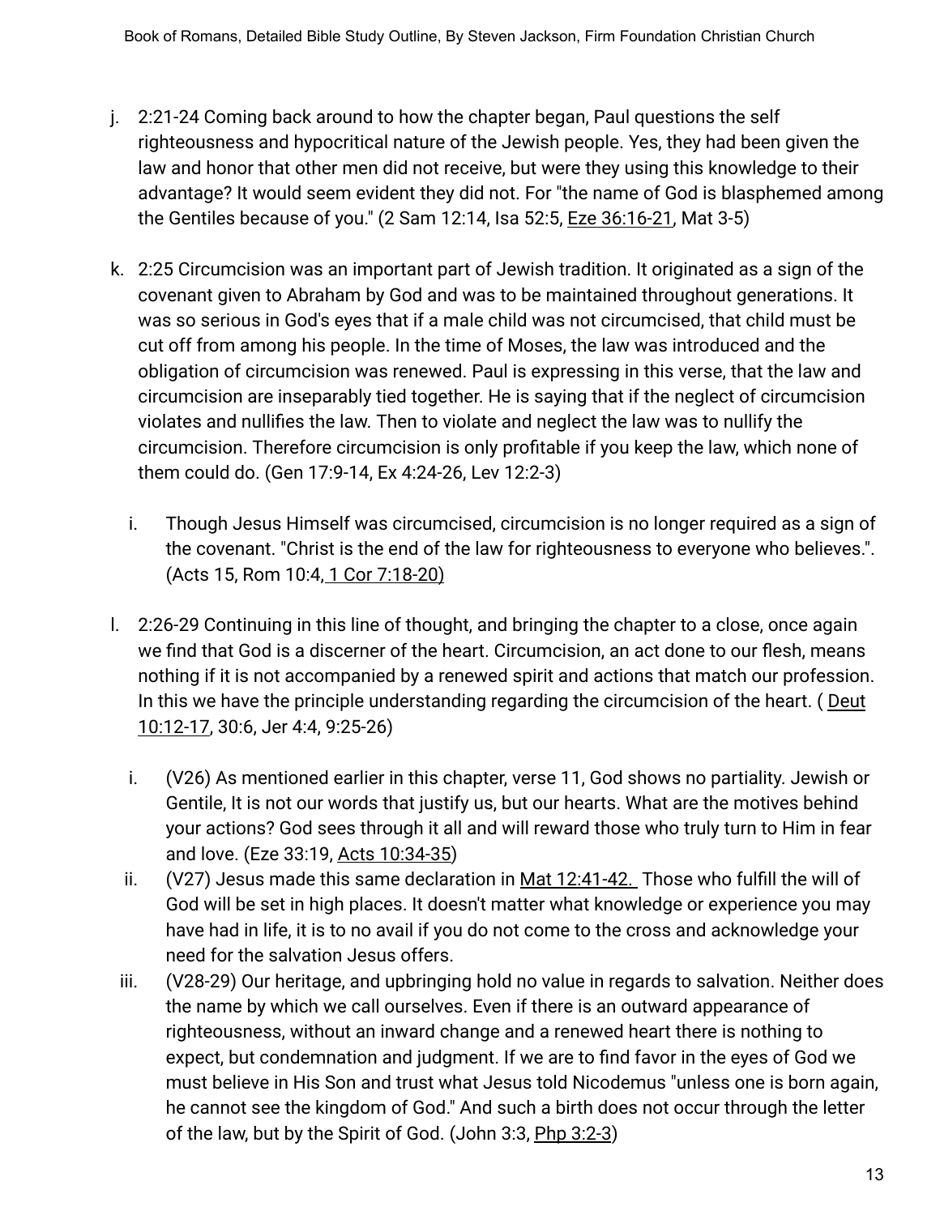j. 2:21-24 Coming back around to how the chapter began, Paul questions the self righteousness and hypocritical nature of the Jewish people. Yes, they had been given the law and honor that other men did not receive, but were they using this knowledge to their advantage? It would seem evident they did not. For "the name of God is blasphemed among the Gentiles because of you." (2 Sam 12:14, Isa 52:5, Eze 36:16-21, Mat 3-5)

k. 2:25 Circumcision was an important part of Jewish tradition. It originated as a sign of the covenant given to Abraham by God and was to be maintained throughout generations. It was so serious in God's eyes that if a male child was not circumcised, that child must be cut off from among his people. In the time of Moses, the law was introduced and the obligation of circumcision was renewed. Paul is expressing in this verse, that the law and circumcision are inseparably tied together. He is saying that if the neglect of circumcision violates and nullifies the law. Then to violate and neglect the law was to nullify the circumcision. Therefore circumcision is only profitable if you keep the law, which none of them could do. (Gen 17:9-14, Ex 4:24-26, Lev 12:2-3)

   i. Though Jesus Himself was circumcised, circumcision is no longer required as a sign of the covenant. "Christ is the end of the law for righteousness to everyone who believes.". (Acts 15, Rom 10:4, 1 Cor 7:18-20)

l. 2:26-29 Continuing in this line of thought, and bringing the chapter to a close, once again we find that God is a discerner of the heart. Circumcision, an act done to our flesh, means nothing if it is not accompanied by a renewed spirit and actions that match our profession. In this we have the principle understanding regarding the circumcision of the heart. ( Deut 10:12-17, 30:6, Jer 4:4, 9:25-26)

   i. (V26) As mentioned earlier in this chapter, verse 11, God shows no partiality. Jewish or Gentile, It is not our words that justify us, but our hearts. What are the motives behind your actions? God sees through it all and will reward those who truly turn to Him in fear and love. (Eze 33:19, Acts 10:34-35)
   ii. (V27) Jesus made this same declaration in Mat 12:41-42. Those who fulfill the will of God will be set in high places. It doesn't matter what knowledge or experience you may have had in life, it is to no avail if you do not come to the cross and acknowledge your need for the salvation Jesus offers.
   iii. (V28-29) Our heritage, and upbringing hold no value in regards to salvation. Neither does the name by which we call ourselves. Even if there is an outward appearance of righteousness, without an inward change and a renewed heart there is nothing to expect, but condemnation and judgment. If we are to find favor in the eyes of God we must believe in His Son and trust what Jesus told Nicodemus "unless one is born again, he cannot see the kingdom of God." And such a birth does not occur through the letter of the law, but by the Spirit of God. (John 3:3, Php 3:2-3)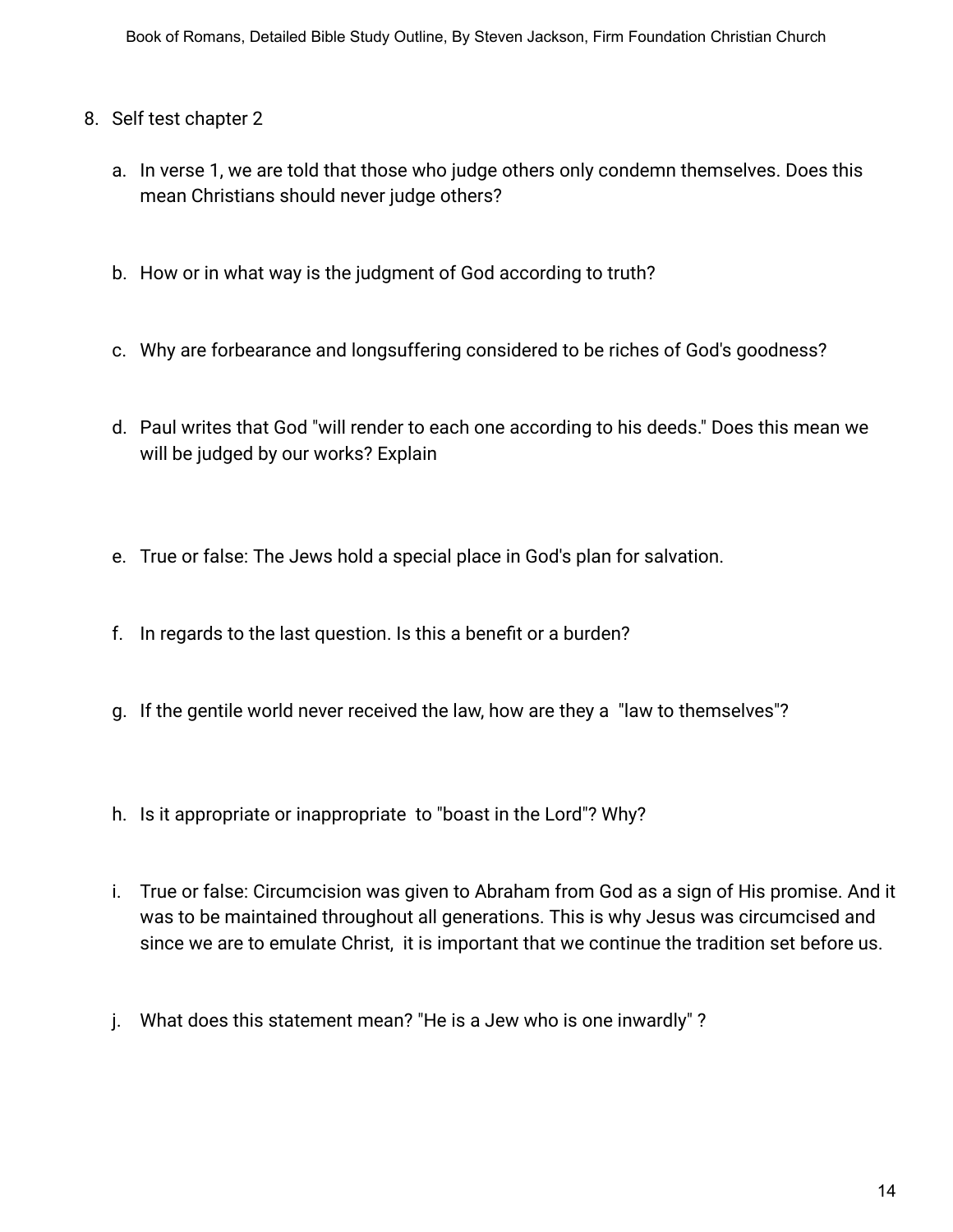8. Self test chapter 2

    a. In verse 1, we are told that those who judge others only condemn themselves. Does this mean Christians should never judge others?

    b. How or in what way is the judgment of God according to truth?

    c. Why are forbearance and longsuffering considered to be riches of God's goodness?

    d. Paul writes that God "will render to each one according to his deeds." Does this mean we will be judged by our works? Explain

    e. True or false: The Jews hold a special place in God's plan for salvation.

    f. In regards to the last question. Is this a benefit or a burden?

    g. If the gentile world never received the law, how are they a "law to themselves"?

    h. Is it appropriate or inappropriate to "boast in the Lord"? Why?

    i. True or false: Circumcision was given to Abraham from God as a sign of His promise. And it was to be maintained throughout all generations. This is why Jesus was circumcised and since we are to emulate Christ, it is important that we continue the tradition set before us.

    j. What does this statement mean? "He is a Jew who is one inwardly" ?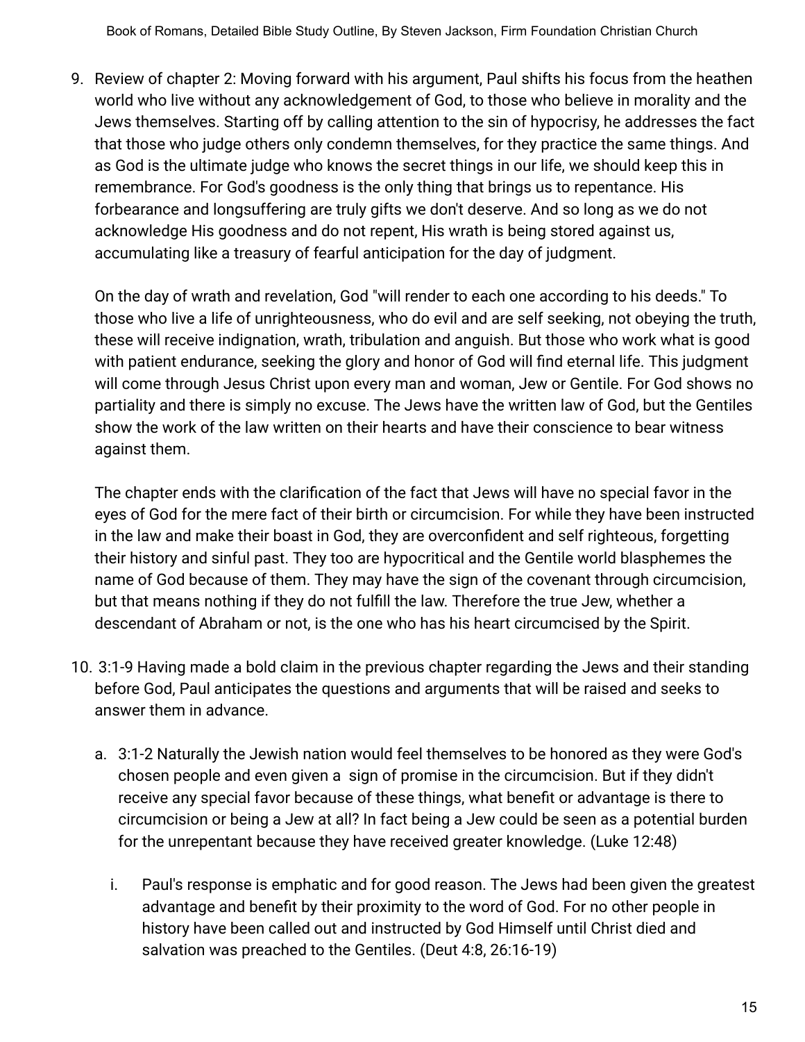9. Review of chapter 2: Moving forward with his argument, Paul shifts his focus from the heathen world who live without any acknowledgement of God, to those who believe in morality and the Jews themselves. Starting off by calling attention to the sin of hypocrisy, he addresses the fact that those who judge others only condemn themselves, for they practice the same things. And as God is the ultimate judge who knows the secret things in our life, we should keep this in remembrance. For God's goodness is the only thing that brings us to repentance. His forbearance and longsuffering are truly gifts we don't deserve. And so long as we do not acknowledge His goodness and do not repent, His wrath is being stored against us, accumulating like a treasury of fearful anticipation for the day of judgment.

   On the day of wrath and revelation, God "will render to each one according to his deeds." To those who live a life of unrighteousness, who do evil and are self seeking, not obeying the truth, these will receive indignation, wrath, tribulation and anguish. But those who work what is good with patient endurance, seeking the glory and honor of God will find eternal life. This judgment will come through Jesus Christ upon every man and woman, Jew or Gentile. For God shows no partiality and there is simply no excuse. The Jews have the written law of God, but the Gentiles show the work of the law written on their hearts and have their conscience to bear witness against them.

   The chapter ends with the clarification of the fact that Jews will have no special favor in the eyes of God for the mere fact of their birth or circumcision. For while they have been instructed in the law and make their boast in God, they are overconfident and self righteous, forgetting their history and sinful past. They too are hypocritical and the Gentile world blasphemes the name of God because of them. They may have the sign of the covenant through circumcision, but that means nothing if they do not fulfill the law. Therefore the true Jew, whether a descendant of Abraham or not, is the one who has his heart circumcised by the Spirit.

10. 3:1-9 Having made a bold claim in the previous chapter regarding the Jews and their standing before God, Paul anticipates the questions and arguments that will be raised and seeks to answer them in advance.

    a. 3:1-2 Naturally the Jewish nation would feel themselves to be honored as they were God's chosen people and even given a sign of promise in the circumcision. But if they didn't receive any special favor because of these things, what benefit or advantage is there to circumcision or being a Jew at all? In fact being a Jew could be seen as a potential burden for the unrepentant because they have received greater knowledge. (Luke 12:48)

       i. Paul's response is emphatic and for good reason. The Jews had been given the greatest advantage and benefit by their proximity to the word of God. For no other people in history have been called out and instructed by God Himself until Christ died and salvation was preached to the Gentiles. (Deut 4:8, 26:16-19)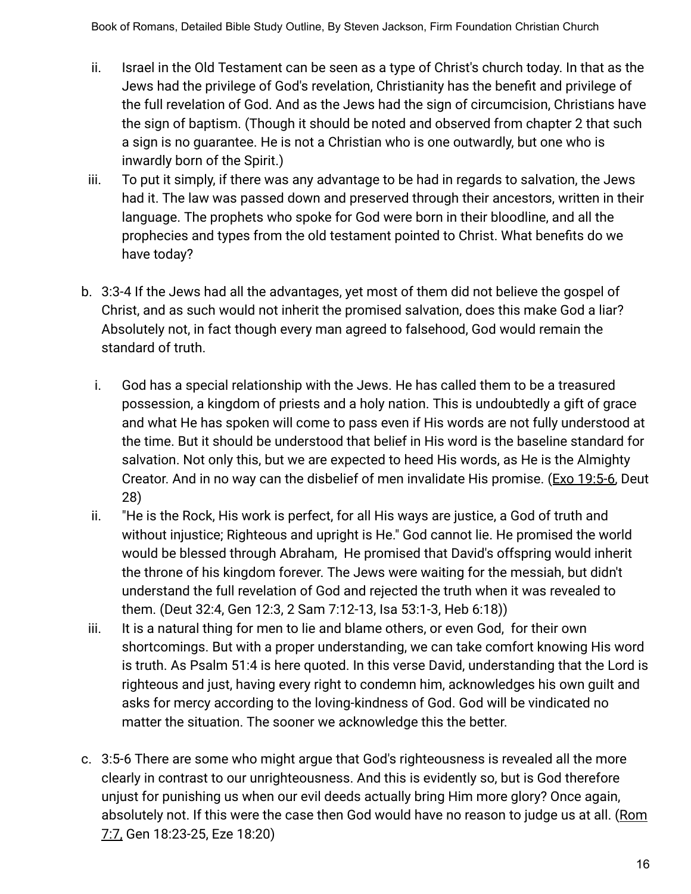ii. Israel in the Old Testament can be seen as a type of Christ's church today. In that as the Jews had the privilege of God's revelation, Christianity has the benefit and privilege of the full revelation of God. And as the Jews had the sign of circumcision, Christians have the sign of baptism. (Though it should be noted and observed from chapter 2 that such a sign is no guarantee. He is not a Christian who is one outwardly, but one who is inwardly born of the Spirit.)

   iii. To put it simply, if there was any advantage to be had in regards to salvation, the Jews had it. The law was passed down and preserved through their ancestors, written in their language. The prophets who spoke for God were born in their bloodline, and all the prophecies and types from the old testament pointed to Christ. What benefits do we have today?

b. 3:3-4 If the Jews had all the advantages, yet most of them did not believe the gospel of Christ, and as such would not inherit the promised salvation, does this make God a liar? Absolutely not, in fact though every man agreed to falsehood, God would remain the standard of truth.

   i. God has a special relationship with the Jews. He has called them to be a treasured possession, a kingdom of priests and a holy nation. This is undoubtedly a gift of grace and what He has spoken will come to pass even if His words are not fully understood at the time. But it should be understood that belief in His word is the baseline standard for salvation. Not only this, but we are expected to heed His words, as He is the Almighty Creator. And in no way can the disbelief of men invalidate His promise. (Exo 19:5-6, Deut 28)

   ii. "He is the Rock, His work is perfect, for all His ways are justice, a God of truth and without injustice; Righteous and upright is He." God cannot lie. He promised the world would be blessed through Abraham, He promised that David's offspring would inherit the throne of his kingdom forever. The Jews were waiting for the messiah, but didn't understand the full revelation of God and rejected the truth when it was revealed to them. (Deut 32:4, Gen 12:3, 2 Sam 7:12-13, Isa 53:1-3, Heb 6:18))

   iii. It is a natural thing for men to lie and blame others, or even God, for their own shortcomings. But with a proper understanding, we can take comfort knowing His word is truth. As Psalm 51:4 is here quoted. In this verse David, understanding that the Lord is righteous and just, having every right to condemn him, acknowledges his own guilt and asks for mercy according to the loving-kindness of God. God will be vindicated no matter the situation. The sooner we acknowledge this the better.

c. 3:5-6 There are some who might argue that God's righteousness is revealed all the more clearly in contrast to our unrighteousness. And this is evidently so, but is God therefore unjust for punishing us when our evil deeds actually bring Him more glory? Once again, absolutely not. If this were the case then God would have no reason to judge us at all. (Rom 7:7, Gen 18:23-25, Eze 18:20)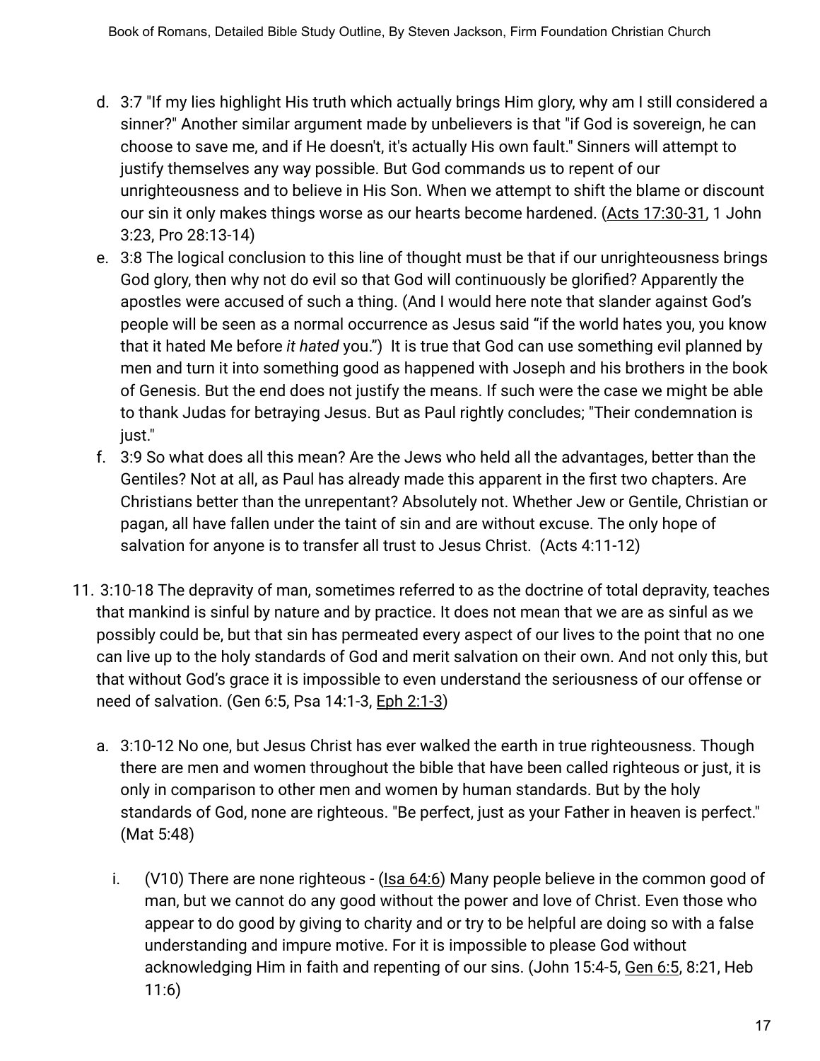d. 3:7 "If my lies highlight His truth which actually brings Him glory, why am I still considered a sinner?" Another similar argument made by unbelievers is that "if God is sovereign, he can choose to save me, and if He doesn't, it's actually His own fault." Sinners will attempt to justify themselves any way possible. But God commands us to repent of our unrighteousness and to believe in His Son. When we attempt to shift the blame or discount our sin it only makes things worse as our hearts become hardened. (Acts 17:30-31, 1 John 3:23, Pro 28:13-14)

e. 3:8 The logical conclusion to this line of thought must be that if our unrighteousness brings God glory, then why not do evil so that God will continuously be glorified? Apparently the apostles were accused of such a thing. (And I would here note that slander against God's people will be seen as a normal occurrence as Jesus said "if the world hates you, you know that it hated Me before *it hated* you.") It is true that God can use something evil planned by men and turn it into something good as happened with Joseph and his brothers in the book of Genesis. But the end does not justify the means. If such were the case we might be able to thank Judas for betraying Jesus. But as Paul rightly concludes; "Their condemnation is just."

f. 3:9 So what does all this mean? Are the Jews who held all the advantages, better than the Gentiles? Not at all, as Paul has already made this apparent in the first two chapters. Are Christians better than the unrepentant? Absolutely not. Whether Jew or Gentile, Christian or pagan, all have fallen under the taint of sin and are without excuse. The only hope of salvation for anyone is to transfer all trust to Jesus Christ. (Acts 4:11-12)

11. 3:10-18 The depravity of man, sometimes referred to as the doctrine of total depravity, teaches that mankind is sinful by nature and by practice. It does not mean that we are as sinful as we possibly could be, but that sin has permeated every aspect of our lives to the point that no one can live up to the holy standards of God and merit salvation on their own. And not only this, but that without God's grace it is impossible to even understand the seriousness of our offense or need of salvation. (Gen 6:5, Psa 14:1-3, Eph 2:1-3)

    a. 3:10-12 No one, but Jesus Christ has ever walked the earth in true righteousness. Though there are men and women throughout the bible that have been called righteous or just, it is only in comparison to other men and women by human standards. But by the holy standards of God, none are righteous. "Be perfect, just as your Father in heaven is perfect." (Mat 5:48)

        i. (V10) There are none righteous - (Isa 64:6) Many people believe in the common good of man, but we cannot do any good without the power and love of Christ. Even those who appear to do good by giving to charity and or try to be helpful are doing so with a false understanding and impure motive. For it is impossible to please God without acknowledging Him in faith and repenting of our sins. (John 15:4-5, Gen 6:5, 8:21, Heb 11:6)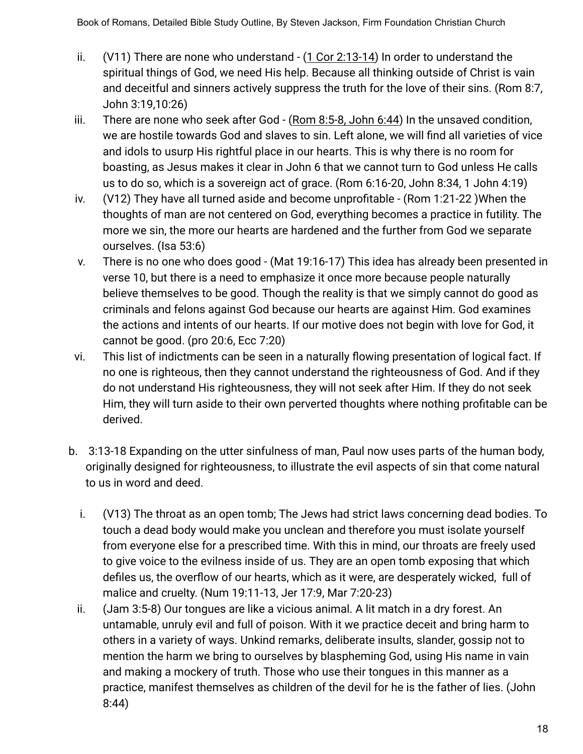ii. (V11) There are none who understand - (1 Cor 2:13-14) In order to understand the spiritual things of God, we need His help. Because all thinking outside of Christ is vain and deceitful and sinners actively suppress the truth for the love of their sins. (Rom 8:7, John 3:19,10:26)

iii. There are none who seek after God - (Rom 8:5-8, John 6:44) In the unsaved condition, we are hostile towards God and slaves to sin. Left alone, we will find all varieties of vice and idols to usurp His rightful place in our hearts. This is why there is no room for boasting, as Jesus makes it clear in John 6 that we cannot turn to God unless He calls us to do so, which is a sovereign act of grace. (Rom 6:16-20, John 8:34, 1 John 4:19)

iv. (V12) They have all turned aside and become unprofitable - (Rom 1:21-22 )When the thoughts of man are not centered on God, everything becomes a practice in futility. The more we sin, the more our hearts are hardened and the further from God we separate ourselves. (Isa 53:6)

v. There is no one who does good - (Mat 19:16-17) This idea has already been presented in verse 10, but there is a need to emphasize it once more because people naturally believe themselves to be good. Though the reality is that we simply cannot do good as criminals and felons against God because our hearts are against Him. God examines the actions and intents of our hearts. If our motive does not begin with love for God, it cannot be good. (pro 20:6, Ecc 7:20)

vi. This list of indictments can be seen in a naturally flowing presentation of logical fact. If no one is righteous, then they cannot understand the righteousness of God. And if they do not understand His righteousness, they will not seek after Him. If they do not seek Him, they will turn aside to their own perverted thoughts where nothing profitable can be derived.

b. 3:13-18 Expanding on the utter sinfulness of man, Paul now uses parts of the human body, originally designed for righteousness, to illustrate the evil aspects of sin that come natural to us in word and deed.

i. (V13) The throat as an open tomb; The Jews had strict laws concerning dead bodies. To touch a dead body would make you unclean and therefore you must isolate yourself from everyone else for a prescribed time. With this in mind, our throats are freely used to give voice to the evilness inside of us. They are an open tomb exposing that which defiles us, the overflow of our hearts, which as it were, are desperately wicked, full of malice and cruelty. (Num 19:11-13, Jer 17:9, Mar 7:20-23)

ii. (Jam 3:5-8) Our tongues are like a vicious animal. A lit match in a dry forest. An untamable, unruly evil and full of poison. With it we practice deceit and bring harm to others in a variety of ways. Unkind remarks, deliberate insults, slander, gossip not to mention the harm we bring to ourselves by blaspheming God, using His name in vain and making a mockery of truth. Those who use their tongues in this manner as a practice, manifest themselves as children of the devil for he is the father of lies. (John 8:44)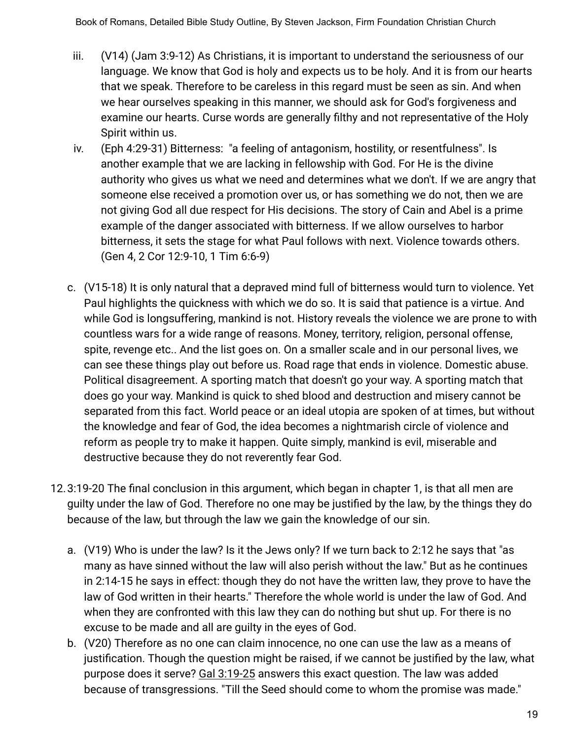iii. (V14) (Jam 3:9-12) As Christians, it is important to understand the seriousness of our language. We know that God is holy and expects us to be holy. And it is from our hearts that we speak. Therefore to be careless in this regard must be seen as sin. And when we hear ourselves speaking in this manner, we should ask for God's forgiveness and examine our hearts. Curse words are generally filthy and not representative of the Holy Spirit within us.

iv. (Eph 4:29-31) Bitterness: "a feeling of antagonism, hostility, or resentfulness". Is another example that we are lacking in fellowship with God. For He is the divine authority who gives us what we need and determines what we don't. If we are angry that someone else received a promotion over us, or has something we do not, then we are not giving God all due respect for His decisions. The story of Cain and Abel is a prime example of the danger associated with bitterness. If we allow ourselves to harbor bitterness, it sets the stage for what Paul follows with next. Violence towards others. (Gen 4, 2 Cor 12:9-10, 1 Tim 6:6-9)

c. (V15-18) It is only natural that a depraved mind full of bitterness would turn to violence. Yet Paul highlights the quickness with which we do so. It is said that patience is a virtue. And while God is longsuffering, mankind is not. History reveals the violence we are prone to with countless wars for a wide range of reasons. Money, territory, religion, personal offense, spite, revenge etc.. And the list goes on. On a smaller scale and in our personal lives, we can see these things play out before us. Road rage that ends in violence. Domestic abuse. Political disagreement. A sporting match that doesn't go your way. A sporting match that does go your way. Mankind is quick to shed blood and destruction and misery cannot be separated from this fact. World peace or an ideal utopia are spoken of at times, but without the knowledge and fear of God, the idea becomes a nightmarish circle of violence and reform as people try to make it happen. Quite simply, mankind is evil, miserable and destructive because they do not reverently fear God.

12. 3:19-20 The final conclusion in this argument, which began in chapter 1, is that all men are guilty under the law of God. Therefore no one may be justified by the law, by the things they do because of the law, but through the law we gain the knowledge of our sin.

   a. (V19) Who is under the law? Is it the Jews only? If we turn back to 2:12 he says that "as many as have sinned without the law will also perish without the law." But as he continues in 2:14-15 he says in effect: though they do not have the written law, they prove to have the law of God written in their hearts." Therefore the whole world is under the law of God. And when they are confronted with this law they can do nothing but shut up. For there is no excuse to be made and all are guilty in the eyes of God.

   b. (V20) Therefore as no one can claim innocence, no one can use the law as a means of justification. Though the question might be raised, if we cannot be justified by the law, what purpose does it serve? Gal 3:19-25 answers this exact question. The law was added because of transgressions. "Till the Seed should come to whom the promise was made."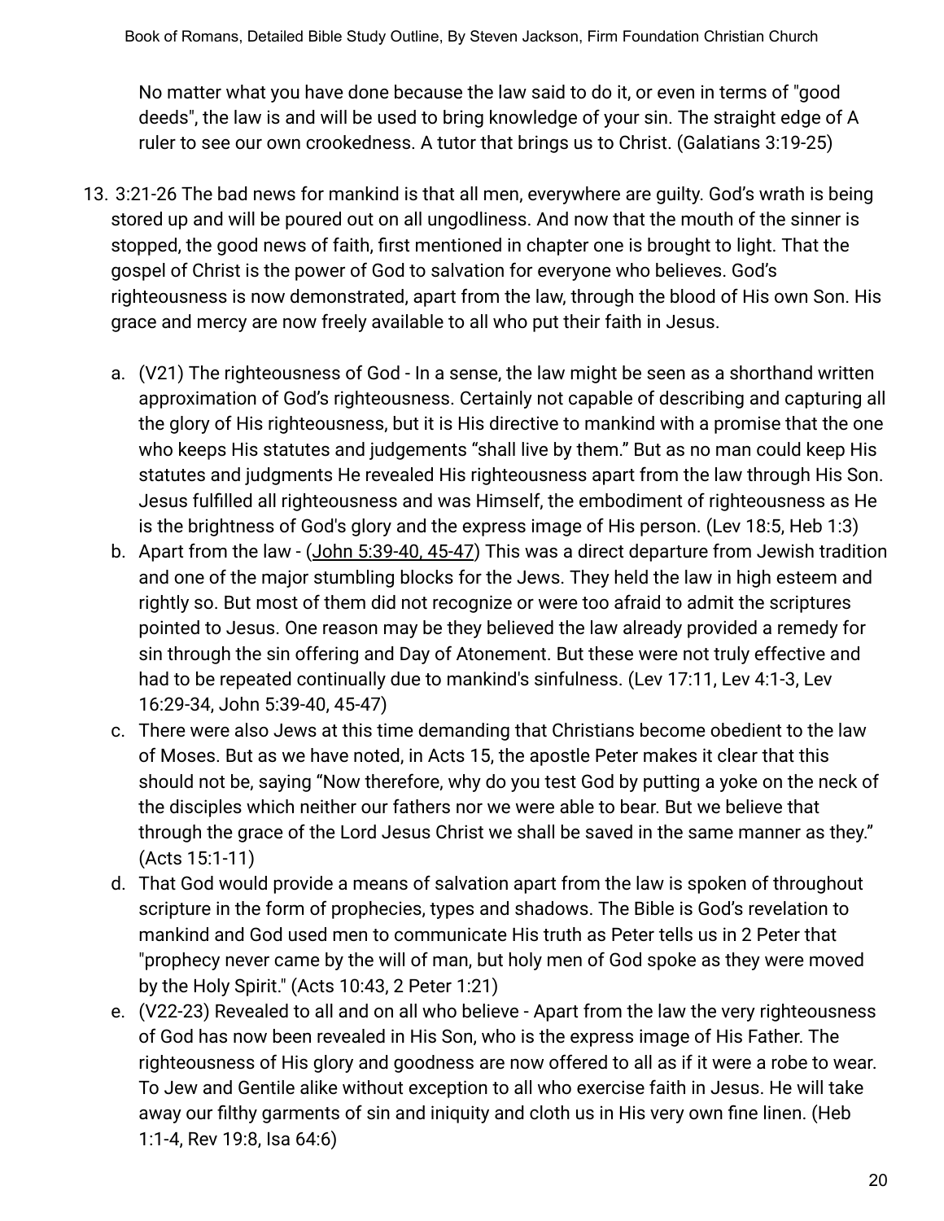No matter what you have done because the law said to do it, or even in terms of "good deeds", the law is and will be used to bring knowledge of your sin. The straight edge of A ruler to see our own crookedness. A tutor that brings us to Christ. (Galatians 3:19-25)

13. 3:21-26 The bad news for mankind is that all men, everywhere are guilty. God's wrath is being stored up and will be poured out on all ungodliness. And now that the mouth of the sinner is stopped, the good news of faith, first mentioned in chapter one is brought to light. That the gospel of Christ is the power of God to salvation for everyone who believes. God's righteousness is now demonstrated, apart from the law, through the blood of His own Son. His grace and mercy are now freely available to all who put their faith in Jesus.

    a. (V21) The righteousness of God - In a sense, the law might be seen as a shorthand written approximation of God's righteousness. Certainly not capable of describing and capturing all the glory of His righteousness, but it is His directive to mankind with a promise that the one who keeps His statutes and judgements "shall live by them." But as no man could keep His statutes and judgments He revealed His righteousness apart from the law through His Son. Jesus fulfilled all righteousness and was Himself, the embodiment of righteousness as He is the brightness of God's glory and the express image of His person. (Lev 18:5, Heb 1:3)
    b. Apart from the law - (John 5:39-40, 45-47) This was a direct departure from Jewish tradition and one of the major stumbling blocks for the Jews. They held the law in high esteem and rightly so. But most of them did not recognize or were too afraid to admit the scriptures pointed to Jesus. One reason may be they believed the law already provided a remedy for sin through the sin offering and Day of Atonement. But these were not truly effective and had to be repeated continually due to mankind's sinfulness. (Lev 17:11, Lev 4:1-3, Lev 16:29-34, John 5:39-40, 45-47)
    c. There were also Jews at this time demanding that Christians become obedient to the law of Moses. But as we have noted, in Acts 15, the apostle Peter makes it clear that this should not be, saying "Now therefore, why do you test God by putting a yoke on the neck of the disciples which neither our fathers nor we were able to bear. But we believe that through the grace of the Lord Jesus Christ we shall be saved in the same manner as they." (Acts 15:1-11)
    d. That God would provide a means of salvation apart from the law is spoken of throughout scripture in the form of prophecies, types and shadows. The Bible is God's revelation to mankind and God used men to communicate His truth as Peter tells us in 2 Peter that "prophecy never came by the will of man, but holy men of God spoke as they were moved by the Holy Spirit." (Acts 10:43, 2 Peter 1:21)
    e. (V22-23) Revealed to all and on all who believe - Apart from the law the very righteousness of God has now been revealed in His Son, who is the express image of His Father. The righteousness of His glory and goodness are now offered to all as if it were a robe to wear. To Jew and Gentile alike without exception to all who exercise faith in Jesus. He will take away our filthy garments of sin and iniquity and cloth us in His very own fine linen. (Heb 1:1-4, Rev 19:8, Isa 64:6)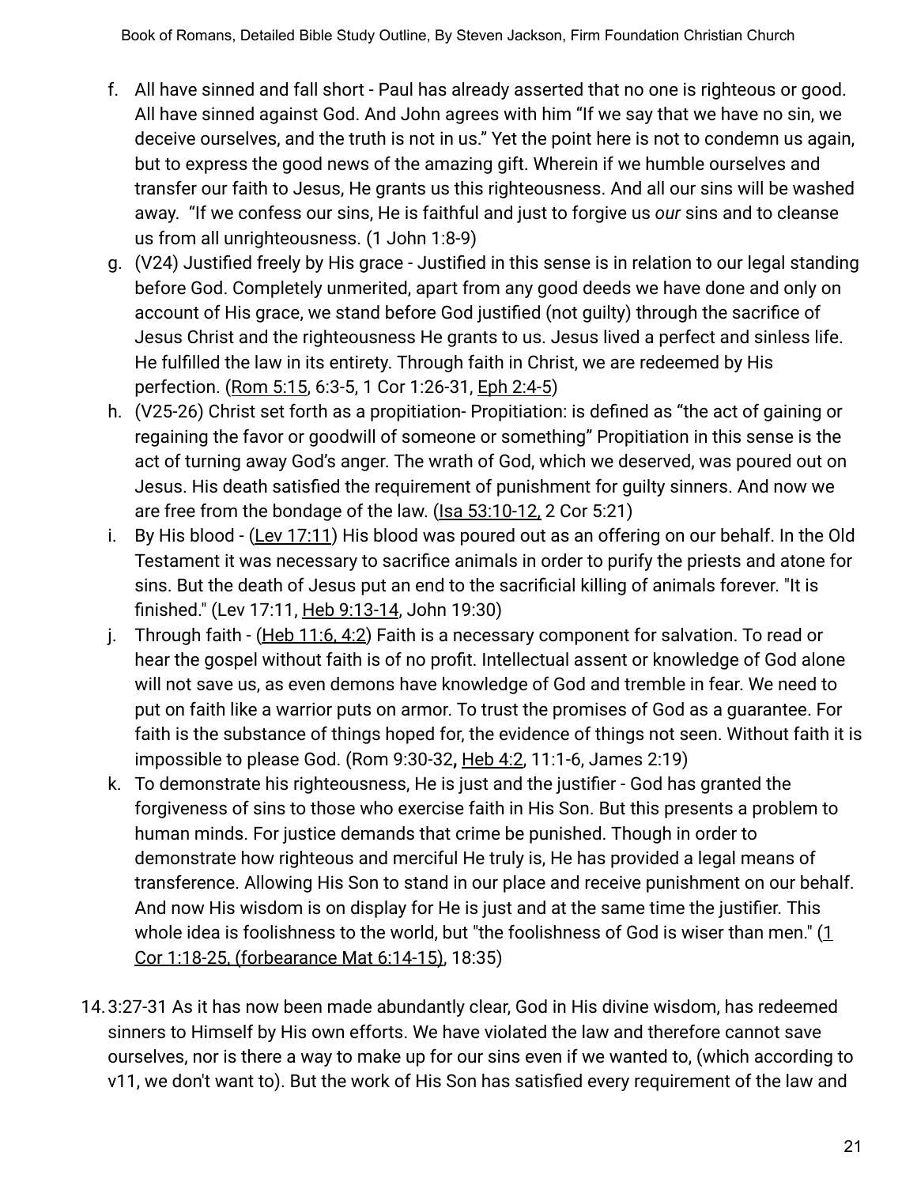f. All have sinned and fall short - Paul has already asserted that no one is righteous or good. All have sinned against God. And John agrees with him "If we say that we have no sin, we deceive ourselves, and the truth is not in us." Yet the point here is not to condemn us again, but to express the good news of the amazing gift. Wherein if we humble ourselves and transfer our faith to Jesus, He grants us this righteousness. And all our sins will be washed away. "If we confess our sins, He is faithful and just to forgive us *our* sins and to cleanse us from all unrighteousness. (1 John 1:8-9)

g. (V24) Justified freely by His grace - Justified in this sense is in relation to our legal standing before God. Completely unmerited, apart from any good deeds we have done and only on account of His grace, we stand before God justified (not guilty) through the sacrifice of Jesus Christ and the righteousness He grants to us. Jesus lived a perfect and sinless life. He fulfilled the law in its entirety. Through faith in Christ, we are redeemed by His perfection. (Rom 5:15, 6:3-5, 1 Cor 1:26-31, Eph 2:4-5)

h. (V25-26) Christ set forth as a propitiation- Propitiation: is defined as "the act of gaining or regaining the favor or goodwill of someone or something" Propitiation in this sense is the act of turning away God's anger. The wrath of God, which we deserved, was poured out on Jesus. His death satisfied the requirement of punishment for guilty sinners. And now we are free from the bondage of the law. (Isa 53:10-12, 2 Cor 5:21)

i. By His blood - (Lev 17:11) His blood was poured out as an offering on our behalf. In the Old Testament it was necessary to sacrifice animals in order to purify the priests and atone for sins. But the death of Jesus put an end to the sacrificial killing of animals forever. "It is finished." (Lev 17:11, Heb 9:13-14, John 19:30)

j. Through faith - (Heb 11:6, 4:2) Faith is a necessary component for salvation. To read or hear the gospel without faith is of no profit. Intellectual assent or knowledge of God alone will not save us, as even demons have knowledge of God and tremble in fear. We need to put on faith like a warrior puts on armor. To trust the promises of God as a guarantee. For faith is the substance of things hoped for, the evidence of things not seen. Without faith it is impossible to please God. (Rom 9:30-32**,** Heb 4:2, 11:1-6, James 2:19)

k. To demonstrate his righteousness, He is just and the justifier - God has granted the forgiveness of sins to those who exercise faith in His Son. But this presents a problem to human minds. For justice demands that crime be punished. Though in order to demonstrate how righteous and merciful He truly is, He has provided a legal means of transference. Allowing His Son to stand in our place and receive punishment on our behalf. And now His wisdom is on display for He is just and at the same time the justifier. This whole idea is foolishness to the world, but "the foolishness of God is wiser than men." (1 Cor 1:18-25, (forbearance Mat 6:14-15), 18:35)

14. 3:27-31 As it has now been made abundantly clear, God in His divine wisdom, has redeemed sinners to Himself by His own efforts. We have violated the law and therefore cannot save ourselves, nor is there a way to make up for our sins even if we wanted to, (which according to v11, we don't want to). But the work of His Son has satisfied every requirement of the law and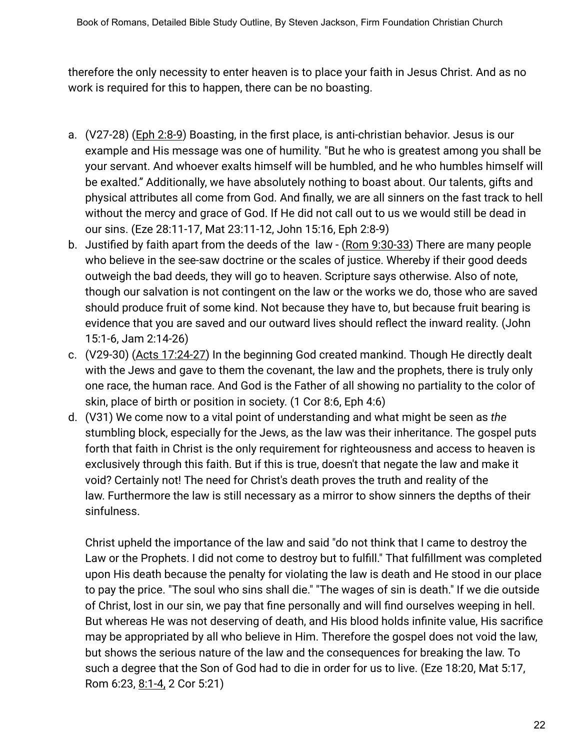therefore the only necessity to enter heaven is to place your faith in Jesus Christ. And as no work is required for this to happen, there can be no boasting.

a. (V27-28) (Eph 2:8-9) Boasting, in the first place, is anti-christian behavior. Jesus is our example and His message was one of humility. "But he who is greatest among you shall be your servant. And whoever exalts himself will be humbled, and he who humbles himself will be exalted." Additionally, we have absolutely nothing to boast about. Our talents, gifts and physical attributes all come from God. And finally, we are all sinners on the fast track to hell without the mercy and grace of God. If He did not call out to us we would still be dead in our sins. (Eze 28:11-17, Mat 23:11-12, John 15:16, Eph 2:8-9)
b. Justified by faith apart from the deeds of the law - (Rom 9:30-33) There are many people who believe in the see-saw doctrine or the scales of justice. Whereby if their good deeds outweigh the bad deeds, they will go to heaven. Scripture says otherwise. Also of note, though our salvation is not contingent on the law or the works we do, those who are saved should produce fruit of some kind. Not because they have to, but because fruit bearing is evidence that you are saved and our outward lives should reflect the inward reality. (John 15:1-6, Jam 2:14-26)
c. (V29-30) (Acts 17:24-27) In the beginning God created mankind. Though He directly dealt with the Jews and gave to them the covenant, the law and the prophets, there is truly only one race, the human race. And God is the Father of all showing no partiality to the color of skin, place of birth or position in society. (1 Cor 8:6, Eph 4:6)
d. (V31) We come now to a vital point of understanding and what might be seen as *the* stumbling block, especially for the Jews, as the law was their inheritance. The gospel puts forth that faith in Christ is the only requirement for righteousness and access to heaven is exclusively through this faith. But if this is true, doesn't that negate the law and make it void? Certainly not! The need for Christ's death proves the truth and reality of the law. Furthermore the law is still necessary as a mirror to show sinners the depths of their sinfulness.

   Christ upheld the importance of the law and said "do not think that I came to destroy the Law or the Prophets. I did not come to destroy but to fulfill." That fulfillment was completed upon His death because the penalty for violating the law is death and He stood in our place to pay the price. "The soul who sins shall die." "The wages of sin is death." If we die outside of Christ, lost in our sin, we pay that fine personally and will find ourselves weeping in hell. But whereas He was not deserving of death, and His blood holds infinite value, His sacrifice may be appropriated by all who believe in Him. Therefore the gospel does not void the law, but shows the serious nature of the law and the consequences for breaking the law. To such a degree that the Son of God had to die in order for us to live. (Eze 18:20, Mat 5:17, Rom 6:23, 8:1-4, 2 Cor 5:21)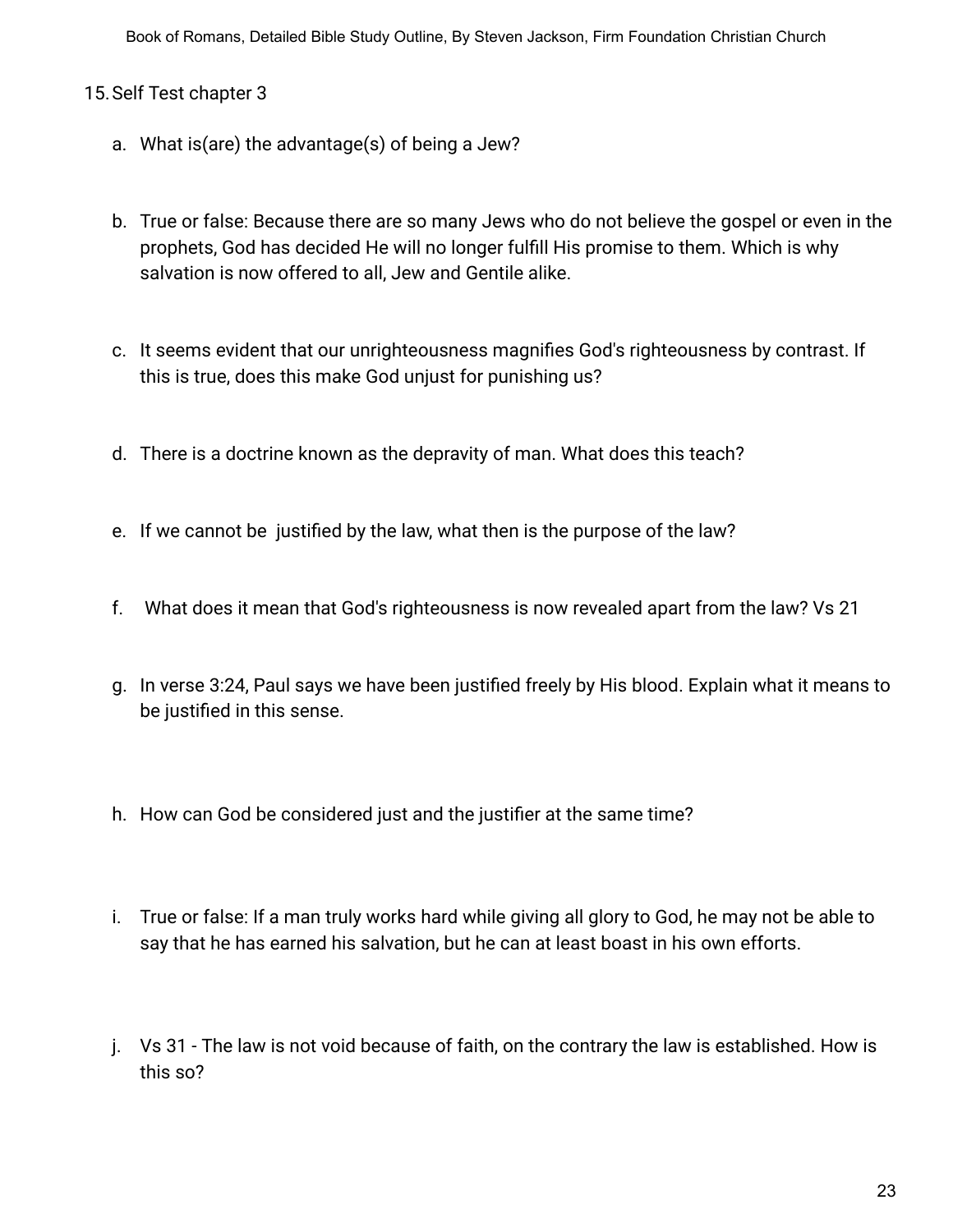15. Self Test chapter 3

    a. What is(are) the advantage(s) of being a Jew?

    b. True or false: Because there are so many Jews who do not believe the gospel or even in the prophets, God has decided He will no longer fulfill His promise to them. Which is why salvation is now offered to all, Jew and Gentile alike.

    c. It seems evident that our unrighteousness magnifies God's righteousness by contrast. If this is true, does this make God unjust for punishing us?

    d. There is a doctrine known as the depravity of man. What does this teach?

    e. If we cannot be justified by the law, what then is the purpose of the law?

    f. What does it mean that God's righteousness is now revealed apart from the law? Vs 21

    g. In verse 3:24, Paul says we have been justified freely by His blood. Explain what it means to be justified in this sense.

    h. How can God be considered just and the justifier at the same time?

    i. True or false: If a man truly works hard while giving all glory to God, he may not be able to say that he has earned his salvation, but he can at least boast in his own efforts.

    j. Vs 31 - The law is not void because of faith, on the contrary the law is established. How is this so?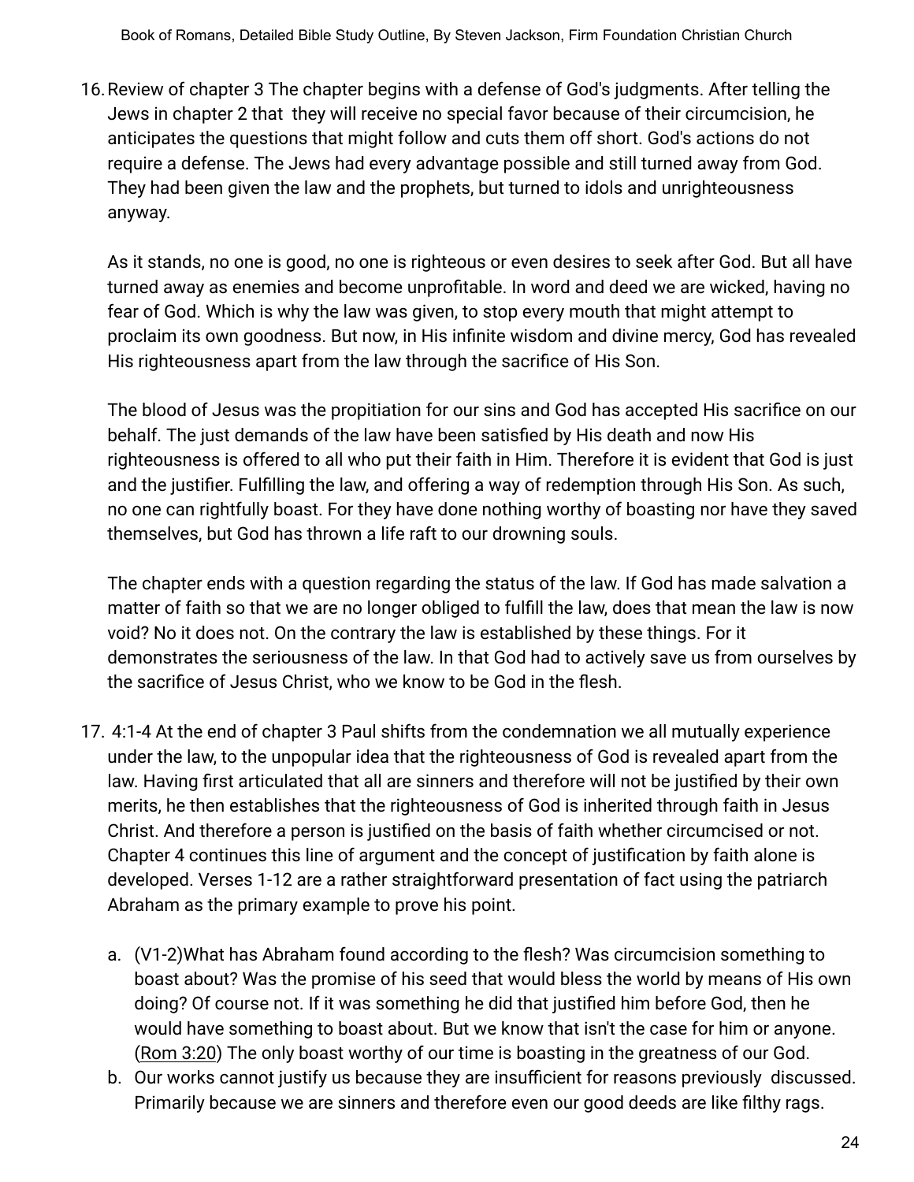16. Review of chapter 3 The chapter begins with a defense of God's judgments. After telling the Jews in chapter 2 that they will receive no special favor because of their circumcision, he anticipates the questions that might follow and cuts them off short. God's actions do not require a defense. The Jews had every advantage possible and still turned away from God. They had been given the law and the prophets, but turned to idols and unrighteousness anyway.

    As it stands, no one is good, no one is righteous or even desires to seek after God. But all have turned away as enemies and become unprofitable. In word and deed we are wicked, having no fear of God. Which is why the law was given, to stop every mouth that might attempt to proclaim its own goodness. But now, in His infinite wisdom and divine mercy, God has revealed His righteousness apart from the law through the sacrifice of His Son.

    The blood of Jesus was the propitiation for our sins and God has accepted His sacrifice on our behalf. The just demands of the law have been satisfied by His death and now His righteousness is offered to all who put their faith in Him. Therefore it is evident that God is just and the justifier. Fulfilling the law, and offering a way of redemption through His Son. As such, no one can rightfully boast. For they have done nothing worthy of boasting nor have they saved themselves, but God has thrown a life raft to our drowning souls.

    The chapter ends with a question regarding the status of the law. If God has made salvation a matter of faith so that we are no longer obliged to fulfill the law, does that mean the law is now void? No it does not. On the contrary the law is established by these things. For it demonstrates the seriousness of the law. In that God had to actively save us from ourselves by the sacrifice of Jesus Christ, who we know to be God in the flesh.

17. 4:1-4 At the end of chapter 3 Paul shifts from the condemnation we all mutually experience under the law, to the unpopular idea that the righteousness of God is revealed apart from the law. Having first articulated that all are sinners and therefore will not be justified by their own merits, he then establishes that the righteousness of God is inherited through faith in Jesus Christ. And therefore a person is justified on the basis of faith whether circumcised or not. Chapter 4 continues this line of argument and the concept of justification by faith alone is developed. Verses 1-12 are a rather straightforward presentation of fact using the patriarch Abraham as the primary example to prove his point.

    a. (V1-2)What has Abraham found according to the flesh? Was circumcision something to boast about? Was the promise of his seed that would bless the world by means of His own doing? Of course not. If it was something he did that justified him before God, then he would have something to boast about. But we know that isn't the case for him or anyone. (Rom 3:20) The only boast worthy of our time is boasting in the greatness of our God.
    b. Our works cannot justify us because they are insufficient for reasons previously discussed. Primarily because we are sinners and therefore even our good deeds are like filthy rags.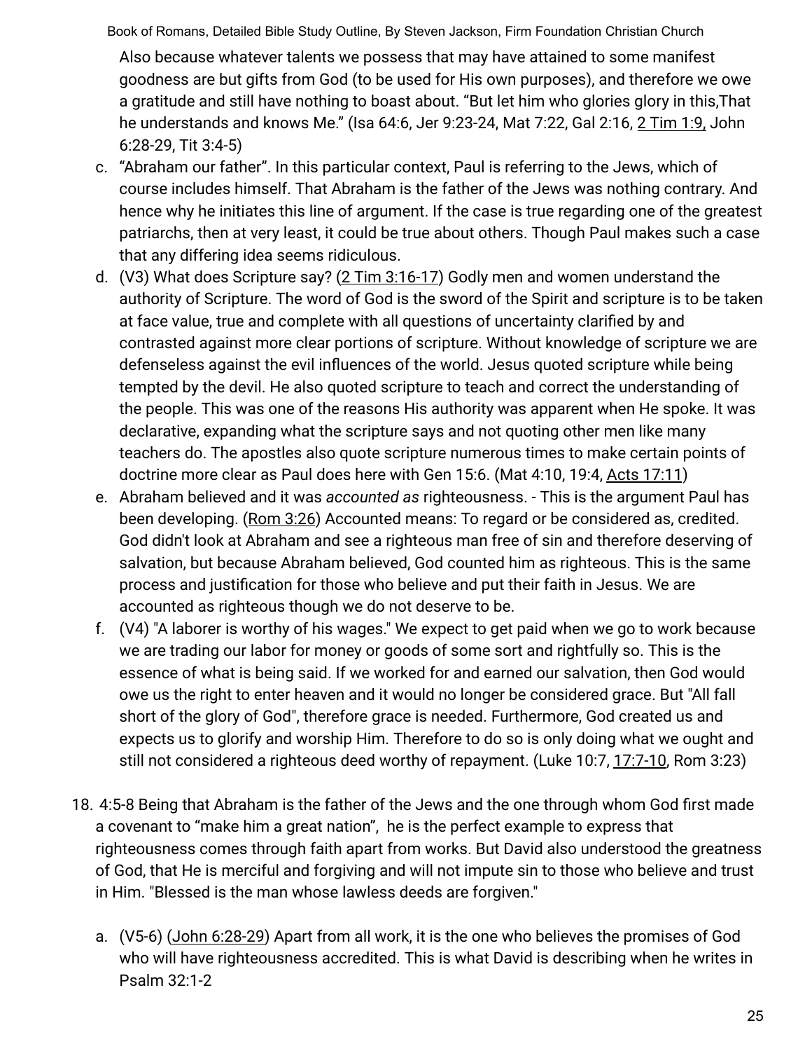Also because whatever talents we possess that may have attained to some manifest goodness are but gifts from God (to be used for His own purposes), and therefore we owe a gratitude and still have nothing to boast about. "But let him who glories glory in this,That he understands and knows Me." (Isa 64:6, Jer 9:23-24, Mat 7:22, Gal 2:16, 2 Tim 1:9, John 6:28-29, Tit 3:4-5)

c. "Abraham our father". In this particular context, Paul is referring to the Jews, which of course includes himself. That Abraham is the father of the Jews was nothing contrary. And hence why he initiates this line of argument. If the case is true regarding one of the greatest patriarchs, then at very least, it could be true about others. Though Paul makes such a case that any differing idea seems ridiculous.

d. (V3) What does Scripture say? (2 Tim 3:16-17) Godly men and women understand the authority of Scripture. The word of God is the sword of the Spirit and scripture is to be taken at face value, true and complete with all questions of uncertainty clarified by and contrasted against more clear portions of scripture. Without knowledge of scripture we are defenseless against the evil influences of the world. Jesus quoted scripture while being tempted by the devil. He also quoted scripture to teach and correct the understanding of the people. This was one of the reasons His authority was apparent when He spoke. It was declarative, expanding what the scripture says and not quoting other men like many teachers do. The apostles also quote scripture numerous times to make certain points of doctrine more clear as Paul does here with Gen 15:6. (Mat 4:10, 19:4, Acts 17:11)

e. Abraham believed and it was *accounted as* righteousness. - This is the argument Paul has been developing. (Rom 3:26) Accounted means: To regard or be considered as, credited. God didn't look at Abraham and see a righteous man free of sin and therefore deserving of salvation, but because Abraham believed, God counted him as righteous. This is the same process and justification for those who believe and put their faith in Jesus. We are accounted as righteous though we do not deserve to be.

f. (V4) "A laborer is worthy of his wages." We expect to get paid when we go to work because we are trading our labor for money or goods of some sort and rightfully so. This is the essence of what is being said. If we worked for and earned our salvation, then God would owe us the right to enter heaven and it would no longer be considered grace. But "All fall short of the glory of God", therefore grace is needed. Furthermore, God created us and expects us to glorify and worship Him. Therefore to do so is only doing what we ought and still not considered a righteous deed worthy of repayment. (Luke 10:7, 17:7-10, Rom 3:23)

18. 4:5-8 Being that Abraham is the father of the Jews and the one through whom God first made a covenant to "make him a great nation", he is the perfect example to express that righteousness comes through faith apart from works. But David also understood the greatness of God, that He is merciful and forgiving and will not impute sin to those who believe and trust in Him. "Blessed is the man whose lawless deeds are forgiven."

    a. (V5-6) (John 6:28-29) Apart from all work, it is the one who believes the promises of God who will have righteousness accredited. This is what David is describing when he writes in Psalm 32:1-2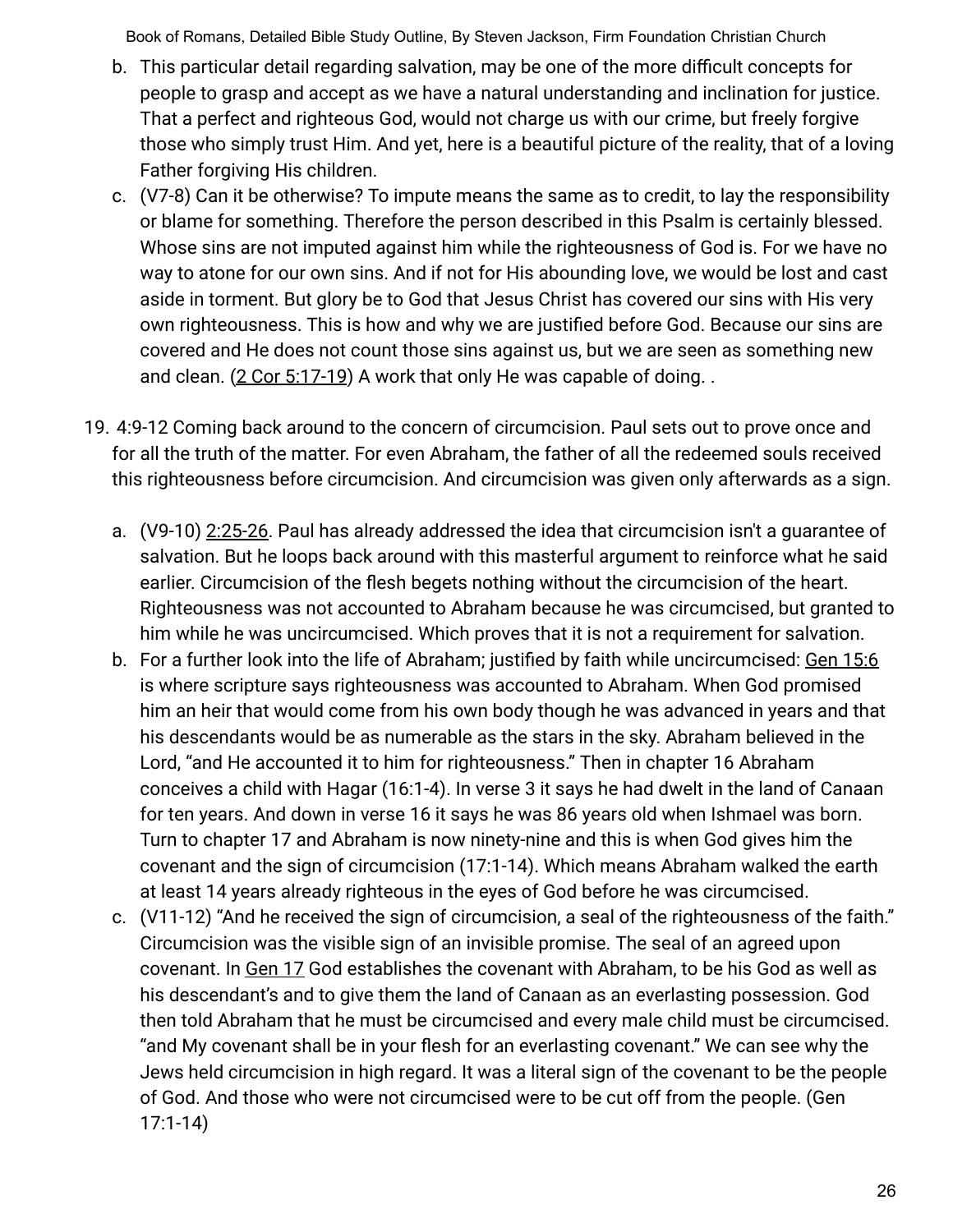b. This particular detail regarding salvation, may be one of the more difficult concepts for people to grasp and accept as we have a natural understanding and inclination for justice. That a perfect and righteous God, would not charge us with our crime, but freely forgive those who simply trust Him. And yet, here is a beautiful picture of the reality, that of a loving Father forgiving His children.

c. (V7-8) Can it be otherwise? To impute means the same as to credit, to lay the responsibility or blame for something. Therefore the person described in this Psalm is certainly blessed. Whose sins are not imputed against him while the righteousness of God is. For we have no way to atone for our own sins. And if not for His abounding love, we would be lost and cast aside in torment. But glory be to God that Jesus Christ has covered our sins with His very own righteousness. This is how and why we are justified before God. Because our sins are covered and He does not count those sins against us, but we are seen as something new and clean. (2 Cor 5:17-19) A work that only He was capable of doing. .

19. 4:9-12 Coming back around to the concern of circumcision. Paul sets out to prove once and for all the truth of the matter. For even Abraham, the father of all the redeemed souls received this righteousness before circumcision. And circumcision was given only afterwards as a sign.

    a. (V9-10) 2:25-26. Paul has already addressed the idea that circumcision isn't a guarantee of salvation. But he loops back around with this masterful argument to reinforce what he said earlier. Circumcision of the flesh begets nothing without the circumcision of the heart. Righteousness was not accounted to Abraham because he was circumcised, but granted to him while he was uncircumcised. Which proves that it is not a requirement for salvation.

    b. For a further look into the life of Abraham; justified by faith while uncircumcised: Gen 15:6 is where scripture says righteousness was accounted to Abraham. When God promised him an heir that would come from his own body though he was advanced in years and that his descendants would be as numerable as the stars in the sky. Abraham believed in the Lord, "and He accounted it to him for righteousness." Then in chapter 16 Abraham conceives a child with Hagar (16:1-4). In verse 3 it says he had dwelt in the land of Canaan for ten years. And down in verse 16 it says he was 86 years old when Ishmael was born. Turn to chapter 17 and Abraham is now ninety-nine and this is when God gives him the covenant and the sign of circumcision (17:1-14). Which means Abraham walked the earth at least 14 years already righteous in the eyes of God before he was circumcised.

    c. (V11-12) "And he received the sign of circumcision, a seal of the righteousness of the faith." Circumcision was the visible sign of an invisible promise. The seal of an agreed upon covenant. In Gen 17 God establishes the covenant with Abraham, to be his God as well as his descendant's and to give them the land of Canaan as an everlasting possession. God then told Abraham that he must be circumcised and every male child must be circumcised. "and My covenant shall be in your flesh for an everlasting covenant." We can see why the Jews held circumcision in high regard. It was a literal sign of the covenant to be the people of God. And those who were not circumcised were to be cut off from the people. (Gen 17:1-14)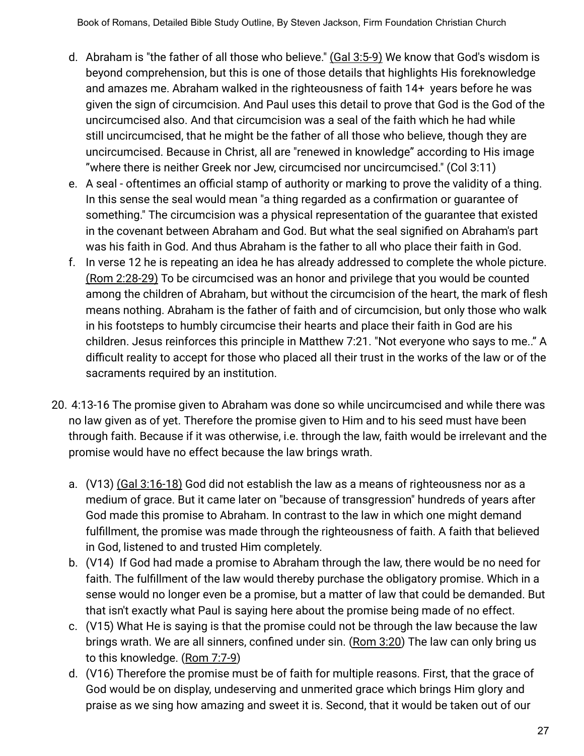d. Abraham is "the father of all those who believe." (Gal 3:5-9) We know that God's wisdom is beyond comprehension, but this is one of those details that highlights His foreknowledge and amazes me. Abraham walked in the righteousness of faith 14+ years before he was given the sign of circumcision. And Paul uses this detail to prove that God is the God of the uncircumcised also. And that circumcision was a seal of the faith which he had while still uncircumcised, that he might be the father of all those who believe, though they are uncircumcised. Because in Christ, all are "renewed in knowledge" according to His image "where there is neither Greek nor Jew, circumcised nor uncircumcised." (Col 3:11)

e. A seal - oftentimes an official stamp of authority or marking to prove the validity of a thing. In this sense the seal would mean "a thing regarded as a confirmation or guarantee of something." The circumcision was a physical representation of the guarantee that existed in the covenant between Abraham and God. But what the seal signified on Abraham's part was his faith in God. And thus Abraham is the father to all who place their faith in God.

f. In verse 12 he is repeating an idea he has already addressed to complete the whole picture. (Rom 2:28-29) To be circumcised was an honor and privilege that you would be counted among the children of Abraham, but without the circumcision of the heart, the mark of flesh means nothing. Abraham is the father of faith and of circumcision, but only those who walk in his footsteps to humbly circumcise their hearts and place their faith in God are his children. Jesus reinforces this principle in Matthew 7:21. "Not everyone who says to me.." A difficult reality to accept for those who placed all their trust in the works of the law or of the sacraments required by an institution.

20. 4:13-16 The promise given to Abraham was done so while uncircumcised and while there was no law given as of yet. Therefore the promise given to Him and to his seed must have been through faith. Because if it was otherwise, i.e. through the law, faith would be irrelevant and the promise would have no effect because the law brings wrath.

    a. (V13) (Gal 3:16-18) God did not establish the law as a means of righteousness nor as a medium of grace. But it came later on "because of transgression" hundreds of years after God made this promise to Abraham. In contrast to the law in which one might demand fulfillment, the promise was made through the righteousness of faith. A faith that believed in God, listened to and trusted Him completely.
    b. (V14) If God had made a promise to Abraham through the law, there would be no need for faith. The fulfillment of the law would thereby purchase the obligatory promise. Which in a sense would no longer even be a promise, but a matter of law that could be demanded. But that isn't exactly what Paul is saying here about the promise being made of no effect.
    c. (V15) What He is saying is that the promise could not be through the law because the law brings wrath. We are all sinners, confined under sin. (Rom 3:20) The law can only bring us to this knowledge. (Rom 7:7-9)
    d. (V16) Therefore the promise must be of faith for multiple reasons. First, that the grace of God would be on display, undeserving and unmerited grace which brings Him glory and praise as we sing how amazing and sweet it is. Second, that it would be taken out of our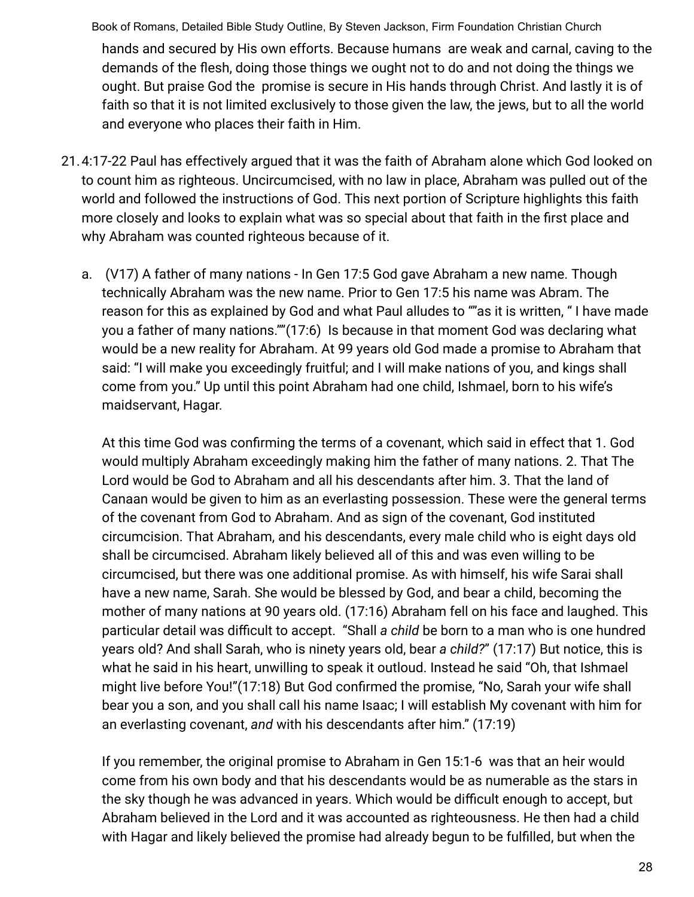hands and secured by His own efforts. Because humans  are weak and carnal, caving to the demands of the flesh, doing those things we ought not to do and not doing the things we ought. But praise God the  promise is secure in His hands through Christ. And lastly it is of faith so that it is not limited exclusively to those given the law, the jews, but to all the world and everyone who places their faith in Him.

21. 4:17-22 Paul has effectively argued that it was the faith of Abraham alone which God looked on to count him as righteous. Uncircumcised, with no law in place, Abraham was pulled out of the world and followed the instructions of God. This next portion of Scripture highlights this faith more closely and looks to explain what was so special about that faith in the first place and why Abraham was counted righteous because of it.

   a.  (V17) A father of many nations - In Gen 17:5 God gave Abraham a new name. Though technically Abraham was the new name. Prior to Gen 17:5 his name was Abram. The reason for this as explained by God and what Paul alludes to ""as it is written, " I have made you a father of many nations.""(17:6)  Is because in that moment God was declaring what would be a new reality for Abraham. At 99 years old God made a promise to Abraham that said: "I will make you exceedingly fruitful; and I will make nations of you, and kings shall come from you." Up until this point Abraham had one child, Ishmael, born to his wife's maidservant, Hagar.

      At this time God was confirming the terms of a covenant, which said in effect that 1. God would multiply Abraham exceedingly making him the father of many nations. 2. That The Lord would be God to Abraham and all his descendants after him. 3. That the land of Canaan would be given to him as an everlasting possession. These were the general terms of the covenant from God to Abraham. And as sign of the covenant, God instituted circumcision. That Abraham, and his descendants, every male child who is eight days old shall be circumcised. Abraham likely believed all of this and was even willing to be circumcised, but there was one additional promise. As with himself, his wife Sarai shall have a new name, Sarah. She would be blessed by God, and bear a child, becoming the mother of many nations at 90 years old. (17:16) Abraham fell on his face and laughed. This particular detail was difficult to accept.  "Shall *a child* be born to a man who is one hundred years old? And shall Sarah, who is ninety years old, bear *a child?*" (17:17) But notice, this is what he said in his heart, unwilling to speak it outloud. Instead he said "Oh, that Ishmael might live before You!"(17:18) But God confirmed the promise, "No, Sarah your wife shall bear you a son, and you shall call his name Isaac; I will establish My covenant with him for an everlasting covenant, *and* with his descendants after him." (17:19)

      If you remember, the original promise to Abraham in Gen 15:1-6  was that an heir would come from his own body and that his descendants would be as numerable as the stars in the sky though he was advanced in years. Which would be difficult enough to accept, but Abraham believed in the Lord and it was accounted as righteousness. He then had a child with Hagar and likely believed the promise had already begun to be fulfilled, but when the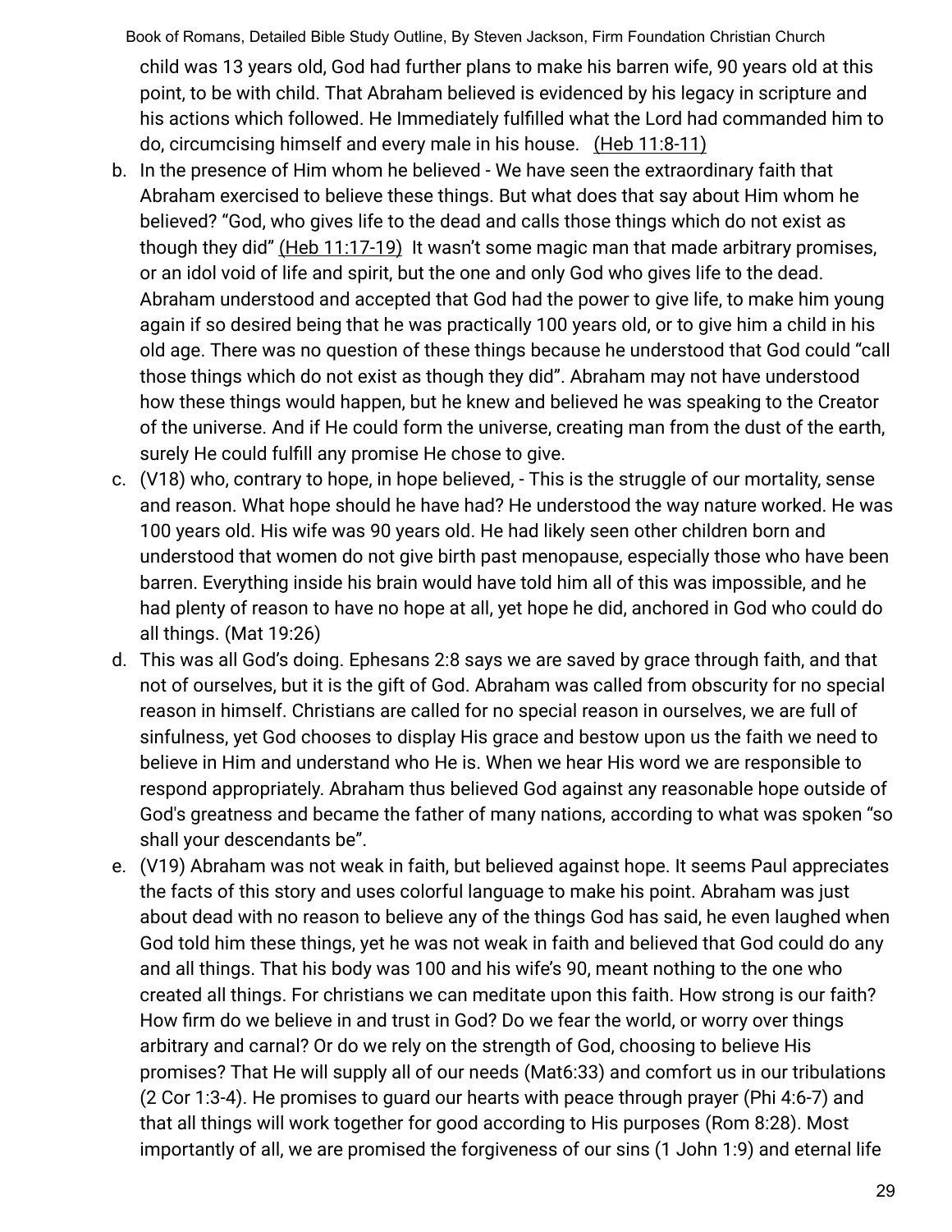child was 13 years old, God had further plans to make his barren wife, 90 years old at this point, to be with child. That Abraham believed is evidenced by his legacy in scripture and his actions which followed. He Immediately fulfilled what the Lord had commanded him to do, circumcising himself and every male in his house. (Heb 11:8-11)

b. In the presence of Him whom he believed - We have seen the extraordinary faith that Abraham exercised to believe these things. But what does that say about Him whom he believed? "God, who gives life to the dead and calls those things which do not exist as though they did" (Heb 11:17-19) It wasn't some magic man that made arbitrary promises, or an idol void of life and spirit, but the one and only God who gives life to the dead. Abraham understood and accepted that God had the power to give life, to make him young again if so desired being that he was practically 100 years old, or to give him a child in his old age. There was no question of these things because he understood that God could "call those things which do not exist as though they did". Abraham may not have understood how these things would happen, but he knew and believed he was speaking to the Creator of the universe. And if He could form the universe, creating man from the dust of the earth, surely He could fulfill any promise He chose to give.

c. (V18) who, contrary to hope, in hope believed, - This is the struggle of our mortality, sense and reason. What hope should he have had? He understood the way nature worked. He was 100 years old. His wife was 90 years old. He had likely seen other children born and understood that women do not give birth past menopause, especially those who have been barren. Everything inside his brain would have told him all of this was impossible, and he had plenty of reason to have no hope at all, yet hope he did, anchored in God who could do all things. (Mat 19:26)

d. This was all God's doing. Ephesans 2:8 says we are saved by grace through faith, and that not of ourselves, but it is the gift of God. Abraham was called from obscurity for no special reason in himself. Christians are called for no special reason in ourselves, we are full of sinfulness, yet God chooses to display His grace and bestow upon us the faith we need to believe in Him and understand who He is. When we hear His word we are responsible to respond appropriately. Abraham thus believed God against any reasonable hope outside of God's greatness and became the father of many nations, according to what was spoken "so shall your descendants be".

e. (V19) Abraham was not weak in faith, but believed against hope. It seems Paul appreciates the facts of this story and uses colorful language to make his point. Abraham was just about dead with no reason to believe any of the things God has said, he even laughed when God told him these things, yet he was not weak in faith and believed that God could do any and all things. That his body was 100 and his wife's 90, meant nothing to the one who created all things. For christians we can meditate upon this faith. How strong is our faith? How firm do we believe in and trust in God? Do we fear the world, or worry over things arbitrary and carnal? Or do we rely on the strength of God, choosing to believe His promises? That He will supply all of our needs (Mat6:33) and comfort us in our tribulations (2 Cor 1:3-4). He promises to guard our hearts with peace through prayer (Phi 4:6-7) and that all things will work together for good according to His purposes (Rom 8:28). Most importantly of all, we are promised the forgiveness of our sins (1 John 1:9) and eternal life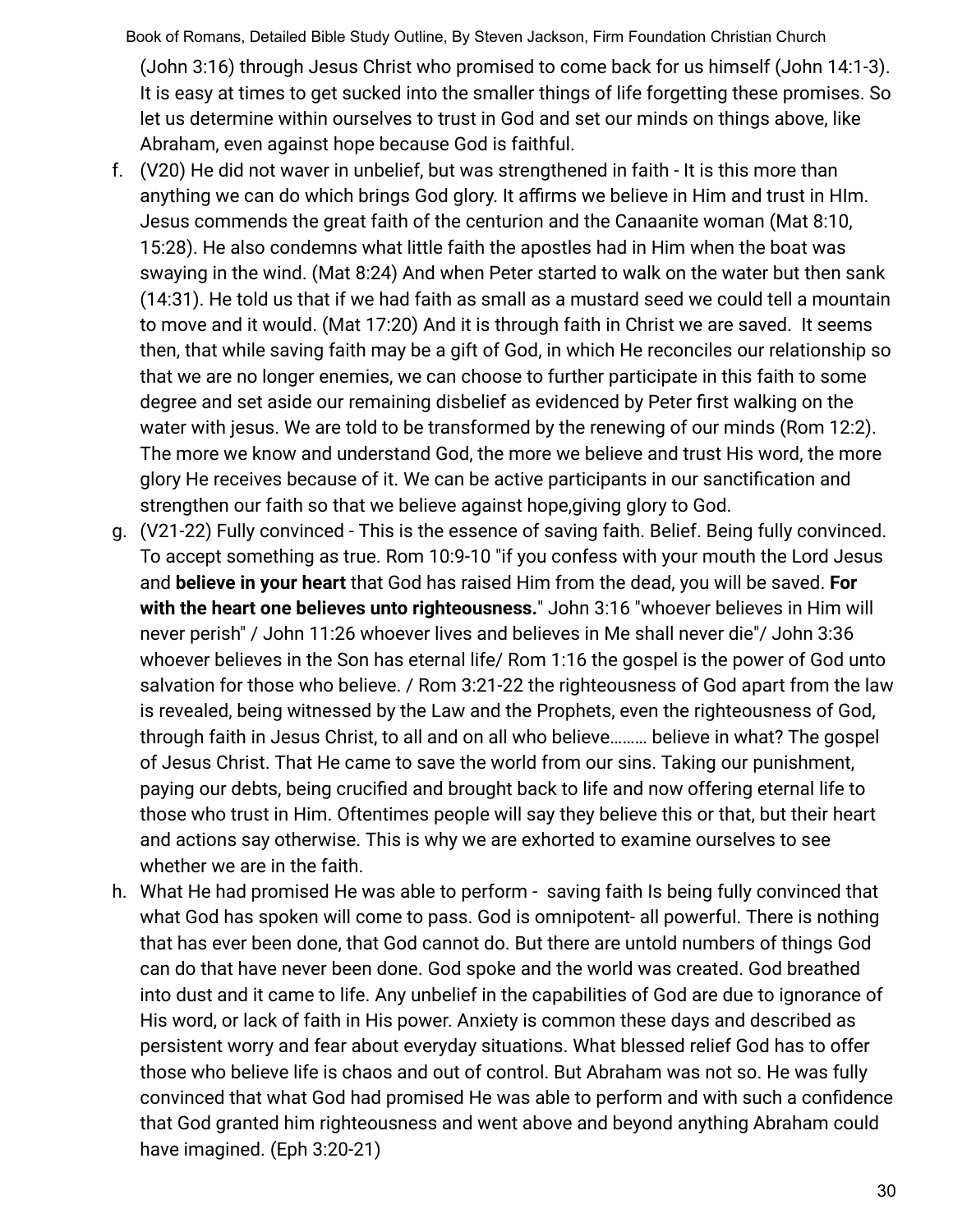(John 3:16) through Jesus Christ who promised to come back for us himself (John 14:1-3). It is easy at times to get sucked into the smaller things of life forgetting these promises. So let us determine within ourselves to trust in God and set our minds on things above, like Abraham, even against hope because God is faithful.

f. (V20) He did not waver in unbelief, but was strengthened in faith - It is this more than anything we can do which brings God glory. It affirms we believe in Him and trust in HIm. Jesus commends the great faith of the centurion and the Canaanite woman (Mat 8:10, 15:28). He also condemns what little faith the apostles had in Him when the boat was swaying in the wind. (Mat 8:24) And when Peter started to walk on the water but then sank (14:31). He told us that if we had faith as small as a mustard seed we could tell a mountain to move and it would. (Mat 17:20) And it is through faith in Christ we are saved. It seems then, that while saving faith may be a gift of God, in which He reconciles our relationship so that we are no longer enemies, we can choose to further participate in this faith to some degree and set aside our remaining disbelief as evidenced by Peter first walking on the water with jesus. We are told to be transformed by the renewing of our minds (Rom 12:2). The more we know and understand God, the more we believe and trust His word, the more glory He receives because of it. We can be active participants in our sanctification and strengthen our faith so that we believe against hope,giving glory to God.

g. (V21-22) Fully convinced - This is the essence of saving faith. Belief. Being fully convinced. To accept something as true. Rom 10:9-10 "if you confess with your mouth the Lord Jesus and **believe in your heart** that God has raised Him from the dead, you will be saved. **For with the heart one believes unto righteousness.**" John 3:16 "whoever believes in Him will never perish" / John 11:26 whoever lives and believes in Me shall never die"/ John 3:36 whoever believes in the Son has eternal life/ Rom 1:16 the gospel is the power of God unto salvation for those who believe. / Rom 3:21-22 the righteousness of God apart from the law is revealed, being witnessed by the Law and the Prophets, even the righteousness of God, through faith in Jesus Christ, to all and on all who believe……… believe in what? The gospel of Jesus Christ. That He came to save the world from our sins. Taking our punishment, paying our debts, being crucified and brought back to life and now offering eternal life to those who trust in Him. Oftentimes people will say they believe this or that, but their heart and actions say otherwise. This is why we are exhorted to examine ourselves to see whether we are in the faith.

h. What He had promised He was able to perform - saving faith Is being fully convinced that what God has spoken will come to pass. God is omnipotent- all powerful. There is nothing that has ever been done, that God cannot do. But there are untold numbers of things God can do that have never been done. God spoke and the world was created. God breathed into dust and it came to life. Any unbelief in the capabilities of God are due to ignorance of His word, or lack of faith in His power. Anxiety is common these days and described as persistent worry and fear about everyday situations. What blessed relief God has to offer those who believe life is chaos and out of control. But Abraham was not so. He was fully convinced that what God had promised He was able to perform and with such a confidence that God granted him righteousness and went above and beyond anything Abraham could have imagined. (Eph 3:20-21)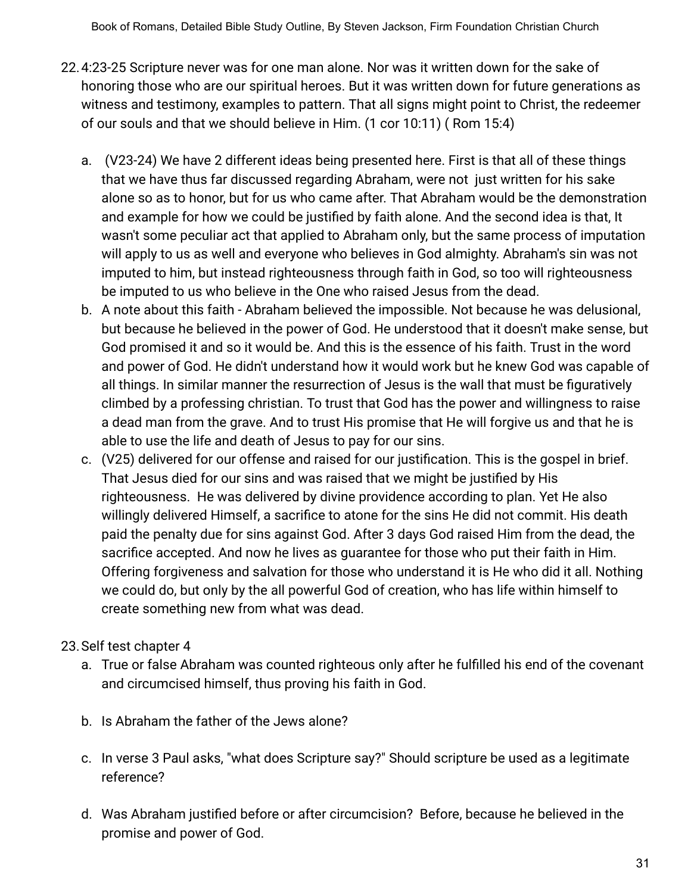22. 4:23-25 Scripture never was for one man alone. Nor was it written down for the sake of honoring those who are our spiritual heroes. But it was written down for future generations as witness and testimony, examples to pattern. That all signs might point to Christ, the redeemer of our souls and that we should believe in Him. (1 cor 10:11) ( Rom 15:4)

    a. (V23-24) We have 2 different ideas being presented here. First is that all of these things that we have thus far discussed regarding Abraham, were not just written for his sake alone so as to honor, but for us who came after. That Abraham would be the demonstration and example for how we could be justified by faith alone. And the second idea is that, It wasn't some peculiar act that applied to Abraham only, but the same process of imputation will apply to us as well and everyone who believes in God almighty. Abraham's sin was not imputed to him, but instead righteousness through faith in God, so too will righteousness be imputed to us who believe in the One who raised Jesus from the dead.
    b. A note about this faith - Abraham believed the impossible. Not because he was delusional, but because he believed in the power of God. He understood that it doesn't make sense, but God promised it and so it would be. And this is the essence of his faith. Trust in the word and power of God. He didn't understand how it would work but he knew God was capable of all things. In similar manner the resurrection of Jesus is the wall that must be figuratively climbed by a professing christian. To trust that God has the power and willingness to raise a dead man from the grave. And to trust His promise that He will forgive us and that he is able to use the life and death of Jesus to pay for our sins.
    c. (V25) delivered for our offense and raised for our justification. This is the gospel in brief. That Jesus died for our sins and was raised that we might be justified by His righteousness. He was delivered by divine providence according to plan. Yet He also willingly delivered Himself, a sacrifice to atone for the sins He did not commit. His death paid the penalty due for sins against God. After 3 days God raised Him from the dead, the sacrifice accepted. And now he lives as guarantee for those who put their faith in Him. Offering forgiveness and salvation for those who understand it is He who did it all. Nothing we could do, but only by the all powerful God of creation, who has life within himself to create something new from what was dead.

23. Self test chapter 4
    a. True or false Abraham was counted righteous only after he fulfilled his end of the covenant and circumcised himself, thus proving his faith in God.

    b. Is Abraham the father of the Jews alone?

    c. In verse 3 Paul asks, "what does Scripture say?" Should scripture be used as a legitimate reference?

    d. Was Abraham justified before or after circumcision? Before, because he believed in the promise and power of God.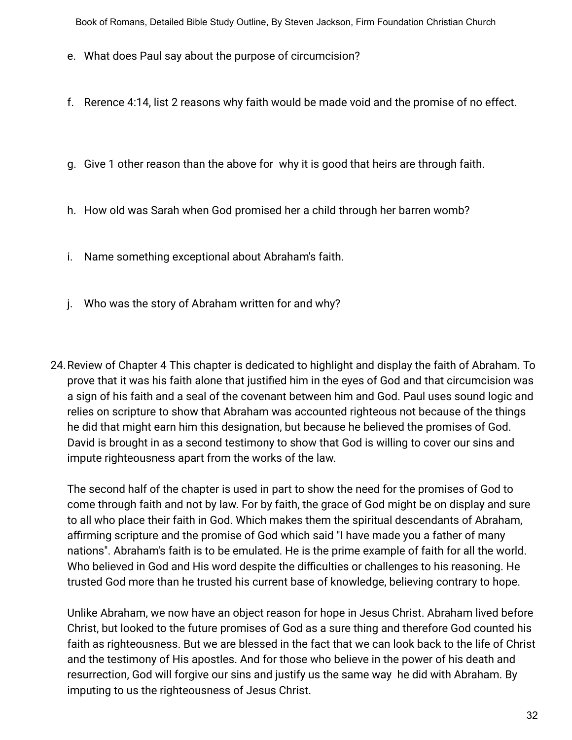e. What does Paul say about the purpose of circumcision?

f. Rerence 4:14, list 2 reasons why faith would be made void and the promise of no effect.

g. Give 1 other reason than the above for why it is good that heirs are through faith.

h. How old was Sarah when God promised her a child through her barren womb?

i. Name something exceptional about Abraham's faith.

j. Who was the story of Abraham written for and why?

24. Review of Chapter 4 This chapter is dedicated to highlight and display the faith of Abraham. To prove that it was his faith alone that justified him in the eyes of God and that circumcision was a sign of his faith and a seal of the covenant between him and God. Paul uses sound logic and relies on scripture to show that Abraham was accounted righteous not because of the things he did that might earn him this designation, but because he believed the promises of God. David is brought in as a second testimony to show that God is willing to cover our sins and impute righteousness apart from the works of the law.

    The second half of the chapter is used in part to show the need for the promises of God to come through faith and not by law. For by faith, the grace of God might be on display and sure to all who place their faith in God. Which makes them the spiritual descendants of Abraham, affirming scripture and the promise of God which said "I have made you a father of many nations". Abraham's faith is to be emulated. He is the prime example of faith for all the world. Who believed in God and His word despite the difficulties or challenges to his reasoning. He trusted God more than he trusted his current base of knowledge, believing contrary to hope.

    Unlike Abraham, we now have an object reason for hope in Jesus Christ. Abraham lived before Christ, but looked to the future promises of God as a sure thing and therefore God counted his faith as righteousness. But we are blessed in the fact that we can look back to the life of Christ and the testimony of His apostles. And for those who believe in the power of his death and resurrection, God will forgive our sins and justify us the same way he did with Abraham. By imputing to us the righteousness of Jesus Christ.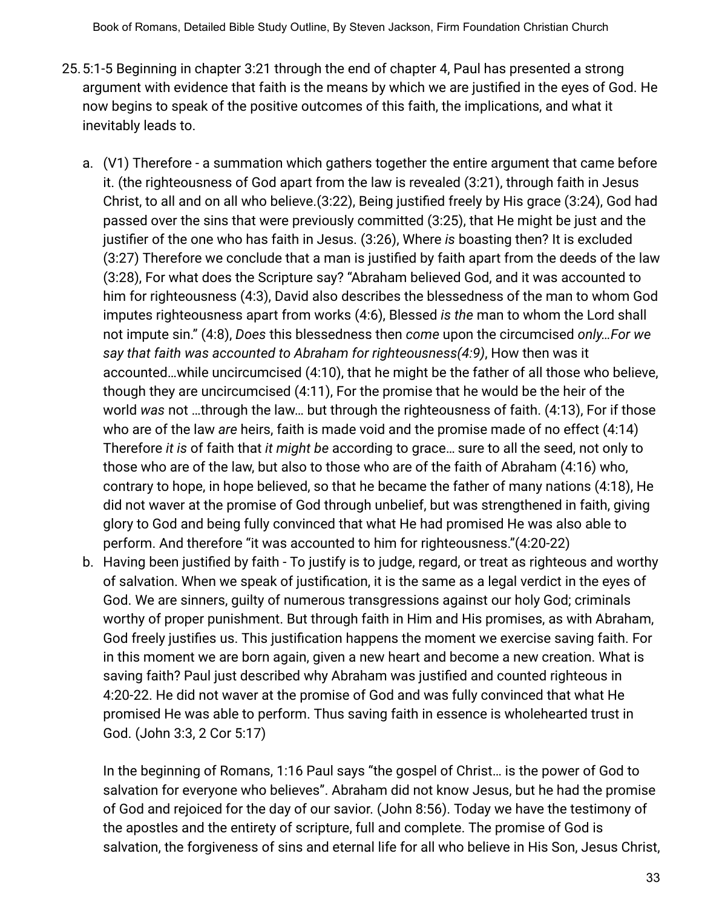25. 5:1-5 Beginning in chapter 3:21 through the end of chapter 4, Paul has presented a strong argument with evidence that faith is the means by which we are justified in the eyes of God. He now begins to speak of the positive outcomes of this faith, the implications, and what it inevitably leads to.

    a. (V1) Therefore - a summation which gathers together the entire argument that came before it. (the righteousness of God apart from the law is revealed (3:21), through faith in Jesus Christ, to all and on all who believe.(3:22), Being justified freely by His grace (3:24), God had passed over the sins that were previously committed (3:25), that He might be just and the justifier of the one who has faith in Jesus. (3:26), Where *is* boasting then? It is excluded (3:27) Therefore we conclude that a man is justified by faith apart from the deeds of the law (3:28), For what does the Scripture say? "Abraham believed God, and it was accounted to him for righteousness (4:3), David also describes the blessedness of the man to whom God imputes righteousness apart from works (4:6), Blessed *is the* man to whom the Lord shall not impute sin." (4:8), *Does* this blessedness then *come* upon the circumcised *only…For we say that faith was accounted to Abraham for righteousness(4:9)*, How then was it accounted…while uncircumcised (4:10), that he might be the father of all those who believe, though they are uncircumcised (4:11), For the promise that he would be the heir of the world *was* not …through the law… but through the righteousness of faith. (4:13), For if those who are of the law *are* heirs, faith is made void and the promise made of no effect (4:14) Therefore *it is* of faith that *it might be* according to grace… sure to all the seed, not only to those who are of the law, but also to those who are of the faith of Abraham (4:16) who, contrary to hope, in hope believed, so that he became the father of many nations (4:18), He did not waver at the promise of God through unbelief, but was strengthened in faith, giving glory to God and being fully convinced that what He had promised He was also able to perform. And therefore "it was accounted to him for righteousness."(4:20-22)
    b. Having been justified by faith - To justify is to judge, regard, or treat as righteous and worthy of salvation. When we speak of justification, it is the same as a legal verdict in the eyes of God. We are sinners, guilty of numerous transgressions against our holy God; criminals worthy of proper punishment. But through faith in Him and His promises, as with Abraham, God freely justifies us. This justification happens the moment we exercise saving faith. For in this moment we are born again, given a new heart and become a new creation. What is saving faith? Paul just described why Abraham was justified and counted righteous in 4:20-22. He did not waver at the promise of God and was fully convinced that what He promised He was able to perform. Thus saving faith in essence is wholehearted trust in God. (John 3:3, 2 Cor 5:17)

       In the beginning of Romans, 1:16 Paul says "the gospel of Christ… is the power of God to salvation for everyone who believes". Abraham did not know Jesus, but he had the promise of God and rejoiced for the day of our savior. (John 8:56). Today we have the testimony of the apostles and the entirety of scripture, full and complete. The promise of God is salvation, the forgiveness of sins and eternal life for all who believe in His Son, Jesus Christ,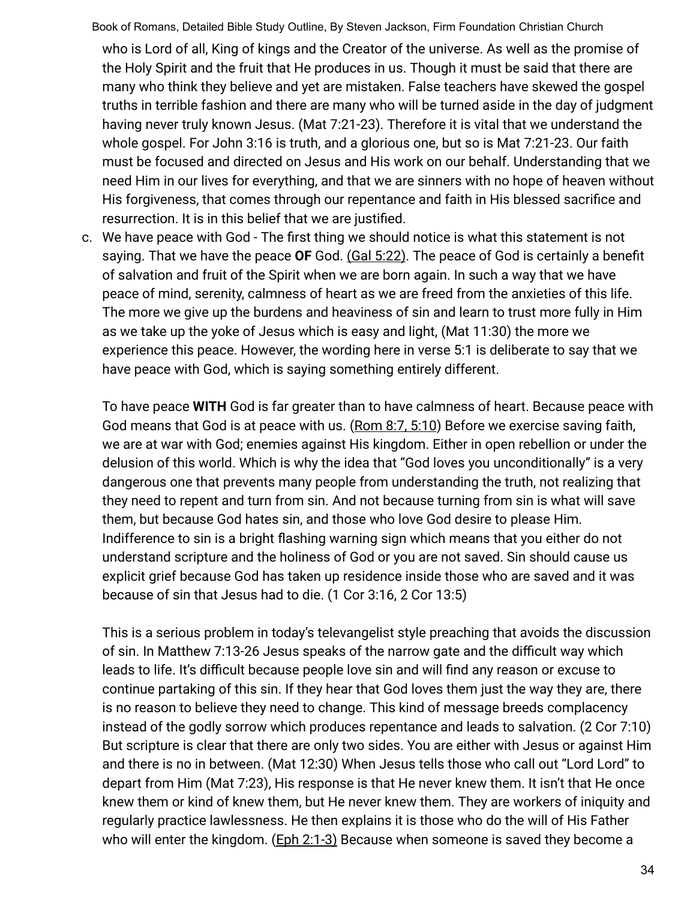who is Lord of all, King of kings and the Creator of the universe. As well as the promise of the Holy Spirit and the fruit that He produces in us. Though it must be said that there are many who think they believe and yet are mistaken. False teachers have skewed the gospel truths in terrible fashion and there are many who will be turned aside in the day of judgment having never truly known Jesus. (Mat 7:21-23). Therefore it is vital that we understand the whole gospel. For John 3:16 is truth, and a glorious one, but so is Mat 7:21-23. Our faith must be focused and directed on Jesus and His work on our behalf. Understanding that we need Him in our lives for everything, and that we are sinners with no hope of heaven without His forgiveness, that comes through our repentance and faith in His blessed sacrifice and resurrection. It is in this belief that we are justified.

c. We have peace with God - The first thing we should notice is what this statement is not saying. That we have the peace **OF** God. (Gal 5:22). The peace of God is certainly a benefit of salvation and fruit of the Spirit when we are born again. In such a way that we have peace of mind, serenity, calmness of heart as we are freed from the anxieties of this life. The more we give up the burdens and heaviness of sin and learn to trust more fully in Him as we take up the yoke of Jesus which is easy and light, (Mat 11:30) the more we experience this peace. However, the wording here in verse 5:1 is deliberate to say that we have peace with God, which is saying something entirely different.

   To have peace **WITH** God is far greater than to have calmness of heart. Because peace with God means that God is at peace with us. (Rom 8:7, 5:10) Before we exercise saving faith, we are at war with God; enemies against His kingdom. Either in open rebellion or under the delusion of this world. Which is why the idea that "God loves you unconditionally" is a very dangerous one that prevents many people from understanding the truth, not realizing that they need to repent and turn from sin. And not because turning from sin is what will save them, but because God hates sin, and those who love God desire to please Him. Indifference to sin is a bright flashing warning sign which means that you either do not understand scripture and the holiness of God or you are not saved. Sin should cause us explicit grief because God has taken up residence inside those who are saved and it was because of sin that Jesus had to die. (1 Cor 3:16, 2 Cor 13:5)

   This is a serious problem in today's televangelist style preaching that avoids the discussion of sin. In Matthew 7:13-26 Jesus speaks of the narrow gate and the difficult way which leads to life. It's difficult because people love sin and will find any reason or excuse to continue partaking of this sin. If they hear that God loves them just the way they are, there is no reason to believe they need to change. This kind of message breeds complacency instead of the godly sorrow which produces repentance and leads to salvation. (2 Cor 7:10) But scripture is clear that there are only two sides. You are either with Jesus or against Him and there is no in between. (Mat 12:30) When Jesus tells those who call out "Lord Lord" to depart from Him (Mat 7:23), His response is that He never knew them. It isn't that He once knew them or kind of knew them, but He never knew them. They are workers of iniquity and regularly practice lawlessness. He then explains it is those who do the will of His Father who will enter the kingdom. (Eph 2:1-3) Because when someone is saved they become a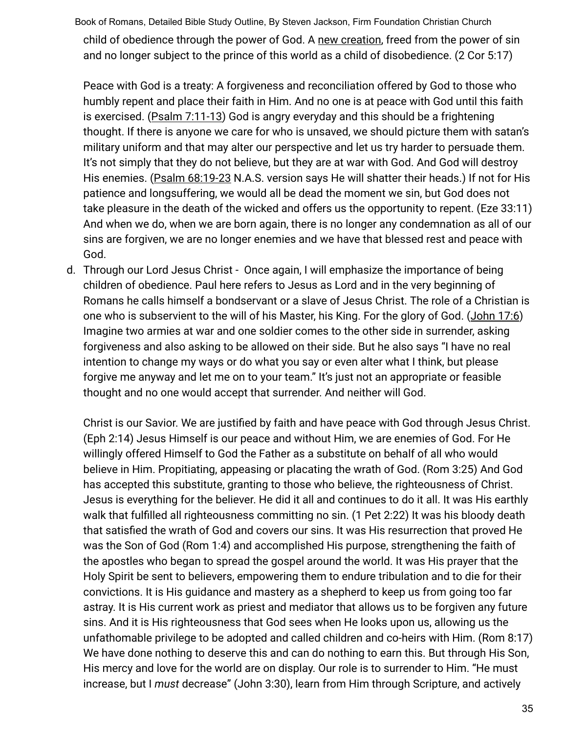child of obedience through the power of God. A new creation, freed from the power of sin and no longer subject to the prince of this world as a child of disobedience. (2 Cor 5:17)

Peace with God is a treaty: A forgiveness and reconciliation offered by God to those who humbly repent and place their faith in Him. And no one is at peace with God until this faith is exercised. (Psalm 7:11-13) God is angry everyday and this should be a frightening thought. If there is anyone we care for who is unsaved, we should picture them with satan's military uniform and that may alter our perspective and let us try harder to persuade them. It's not simply that they do not believe, but they are at war with God. And God will destroy His enemies. (Psalm 68:19-23 N.A.S. version says He will shatter their heads.) If not for His patience and longsuffering, we would all be dead the moment we sin, but God does not take pleasure in the death of the wicked and offers us the opportunity to repent. (Eze 33:11) And when we do, when we are born again, there is no longer any condemnation as all of our sins are forgiven, we are no longer enemies and we have that blessed rest and peace with God.

d. Through our Lord Jesus Christ - Once again, I will emphasize the importance of being children of obedience. Paul here refers to Jesus as Lord and in the very beginning of Romans he calls himself a bondservant or a slave of Jesus Christ. The role of a Christian is one who is subservient to the will of his Master, his King. For the glory of God. (John 17:6) Imagine two armies at war and one soldier comes to the other side in surrender, asking forgiveness and also asking to be allowed on their side. But he also says "I have no real intention to change my ways or do what you say or even alter what I think, but please forgive me anyway and let me on to your team." It's just not an appropriate or feasible thought and no one would accept that surrender. And neither will God.

   Christ is our Savior. We are justified by faith and have peace with God through Jesus Christ. (Eph 2:14) Jesus Himself is our peace and without Him, we are enemies of God. For He willingly offered Himself to God the Father as a substitute on behalf of all who would believe in Him. Propitiating, appeasing or placating the wrath of God. (Rom 3:25) And God has accepted this substitute, granting to those who believe, the righteousness of Christ. Jesus is everything for the believer. He did it all and continues to do it all. It was His earthly walk that fulfilled all righteousness committing no sin. (1 Pet 2:22) It was his bloody death that satisfied the wrath of God and covers our sins. It was His resurrection that proved He was the Son of God (Rom 1:4) and accomplished His purpose, strengthening the faith of the apostles who began to spread the gospel around the world. It was His prayer that the Holy Spirit be sent to believers, empowering them to endure tribulation and to die for their convictions. It is His guidance and mastery as a shepherd to keep us from going too far astray. It is His current work as priest and mediator that allows us to be forgiven any future sins. And it is His righteousness that God sees when He looks upon us, allowing us the unfathomable privilege to be adopted and called children and co-heirs with Him. (Rom 8:17) We have done nothing to deserve this and can do nothing to earn this. But through His Son, His mercy and love for the world are on display. Our role is to surrender to Him. "He must increase, but I *must* decrease" (John 3:30), learn from Him through Scripture, and actively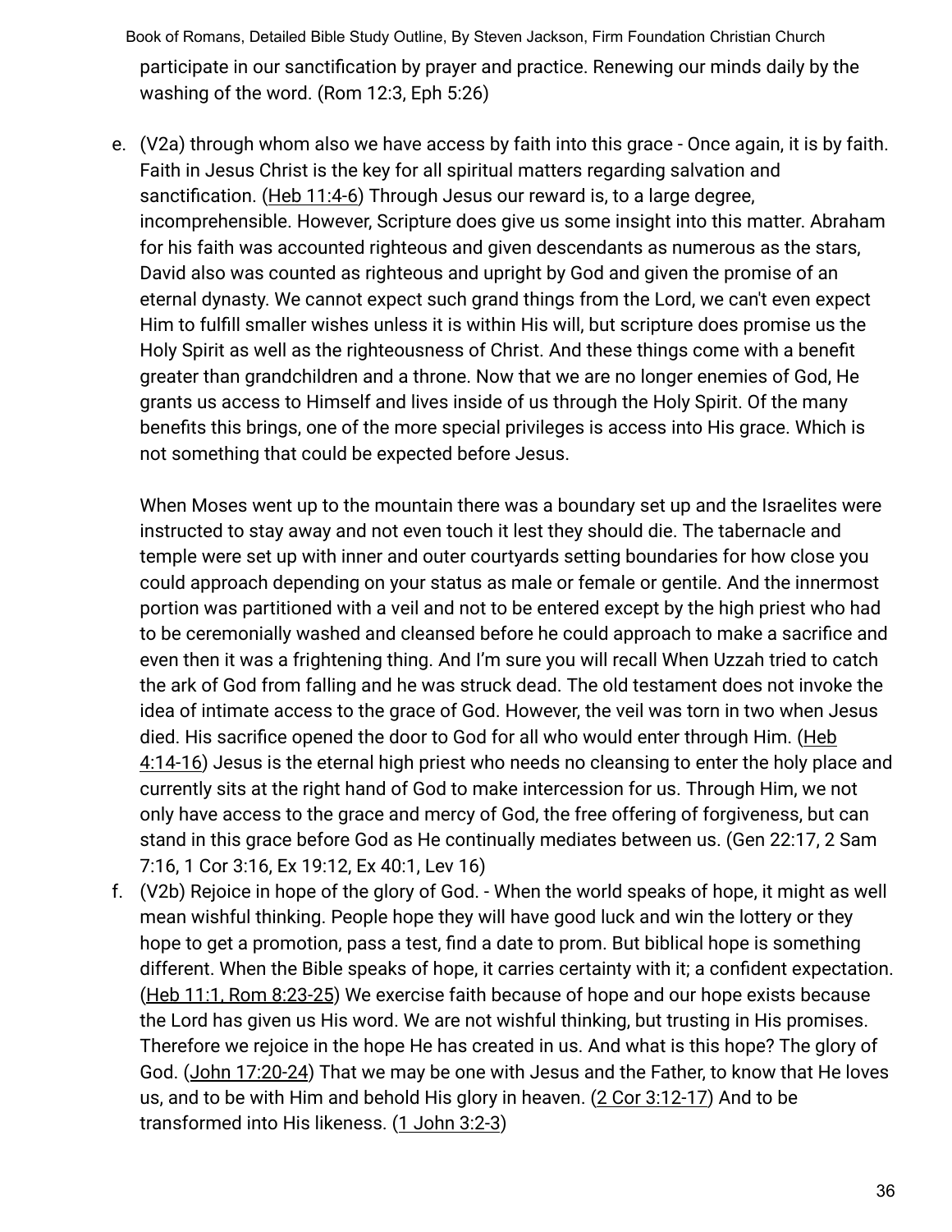participate in our sanctification by prayer and practice. Renewing our minds daily by the washing of the word. (Rom 12:3, Eph 5:26)

e. (V2a) through whom also we have access by faith into this grace - Once again, it is by faith. Faith in Jesus Christ is the key for all spiritual matters regarding salvation and sanctification. (Heb 11:4-6) Through Jesus our reward is, to a large degree, incomprehensible. However, Scripture does give us some insight into this matter. Abraham for his faith was accounted righteous and given descendants as numerous as the stars, David also was counted as righteous and upright by God and given the promise of an eternal dynasty. We cannot expect such grand things from the Lord, we can't even expect Him to fulfill smaller wishes unless it is within His will, but scripture does promise us the Holy Spirit as well as the righteousness of Christ. And these things come with a benefit greater than grandchildren and a throne. Now that we are no longer enemies of God, He grants us access to Himself and lives inside of us through the Holy Spirit. Of the many benefits this brings, one of the more special privileges is access into His grace. Which is not something that could be expected before Jesus.

   When Moses went up to the mountain there was a boundary set up and the Israelites were instructed to stay away and not even touch it lest they should die. The tabernacle and temple were set up with inner and outer courtyards setting boundaries for how close you could approach depending on your status as male or female or gentile. And the innermost portion was partitioned with a veil and not to be entered except by the high priest who had to be ceremonially washed and cleansed before he could approach to make a sacrifice and even then it was a frightening thing. And I'm sure you will recall When Uzzah tried to catch the ark of God from falling and he was struck dead. The old testament does not invoke the idea of intimate access to the grace of God. However, the veil was torn in two when Jesus died. His sacrifice opened the door to God for all who would enter through Him. (Heb 4:14-16) Jesus is the eternal high priest who needs no cleansing to enter the holy place and currently sits at the right hand of God to make intercession for us. Through Him, we not only have access to the grace and mercy of God, the free offering of forgiveness, but can stand in this grace before God as He continually mediates between us. (Gen 22:17, 2 Sam 7:16, 1 Cor 3:16, Ex 19:12, Ex 40:1, Lev 16)

f. (V2b) Rejoice in hope of the glory of God. - When the world speaks of hope, it might as well mean wishful thinking. People hope they will have good luck and win the lottery or they hope to get a promotion, pass a test, find a date to prom. But biblical hope is something different. When the Bible speaks of hope, it carries certainty with it; a confident expectation. (Heb 11:1, Rom 8:23-25) We exercise faith because of hope and our hope exists because the Lord has given us His word. We are not wishful thinking, but trusting in His promises. Therefore we rejoice in the hope He has created in us. And what is this hope? The glory of God. (John 17:20-24) That we may be one with Jesus and the Father, to know that He loves us, and to be with Him and behold His glory in heaven. (2 Cor 3:12-17) And to be transformed into His likeness. (1 John 3:2-3)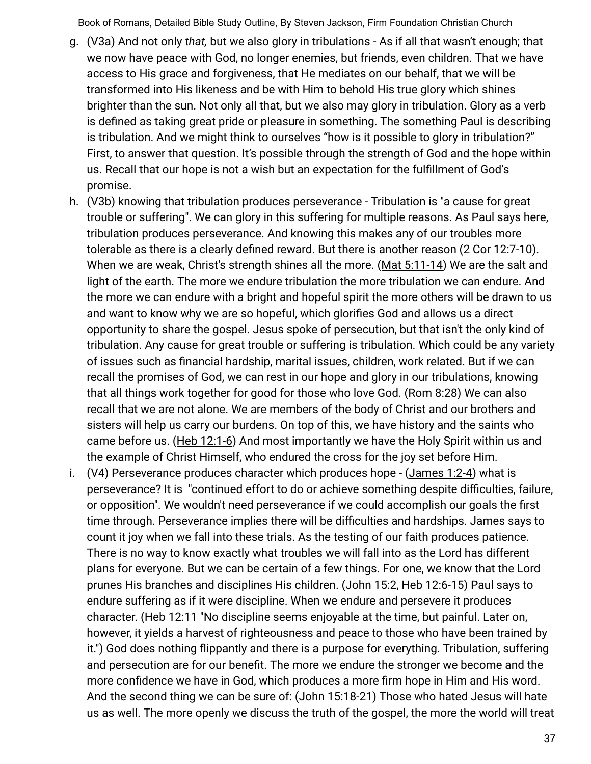g. (V3a) And not only *that,* but we also glory in tribulations - As if all that wasn't enough; that we now have peace with God, no longer enemies, but friends, even children. That we have access to His grace and forgiveness, that He mediates on our behalf, that we will be transformed into His likeness and be with Him to behold His true glory which shines brighter than the sun. Not only all that, but we also may glory in tribulation. Glory as a verb is defined as taking great pride or pleasure in something. The something Paul is describing is tribulation. And we might think to ourselves "how is it possible to glory in tribulation?" First, to answer that question. It's possible through the strength of God and the hope within us. Recall that our hope is not a wish but an expectation for the fulfillment of God's promise.

h. (V3b) knowing that tribulation produces perseverance - Tribulation is "a cause for great trouble or suffering". We can glory in this suffering for multiple reasons. As Paul says here, tribulation produces perseverance. And knowing this makes any of our troubles more tolerable as there is a clearly defined reward. But there is another reason (2 Cor 12:7-10). When we are weak, Christ's strength shines all the more. (Mat 5:11-14) We are the salt and light of the earth. The more we endure tribulation the more tribulation we can endure. And the more we can endure with a bright and hopeful spirit the more others will be drawn to us and want to know why we are so hopeful, which glorifies God and allows us a direct opportunity to share the gospel. Jesus spoke of persecution, but that isn't the only kind of tribulation. Any cause for great trouble or suffering is tribulation. Which could be any variety of issues such as financial hardship, marital issues, children, work related. But if we can recall the promises of God, we can rest in our hope and glory in our tribulations, knowing that all things work together for good for those who love God. (Rom 8:28) We can also recall that we are not alone. We are members of the body of Christ and our brothers and sisters will help us carry our burdens. On top of this, we have history and the saints who came before us. (Heb 12:1-6) And most importantly we have the Holy Spirit within us and the example of Christ Himself, who endured the cross for the joy set before Him.

i. (V4) Perseverance produces character which produces hope - (James 1:2-4) what is perseverance? It is "continued effort to do or achieve something despite difficulties, failure, or opposition". We wouldn't need perseverance if we could accomplish our goals the first time through. Perseverance implies there will be difficulties and hardships. James says to count it joy when we fall into these trials. As the testing of our faith produces patience. There is no way to know exactly what troubles we will fall into as the Lord has different plans for everyone. But we can be certain of a few things. For one, we know that the Lord prunes His branches and disciplines His children. (John 15:2, Heb 12:6-15) Paul says to endure suffering as if it were discipline. When we endure and persevere it produces character. (Heb 12:11 "No discipline seems enjoyable at the time, but painful. Later on, however, it yields a harvest of righteousness and peace to those who have been trained by it.") God does nothing flippantly and there is a purpose for everything. Tribulation, suffering and persecution are for our benefit. The more we endure the stronger we become and the more confidence we have in God, which produces a more firm hope in Him and His word. And the second thing we can be sure of: (John 15:18-21) Those who hated Jesus will hate us as well. The more openly we discuss the truth of the gospel, the more the world will treat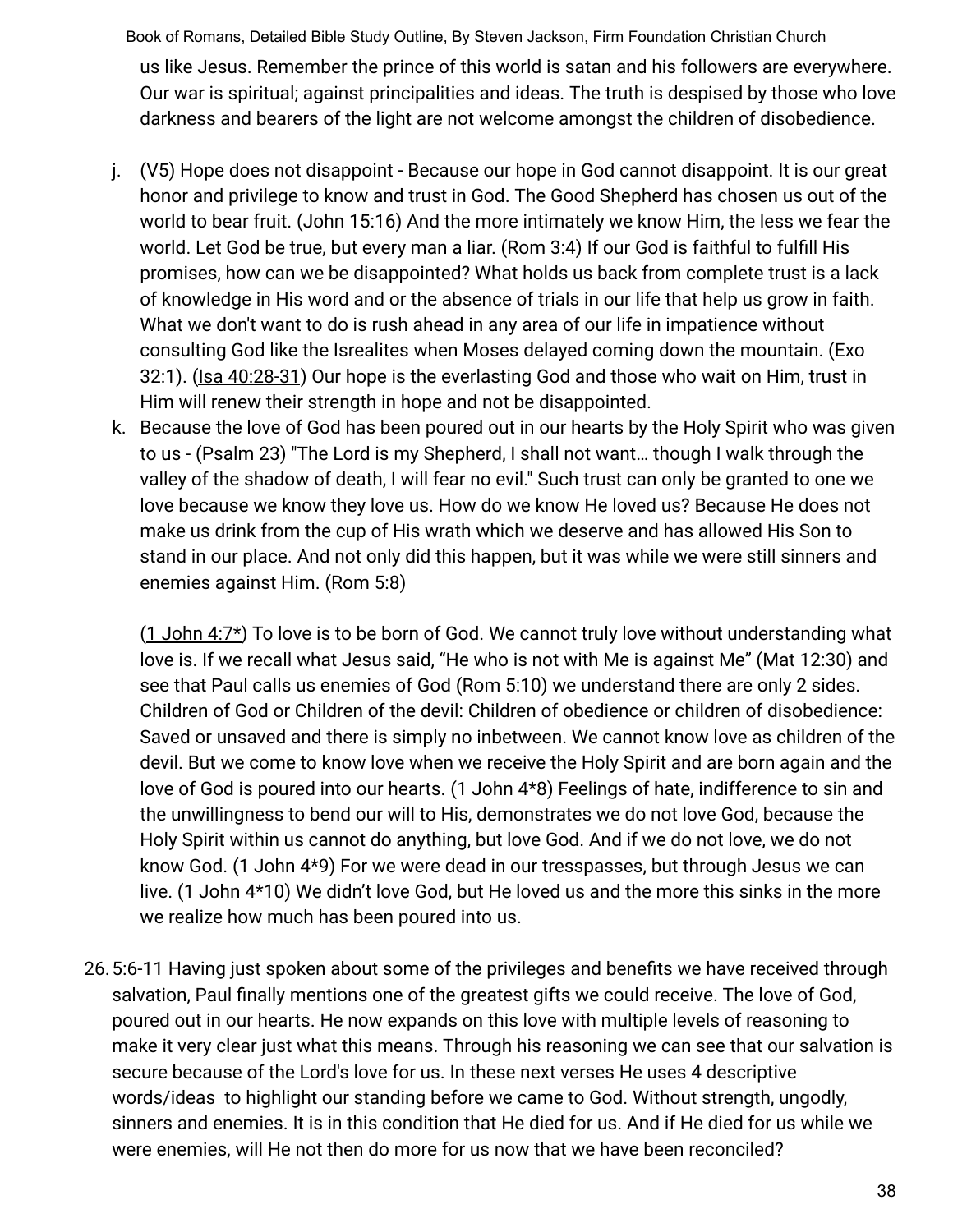us like Jesus. Remember the prince of this world is satan and his followers are everywhere. Our war is spiritual; against principalities and ideas. The truth is despised by those who love darkness and bearers of the light are not welcome amongst the children of disobedience.

j. (V5) Hope does not disappoint - Because our hope in God cannot disappoint. It is our great honor and privilege to know and trust in God. The Good Shepherd has chosen us out of the world to bear fruit. (John 15:16) And the more intimately we know Him, the less we fear the world. Let God be true, but every man a liar. (Rom 3:4) If our God is faithful to fulfill His promises, how can we be disappointed? What holds us back from complete trust is a lack of knowledge in His word and or the absence of trials in our life that help us grow in faith. What we don't want to do is rush ahead in any area of our life in impatience without consulting God like the Isrealites when Moses delayed coming down the mountain. (Exo 32:1). (Isa 40:28-31) Our hope is the everlasting God and those who wait on Him, trust in Him will renew their strength in hope and not be disappointed.

k. Because the love of God has been poured out in our hearts by the Holy Spirit who was given to us - (Psalm 23) "The Lord is my Shepherd, I shall not want… though I walk through the valley of the shadow of death, I will fear no evil." Such trust can only be granted to one we love because we know they love us. How do we know He loved us? Because He does not make us drink from the cup of His wrath which we deserve and has allowed His Son to stand in our place. And not only did this happen, but it was while we were still sinners and enemies against Him. (Rom 5:8)

   (1 John 4:7*) To love is to be born of God. We cannot truly love without understanding what love is. If we recall what Jesus said, "He who is not with Me is against Me" (Mat 12:30) and see that Paul calls us enemies of God (Rom 5:10) we understand there are only 2 sides. Children of God or Children of the devil: Children of obedience or children of disobedience: Saved or unsaved and there is simply no inbetween. We cannot know love as children of the devil. But we come to know love when we receive the Holy Spirit and are born again and the love of God is poured into our hearts. (1 John 4*8) Feelings of hate, indifference to sin and the unwillingness to bend our will to His, demonstrates we do not love God, because the Holy Spirit within us cannot do anything, but love God. And if we do not love, we do not know God. (1 John 4*9) For we were dead in our tresspasses, but through Jesus we can live. (1 John 4*10) We didn't love God, but He loved us and the more this sinks in the more we realize how much has been poured into us.

26. 5:6-11 Having just spoken about some of the privileges and benefits we have received through salvation, Paul finally mentions one of the greatest gifts we could receive. The love of God, poured out in our hearts. He now expands on this love with multiple levels of reasoning to make it very clear just what this means. Through his reasoning we can see that our salvation is secure because of the Lord's love for us. In these next verses He uses 4 descriptive words/ideas to highlight our standing before we came to God. Without strength, ungodly, sinners and enemies. It is in this condition that He died for us. And if He died for us while we were enemies, will He not then do more for us now that we have been reconciled?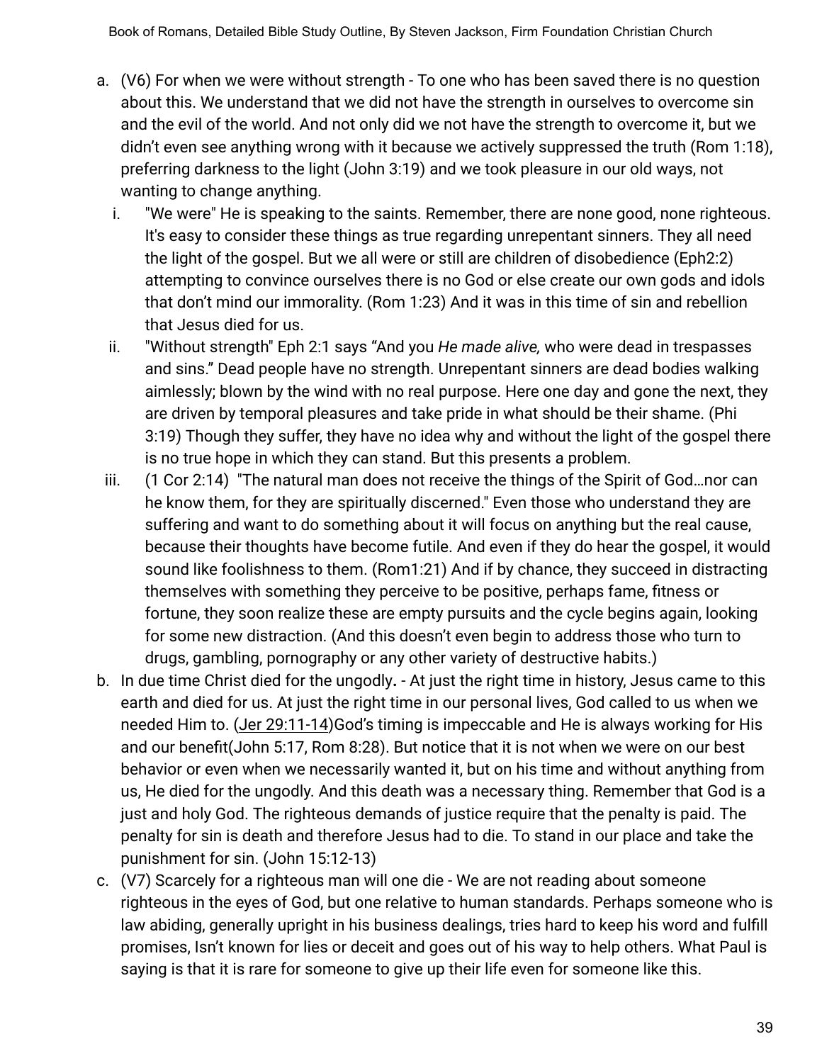a. (V6) For when we were without strength - To one who has been saved there is no question about this. We understand that we did not have the strength in ourselves to overcome sin and the evil of the world. And not only did we not have the strength to overcome it, but we didn't even see anything wrong with it because we actively suppressed the truth (Rom 1:18), preferring darkness to the light (John 3:19) and we took pleasure in our old ways, not wanting to change anything.

   i. "We were" He is speaking to the saints. Remember, there are none good, none righteous. It's easy to consider these things as true regarding unrepentant sinners. They all need the light of the gospel. But we all were or still are children of disobedience (Eph2:2) attempting to convince ourselves there is no God or else create our own gods and idols that don't mind our immorality. (Rom 1:23) And it was in this time of sin and rebellion that Jesus died for us.

   ii. "Without strength" Eph 2:1 says "And you *He made alive,* who were dead in trespasses and sins." Dead people have no strength. Unrepentant sinners are dead bodies walking aimlessly; blown by the wind with no real purpose. Here one day and gone the next, they are driven by temporal pleasures and take pride in what should be their shame. (Phi 3:19) Though they suffer, they have no idea why and without the light of the gospel there is no true hope in which they can stand. But this presents a problem.

   iii. (1 Cor 2:14) "The natural man does not receive the things of the Spirit of God…nor can he know them, for they are spiritually discerned." Even those who understand they are suffering and want to do something about it will focus on anything but the real cause, because their thoughts have become futile. And even if they do hear the gospel, it would sound like foolishness to them. (Rom1:21) And if by chance, they succeed in distracting themselves with something they perceive to be positive, perhaps fame, fitness or fortune, they soon realize these are empty pursuits and the cycle begins again, looking for some new distraction. (And this doesn't even begin to address those who turn to drugs, gambling, pornography or any other variety of destructive habits.)

b. In due time Christ died for the ungodly**.** - At just the right time in history, Jesus came to this earth and died for us. At just the right time in our personal lives, God called to us when we needed Him to. (Jer 29:11-14)God's timing is impeccable and He is always working for His and our benefit(John 5:17, Rom 8:28). But notice that it is not when we were on our best behavior or even when we necessarily wanted it, but on his time and without anything from us, He died for the ungodly. And this death was a necessary thing. Remember that God is a just and holy God. The righteous demands of justice require that the penalty is paid. The penalty for sin is death and therefore Jesus had to die. To stand in our place and take the punishment for sin. (John 15:12-13)

c. (V7) Scarcely for a righteous man will one die - We are not reading about someone righteous in the eyes of God, but one relative to human standards. Perhaps someone who is law abiding, generally upright in his business dealings, tries hard to keep his word and fulfill promises, Isn't known for lies or deceit and goes out of his way to help others. What Paul is saying is that it is rare for someone to give up their life even for someone like this.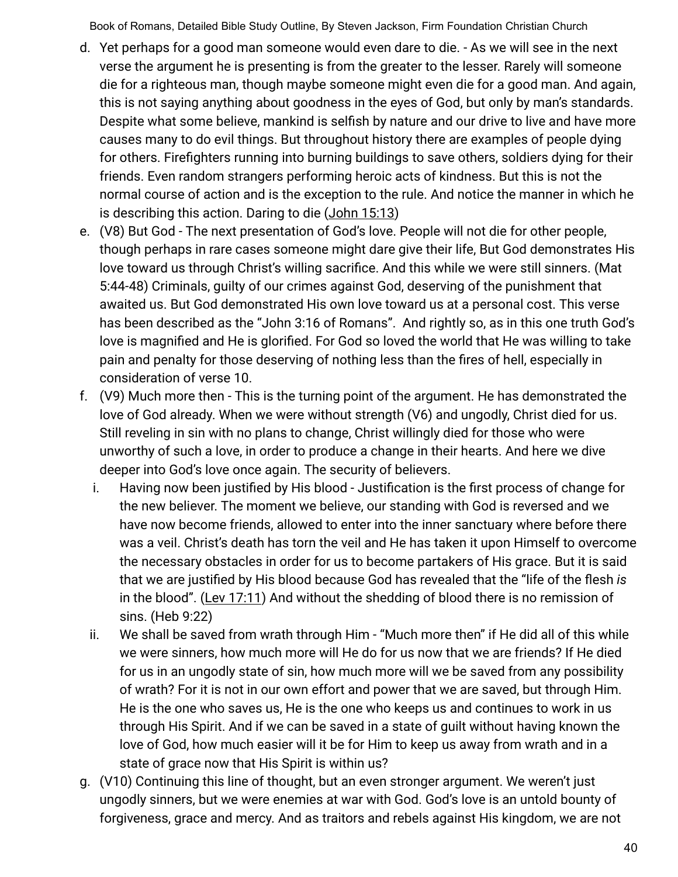d. Yet perhaps for a good man someone would even dare to die. - As we will see in the next verse the argument he is presenting is from the greater to the lesser. Rarely will someone die for a righteous man, though maybe someone might even die for a good man. And again, this is not saying anything about goodness in the eyes of God, but only by man's standards. Despite what some believe, mankind is selfish by nature and our drive to live and have more causes many to do evil things. But throughout history there are examples of people dying for others. Firefighters running into burning buildings to save others, soldiers dying for their friends. Even random strangers performing heroic acts of kindness. But this is not the normal course of action and is the exception to the rule. And notice the manner in which he is describing this action. Daring to die (John 15:13)

e. (V8) But God - The next presentation of God's love. People will not die for other people, though perhaps in rare cases someone might dare give their life, But God demonstrates His love toward us through Christ's willing sacrifice. And this while we were still sinners. (Mat 5:44-48) Criminals, guilty of our crimes against God, deserving of the punishment that awaited us. But God demonstrated His own love toward us at a personal cost. This verse has been described as the "John 3:16 of Romans". And rightly so, as in this one truth God's love is magnified and He is glorified. For God so loved the world that He was willing to take pain and penalty for those deserving of nothing less than the fires of hell, especially in consideration of verse 10.

f. (V9) Much more then - This is the turning point of the argument. He has demonstrated the love of God already. When we were without strength (V6) and ungodly, Christ died for us. Still reveling in sin with no plans to change, Christ willingly died for those who were unworthy of such a love, in order to produce a change in their hearts. And here we dive deeper into God's love once again. The security of believers.

   i. Having now been justified by His blood - Justification is the first process of change for the new believer. The moment we believe, our standing with God is reversed and we have now become friends, allowed to enter into the inner sanctuary where before there was a veil. Christ's death has torn the veil and He has taken it upon Himself to overcome the necessary obstacles in order for us to become partakers of His grace. But it is said that we are justified by His blood because God has revealed that the "life of the flesh *is* in the blood". (Lev 17:11) And without the shedding of blood there is no remission of sins. (Heb 9:22)

   ii. We shall be saved from wrath through Him - "Much more then" if He did all of this while we were sinners, how much more will He do for us now that we are friends? If He died for us in an ungodly state of sin, how much more will we be saved from any possibility of wrath? For it is not in our own effort and power that we are saved, but through Him. He is the one who saves us, He is the one who keeps us and continues to work in us through His Spirit. And if we can be saved in a state of guilt without having known the love of God, how much easier will it be for Him to keep us away from wrath and in a state of grace now that His Spirit is within us?

g. (V10) Continuing this line of thought, but an even stronger argument. We weren't just ungodly sinners, but we were enemies at war with God. God's love is an untold bounty of forgiveness, grace and mercy. And as traitors and rebels against His kingdom, we are not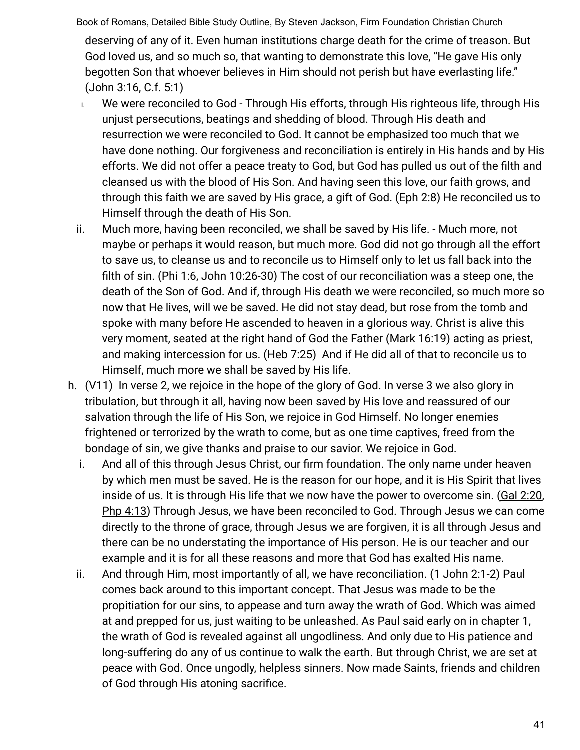deserving of any of it. Even human institutions charge death for the crime of treason. But God loved us, and so much so, that wanting to demonstrate this love, "He gave His only begotten Son that whoever believes in Him should not perish but have everlasting life." (John 3:16, C.f. 5:1)

i. We were reconciled to God - Through His efforts, through His righteous life, through His unjust persecutions, beatings and shedding of blood. Through His death and resurrection we were reconciled to God. It cannot be emphasized too much that we have done nothing. Our forgiveness and reconciliation is entirely in His hands and by His efforts. We did not offer a peace treaty to God, but God has pulled us out of the filth and cleansed us with the blood of His Son. And having seen this love, our faith grows, and through this faith we are saved by His grace, a gift of God. (Eph 2:8) He reconciled us to Himself through the death of His Son.

ii. Much more, having been reconciled, we shall be saved by His life. - Much more, not maybe or perhaps it would reason, but much more. God did not go through all the effort to save us, to cleanse us and to reconcile us to Himself only to let us fall back into the filth of sin. (Phi 1:6, John 10:26-30) The cost of our reconciliation was a steep one, the death of the Son of God. And if, through His death we were reconciled, so much more so now that He lives, will we be saved. He did not stay dead, but rose from the tomb and spoke with many before He ascended to heaven in a glorious way. Christ is alive this very moment, seated at the right hand of God the Father (Mark 16:19) acting as priest, and making intercession for us. (Heb 7:25) And if He did all of that to reconcile us to Himself, much more we shall be saved by His life.

h. (V11) In verse 2, we rejoice in the hope of the glory of God. In verse 3 we also glory in tribulation, but through it all, having now been saved by His love and reassured of our salvation through the life of His Son, we rejoice in God Himself. No longer enemies frightened or terrorized by the wrath to come, but as one time captives, freed from the bondage of sin, we give thanks and praise to our savior. We rejoice in God.

i. And all of this through Jesus Christ, our firm foundation. The only name under heaven by which men must be saved. He is the reason for our hope, and it is His Spirit that lives inside of us. It is through His life that we now have the power to overcome sin. (Gal 2:20, Php 4:13) Through Jesus, we have been reconciled to God. Through Jesus we can come directly to the throne of grace, through Jesus we are forgiven, it is all through Jesus and there can be no understating the importance of His person. He is our teacher and our example and it is for all these reasons and more that God has exalted His name.

ii. And through Him, most importantly of all, we have reconciliation. (1 John 2:1-2) Paul comes back around to this important concept. That Jesus was made to be the propitiation for our sins, to appease and turn away the wrath of God. Which was aimed at and prepped for us, just waiting to be unleashed. As Paul said early on in chapter 1, the wrath of God is revealed against all ungodliness. And only due to His patience and long-suffering do any of us continue to walk the earth. But through Christ, we are set at peace with God. Once ungodly, helpless sinners. Now made Saints, friends and children of God through His atoning sacrifice.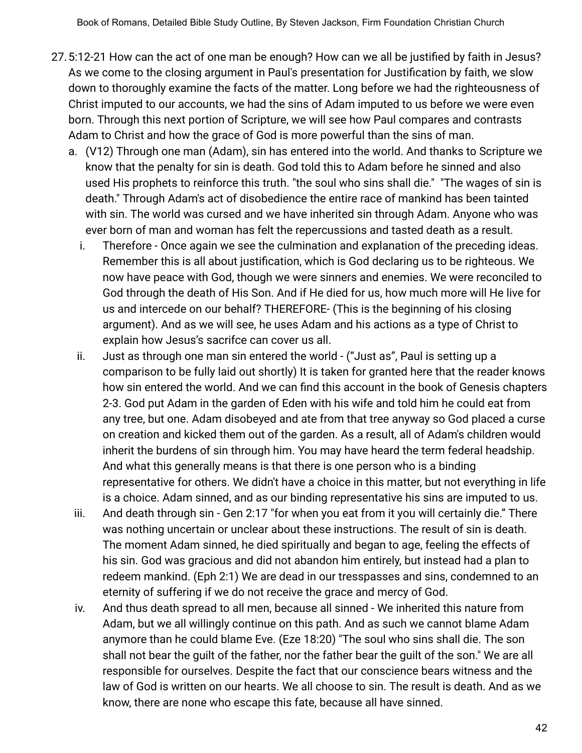27. 5:12-21 How can the act of one man be enough? How can we all be justified by faith in Jesus? As we come to the closing argument in Paul's presentation for Justification by faith, we slow down to thoroughly examine the facts of the matter. Long before we had the righteousness of Christ imputed to our accounts, we had the sins of Adam imputed to us before we were even born. Through this next portion of Scripture, we will see how Paul compares and contrasts Adam to Christ and how the grace of God is more powerful than the sins of man.
    a. (V12) Through one man (Adam), sin has entered into the world. And thanks to Scripture we know that the penalty for sin is death. God told this to Adam before he sinned and also used His prophets to reinforce this truth. "the soul who sins shall die." "The wages of sin is death." Through Adam's act of disobedience the entire race of mankind has been tainted with sin. The world was cursed and we have inherited sin through Adam. Anyone who was ever born of man and woman has felt the repercussions and tasted death as a result.
        i. Therefore - Once again we see the culmination and explanation of the preceding ideas. Remember this is all about justification, which is God declaring us to be righteous. We now have peace with God, though we were sinners and enemies. We were reconciled to God through the death of His Son. And if He died for us, how much more will He live for us and intercede on our behalf? THEREFORE- (This is the beginning of his closing argument). And as we will see, he uses Adam and his actions as a type of Christ to explain how Jesus's sacrifce can cover us all.
        ii. Just as through one man sin entered the world - ("Just as", Paul is setting up a comparison to be fully laid out shortly) It is taken for granted here that the reader knows how sin entered the world. And we can find this account in the book of Genesis chapters 2-3. God put Adam in the garden of Eden with his wife and told him he could eat from any tree, but one. Adam disobeyed and ate from that tree anyway so God placed a curse on creation and kicked them out of the garden. As a result, all of Adam's children would inherit the burdens of sin through him. You may have heard the term federal headship. And what this generally means is that there is one person who is a binding representative for others. We didn't have a choice in this matter, but not everything in life is a choice. Adam sinned, and as our binding representative his sins are imputed to us.
        iii. And death through sin - Gen 2:17 "for when you eat from it you will certainly die." There was nothing uncertain or unclear about these instructions. The result of sin is death. The moment Adam sinned, he died spiritually and began to age, feeling the effects of his sin. God was gracious and did not abandon him entirely, but instead had a plan to redeem mankind. (Eph 2:1) We are dead in our tresspasses and sins, condemned to an eternity of suffering if we do not receive the grace and mercy of God.
        iv. And thus death spread to all men, because all sinned - We inherited this nature from Adam, but we all willingly continue on this path. And as such we cannot blame Adam anymore than he could blame Eve. (Eze 18:20) "The soul who sins shall die. The son shall not bear the guilt of the father, nor the father bear the guilt of the son." We are all responsible for ourselves. Despite the fact that our conscience bears witness and the law of God is written on our hearts. We all choose to sin. The result is death. And as we know, there are none who escape this fate, because all have sinned.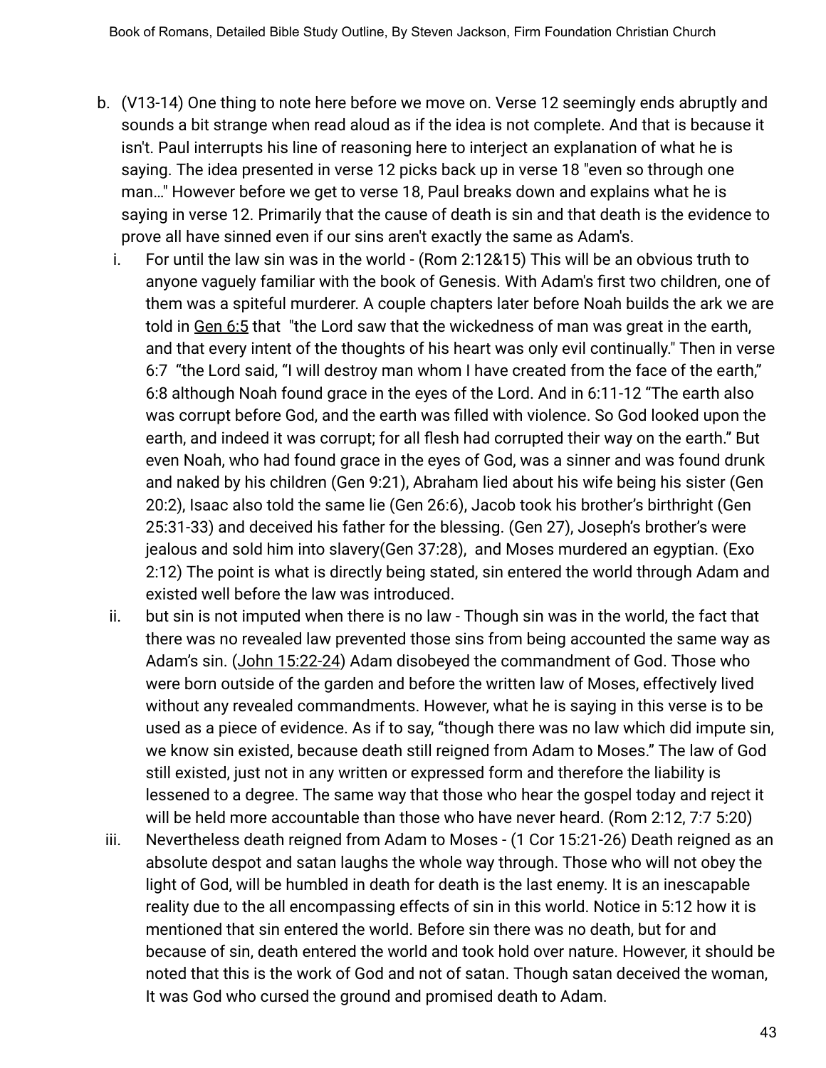b. (V13-14) One thing to note here before we move on. Verse 12 seemingly ends abruptly and sounds a bit strange when read aloud as if the idea is not complete. And that is because it isn't. Paul interrupts his line of reasoning here to interject an explanation of what he is saying. The idea presented in verse 12 picks back up in verse 18 "even so through one man…" However before we get to verse 18, Paul breaks down and explains what he is saying in verse 12. Primarily that the cause of death is sin and that death is the evidence to prove all have sinned even if our sins aren't exactly the same as Adam's.

   i. For until the law sin was in the world - (Rom 2:12&15) This will be an obvious truth to anyone vaguely familiar with the book of Genesis. With Adam's first two children, one of them was a spiteful murderer. A couple chapters later before Noah builds the ark we are told in Gen 6:5 that "the Lord saw that the wickedness of man was great in the earth, and that every intent of the thoughts of his heart was only evil continually." Then in verse 6:7 "the Lord said, "I will destroy man whom I have created from the face of the earth," 6:8 although Noah found grace in the eyes of the Lord. And in 6:11-12 "The earth also was corrupt before God, and the earth was filled with violence. So God looked upon the earth, and indeed it was corrupt; for all flesh had corrupted their way on the earth." But even Noah, who had found grace in the eyes of God, was a sinner and was found drunk and naked by his children (Gen 9:21), Abraham lied about his wife being his sister (Gen 20:2), Isaac also told the same lie (Gen 26:6), Jacob took his brother's birthright (Gen 25:31-33) and deceived his father for the blessing. (Gen 27), Joseph's brother's were jealous and sold him into slavery(Gen 37:28), and Moses murdered an egyptian. (Exo 2:12) The point is what is directly being stated, sin entered the world through Adam and existed well before the law was introduced.

   ii. but sin is not imputed when there is no law - Though sin was in the world, the fact that there was no revealed law prevented those sins from being accounted the same way as Adam's sin. (John 15:22-24) Adam disobeyed the commandment of God. Those who were born outside of the garden and before the written law of Moses, effectively lived without any revealed commandments. However, what he is saying in this verse is to be used as a piece of evidence. As if to say, "though there was no law which did impute sin, we know sin existed, because death still reigned from Adam to Moses." The law of God still existed, just not in any written or expressed form and therefore the liability is lessened to a degree. The same way that those who hear the gospel today and reject it will be held more accountable than those who have never heard. (Rom 2:12, 7:7 5:20)

   iii. Nevertheless death reigned from Adam to Moses - (1 Cor 15:21-26) Death reigned as an absolute despot and satan laughs the whole way through. Those who will not obey the light of God, will be humbled in death for death is the last enemy. It is an inescapable reality due to the all encompassing effects of sin in this world. Notice in 5:12 how it is mentioned that sin entered the world. Before sin there was no death, but for and because of sin, death entered the world and took hold over nature. However, it should be noted that this is the work of God and not of satan. Though satan deceived the woman, It was God who cursed the ground and promised death to Adam.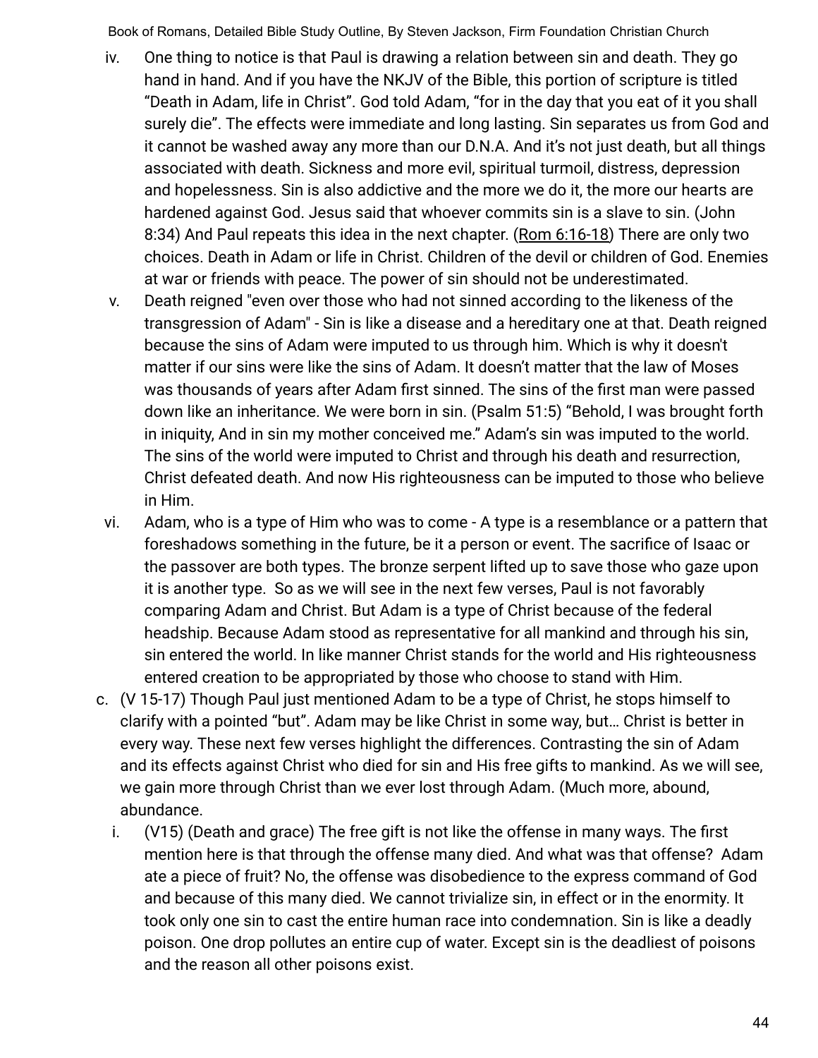iv. One thing to notice is that Paul is drawing a relation between sin and death. They go hand in hand. And if you have the NKJV of the Bible, this portion of scripture is titled "Death in Adam, life in Christ". God told Adam, "for in the day that you eat of it you shall surely die". The effects were immediate and long lasting. Sin separates us from God and it cannot be washed away any more than our D.N.A. And it's not just death, but all things associated with death. Sickness and more evil, spiritual turmoil, distress, depression and hopelessness. Sin is also addictive and the more we do it, the more our hearts are hardened against God. Jesus said that whoever commits sin is a slave to sin. (John 8:34) And Paul repeats this idea in the next chapter. (Rom 6:16-18) There are only two choices. Death in Adam or life in Christ. Children of the devil or children of God. Enemies at war or friends with peace. The power of sin should not be underestimated.

v. Death reigned "even over those who had not sinned according to the likeness of the transgression of Adam" - Sin is like a disease and a hereditary one at that. Death reigned because the sins of Adam were imputed to us through him. Which is why it doesn't matter if our sins were like the sins of Adam. It doesn't matter that the law of Moses was thousands of years after Adam first sinned. The sins of the first man were passed down like an inheritance. We were born in sin. (Psalm 51:5) "Behold, I was brought forth in iniquity, And in sin my mother conceived me." Adam's sin was imputed to the world. The sins of the world were imputed to Christ and through his death and resurrection, Christ defeated death. And now His righteousness can be imputed to those who believe in Him.

vi. Adam, who is a type of Him who was to come - A type is a resemblance or a pattern that foreshadows something in the future, be it a person or event. The sacrifice of Isaac or the passover are both types. The bronze serpent lifted up to save those who gaze upon it is another type. So as we will see in the next few verses, Paul is not favorably comparing Adam and Christ. But Adam is a type of Christ because of the federal headship. Because Adam stood as representative for all mankind and through his sin, sin entered the world. In like manner Christ stands for the world and His righteousness entered creation to be appropriated by those who choose to stand with Him.

c. (V 15-17) Though Paul just mentioned Adam to be a type of Christ, he stops himself to clarify with a pointed "but". Adam may be like Christ in some way, but… Christ is better in every way. These next few verses highlight the differences. Contrasting the sin of Adam and its effects against Christ who died for sin and His free gifts to mankind. As we will see, we gain more through Christ than we ever lost through Adam. (Much more, abound, abundance.

  i. (V15) (Death and grace) The free gift is not like the offense in many ways. The first mention here is that through the offense many died. And what was that offense? Adam ate a piece of fruit? No, the offense was disobedience to the express command of God and because of this many died. We cannot trivialize sin, in effect or in the enormity. It took only one sin to cast the entire human race into condemnation. Sin is like a deadly poison. One drop pollutes an entire cup of water. Except sin is the deadliest of poisons and the reason all other poisons exist.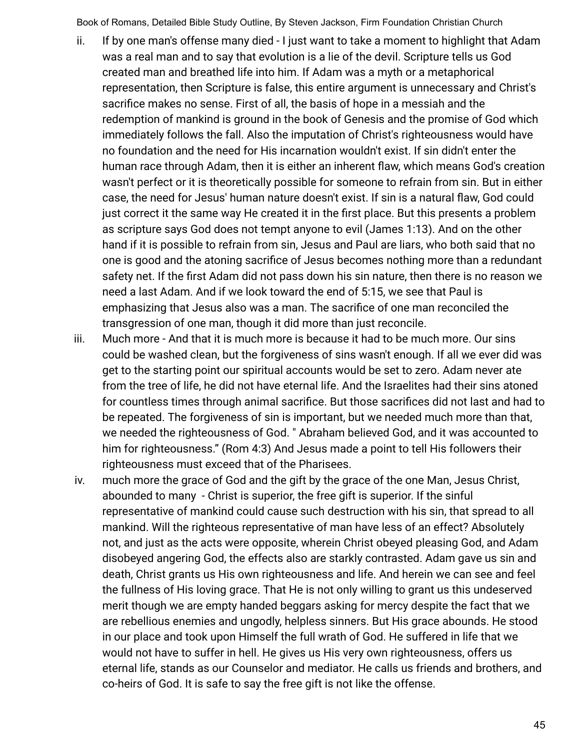ii. If by one man's offense many died - I just want to take a moment to highlight that Adam was a real man and to say that evolution is a lie of the devil. Scripture tells us God created man and breathed life into him. If Adam was a myth or a metaphorical representation, then Scripture is false, this entire argument is unnecessary and Christ's sacrifice makes no sense. First of all, the basis of hope in a messiah and the redemption of mankind is ground in the book of Genesis and the promise of God which immediately follows the fall. Also the imputation of Christ's righteousness would have no foundation and the need for His incarnation wouldn't exist. If sin didn't enter the human race through Adam, then it is either an inherent flaw, which means God's creation wasn't perfect or it is theoretically possible for someone to refrain from sin. But in either case, the need for Jesus' human nature doesn't exist. If sin is a natural flaw, God could just correct it the same way He created it in the first place. But this presents a problem as scripture says God does not tempt anyone to evil (James 1:13). And on the other hand if it is possible to refrain from sin, Jesus and Paul are liars, who both said that no one is good and the atoning sacrifice of Jesus becomes nothing more than a redundant safety net. If the first Adam did not pass down his sin nature, then there is no reason we need a last Adam. And if we look toward the end of 5:15, we see that Paul is emphasizing that Jesus also was a man. The sacrifice of one man reconciled the transgression of one man, though it did more than just reconcile.

iii. Much more - And that it is much more is because it had to be much more. Our sins could be washed clean, but the forgiveness of sins wasn't enough. If all we ever did was get to the starting point our spiritual accounts would be set to zero. Adam never ate from the tree of life, he did not have eternal life. And the Israelites had their sins atoned for countless times through animal sacrifice. But those sacrifices did not last and had to be repeated. The forgiveness of sin is important, but we needed much more than that, we needed the righteousness of God. " Abraham believed God, and it was accounted to him for righteousness." (Rom 4:3) And Jesus made a point to tell His followers their righteousness must exceed that of the Pharisees.

iv. much more the grace of God and the gift by the grace of the one Man, Jesus Christ, abounded to many - Christ is superior, the free gift is superior. If the sinful representative of mankind could cause such destruction with his sin, that spread to all mankind. Will the righteous representative of man have less of an effect? Absolutely not, and just as the acts were opposite, wherein Christ obeyed pleasing God, and Adam disobeyed angering God, the effects also are starkly contrasted. Adam gave us sin and death, Christ grants us His own righteousness and life. And herein we can see and feel the fullness of His loving grace. That He is not only willing to grant us this undeserved merit though we are empty handed beggars asking for mercy despite the fact that we are rebellious enemies and ungodly, helpless sinners. But His grace abounds. He stood in our place and took upon Himself the full wrath of God. He suffered in life that we would not have to suffer in hell. He gives us His very own righteousness, offers us eternal life, stands as our Counselor and mediator. He calls us friends and brothers, and co-heirs of God. It is safe to say the free gift is not like the offense.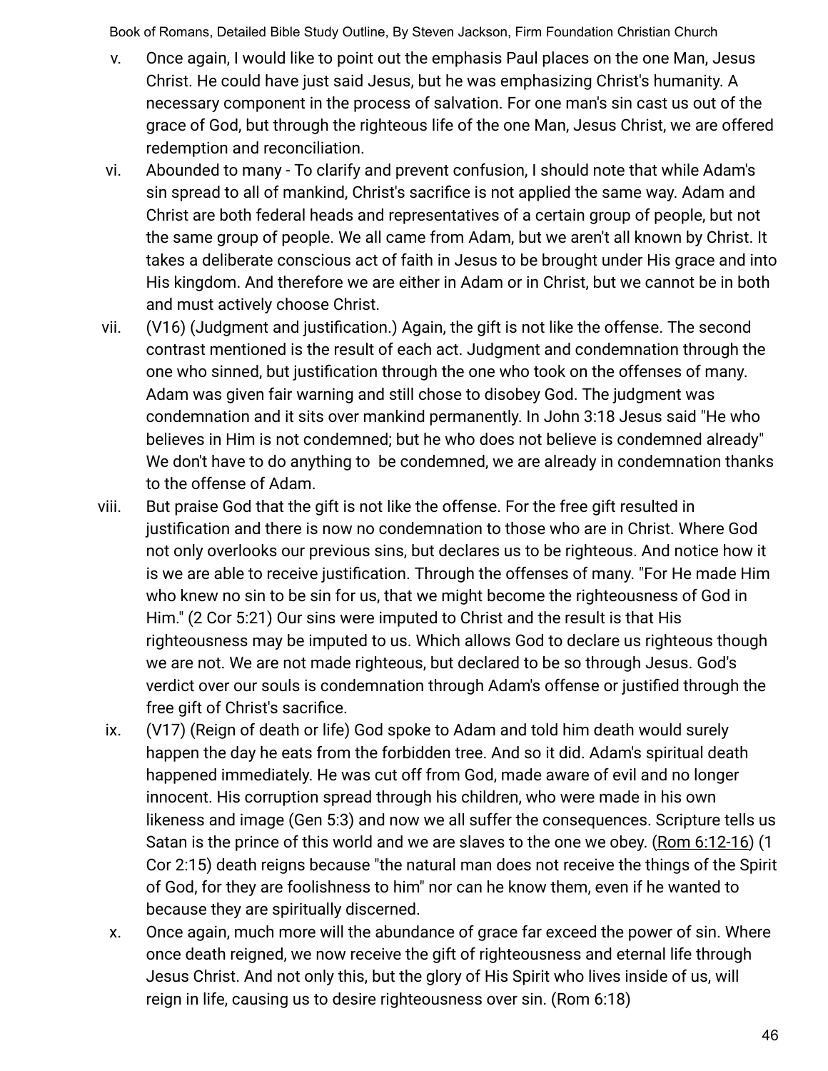v. Once again, I would like to point out the emphasis Paul places on the one Man, Jesus Christ. He could have just said Jesus, but he was emphasizing Christ's humanity. A necessary component in the process of salvation. For one man's sin cast us out of the grace of God, but through the righteous life of the one Man, Jesus Christ, we are offered redemption and reconciliation.

vi. Abounded to many - To clarify and prevent confusion, I should note that while Adam's sin spread to all of mankind, Christ's sacrifice is not applied the same way. Adam and Christ are both federal heads and representatives of a certain group of people, but not the same group of people. We all came from Adam, but we aren't all known by Christ. It takes a deliberate conscious act of faith in Jesus to be brought under His grace and into His kingdom. And therefore we are either in Adam or in Christ, but we cannot be in both and must actively choose Christ.

vii. (V16) (Judgment and justification.) Again, the gift is not like the offense. The second contrast mentioned is the result of each act. Judgment and condemnation through the one who sinned, but justification through the one who took on the offenses of many. Adam was given fair warning and still chose to disobey God. The judgment was condemnation and it sits over mankind permanently. In John 3:18 Jesus said "He who believes in Him is not condemned; but he who does not believe is condemned already" We don't have to do anything to be condemned, we are already in condemnation thanks to the offense of Adam.

viii. But praise God that the gift is not like the offense. For the free gift resulted in justification and there is now no condemnation to those who are in Christ. Where God not only overlooks our previous sins, but declares us to be righteous. And notice how it is we are able to receive justification. Through the offenses of many. "For He made Him who knew no sin to be sin for us, that we might become the righteousness of God in Him." (2 Cor 5:21) Our sins were imputed to Christ and the result is that His righteousness may be imputed to us. Which allows God to declare us righteous though we are not. We are not made righteous, but declared to be so through Jesus. God's verdict over our souls is condemnation through Adam's offense or justified through the free gift of Christ's sacrifice.

ix. (V17) (Reign of death or life) God spoke to Adam and told him death would surely happen the day he eats from the forbidden tree. And so it did. Adam's spiritual death happened immediately. He was cut off from God, made aware of evil and no longer innocent. His corruption spread through his children, who were made in his own likeness and image (Gen 5:3) and now we all suffer the consequences. Scripture tells us Satan is the prince of this world and we are slaves to the one we obey. (Rom 6:12-16) (1 Cor 2:15) death reigns because "the natural man does not receive the things of the Spirit of God, for they are foolishness to him" nor can he know them, even if he wanted to because they are spiritually discerned.

x. Once again, much more will the abundance of grace far exceed the power of sin. Where once death reigned, we now receive the gift of righteousness and eternal life through Jesus Christ. And not only this, but the glory of His Spirit who lives inside of us, will reign in life, causing us to desire righteousness over sin. (Rom 6:18)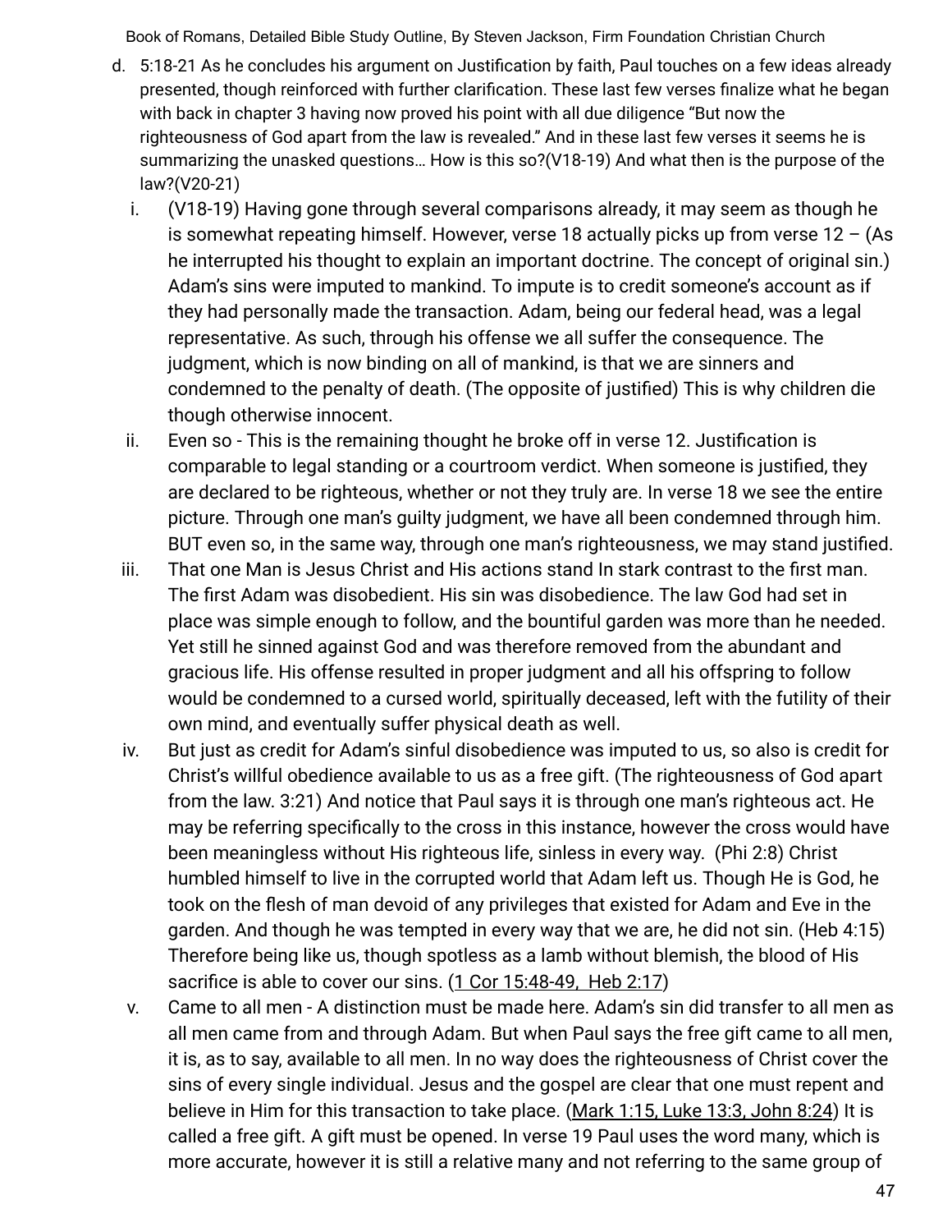d. 5:18-21 As he concludes his argument on Justification by faith, Paul touches on a few ideas already presented, though reinforced with further clarification. These last few verses finalize what he began with back in chapter 3 having now proved his point with all due diligence "But now the righteousness of God apart from the law is revealed." And in these last few verses it seems he is summarizing the unasked questions… How is this so?(V18-19) And what then is the purpose of the law?(V20-21)

   i. (V18-19) Having gone through several comparisons already, it may seem as though he is somewhat repeating himself. However, verse 18 actually picks up from verse 12 – (As he interrupted his thought to explain an important doctrine. The concept of original sin.) Adam's sins were imputed to mankind. To impute is to credit someone's account as if they had personally made the transaction. Adam, being our federal head, was a legal representative. As such, through his offense we all suffer the consequence. The judgment, which is now binding on all of mankind, is that we are sinners and condemned to the penalty of death. (The opposite of justified) This is why children die though otherwise innocent.

   ii. Even so - This is the remaining thought he broke off in verse 12. Justification is comparable to legal standing or a courtroom verdict. When someone is justified, they are declared to be righteous, whether or not they truly are. In verse 18 we see the entire picture. Through one man's guilty judgment, we have all been condemned through him. BUT even so, in the same way, through one man's righteousness, we may stand justified.

   iii. That one Man is Jesus Christ and His actions stand In stark contrast to the first man. The first Adam was disobedient. His sin was disobedience. The law God had set in place was simple enough to follow, and the bountiful garden was more than he needed. Yet still he sinned against God and was therefore removed from the abundant and gracious life. His offense resulted in proper judgment and all his offspring to follow would be condemned to a cursed world, spiritually deceased, left with the futility of their own mind, and eventually suffer physical death as well.

   iv. But just as credit for Adam's sinful disobedience was imputed to us, so also is credit for Christ's willful obedience available to us as a free gift. (The righteousness of God apart from the law. 3:21) And notice that Paul says it is through one man's righteous act. He may be referring specifically to the cross in this instance, however the cross would have been meaningless without His righteous life, sinless in every way. (Phi 2:8) Christ humbled himself to live in the corrupted world that Adam left us. Though He is God, he took on the flesh of man devoid of any privileges that existed for Adam and Eve in the garden. And though he was tempted in every way that we are, he did not sin. (Heb 4:15) Therefore being like us, though spotless as a lamb without blemish, the blood of His sacrifice is able to cover our sins. (1 Cor 15:48-49, Heb 2:17)

   v. Came to all men - A distinction must be made here. Adam's sin did transfer to all men as all men came from and through Adam. But when Paul says the free gift came to all men, it is, as to say, available to all men. In no way does the righteousness of Christ cover the sins of every single individual. Jesus and the gospel are clear that one must repent and believe in Him for this transaction to take place. (Mark 1:15, Luke 13:3, John 8:24) It is called a free gift. A gift must be opened. In verse 19 Paul uses the word many, which is more accurate, however it is still a relative many and not referring to the same group of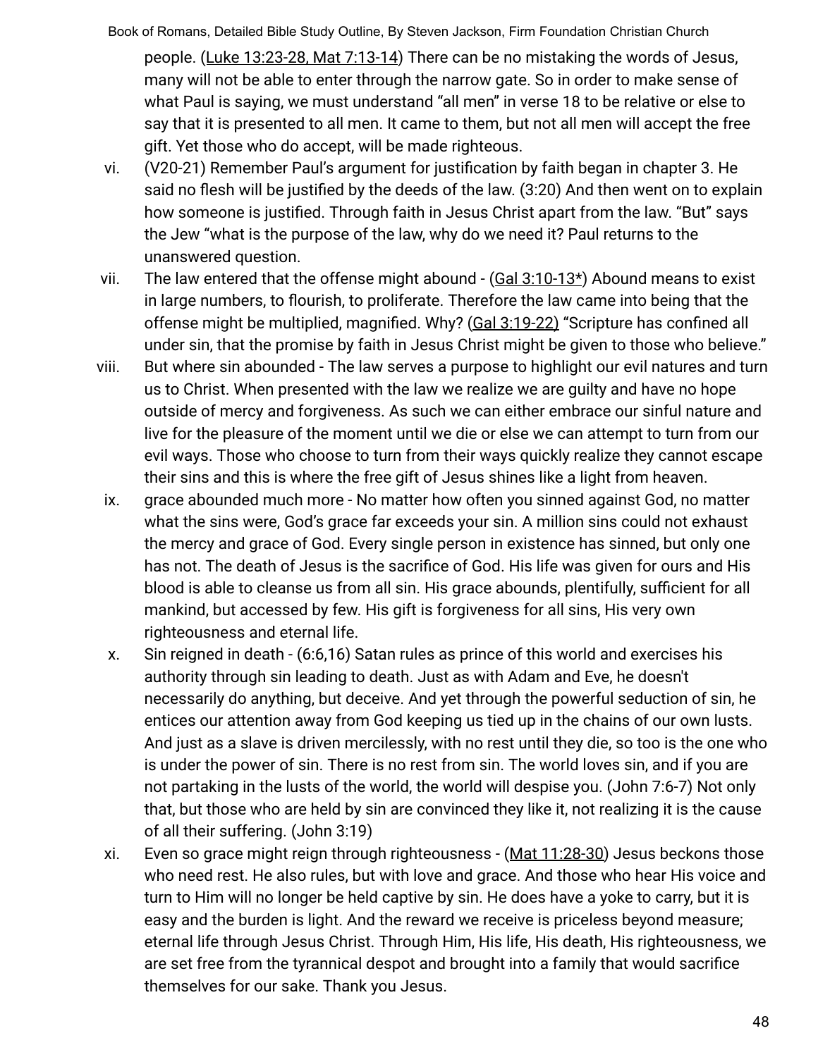people. (Luke 13:23-28, Mat 7:13-14) There can be no mistaking the words of Jesus, many will not be able to enter through the narrow gate. So in order to make sense of what Paul is saying, we must understand "all men" in verse 18 to be relative or else to say that it is presented to all men. It came to them, but not all men will accept the free gift. Yet those who do accept, will be made righteous.

vi. (V20-21) Remember Paul's argument for justification by faith began in chapter 3. He said no flesh will be justified by the deeds of the law. (3:20) And then went on to explain how someone is justified. Through faith in Jesus Christ apart from the law. "But" says the Jew "what is the purpose of the law, why do we need it? Paul returns to the unanswered question.

vii. The law entered that the offense might abound - (Gal 3:10-13*) Abound means to exist in large numbers, to flourish, to proliferate. Therefore the law came into being that the offense might be multiplied, magnified. Why? (Gal 3:19-22) "Scripture has confined all under sin, that the promise by faith in Jesus Christ might be given to those who believe."

viii. But where sin abounded - The law serves a purpose to highlight our evil natures and turn us to Christ. When presented with the law we realize we are guilty and have no hope outside of mercy and forgiveness. As such we can either embrace our sinful nature and live for the pleasure of the moment until we die or else we can attempt to turn from our evil ways. Those who choose to turn from their ways quickly realize they cannot escape their sins and this is where the free gift of Jesus shines like a light from heaven.

ix. grace abounded much more - No matter how often you sinned against God, no matter what the sins were, God's grace far exceeds your sin. A million sins could not exhaust the mercy and grace of God. Every single person in existence has sinned, but only one has not. The death of Jesus is the sacrifice of God. His life was given for ours and His blood is able to cleanse us from all sin. His grace abounds, plentifully, sufficient for all mankind, but accessed by few. His gift is forgiveness for all sins, His very own righteousness and eternal life.

x. Sin reigned in death - (6:6,16) Satan rules as prince of this world and exercises his authority through sin leading to death. Just as with Adam and Eve, he doesn't necessarily do anything, but deceive. And yet through the powerful seduction of sin, he entices our attention away from God keeping us tied up in the chains of our own lusts. And just as a slave is driven mercilessly, with no rest until they die, so too is the one who is under the power of sin. There is no rest from sin. The world loves sin, and if you are not partaking in the lusts of the world, the world will despise you. (John 7:6-7) Not only that, but those who are held by sin are convinced they like it, not realizing it is the cause of all their suffering. (John 3:19)

xi. Even so grace might reign through righteousness - (Mat 11:28-30) Jesus beckons those who need rest. He also rules, but with love and grace. And those who hear His voice and turn to Him will no longer be held captive by sin. He does have a yoke to carry, but it is easy and the burden is light. And the reward we receive is priceless beyond measure; eternal life through Jesus Christ. Through Him, His life, His death, His righteousness, we are set free from the tyrannical despot and brought into a family that would sacrifice themselves for our sake. Thank you Jesus.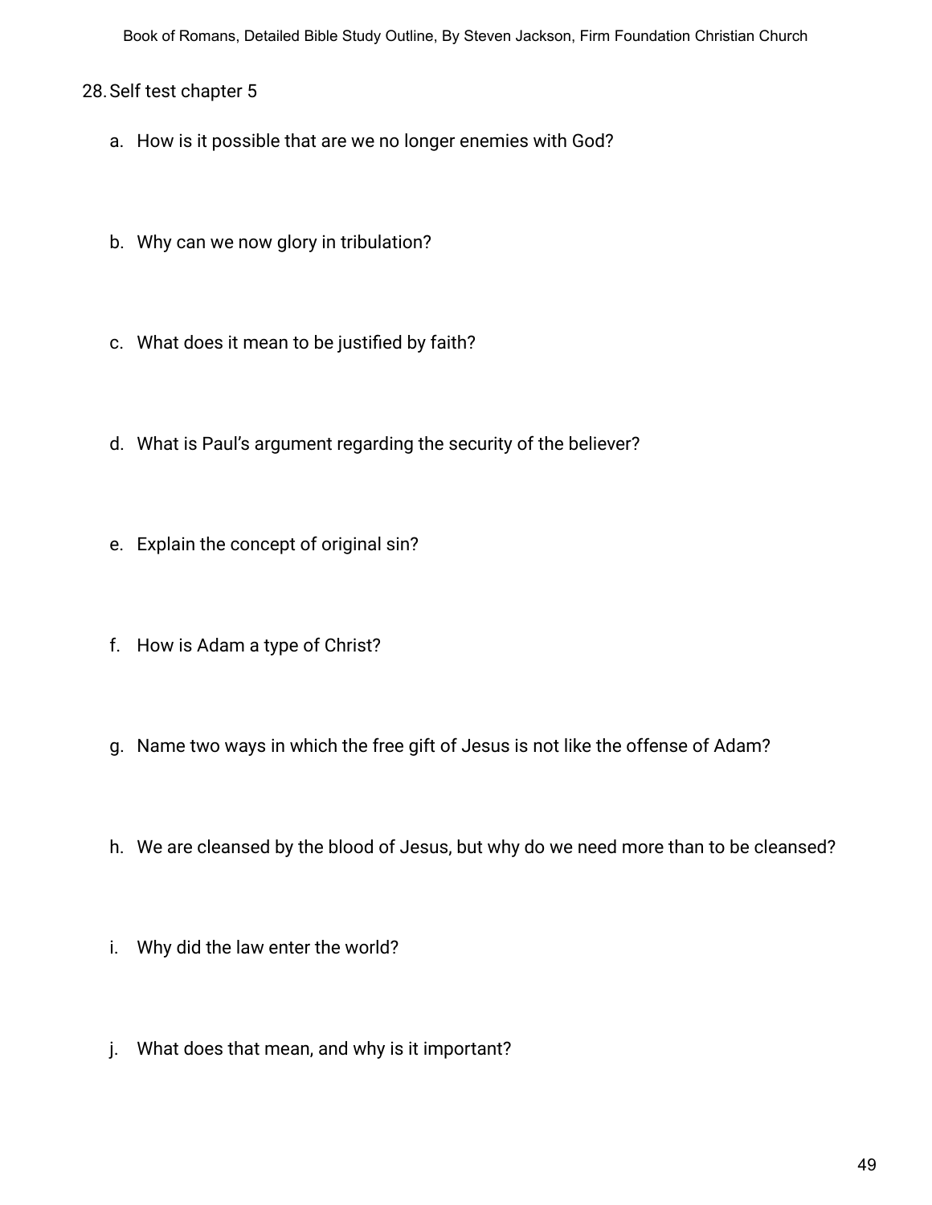28. Self test chapter 5

    a. How is it possible that are we no longer enemies with God?

    b. Why can we now glory in tribulation?

    c. What does it mean to be justified by faith?

    d. What is Paul's argument regarding the security of the believer?

    e. Explain the concept of original sin?

    f. How is Adam a type of Christ?

    g. Name two ways in which the free gift of Jesus is not like the offense of Adam?

    h. We are cleansed by the blood of Jesus, but why do we need more than to be cleansed?

    i. Why did the law enter the world?

    j. What does that mean, and why is it important?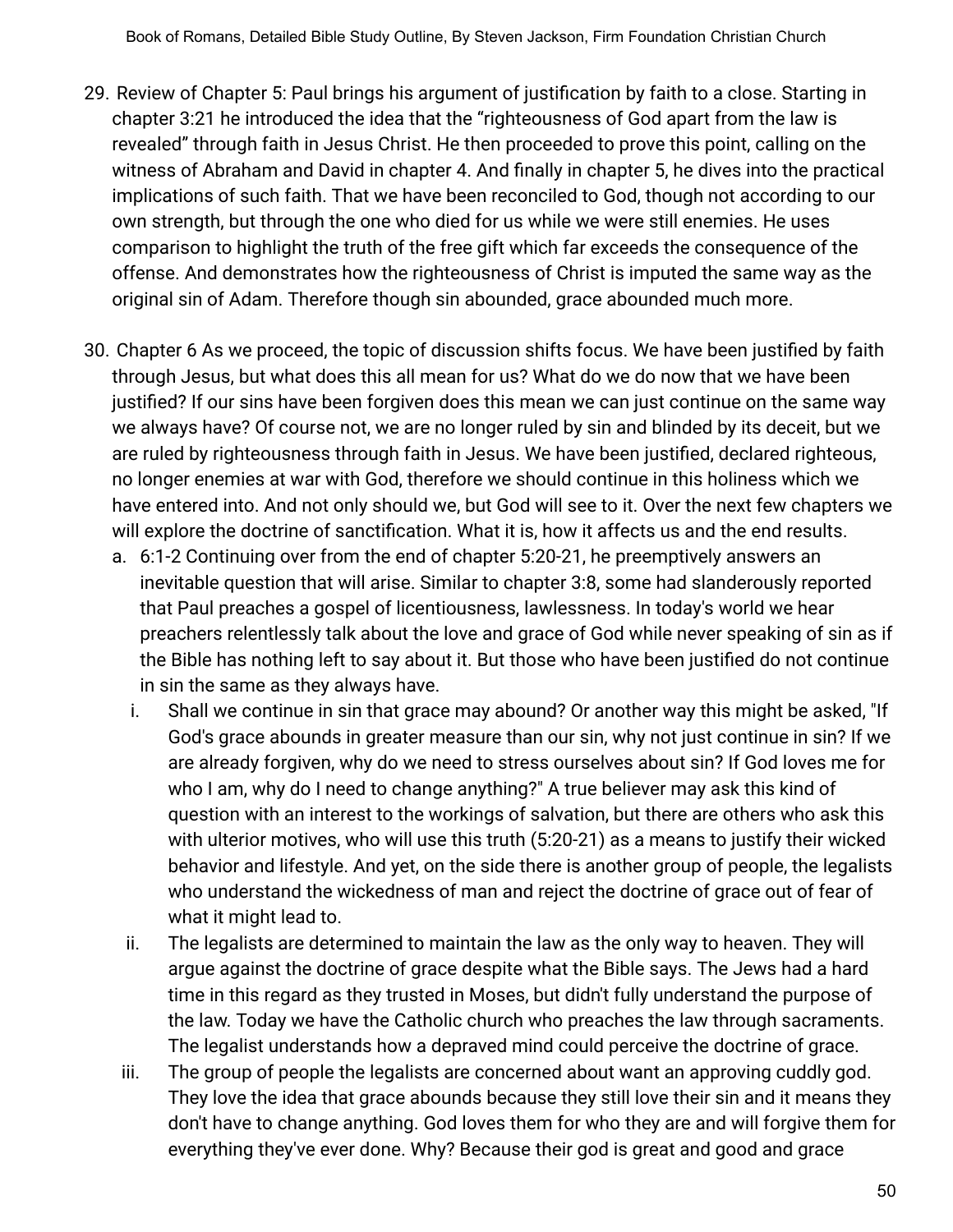29. Review of Chapter 5: Paul brings his argument of justification by faith to a close. Starting in chapter 3:21 he introduced the idea that the "righteousness of God apart from the law is revealed" through faith in Jesus Christ. He then proceeded to prove this point, calling on the witness of Abraham and David in chapter 4. And finally in chapter 5, he dives into the practical implications of such faith. That we have been reconciled to God, though not according to our own strength, but through the one who died for us while we were still enemies. He uses comparison to highlight the truth of the free gift which far exceeds the consequence of the offense. And demonstrates how the righteousness of Christ is imputed the same way as the original sin of Adam. Therefore though sin abounded, grace abounded much more.

30. Chapter 6 As we proceed, the topic of discussion shifts focus. We have been justified by faith through Jesus, but what does this all mean for us? What do we do now that we have been justified? If our sins have been forgiven does this mean we can just continue on the same way we always have? Of course not, we are no longer ruled by sin and blinded by its deceit, but we are ruled by righteousness through faith in Jesus. We have been justified, declared righteous, no longer enemies at war with God, therefore we should continue in this holiness which we have entered into. And not only should we, but God will see to it. Over the next few chapters we will explore the doctrine of sanctification. What it is, how it affects us and the end results.
    a. 6:1-2 Continuing over from the end of chapter 5:20-21, he preemptively answers an inevitable question that will arise. Similar to chapter 3:8, some had slanderously reported that Paul preaches a gospel of licentiousness, lawlessness. In today's world we hear preachers relentlessly talk about the love and grace of God while never speaking of sin as if the Bible has nothing left to say about it. But those who have been justified do not continue in sin the same as they always have.
        i. Shall we continue in sin that grace may abound? Or another way this might be asked, "If God's grace abounds in greater measure than our sin, why not just continue in sin? If we are already forgiven, why do we need to stress ourselves about sin? If God loves me for who I am, why do I need to change anything?" A true believer may ask this kind of question with an interest to the workings of salvation, but there are others who ask this with ulterior motives, who will use this truth (5:20-21) as a means to justify their wicked behavior and lifestyle. And yet, on the side there is another group of people, the legalists who understand the wickedness of man and reject the doctrine of grace out of fear of what it might lead to.
        ii. The legalists are determined to maintain the law as the only way to heaven. They will argue against the doctrine of grace despite what the Bible says. The Jews had a hard time in this regard as they trusted in Moses, but didn't fully understand the purpose of the law. Today we have the Catholic church who preaches the law through sacraments. The legalist understands how a depraved mind could perceive the doctrine of grace.
        iii. The group of people the legalists are concerned about want an approving cuddly god. They love the idea that grace abounds because they still love their sin and it means they don't have to change anything. God loves them for who they are and will forgive them for everything they've ever done. Why? Because their god is great and good and grace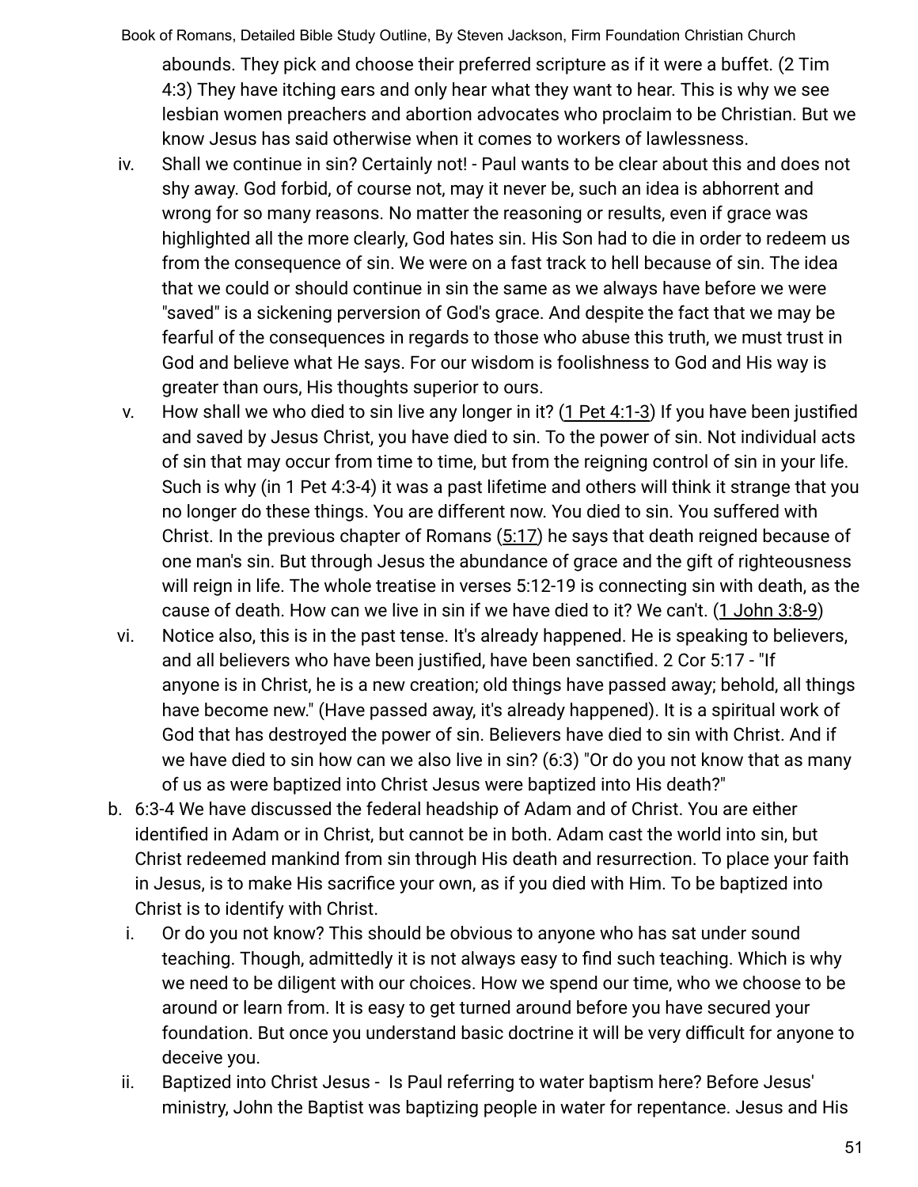abounds. They pick and choose their preferred scripture as if it were a buffet. (2 Tim 4:3) They have itching ears and only hear what they want to hear. This is why we see lesbian women preachers and abortion advocates who proclaim to be Christian. But we know Jesus has said otherwise when it comes to workers of lawlessness.

iv. Shall we continue in sin? Certainly not! - Paul wants to be clear about this and does not shy away. God forbid, of course not, may it never be, such an idea is abhorrent and wrong for so many reasons. No matter the reasoning or results, even if grace was highlighted all the more clearly, God hates sin. His Son had to die in order to redeem us from the consequence of sin. We were on a fast track to hell because of sin. The idea that we could or should continue in sin the same as we always have before we were "saved" is a sickening perversion of God's grace. And despite the fact that we may be fearful of the consequences in regards to those who abuse this truth, we must trust in God and believe what He says. For our wisdom is foolishness to God and His way is greater than ours, His thoughts superior to ours.

v. How shall we who died to sin live any longer in it? (1 Pet 4:1-3) If you have been justified and saved by Jesus Christ, you have died to sin. To the power of sin. Not individual acts of sin that may occur from time to time, but from the reigning control of sin in your life. Such is why (in 1 Pet 4:3-4) it was a past lifetime and others will think it strange that you no longer do these things. You are different now. You died to sin. You suffered with Christ. In the previous chapter of Romans (5:17) he says that death reigned because of one man's sin. But through Jesus the abundance of grace and the gift of righteousness will reign in life. The whole treatise in verses 5:12-19 is connecting sin with death, as the cause of death. How can we live in sin if we have died to it? We can't. (1 John 3:8-9)

vi. Notice also, this is in the past tense. It's already happened. He is speaking to believers, and all believers who have been justified, have been sanctified. 2 Cor 5:17 - "If anyone is in Christ, he is a new creation; old things have passed away; behold, all things have become new." (Have passed away, it's already happened). It is a spiritual work of God that has destroyed the power of sin. Believers have died to sin with Christ. And if we have died to sin how can we also live in sin? (6:3) "Or do you not know that as many of us as were baptized into Christ Jesus were baptized into His death?"

b. 6:3-4 We have discussed the federal headship of Adam and of Christ. You are either identified in Adam or in Christ, but cannot be in both. Adam cast the world into sin, but Christ redeemed mankind from sin through His death and resurrection. To place your faith in Jesus, is to make His sacrifice your own, as if you died with Him. To be baptized into Christ is to identify with Christ.

   i. Or do you not know? This should be obvious to anyone who has sat under sound teaching. Though, admittedly it is not always easy to find such teaching. Which is why we need to be diligent with our choices. How we spend our time, who we choose to be around or learn from. It is easy to get turned around before you have secured your foundation. But once you understand basic doctrine it will be very difficult for anyone to deceive you.

   ii. Baptized into Christ Jesus - Is Paul referring to water baptism here? Before Jesus' ministry, John the Baptist was baptizing people in water for repentance. Jesus and His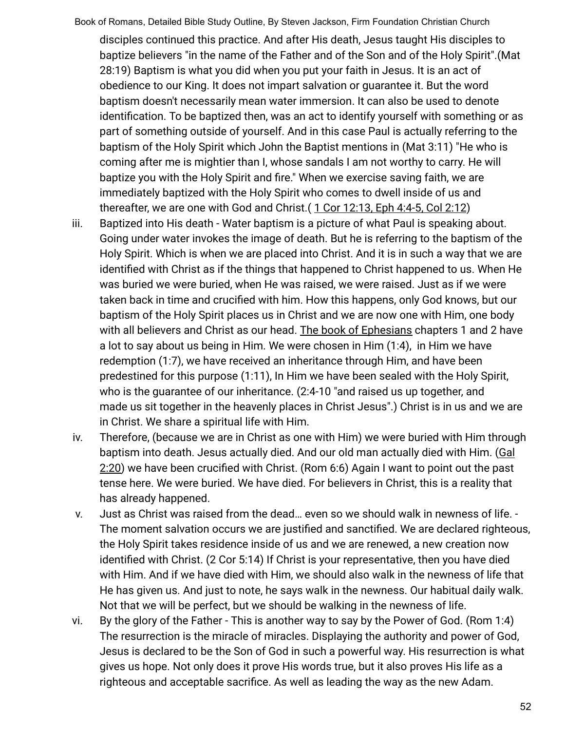disciples continued this practice. And after His death, Jesus taught His disciples to baptize believers "in the name of the Father and of the Son and of the Holy Spirit".(Mat 28:19) Baptism is what you did when you put your faith in Jesus. It is an act of obedience to our King. It does not impart salvation or guarantee it. But the word baptism doesn't necessarily mean water immersion. It can also be used to denote identification. To be baptized then, was an act to identify yourself with something or as part of something outside of yourself. And in this case Paul is actually referring to the baptism of the Holy Spirit which John the Baptist mentions in (Mat 3:11) "He who is coming after me is mightier than I, whose sandals I am not worthy to carry. He will baptize you with the Holy Spirit and fire." When we exercise saving faith, we are immediately baptized with the Holy Spirit who comes to dwell inside of us and thereafter, we are one with God and Christ.( 1 Cor 12:13, Eph 4:4-5, Col 2:12)

iii. Baptized into His death - Water baptism is a picture of what Paul is speaking about. Going under water invokes the image of death. But he is referring to the baptism of the Holy Spirit. Which is when we are placed into Christ. And it is in such a way that we are identified with Christ as if the things that happened to Christ happened to us. When He was buried we were buried, when He was raised, we were raised. Just as if we were taken back in time and crucified with him. How this happens, only God knows, but our baptism of the Holy Spirit places us in Christ and we are now one with Him, one body with all believers and Christ as our head. The book of Ephesians chapters 1 and 2 have a lot to say about us being in Him. We were chosen in Him (1:4), in Him we have redemption (1:7), we have received an inheritance through Him, and have been predestined for this purpose (1:11), In Him we have been sealed with the Holy Spirit, who is the guarantee of our inheritance. (2:4-10 "and raised us up together, and made us sit together in the heavenly places in Christ Jesus".) Christ is in us and we are in Christ. We share a spiritual life with Him.

iv. Therefore, (because we are in Christ as one with Him) we were buried with Him through baptism into death. Jesus actually died. And our old man actually died with Him. (Gal 2:20) we have been crucified with Christ. (Rom 6:6) Again I want to point out the past tense here. We were buried. We have died. For believers in Christ, this is a reality that has already happened.

v. Just as Christ was raised from the dead… even so we should walk in newness of life. - The moment salvation occurs we are justified and sanctified. We are declared righteous, the Holy Spirit takes residence inside of us and we are renewed, a new creation now identified with Christ. (2 Cor 5:14) If Christ is your representative, then you have died with Him. And if we have died with Him, we should also walk in the newness of life that He has given us. And just to note, he says walk in the newness. Our habitual daily walk. Not that we will be perfect, but we should be walking in the newness of life.

vi. By the glory of the Father - This is another way to say by the Power of God. (Rom 1:4) The resurrection is the miracle of miracles. Displaying the authority and power of God, Jesus is declared to be the Son of God in such a powerful way. His resurrection is what gives us hope. Not only does it prove His words true, but it also proves His life as a righteous and acceptable sacrifice. As well as leading the way as the new Adam.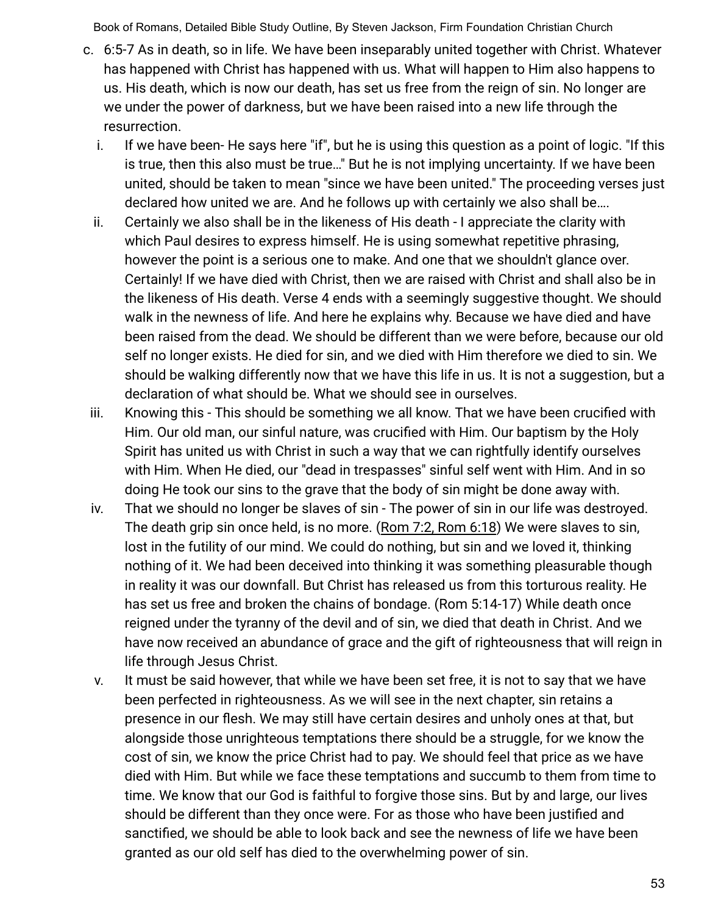c. 6:5-7 As in death, so in life. We have been inseparably united together with Christ. Whatever has happened with Christ has happened with us. What will happen to Him also happens to us. His death, which is now our death, has set us free from the reign of sin. No longer are we under the power of darkness, but we have been raised into a new life through the resurrection.

   i. If we have been- He says here "if", but he is using this question as a point of logic. "If this is true, then this also must be true…" But he is not implying uncertainty. If we have been united, should be taken to mean "since we have been united." The proceeding verses just declared how united we are. And he follows up with certainly we also shall be….

   ii. Certainly we also shall be in the likeness of His death - I appreciate the clarity with which Paul desires to express himself. He is using somewhat repetitive phrasing, however the point is a serious one to make. And one that we shouldn't glance over. Certainly! If we have died with Christ, then we are raised with Christ and shall also be in the likeness of His death. Verse 4 ends with a seemingly suggestive thought. We should walk in the newness of life. And here he explains why. Because we have died and have been raised from the dead. We should be different than we were before, because our old self no longer exists. He died for sin, and we died with Him therefore we died to sin. We should be walking differently now that we have this life in us. It is not a suggestion, but a declaration of what should be. What we should see in ourselves.

   iii. Knowing this - This should be something we all know. That we have been crucified with Him. Our old man, our sinful nature, was crucified with Him. Our baptism by the Holy Spirit has united us with Christ in such a way that we can rightfully identify ourselves with Him. When He died, our "dead in trespasses" sinful self went with Him. And in so doing He took our sins to the grave that the body of sin might be done away with.

   iv. That we should no longer be slaves of sin - The power of sin in our life was destroyed. The death grip sin once held, is no more. (Rom 7:2, Rom 6:18) We were slaves to sin, lost in the futility of our mind. We could do nothing, but sin and we loved it, thinking nothing of it. We had been deceived into thinking it was something pleasurable though in reality it was our downfall. But Christ has released us from this torturous reality. He has set us free and broken the chains of bondage. (Rom 5:14-17) While death once reigned under the tyranny of the devil and of sin, we died that death in Christ. And we have now received an abundance of grace and the gift of righteousness that will reign in life through Jesus Christ.

   v. It must be said however, that while we have been set free, it is not to say that we have been perfected in righteousness. As we will see in the next chapter, sin retains a presence in our flesh. We may still have certain desires and unholy ones at that, but alongside those unrighteous temptations there should be a struggle, for we know the cost of sin, we know the price Christ had to pay. We should feel that price as we have died with Him. But while we face these temptations and succumb to them from time to time. We know that our God is faithful to forgive those sins. But by and large, our lives should be different than they once were. For as those who have been justified and sanctified, we should be able to look back and see the newness of life we have been granted as our old self has died to the overwhelming power of sin.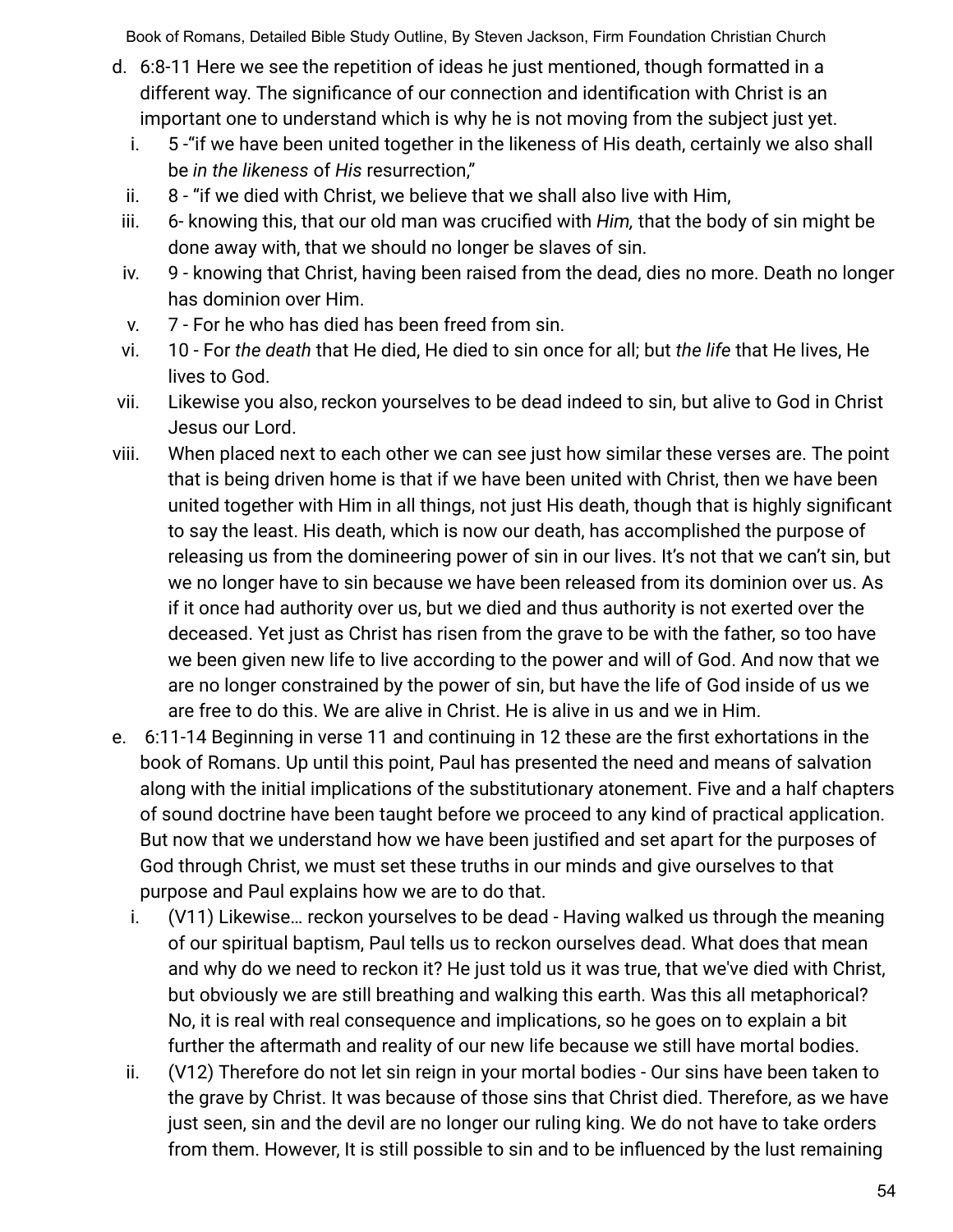d. 6:8-11 Here we see the repetition of ideas he just mentioned, though formatted in a different way. The significance of our connection and identification with Christ is an important one to understand which is why he is not moving from the subject just yet.

   i. 5 -"if we have been united together in the likeness of His death, certainly we also shall be *in the likeness* of *His* resurrection,"
   ii. 8 - "if we died with Christ, we believe that we shall also live with Him,
   iii. 6- knowing this, that our old man was crucified with *Him,* that the body of sin might be done away with, that we should no longer be slaves of sin.
   iv. 9 - knowing that Christ, having been raised from the dead, dies no more. Death no longer has dominion over Him.
   v. 7 - For he who has died has been freed from sin.
   vi. 10 - For *the death* that He died, He died to sin once for all; but *the life* that He lives, He lives to God.
   vii. Likewise you also, reckon yourselves to be dead indeed to sin, but alive to God in Christ Jesus our Lord.
   viii. When placed next to each other we can see just how similar these verses are. The point that is being driven home is that if we have been united with Christ, then we have been united together with Him in all things, not just His death, though that is highly significant to say the least. His death, which is now our death, has accomplished the purpose of releasing us from the domineering power of sin in our lives. It's not that we can't sin, but we no longer have to sin because we have been released from its dominion over us. As if it once had authority over us, but we died and thus authority is not exerted over the deceased. Yet just as Christ has risen from the grave to be with the father, so too have we been given new life to live according to the power and will of God. And now that we are no longer constrained by the power of sin, but have the life of God inside of us we are free to do this. We are alive in Christ. He is alive in us and we in Him.

e. 6:11-14 Beginning in verse 11 and continuing in 12 these are the first exhortations in the book of Romans. Up until this point, Paul has presented the need and means of salvation along with the initial implications of the substitutionary atonement. Five and a half chapters of sound doctrine have been taught before we proceed to any kind of practical application. But now that we understand how we have been justified and set apart for the purposes of God through Christ, we must set these truths in our minds and give ourselves to that purpose and Paul explains how we are to do that.

   i. (V11) Likewise… reckon yourselves to be dead - Having walked us through the meaning of our spiritual baptism, Paul tells us to reckon ourselves dead. What does that mean and why do we need to reckon it? He just told us it was true, that we've died with Christ, but obviously we are still breathing and walking this earth. Was this all metaphorical? No, it is real with real consequence and implications, so he goes on to explain a bit further the aftermath and reality of our new life because we still have mortal bodies.
   ii. (V12) Therefore do not let sin reign in your mortal bodies - Our sins have been taken to the grave by Christ. It was because of those sins that Christ died. Therefore, as we have just seen, sin and the devil are no longer our ruling king. We do not have to take orders from them. However, It is still possible to sin and to be influenced by the lust remaining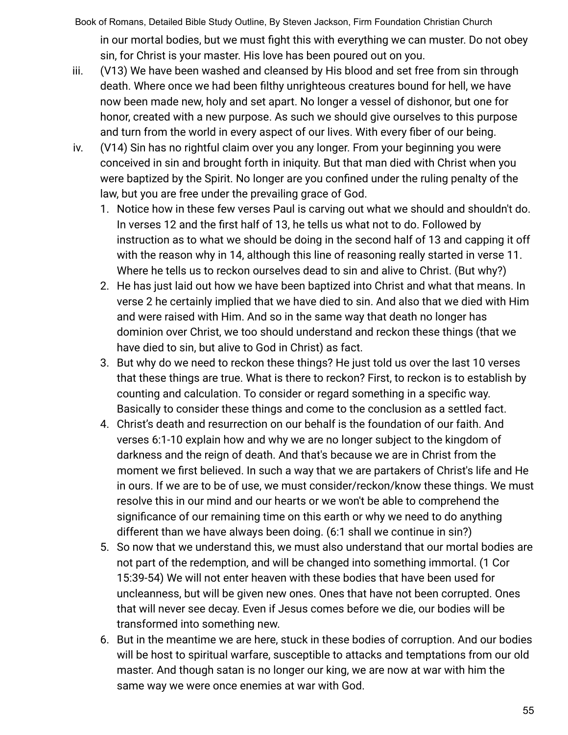in our mortal bodies, but we must fight this with everything we can muster. Do not obey sin, for Christ is your master. His love has been poured out on you.

iii. (V13) We have been washed and cleansed by His blood and set free from sin through death. Where once we had been filthy unrighteous creatures bound for hell, we have now been made new, holy and set apart. No longer a vessel of dishonor, but one for honor, created with a new purpose. As such we should give ourselves to this purpose and turn from the world in every aspect of our lives. With every fiber of our being.

iv. (V14) Sin has no rightful claim over you any longer. From your beginning you were conceived in sin and brought forth in iniquity. But that man died with Christ when you were baptized by the Spirit. No longer are you confined under the ruling penalty of the law, but you are free under the prevailing grace of God.

1. Notice how in these few verses Paul is carving out what we should and shouldn't do. In verses 12 and the first half of 13, he tells us what not to do. Followed by instruction as to what we should be doing in the second half of 13 and capping it off with the reason why in 14, although this line of reasoning really started in verse 11. Where he tells us to reckon ourselves dead to sin and alive to Christ. (But why?)
2. He has just laid out how we have been baptized into Christ and what that means. In verse 2 he certainly implied that we have died to sin. And also that we died with Him and were raised with Him. And so in the same way that death no longer has dominion over Christ, we too should understand and reckon these things (that we have died to sin, but alive to God in Christ) as fact.
3. But why do we need to reckon these things? He just told us over the last 10 verses that these things are true. What is there to reckon? First, to reckon is to establish by counting and calculation. To consider or regard something in a specific way. Basically to consider these things and come to the conclusion as a settled fact.
4. Christ's death and resurrection on our behalf is the foundation of our faith. And verses 6:1-10 explain how and why we are no longer subject to the kingdom of darkness and the reign of death. And that's because we are in Christ from the moment we first believed. In such a way that we are partakers of Christ's life and He in ours. If we are to be of use, we must consider/reckon/know these things. We must resolve this in our mind and our hearts or we won't be able to comprehend the significance of our remaining time on this earth or why we need to do anything different than we have always been doing. (6:1 shall we continue in sin?)
5. So now that we understand this, we must also understand that our mortal bodies are not part of the redemption, and will be changed into something immortal. (1 Cor 15:39-54) We will not enter heaven with these bodies that have been used for uncleanness, but will be given new ones. Ones that have not been corrupted. Ones that will never see decay. Even if Jesus comes before we die, our bodies will be transformed into something new.
6. But in the meantime we are here, stuck in these bodies of corruption. And our bodies will be host to spiritual warfare, susceptible to attacks and temptations from our old master. And though satan is no longer our king, we are now at war with him the same way we were once enemies at war with God.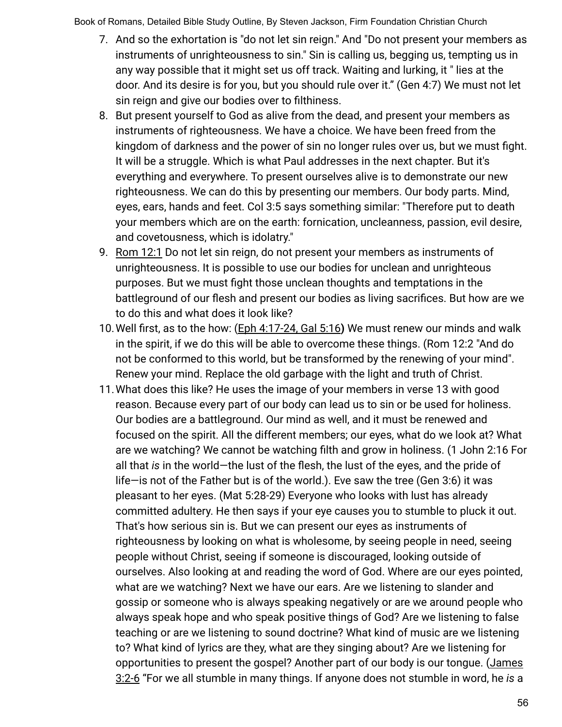7. And so the exhortation is "do not let sin reign." And "Do not present your members as instruments of unrighteousness to sin." Sin is calling us, begging us, tempting us in any way possible that it might set us off track. Waiting and lurking, it " lies at the door. And its desire is for you, but you should rule over it." (Gen 4:7) We must not let sin reign and give our bodies over to filthiness.
8. But present yourself to God as alive from the dead, and present your members as instruments of righteousness. We have a choice. We have been freed from the kingdom of darkness and the power of sin no longer rules over us, but we must fight. It will be a struggle. Which is what Paul addresses in the next chapter. But it's everything and everywhere. To present ourselves alive is to demonstrate our new righteousness. We can do this by presenting our members. Our body parts. Mind, eyes, ears, hands and feet. Col 3:5 says something similar: "Therefore put to death your members which are on the earth: fornication, uncleanness, passion, evil desire, and covetousness, which is idolatry."
9. Rom 12:1 Do not let sin reign, do not present your members as instruments of unrighteousness. It is possible to use our bodies for unclean and unrighteous purposes. But we must fight those unclean thoughts and temptations in the battleground of our flesh and present our bodies as living sacrifices. But how are we to do this and what does it look like?
10. Well first, as to the how: (Eph 4:17-24, Gal 5:16**)** We must renew our minds and walk in the spirit, if we do this will be able to overcome these things. (Rom 12:2 "And do not be conformed to this world, but be transformed by the renewing of your mind". Renew your mind. Replace the old garbage with the light and truth of Christ.
11. What does this like? He uses the image of your members in verse 13 with good reason. Because every part of our body can lead us to sin or be used for holiness. Our bodies are a battleground. Our mind as well, and it must be renewed and focused on the spirit. All the different members; our eyes, what do we look at? What are we watching? We cannot be watching filth and grow in holiness. (1 John 2:16 For all that *is* in the world—the lust of the flesh, the lust of the eyes, and the pride of life—is not of the Father but is of the world.). Eve saw the tree (Gen 3:6) it was pleasant to her eyes. (Mat 5:28-29) Everyone who looks with lust has already committed adultery. He then says if your eye causes you to stumble to pluck it out. That's how serious sin is. But we can present our eyes as instruments of righteousness by looking on what is wholesome, by seeing people in need, seeing people without Christ, seeing if someone is discouraged, looking outside of ourselves. Also looking at and reading the word of God. Where are our eyes pointed, what are we watching? Next we have our ears. Are we listening to slander and gossip or someone who is always speaking negatively or are we around people who always speak hope and who speak positive things of God? Are we listening to false teaching or are we listening to sound doctrine? What kind of music are we listening to? What kind of lyrics are they, what are they singing about? Are we listening for opportunities to present the gospel? Another part of our body is our tongue. (James 3:2-6 "For we all stumble in many things. If anyone does not stumble in word, he *is* a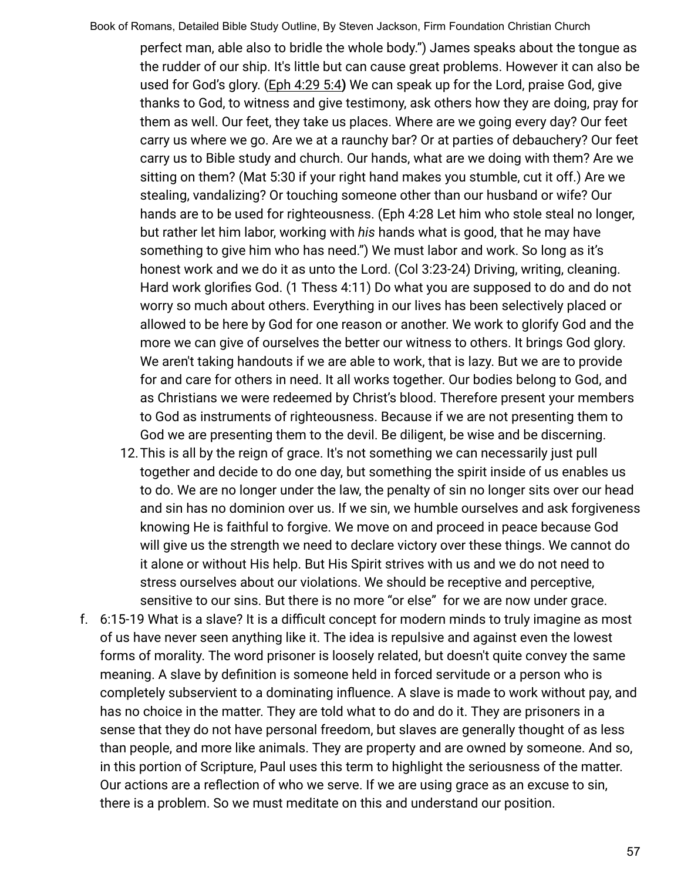perfect man, able also to bridle the whole body.") James speaks about the tongue as the rudder of our ship. It's little but can cause great problems. However it can also be used for God's glory. (Eph 4:29 5:4**)** We can speak up for the Lord, praise God, give thanks to God, to witness and give testimony, ask others how they are doing, pray for them as well. Our feet, they take us places. Where are we going every day? Our feet carry us where we go. Are we at a raunchy bar? Or at parties of debauchery? Our feet carry us to Bible study and church. Our hands, what are we doing with them? Are we sitting on them? (Mat 5:30 if your right hand makes you stumble, cut it off.) Are we stealing, vandalizing? Or touching someone other than our husband or wife? Our hands are to be used for righteousness. (Eph 4:28 Let him who stole steal no longer, but rather let him labor, working with *his* hands what is good, that he may have something to give him who has need.") We must labor and work. So long as it's honest work and we do it as unto the Lord. (Col 3:23-24) Driving, writing, cleaning. Hard work glorifies God. (1 Thess 4:11) Do what you are supposed to do and do not worry so much about others. Everything in our lives has been selectively placed or allowed to be here by God for one reason or another. We work to glorify God and the more we can give of ourselves the better our witness to others. It brings God glory. We aren't taking handouts if we are able to work, that is lazy. But we are to provide for and care for others in need. It all works together. Our bodies belong to God, and as Christians we were redeemed by Christ's blood. Therefore present your members to God as instruments of righteousness. Because if we are not presenting them to God we are presenting them to the devil. Be diligent, be wise and be discerning.

12. This is all by the reign of grace. It's not something we can necessarily just pull together and decide to do one day, but something the spirit inside of us enables us to do. We are no longer under the law, the penalty of sin no longer sits over our head and sin has no dominion over us. If we sin, we humble ourselves and ask forgiveness knowing He is faithful to forgive. We move on and proceed in peace because God will give us the strength we need to declare victory over these things. We cannot do it alone or without His help. But His Spirit strives with us and we do not need to stress ourselves about our violations. We should be receptive and perceptive, sensitive to our sins. But there is no more "or else" for we are now under grace.

f. 6:15-19 What is a slave? It is a difficult concept for modern minds to truly imagine as most of us have never seen anything like it. The idea is repulsive and against even the lowest forms of morality. The word prisoner is loosely related, but doesn't quite convey the same meaning. A slave by definition is someone held in forced servitude or a person who is completely subservient to a dominating influence. A slave is made to work without pay, and has no choice in the matter. They are told what to do and do it. They are prisoners in a sense that they do not have personal freedom, but slaves are generally thought of as less than people, and more like animals. They are property and are owned by someone. And so, in this portion of Scripture, Paul uses this term to highlight the seriousness of the matter. Our actions are a reflection of who we serve. If we are using grace as an excuse to sin, there is a problem. So we must meditate on this and understand our position.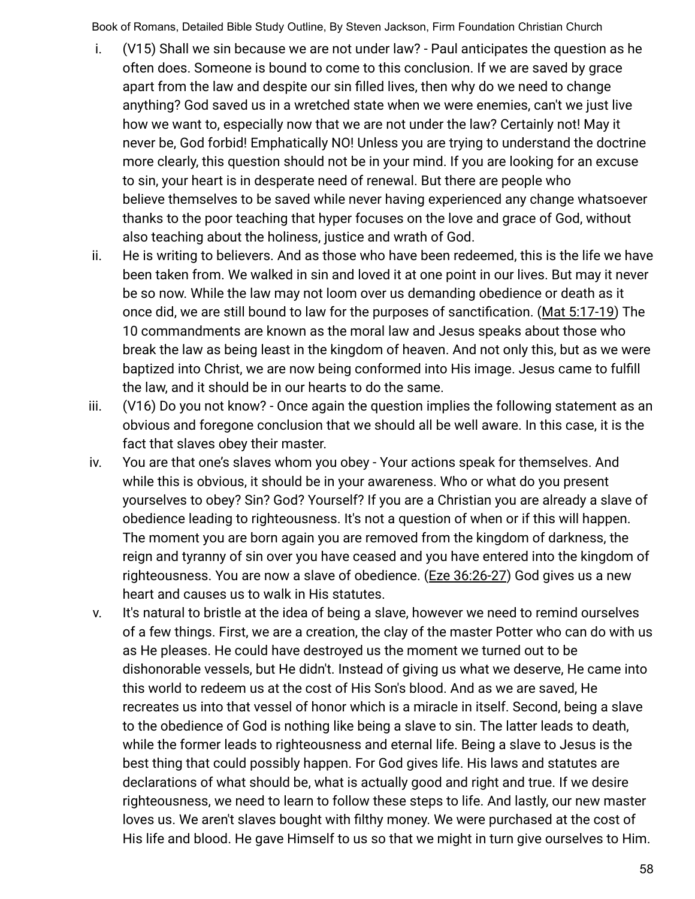i. (V15) Shall we sin because we are not under law? - Paul anticipates the question as he often does. Someone is bound to come to this conclusion. If we are saved by grace apart from the law and despite our sin filled lives, then why do we need to change anything? God saved us in a wretched state when we were enemies, can't we just live how we want to, especially now that we are not under the law? Certainly not! May it never be, God forbid! Emphatically NO! Unless you are trying to understand the doctrine more clearly, this question should not be in your mind. If you are looking for an excuse to sin, your heart is in desperate need of renewal. But there are people who believe themselves to be saved while never having experienced any change whatsoever thanks to the poor teaching that hyper focuses on the love and grace of God, without also teaching about the holiness, justice and wrath of God.

ii. He is writing to believers. And as those who have been redeemed, this is the life we have been taken from. We walked in sin and loved it at one point in our lives. But may it never be so now. While the law may not loom over us demanding obedience or death as it once did, we are still bound to law for the purposes of sanctification. (Mat 5:17-19) The 10 commandments are known as the moral law and Jesus speaks about those who break the law as being least in the kingdom of heaven. And not only this, but as we were baptized into Christ, we are now being conformed into His image. Jesus came to fulfill the law, and it should be in our hearts to do the same.

iii. (V16) Do you not know? - Once again the question implies the following statement as an obvious and foregone conclusion that we should all be well aware. In this case, it is the fact that slaves obey their master.

iv. You are that one's slaves whom you obey - Your actions speak for themselves. And while this is obvious, it should be in your awareness. Who or what do you present yourselves to obey? Sin? God? Yourself? If you are a Christian you are already a slave of obedience leading to righteousness. It's not a question of when or if this will happen. The moment you are born again you are removed from the kingdom of darkness, the reign and tyranny of sin over you have ceased and you have entered into the kingdom of righteousness. You are now a slave of obedience. (Eze 36:26-27) God gives us a new heart and causes us to walk in His statutes.

v. It's natural to bristle at the idea of being a slave, however we need to remind ourselves of a few things. First, we are a creation, the clay of the master Potter who can do with us as He pleases. He could have destroyed us the moment we turned out to be dishonorable vessels, but He didn't. Instead of giving us what we deserve, He came into this world to redeem us at the cost of His Son's blood. And as we are saved, He recreates us into that vessel of honor which is a miracle in itself. Second, being a slave to the obedience of God is nothing like being a slave to sin. The latter leads to death, while the former leads to righteousness and eternal life. Being a slave to Jesus is the best thing that could possibly happen. For God gives life. His laws and statutes are declarations of what should be, what is actually good and right and true. If we desire righteousness, we need to learn to follow these steps to life. And lastly, our new master loves us. We aren't slaves bought with filthy money. We were purchased at the cost of His life and blood. He gave Himself to us so that we might in turn give ourselves to Him.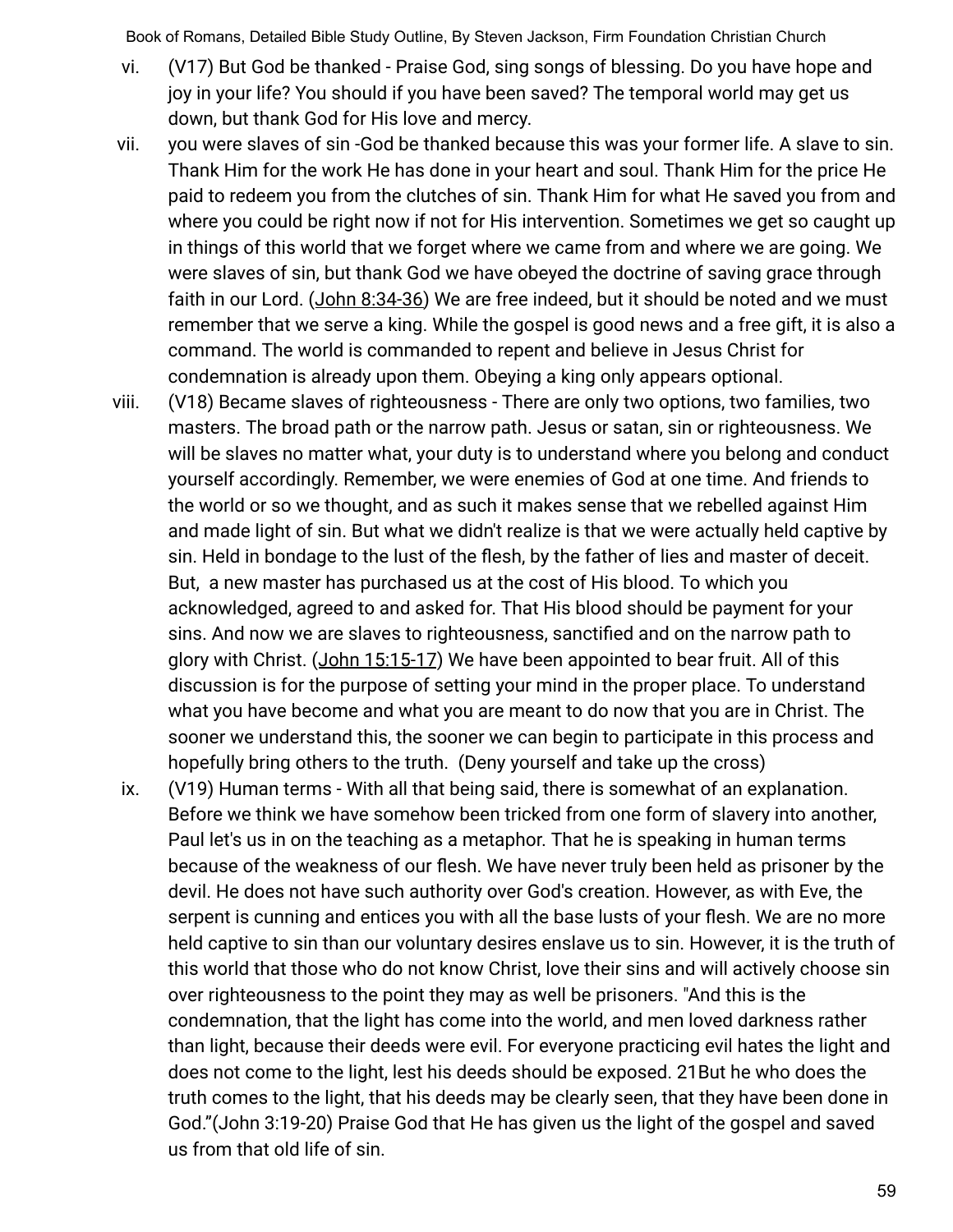vi. (V17) But God be thanked - Praise God, sing songs of blessing. Do you have hope and joy in your life? You should if you have been saved? The temporal world may get us down, but thank God for His love and mercy.

vii. you were slaves of sin -God be thanked because this was your former life. A slave to sin. Thank Him for the work He has done in your heart and soul. Thank Him for the price He paid to redeem you from the clutches of sin. Thank Him for what He saved you from and where you could be right now if not for His intervention. Sometimes we get so caught up in things of this world that we forget where we came from and where we are going. We were slaves of sin, but thank God we have obeyed the doctrine of saving grace through faith in our Lord. (John 8:34-36) We are free indeed, but it should be noted and we must remember that we serve a king. While the gospel is good news and a free gift, it is also a command. The world is commanded to repent and believe in Jesus Christ for condemnation is already upon them. Obeying a king only appears optional.

viii. (V18) Became slaves of righteousness - There are only two options, two families, two masters. The broad path or the narrow path. Jesus or satan, sin or righteousness. We will be slaves no matter what, your duty is to understand where you belong and conduct yourself accordingly. Remember, we were enemies of God at one time. And friends to the world or so we thought, and as such it makes sense that we rebelled against Him and made light of sin. But what we didn't realize is that we were actually held captive by sin. Held in bondage to the lust of the flesh, by the father of lies and master of deceit. But, a new master has purchased us at the cost of His blood. To which you acknowledged, agreed to and asked for. That His blood should be payment for your sins. And now we are slaves to righteousness, sanctified and on the narrow path to glory with Christ. (John 15:15-17) We have been appointed to bear fruit. All of this discussion is for the purpose of setting your mind in the proper place. To understand what you have become and what you are meant to do now that you are in Christ. The sooner we understand this, the sooner we can begin to participate in this process and hopefully bring others to the truth. (Deny yourself and take up the cross)

ix. (V19) Human terms - With all that being said, there is somewhat of an explanation. Before we think we have somehow been tricked from one form of slavery into another, Paul let's us in on the teaching as a metaphor. That he is speaking in human terms because of the weakness of our flesh. We have never truly been held as prisoner by the devil. He does not have such authority over God's creation. However, as with Eve, the serpent is cunning and entices you with all the base lusts of your flesh. We are no more held captive to sin than our voluntary desires enslave us to sin. However, it is the truth of this world that those who do not know Christ, love their sins and will actively choose sin over righteousness to the point they may as well be prisoners. "And this is the condemnation, that the light has come into the world, and men loved darkness rather than light, because their deeds were evil. For everyone practicing evil hates the light and does not come to the light, lest his deeds should be exposed. 21But he who does the truth comes to the light, that his deeds may be clearly seen, that they have been done in God."(John 3:19-20) Praise God that He has given us the light of the gospel and saved us from that old life of sin.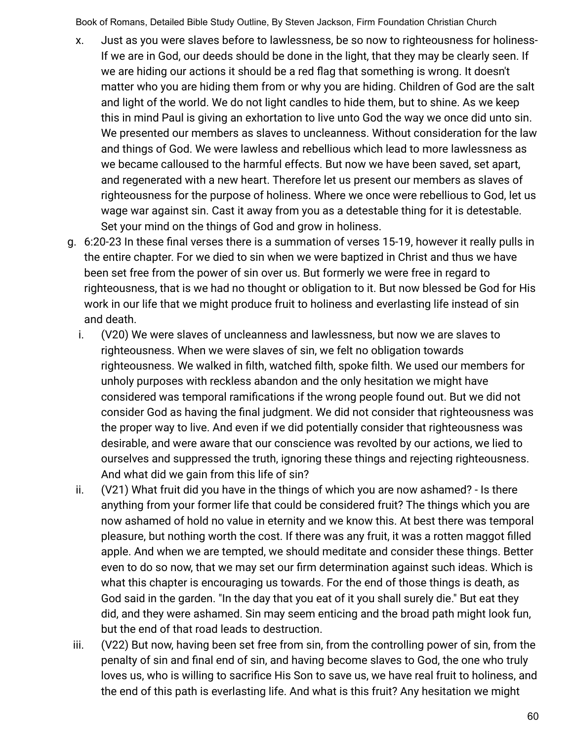x. Just as you were slaves before to lawlessness, be so now to righteousness for holiness- If we are in God, our deeds should be done in the light, that they may be clearly seen. If we are hiding our actions it should be a red flag that something is wrong. It doesn't matter who you are hiding them from or why you are hiding. Children of God are the salt and light of the world. We do not light candles to hide them, but to shine. As we keep this in mind Paul is giving an exhortation to live unto God the way we once did unto sin. We presented our members as slaves to uncleanness. Without consideration for the law and things of God. We were lawless and rebellious which lead to more lawlessness as we became calloused to the harmful effects. But now we have been saved, set apart, and regenerated with a new heart. Therefore let us present our members as slaves of righteousness for the purpose of holiness. Where we once were rebellious to God, let us wage war against sin. Cast it away from you as a detestable thing for it is detestable. Set your mind on the things of God and grow in holiness.

g. 6:20-23 In these final verses there is a summation of verses 15-19, however it really pulls in the entire chapter. For we died to sin when we were baptized in Christ and thus we have been set free from the power of sin over us. But formerly we were free in regard to righteousness, that is we had no thought or obligation to it. But now blessed be God for His work in our life that we might produce fruit to holiness and everlasting life instead of sin and death.

   i. (V20) We were slaves of uncleanness and lawlessness, but now we are slaves to righteousness. When we were slaves of sin, we felt no obligation towards righteousness. We walked in filth, watched filth, spoke filth. We used our members for unholy purposes with reckless abandon and the only hesitation we might have considered was temporal ramifications if the wrong people found out. But we did not consider God as having the final judgment. We did not consider that righteousness was the proper way to live. And even if we did potentially consider that righteousness was desirable, and were aware that our conscience was revolted by our actions, we lied to ourselves and suppressed the truth, ignoring these things and rejecting righteousness. And what did we gain from this life of sin?

   ii. (V21) What fruit did you have in the things of which you are now ashamed? - Is there anything from your former life that could be considered fruit? The things which you are now ashamed of hold no value in eternity and we know this. At best there was temporal pleasure, but nothing worth the cost. If there was any fruit, it was a rotten maggot filled apple. And when we are tempted, we should meditate and consider these things. Better even to do so now, that we may set our firm determination against such ideas. Which is what this chapter is encouraging us towards. For the end of those things is death, as God said in the garden. "In the day that you eat of it you shall surely die." But eat they did, and they were ashamed. Sin may seem enticing and the broad path might look fun, but the end of that road leads to destruction.

   iii. (V22) But now, having been set free from sin, from the controlling power of sin, from the penalty of sin and final end of sin, and having become slaves to God, the one who truly loves us, who is willing to sacrifice His Son to save us, we have real fruit to holiness, and the end of this path is everlasting life. And what is this fruit? Any hesitation we might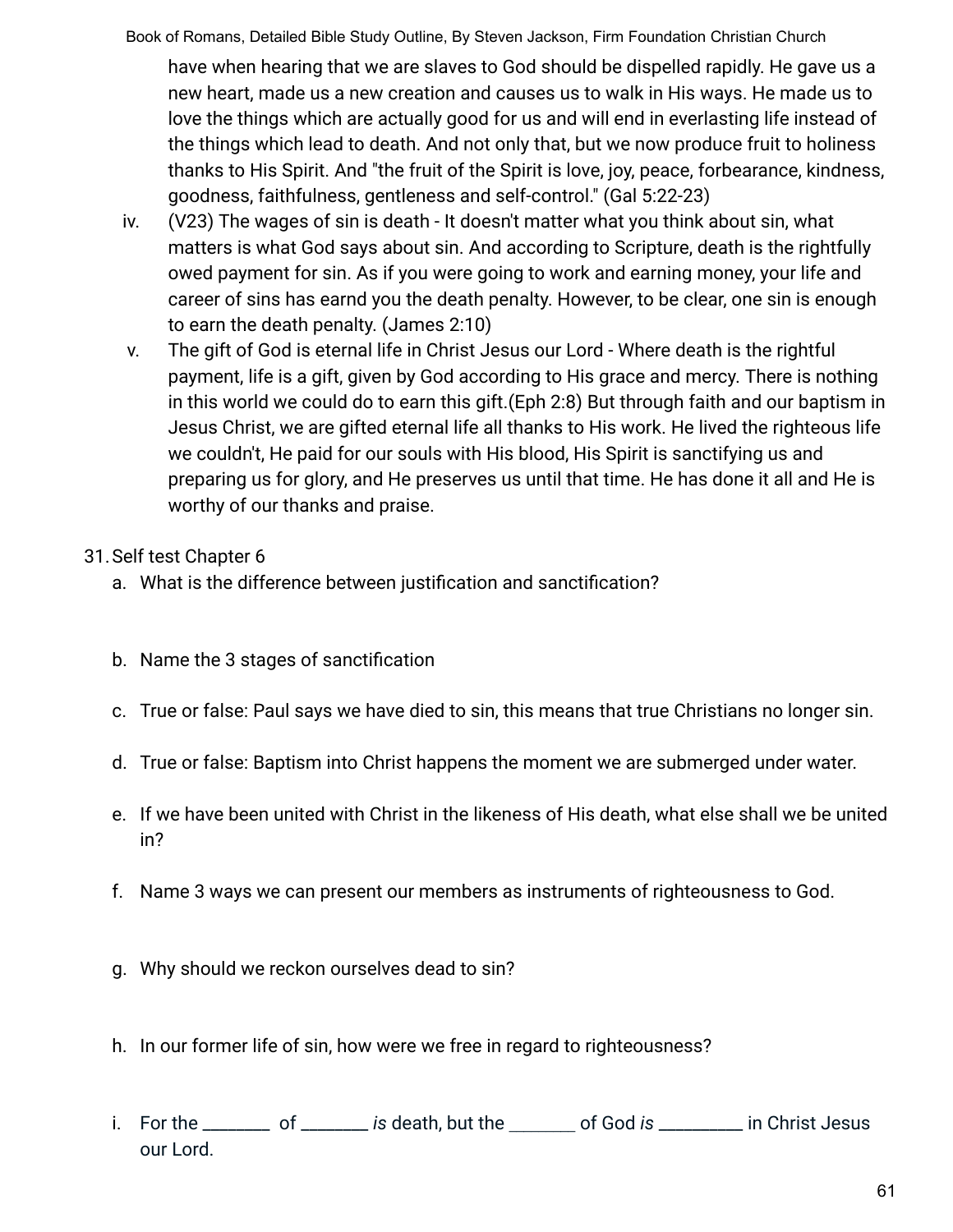have when hearing that we are slaves to God should be dispelled rapidly. He gave us a new heart, made us a new creation and causes us to walk in His ways. He made us to love the things which are actually good for us and will end in everlasting life instead of the things which lead to death. And not only that, but we now produce fruit to holiness thanks to His Spirit. And "the fruit of the Spirit is love, joy, peace, forbearance, kindness, goodness, faithfulness, gentleness and self-control." (Gal 5:22-23)

iv. (V23) The wages of sin is death - It doesn't matter what you think about sin, what matters is what God says about sin. And according to Scripture, death is the rightfully owed payment for sin. As if you were going to work and earning money, your life and career of sins has earnd you the death penalty. However, to be clear, one sin is enough to earn the death penalty. (James 2:10)

v. The gift of God is eternal life in Christ Jesus our Lord - Where death is the rightful payment, life is a gift, given by God according to His grace and mercy. There is nothing in this world we could do to earn this gift.(Eph 2:8) But through faith and our baptism in Jesus Christ, we are gifted eternal life all thanks to His work. He lived the righteous life we couldn't, He paid for our souls with His blood, His Spirit is sanctifying us and preparing us for glory, and He preserves us until that time. He has done it all and He is worthy of our thanks and praise.

31. Self test Chapter 6
    a. What is the difference between justification and sanctification?

    b. Name the 3 stages of sanctification

    c. True or false: Paul says we have died to sin, this means that true Christians no longer sin.

    d. True or false: Baptism into Christ happens the moment we are submerged under water.

    e. If we have been united with Christ in the likeness of His death, what else shall we be united in?

    f. Name 3 ways we can present our members as instruments of righteousness to God.

    g. Why should we reckon ourselves dead to sin?

    h. In our former life of sin, how were we free in regard to righteousness?

    i. For the ________ of ________ *is* death, but the ________ of God *is* __________ in Christ Jesus our Lord.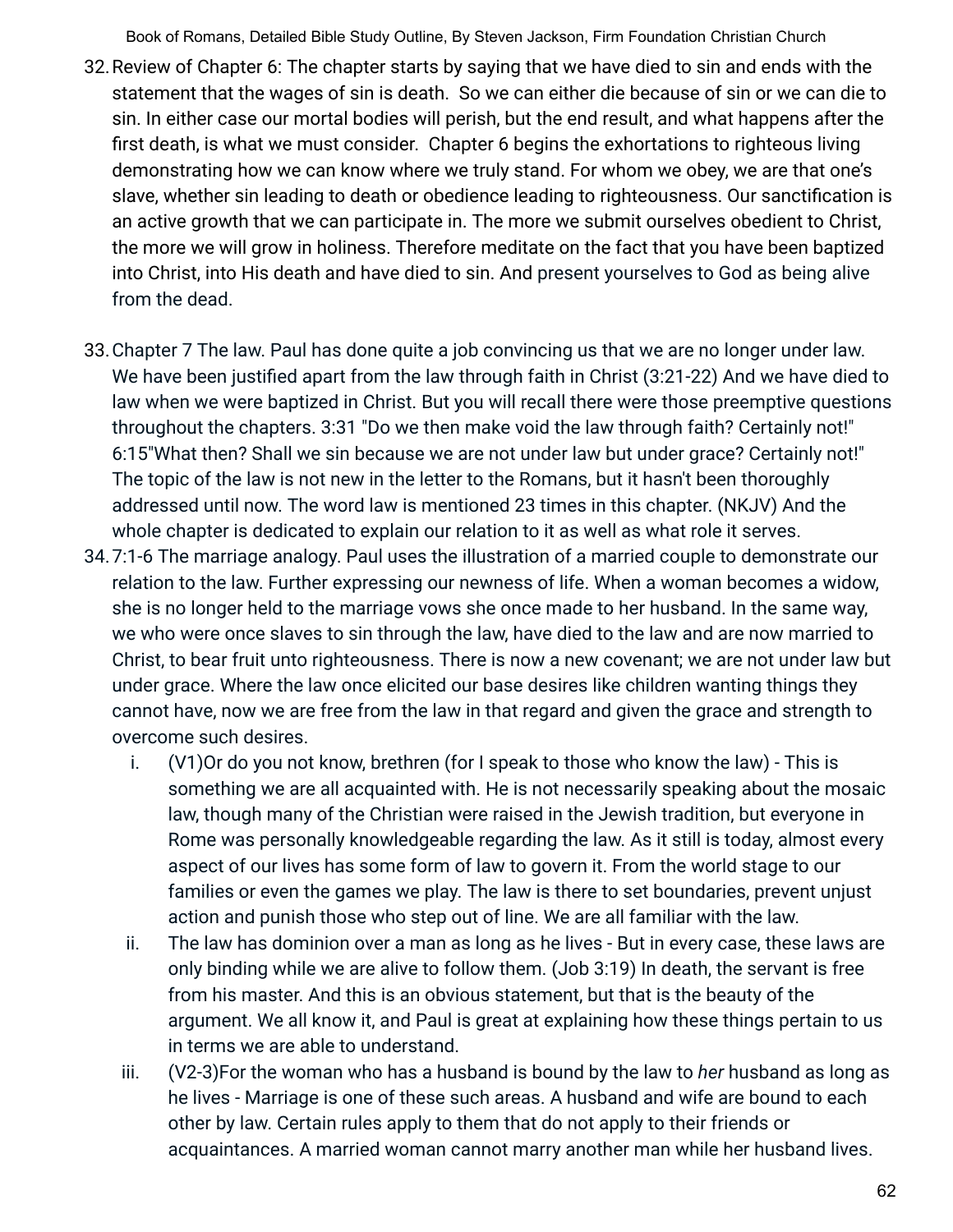32. Review of Chapter 6: The chapter starts by saying that we have died to sin and ends with the statement that the wages of sin is death. So we can either die because of sin or we can die to sin. In either case our mortal bodies will perish, but the end result, and what happens after the first death, is what we must consider. Chapter 6 begins the exhortations to righteous living demonstrating how we can know where we truly stand. For whom we obey, we are that one's slave, whether sin leading to death or obedience leading to righteousness. Our sanctification is an active growth that we can participate in. The more we submit ourselves obedient to Christ, the more we will grow in holiness. Therefore meditate on the fact that you have been baptized into Christ, into His death and have died to sin. And present yourselves to God as being alive from the dead.

33. Chapter 7 The law. Paul has done quite a job convincing us that we are no longer under law. We have been justified apart from the law through faith in Christ (3:21-22) And we have died to law when we were baptized in Christ. But you will recall there were those preemptive questions throughout the chapters. 3:31 "Do we then make void the law through faith? Certainly not!" 6:15"What then? Shall we sin because we are not under law but under grace? Certainly not!" The topic of the law is not new in the letter to the Romans, but it hasn't been thoroughly addressed until now. The word law is mentioned 23 times in this chapter. (NKJV) And the whole chapter is dedicated to explain our relation to it as well as what role it serves.
34. 7:1-6 The marriage analogy. Paul uses the illustration of a married couple to demonstrate our relation to the law. Further expressing our newness of life. When a woman becomes a widow, she is no longer held to the marriage vows she once made to her husband. In the same way, we who were once slaves to sin through the law, have died to the law and are now married to Christ, to bear fruit unto righteousness. There is now a new covenant; we are not under law but under grace. Where the law once elicited our base desires like children wanting things they cannot have, now we are free from the law in that regard and given the grace and strength to overcome such desires.
    i. (V1)Or do you not know, brethren (for I speak to those who know the law) - This is something we are all acquainted with. He is not necessarily speaking about the mosaic law, though many of the Christian were raised in the Jewish tradition, but everyone in Rome was personally knowledgeable regarding the law. As it still is today, almost every aspect of our lives has some form of law to govern it. From the world stage to our families or even the games we play. The law is there to set boundaries, prevent unjust action and punish those who step out of line. We are all familiar with the law.
    ii. The law has dominion over a man as long as he lives - But in every case, these laws are only binding while we are alive to follow them. (Job 3:19) In death, the servant is free from his master. And this is an obvious statement, but that is the beauty of the argument. We all know it, and Paul is great at explaining how these things pertain to us in terms we are able to understand.
    iii. (V2-3)For the woman who has a husband is bound by the law to *her* husband as long as he lives - Marriage is one of these such areas. A husband and wife are bound to each other by law. Certain rules apply to them that do not apply to their friends or acquaintances. A married woman cannot marry another man while her husband lives.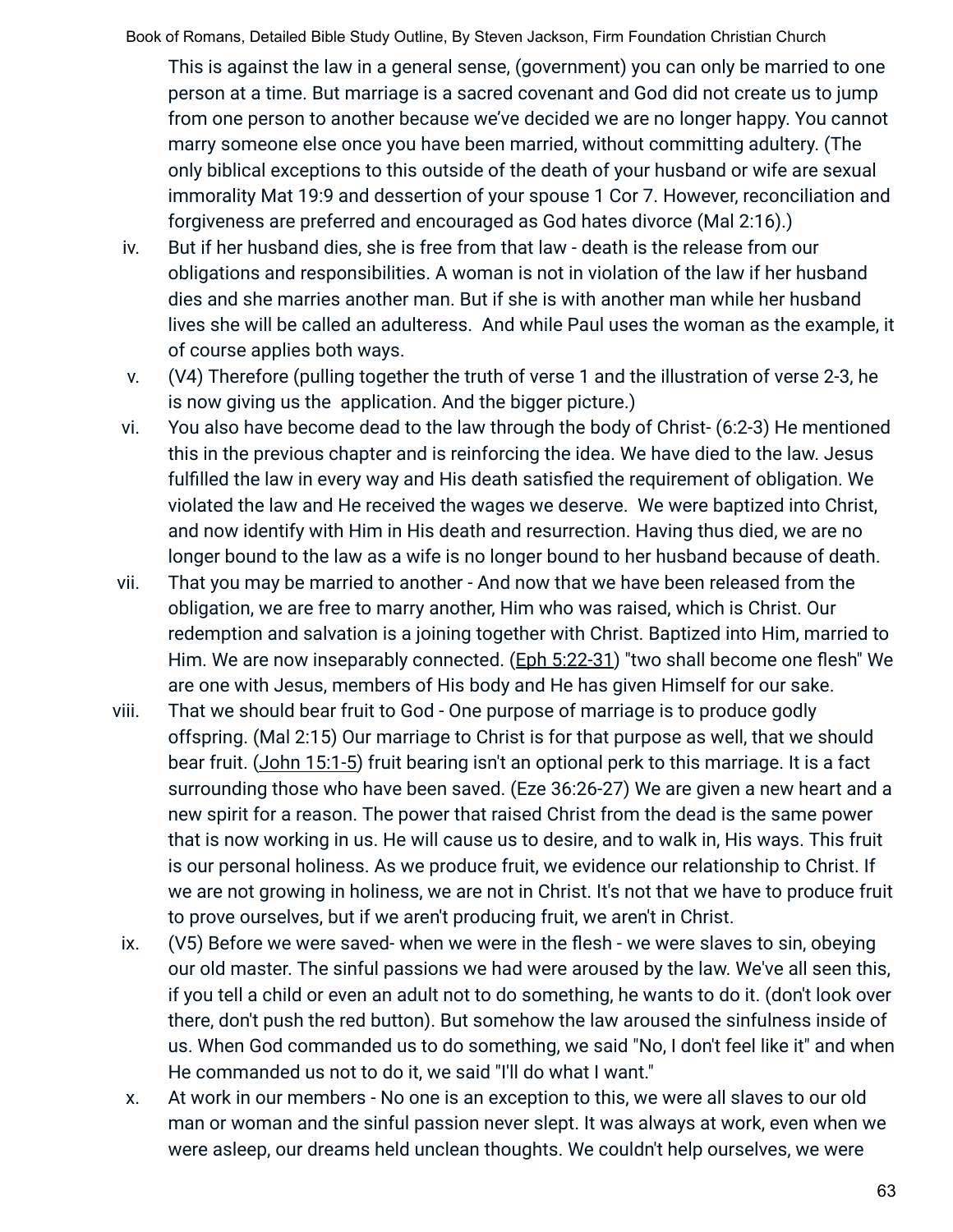This is against the law in a general sense, (government) you can only be married to one person at a time. But marriage is a sacred covenant and God did not create us to jump from one person to another because we've decided we are no longer happy. You cannot marry someone else once you have been married, without committing adultery. (The only biblical exceptions to this outside of the death of your husband or wife are sexual immorality Mat 19:9 and dessertion of your spouse 1 Cor 7. However, reconciliation and forgiveness are preferred and encouraged as God hates divorce (Mal 2:16).)

iv. But if her husband dies, she is free from that law - death is the release from our obligations and responsibilities. A woman is not in violation of the law if her husband dies and she marries another man. But if she is with another man while her husband lives she will be called an adulteress. And while Paul uses the woman as the example, it of course applies both ways.

v. (V4) Therefore (pulling together the truth of verse 1 and the illustration of verse 2-3, he is now giving us the application. And the bigger picture.)

vi. You also have become dead to the law through the body of Christ- (6:2-3) He mentioned this in the previous chapter and is reinforcing the idea. We have died to the law. Jesus fulfilled the law in every way and His death satisfied the requirement of obligation. We violated the law and He received the wages we deserve. We were baptized into Christ, and now identify with Him in His death and resurrection. Having thus died, we are no longer bound to the law as a wife is no longer bound to her husband because of death.

vii. That you may be married to another - And now that we have been released from the obligation, we are free to marry another, Him who was raised, which is Christ. Our redemption and salvation is a joining together with Christ. Baptized into Him, married to Him. We are now inseparably connected. (Eph 5:22-31) "two shall become one flesh" We are one with Jesus, members of His body and He has given Himself for our sake.

viii. That we should bear fruit to God - One purpose of marriage is to produce godly offspring. (Mal 2:15) Our marriage to Christ is for that purpose as well, that we should bear fruit. (John 15:1-5) fruit bearing isn't an optional perk to this marriage. It is a fact surrounding those who have been saved. (Eze 36:26-27) We are given a new heart and a new spirit for a reason. The power that raised Christ from the dead is the same power that is now working in us. He will cause us to desire, and to walk in, His ways. This fruit is our personal holiness. As we produce fruit, we evidence our relationship to Christ. If we are not growing in holiness, we are not in Christ. It's not that we have to produce fruit to prove ourselves, but if we aren't producing fruit, we aren't in Christ.

ix. (V5) Before we were saved- when we were in the flesh - we were slaves to sin, obeying our old master. The sinful passions we had were aroused by the law. We've all seen this, if you tell a child or even an adult not to do something, he wants to do it. (don't look over there, don't push the red button). But somehow the law aroused the sinfulness inside of us. When God commanded us to do something, we said "No, I don't feel like it" and when He commanded us not to do it, we said "I'll do what I want."

x. At work in our members - No one is an exception to this, we were all slaves to our old man or woman and the sinful passion never slept. It was always at work, even when we were asleep, our dreams held unclean thoughts. We couldn't help ourselves, we were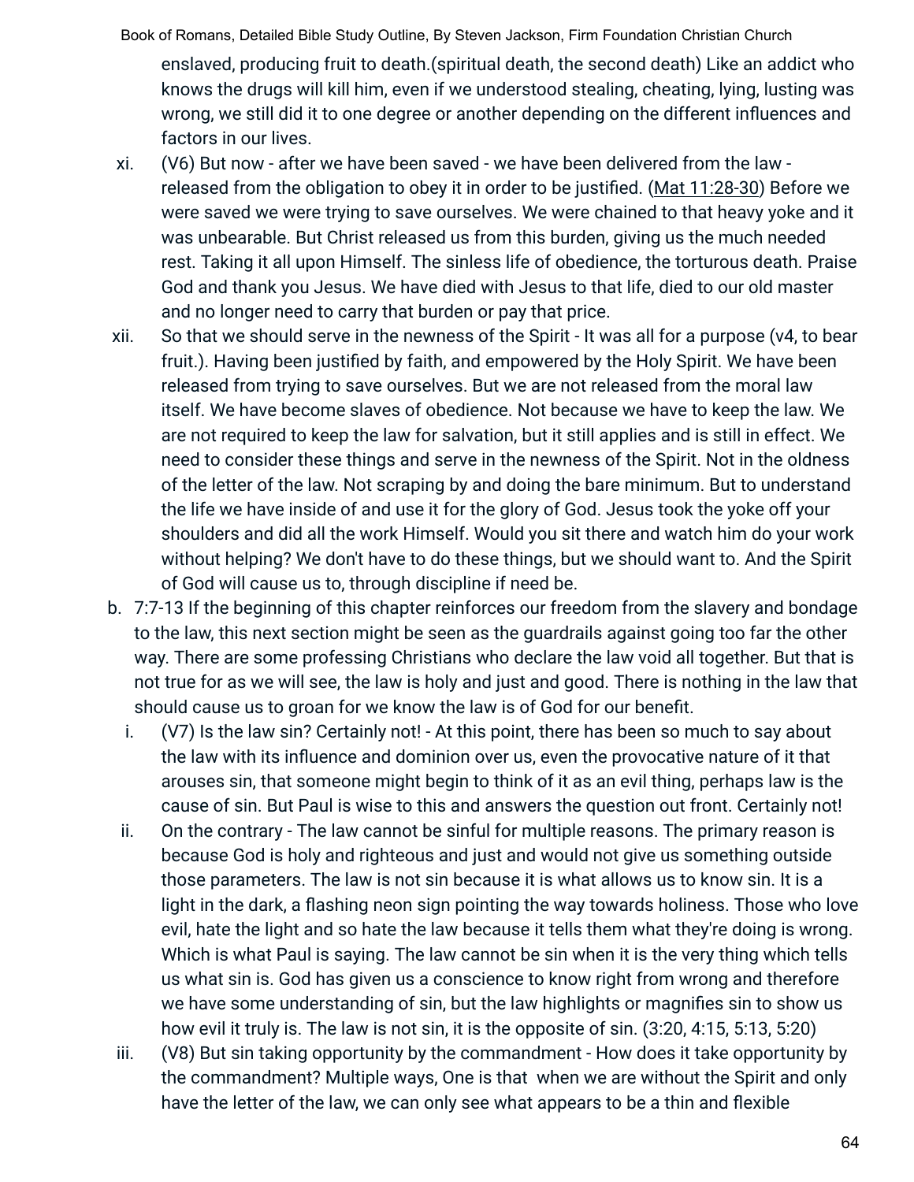enslaved, producing fruit to death.(spiritual death, the second death) Like an addict who knows the drugs will kill him, even if we understood stealing, cheating, lying, lusting was wrong, we still did it to one degree or another depending on the different influences and factors in our lives.

xi. (V6) But now - after we have been saved - we have been delivered from the law - released from the obligation to obey it in order to be justified. (Mat 11:28-30) Before we were saved we were trying to save ourselves. We were chained to that heavy yoke and it was unbearable. But Christ released us from this burden, giving us the much needed rest. Taking it all upon Himself. The sinless life of obedience, the torturous death. Praise God and thank you Jesus. We have died with Jesus to that life, died to our old master and no longer need to carry that burden or pay that price.

xii. So that we should serve in the newness of the Spirit - It was all for a purpose (v4, to bear fruit.). Having been justified by faith, and empowered by the Holy Spirit. We have been released from trying to save ourselves. But we are not released from the moral law itself. We have become slaves of obedience. Not because we have to keep the law. We are not required to keep the law for salvation, but it still applies and is still in effect. We need to consider these things and serve in the newness of the Spirit. Not in the oldness of the letter of the law. Not scraping by and doing the bare minimum. But to understand the life we have inside of and use it for the glory of God. Jesus took the yoke off your shoulders and did all the work Himself. Would you sit there and watch him do your work without helping? We don't have to do these things, but we should want to. And the Spirit of God will cause us to, through discipline if need be.

b. 7:7-13 If the beginning of this chapter reinforces our freedom from the slavery and bondage to the law, this next section might be seen as the guardrails against going too far the other way. There are some professing Christians who declare the law void all together. But that is not true for as we will see, the law is holy and just and good. There is nothing in the law that should cause us to groan for we know the law is of God for our benefit.

   i. (V7) Is the law sin? Certainly not! - At this point, there has been so much to say about the law with its influence and dominion over us, even the provocative nature of it that arouses sin, that someone might begin to think of it as an evil thing, perhaps law is the cause of sin. But Paul is wise to this and answers the question out front. Certainly not!

   ii. On the contrary - The law cannot be sinful for multiple reasons. The primary reason is because God is holy and righteous and just and would not give us something outside those parameters. The law is not sin because it is what allows us to know sin. It is a light in the dark, a flashing neon sign pointing the way towards holiness. Those who love evil, hate the light and so hate the law because it tells them what they're doing is wrong. Which is what Paul is saying. The law cannot be sin when it is the very thing which tells us what sin is. God has given us a conscience to know right from wrong and therefore we have some understanding of sin, but the law highlights or magnifies sin to show us how evil it truly is. The law is not sin, it is the opposite of sin. (3:20, 4:15, 5:13, 5:20)

   iii. (V8) But sin taking opportunity by the commandment - How does it take opportunity by the commandment? Multiple ways, One is that when we are without the Spirit and only have the letter of the law, we can only see what appears to be a thin and flexible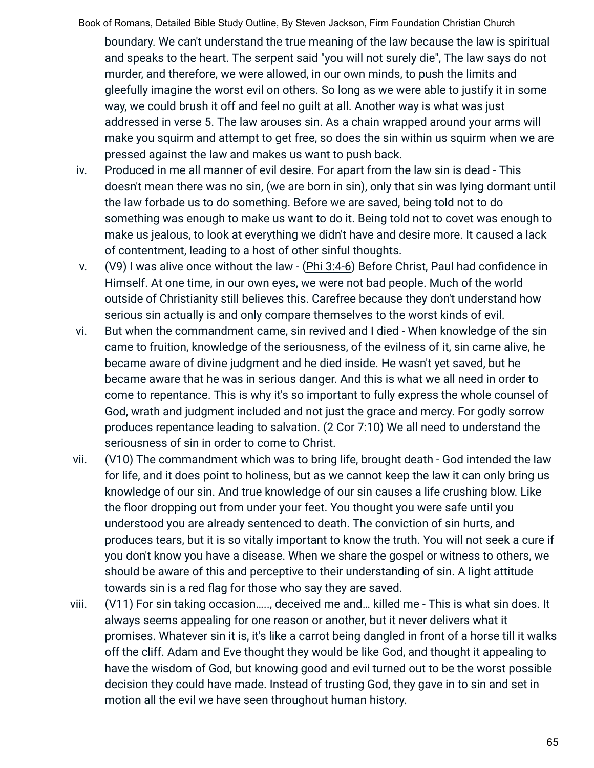boundary. We can't understand the true meaning of the law because the law is spiritual and speaks to the heart. The serpent said "you will not surely die", The law says do not murder, and therefore, we were allowed, in our own minds, to push the limits and gleefully imagine the worst evil on others. So long as we were able to justify it in some way, we could brush it off and feel no guilt at all. Another way is what was just addressed in verse 5. The law arouses sin. As a chain wrapped around your arms will make you squirm and attempt to get free, so does the sin within us squirm when we are pressed against the law and makes us want to push back.

iv. Produced in me all manner of evil desire. For apart from the law sin is dead - This doesn't mean there was no sin, (we are born in sin), only that sin was lying dormant until the law forbade us to do something. Before we are saved, being told not to do something was enough to make us want to do it. Being told not to covet was enough to make us jealous, to look at everything we didn't have and desire more. It caused a lack of contentment, leading to a host of other sinful thoughts.

v. (V9) I was alive once without the law - (Phi 3:4-6) Before Christ, Paul had confidence in Himself. At one time, in our own eyes, we were not bad people. Much of the world outside of Christianity still believes this. Carefree because they don't understand how serious sin actually is and only compare themselves to the worst kinds of evil.

vi. But when the commandment came, sin revived and I died - When knowledge of the sin came to fruition, knowledge of the seriousness, of the evilness of it, sin came alive, he became aware of divine judgment and he died inside. He wasn't yet saved, but he became aware that he was in serious danger. And this is what we all need in order to come to repentance. This is why it's so important to fully express the whole counsel of God, wrath and judgment included and not just the grace and mercy. For godly sorrow produces repentance leading to salvation. (2 Cor 7:10) We all need to understand the seriousness of sin in order to come to Christ.

vii. (V10) The commandment which was to bring life, brought death - God intended the law for life, and it does point to holiness, but as we cannot keep the law it can only bring us knowledge of our sin. And true knowledge of our sin causes a life crushing blow. Like the floor dropping out from under your feet. You thought you were safe until you understood you are already sentenced to death. The conviction of sin hurts, and produces tears, but it is so vitally important to know the truth. You will not seek a cure if you don't know you have a disease. When we share the gospel or witness to others, we should be aware of this and perceptive to their understanding of sin. A light attitude towards sin is a red flag for those who say they are saved.

viii. (V11) For sin taking occasion….., deceived me and… killed me - This is what sin does. It always seems appealing for one reason or another, but it never delivers what it promises. Whatever sin it is, it's like a carrot being dangled in front of a horse till it walks off the cliff. Adam and Eve thought they would be like God, and thought it appealing to have the wisdom of God, but knowing good and evil turned out to be the worst possible decision they could have made. Instead of trusting God, they gave in to sin and set in motion all the evil we have seen throughout human history.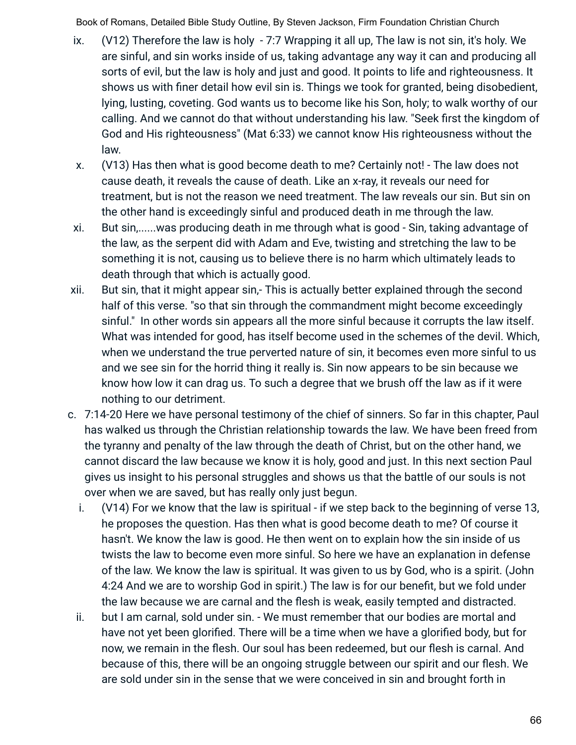ix. (V12) Therefore the law is holy - 7:7 Wrapping it all up, The law is not sin, it's holy. We are sinful, and sin works inside of us, taking advantage any way it can and producing all sorts of evil, but the law is holy and just and good. It points to life and righteousness. It shows us with finer detail how evil sin is. Things we took for granted, being disobedient, lying, lusting, coveting. God wants us to become like his Son, holy; to walk worthy of our calling. And we cannot do that without understanding his law. "Seek first the kingdom of God and His righteousness" (Mat 6:33) we cannot know His righteousness without the law.

x. (V13) Has then what is good become death to me? Certainly not! - The law does not cause death, it reveals the cause of death. Like an x-ray, it reveals our need for treatment, but is not the reason we need treatment. The law reveals our sin. But sin on the other hand is exceedingly sinful and produced death in me through the law.

xi. But sin,......was producing death in me through what is good - Sin, taking advantage of the law, as the serpent did with Adam and Eve, twisting and stretching the law to be something it is not, causing us to believe there is no harm which ultimately leads to death through that which is actually good.

xii. But sin, that it might appear sin,- This is actually better explained through the second half of this verse. "so that sin through the commandment might become exceedingly sinful." In other words sin appears all the more sinful because it corrupts the law itself. What was intended for good, has itself become used in the schemes of the devil. Which, when we understand the true perverted nature of sin, it becomes even more sinful to us and we see sin for the horrid thing it really is. Sin now appears to be sin because we know how low it can drag us. To such a degree that we brush off the law as if it were nothing to our detriment.

c. 7:14-20 Here we have personal testimony of the chief of sinners. So far in this chapter, Paul has walked us through the Christian relationship towards the law. We have been freed from the tyranny and penalty of the law through the death of Christ, but on the other hand, we cannot discard the law because we know it is holy, good and just. In this next section Paul gives us insight to his personal struggles and shows us that the battle of our souls is not over when we are saved, but has really only just begun.

   i. (V14) For we know that the law is spiritual - if we step back to the beginning of verse 13, he proposes the question. Has then what is good become death to me? Of course it hasn't. We know the law is good. He then went on to explain how the sin inside of us twists the law to become even more sinful. So here we have an explanation in defense of the law. We know the law is spiritual. It was given to us by God, who is a spirit. (John 4:24 And we are to worship God in spirit.) The law is for our benefit, but we fold under the law because we are carnal and the flesh is weak, easily tempted and distracted.

   ii. but I am carnal, sold under sin. - We must remember that our bodies are mortal and have not yet been glorified. There will be a time when we have a glorified body, but for now, we remain in the flesh. Our soul has been redeemed, but our flesh is carnal. And because of this, there will be an ongoing struggle between our spirit and our flesh. We are sold under sin in the sense that we were conceived in sin and brought forth in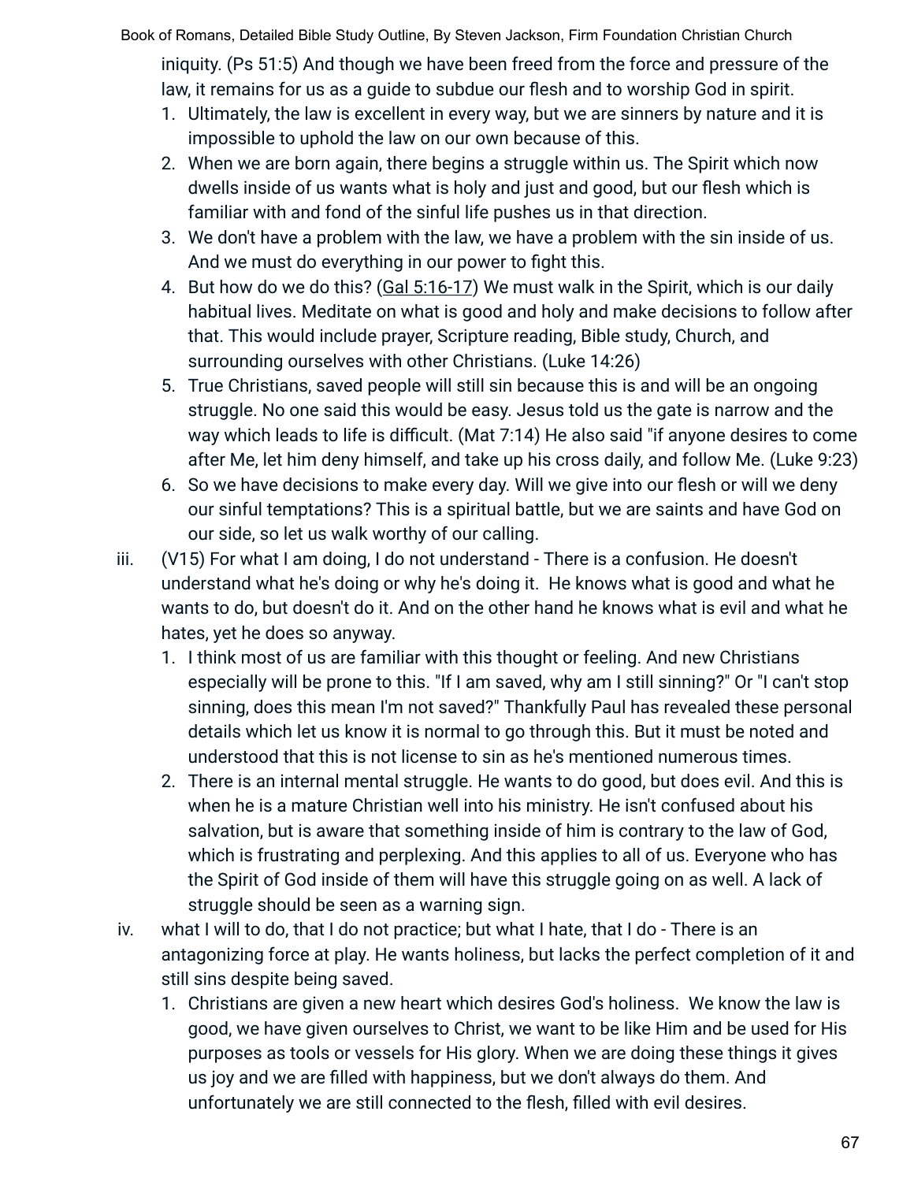iniquity. (Ps 51:5) And though we have been freed from the force and pressure of the law, it remains for us as a guide to subdue our flesh and to worship God in spirit.

1. Ultimately, the law is excellent in every way, but we are sinners by nature and it is impossible to uphold the law on our own because of this.
2. When we are born again, there begins a struggle within us. The Spirit which now dwells inside of us wants what is holy and just and good, but our flesh which is familiar with and fond of the sinful life pushes us in that direction.
3. We don't have a problem with the law, we have a problem with the sin inside of us. And we must do everything in our power to fight this.
4. But how do we do this? (Gal 5:16-17) We must walk in the Spirit, which is our daily habitual lives. Meditate on what is good and holy and make decisions to follow after that. This would include prayer, Scripture reading, Bible study, Church, and surrounding ourselves with other Christians. (Luke 14:26)
5. True Christians, saved people will still sin because this is and will be an ongoing struggle. No one said this would be easy. Jesus told us the gate is narrow and the way which leads to life is difficult. (Mat 7:14) He also said "if anyone desires to come after Me, let him deny himself, and take up his cross daily, and follow Me. (Luke 9:23)
6. So we have decisions to make every day. Will we give into our flesh or will we deny our sinful temptations? This is a spiritual battle, but we are saints and have God on our side, so let us walk worthy of our calling.

iii. (V15) For what I am doing, I do not understand - There is a confusion. He doesn't understand what he's doing or why he's doing it. He knows what is good and what he wants to do, but doesn't do it. And on the other hand he knows what is evil and what he hates, yet he does so anyway.

1. I think most of us are familiar with this thought or feeling. And new Christians especially will be prone to this. "If I am saved, why am I still sinning?" Or "I can't stop sinning, does this mean I'm not saved?" Thankfully Paul has revealed these personal details which let us know it is normal to go through this. But it must be noted and understood that this is not license to sin as he's mentioned numerous times.
2. There is an internal mental struggle. He wants to do good, but does evil. And this is when he is a mature Christian well into his ministry. He isn't confused about his salvation, but is aware that something inside of him is contrary to the law of God, which is frustrating and perplexing. And this applies to all of us. Everyone who has the Spirit of God inside of them will have this struggle going on as well. A lack of struggle should be seen as a warning sign.

iv. what I will to do, that I do not practice; but what I hate, that I do - There is an antagonizing force at play. He wants holiness, but lacks the perfect completion of it and still sins despite being saved.

1. Christians are given a new heart which desires God's holiness. We know the law is good, we have given ourselves to Christ, we want to be like Him and be used for His purposes as tools or vessels for His glory. When we are doing these things it gives us joy and we are filled with happiness, but we don't always do them. And unfortunately we are still connected to the flesh, filled with evil desires.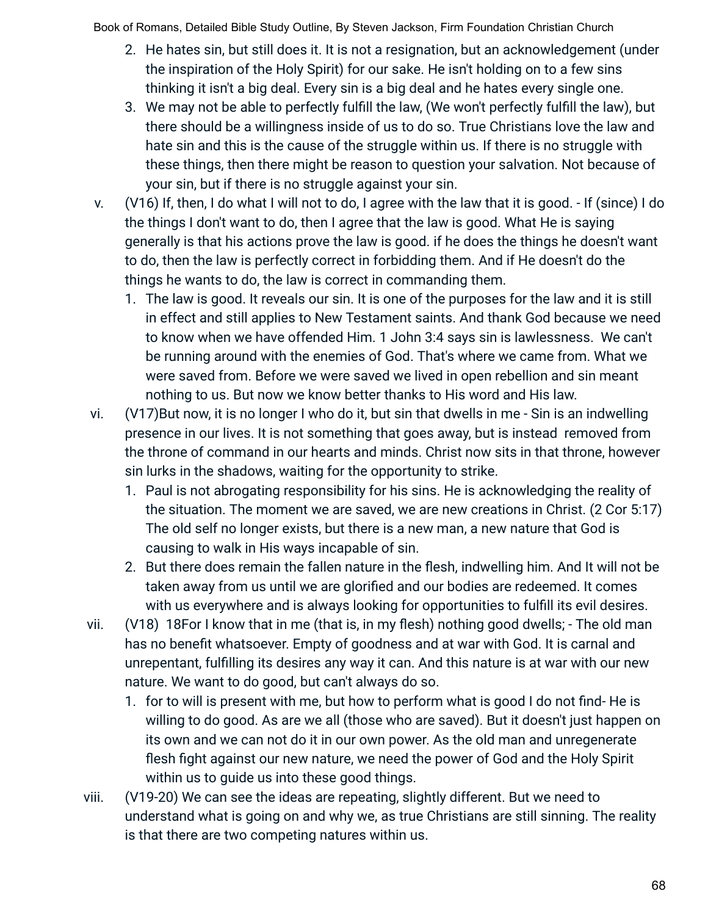2. He hates sin, but still does it. It is not a resignation, but an acknowledgement (under the inspiration of the Holy Spirit) for our sake. He isn't holding on to a few sins thinking it isn't a big deal. Every sin is a big deal and he hates every single one.
3. We may not be able to perfectly fulfill the law, (We won't perfectly fulfill the law), but there should be a willingness inside of us to do so. True Christians love the law and hate sin and this is the cause of the struggle within us. If there is no struggle with these things, then there might be reason to question your salvation. Not because of your sin, but if there is no struggle against your sin.

v. (V16) If, then, I do what I will not to do, I agree with the law that it is good. - If (since) I do the things I don't want to do, then I agree that the law is good. What He is saying generally is that his actions prove the law is good. if he does the things he doesn't want to do, then the law is perfectly correct in forbidding them. And if He doesn't do the things he wants to do, the law is correct in commanding them.
   1. The law is good. It reveals our sin. It is one of the purposes for the law and it is still in effect and still applies to New Testament saints. And thank God because we need to know when we have offended Him. 1 John 3:4 says sin is lawlessness. We can't be running around with the enemies of God. That's where we came from. What we were saved from. Before we were saved we lived in open rebellion and sin meant nothing to us. But now we know better thanks to His word and His law.

vi. (V17)But now, it is no longer I who do it, but sin that dwells in me - Sin is an indwelling presence in our lives. It is not something that goes away, but is instead removed from the throne of command in our hearts and minds. Christ now sits in that throne, however sin lurks in the shadows, waiting for the opportunity to strike.
   1. Paul is not abrogating responsibility for his sins. He is acknowledging the reality of the situation. The moment we are saved, we are new creations in Christ. (2 Cor 5:17) The old self no longer exists, but there is a new man, a new nature that God is causing to walk in His ways incapable of sin.
   2. But there does remain the fallen nature in the flesh, indwelling him. And It will not be taken away from us until we are glorified and our bodies are redeemed. It comes with us everywhere and is always looking for opportunities to fulfill its evil desires.

vii. (V18) 18For I know that in me (that is, in my flesh) nothing good dwells; - The old man has no benefit whatsoever. Empty of goodness and at war with God. It is carnal and unrepentant, fulfilling its desires any way it can. And this nature is at war with our new nature. We want to do good, but can't always do so.
   1. for to will is present with me, but how to perform what is good I do not find- He is willing to do good. As are we all (those who are saved). But it doesn't just happen on its own and we can not do it in our own power. As the old man and unregenerate flesh fight against our new nature, we need the power of God and the Holy Spirit within us to guide us into these good things.

viii. (V19-20) We can see the ideas are repeating, slightly different. But we need to understand what is going on and why we, as true Christians are still sinning. The reality is that there are two competing natures within us.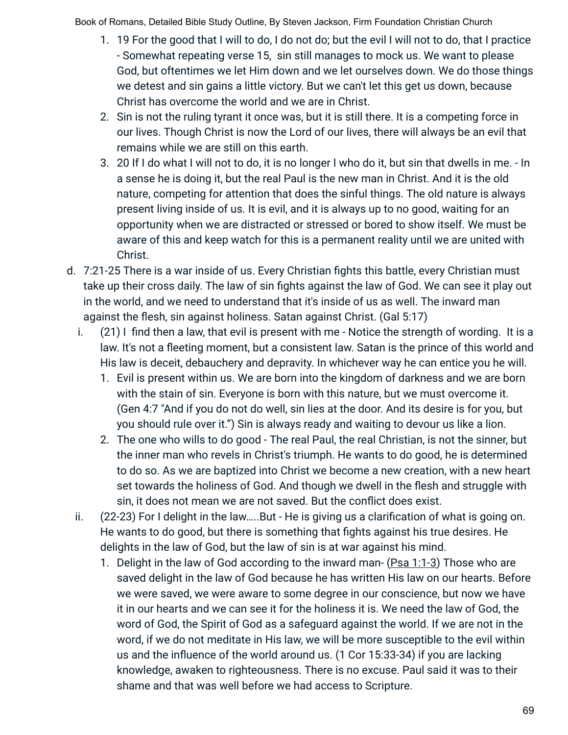1. 19 For the good that I will to do, I do not do; but the evil I will not to do, that I practice - Somewhat repeating verse 15, sin still manages to mock us. We want to please God, but oftentimes we let Him down and we let ourselves down. We do those things we detest and sin gains a little victory. But we can't let this get us down, because Christ has overcome the world and we are in Christ.
2. Sin is not the ruling tyrant it once was, but it is still there. It is a competing force in our lives. Though Christ is now the Lord of our lives, there will always be an evil that remains while we are still on this earth.
3. 20 If I do what I will not to do, it is no longer I who do it, but sin that dwells in me. - In a sense he is doing it, but the real Paul is the new man in Christ. And it is the old nature, competing for attention that does the sinful things. The old nature is always present living inside of us. It is evil, and it is always up to no good, waiting for an opportunity when we are distracted or stressed or bored to show itself. We must be aware of this and keep watch for this is a permanent reality until we are united with Christ.

d. 7:21-25 There is a war inside of us. Every Christian fights this battle, every Christian must take up their cross daily. The law of sin fights against the law of God. We can see it play out in the world, and we need to understand that it's inside of us as well. The inward man against the flesh, sin against holiness. Satan against Christ. (Gal 5:17)

   i. (21) I find then a law, that evil is present with me - Notice the strength of wording. It is a law. It's not a fleeting moment, but a consistent law. Satan is the prince of this world and His law is deceit, debauchery and depravity. In whichever way he can entice you he will.
      1. Evil is present within us. We are born into the kingdom of darkness and we are born with the stain of sin. Everyone is born with this nature, but we must overcome it. (Gen 4:7 "And if you do not do well, sin lies at the door. And its desire is for you, but you should rule over it.") Sin is always ready and waiting to devour us like a lion.
      2. The one who wills to do good - The real Paul, the real Christian, is not the sinner, but the inner man who revels in Christ's triumph. He wants to do good, he is determined to do so. As we are baptized into Christ we become a new creation, with a new heart set towards the holiness of God. And though we dwell in the flesh and struggle with sin, it does not mean we are not saved. But the conflict does exist.

   ii. (22-23) For I delight in the law…..But - He is giving us a clarification of what is going on. He wants to do good, but there is something that fights against his true desires. He delights in the law of God, but the law of sin is at war against his mind.
      1. Delight in the law of God according to the inward man- (Psa 1:1-3) Those who are saved delight in the law of God because he has written His law on our hearts. Before we were saved, we were aware to some degree in our conscience, but now we have it in our hearts and we can see it for the holiness it is. We need the law of God, the word of God, the Spirit of God as a safeguard against the world. If we are not in the word, if we do not meditate in His law, we will be more susceptible to the evil within us and the influence of the world around us. (1 Cor 15:33-34) if you are lacking knowledge, awaken to righteousness. There is no excuse. Paul said it was to their shame and that was well before we had access to Scripture.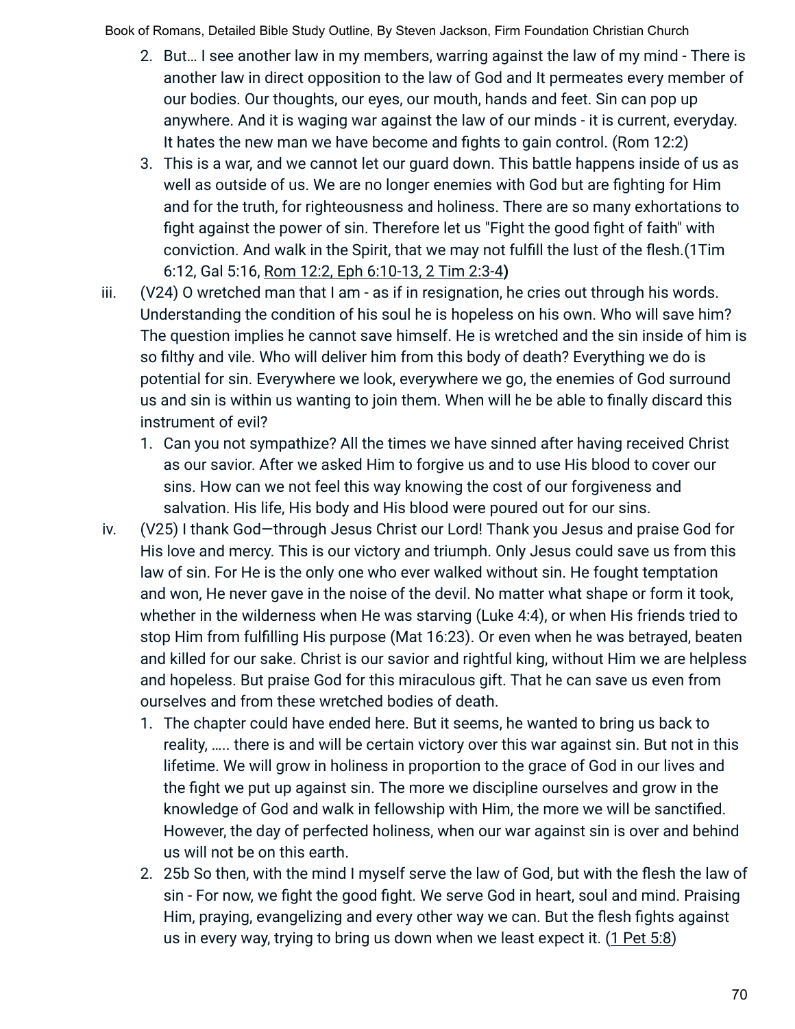2. But… I see another law in my members, warring against the law of my mind - There is another law in direct opposition to the law of God and It permeates every member of our bodies. Our thoughts, our eyes, our mouth, hands and feet. Sin can pop up anywhere. And it is waging war against the law of our minds - it is current, everyday. It hates the new man we have become and fights to gain control. (Rom 12:2)
3. This is a war, and we cannot let our guard down. This battle happens inside of us as well as outside of us. We are no longer enemies with God but are fighting for Him and for the truth, for righteousness and holiness. There are so many exhortations to fight against the power of sin. Therefore let us "Fight the good fight of faith" with conviction. And walk in the Spirit, that we may not fulfill the lust of the flesh.(1Tim 6:12, Gal 5:16, Rom 12:2, Eph 6:10-13, 2 Tim 2:3-4**)**

iii. (V24) O wretched man that I am - as if in resignation, he cries out through his words. Understanding the condition of his soul he is hopeless on his own. Who will save him? The question implies he cannot save himself. He is wretched and the sin inside of him is so filthy and vile. Who will deliver him from this body of death? Everything we do is potential for sin. Everywhere we look, everywhere we go, the enemies of God surround us and sin is within us wanting to join them. When will he be able to finally discard this instrument of evil?

1. Can you not sympathize? All the times we have sinned after having received Christ as our savior. After we asked Him to forgive us and to use His blood to cover our sins. How can we not feel this way knowing the cost of our forgiveness and salvation. His life, His body and His blood were poured out for our sins.

iv. (V25) I thank God—through Jesus Christ our Lord! Thank you Jesus and praise God for His love and mercy. This is our victory and triumph. Only Jesus could save us from this law of sin. For He is the only one who ever walked without sin. He fought temptation and won, He never gave in the noise of the devil. No matter what shape or form it took, whether in the wilderness when He was starving (Luke 4:4), or when His friends tried to stop Him from fulfilling His purpose (Mat 16:23). Or even when he was betrayed, beaten and killed for our sake. Christ is our savior and rightful king, without Him we are helpless and hopeless. But praise God for this miraculous gift. That he can save us even from ourselves and from these wretched bodies of death.

1. The chapter could have ended here. But it seems, he wanted to bring us back to reality, ….. there is and will be certain victory over this war against sin. But not in this lifetime. We will grow in holiness in proportion to the grace of God in our lives and the fight we put up against sin. The more we discipline ourselves and grow in the knowledge of God and walk in fellowship with Him, the more we will be sanctified. However, the day of perfected holiness, when our war against sin is over and behind us will not be on this earth.
2. 25b So then, with the mind I myself serve the law of God, but with the flesh the law of sin - For now, we fight the good fight. We serve God in heart, soul and mind. Praising Him, praying, evangelizing and every other way we can. But the flesh fights against us in every way, trying to bring us down when we least expect it. (1 Pet 5:8)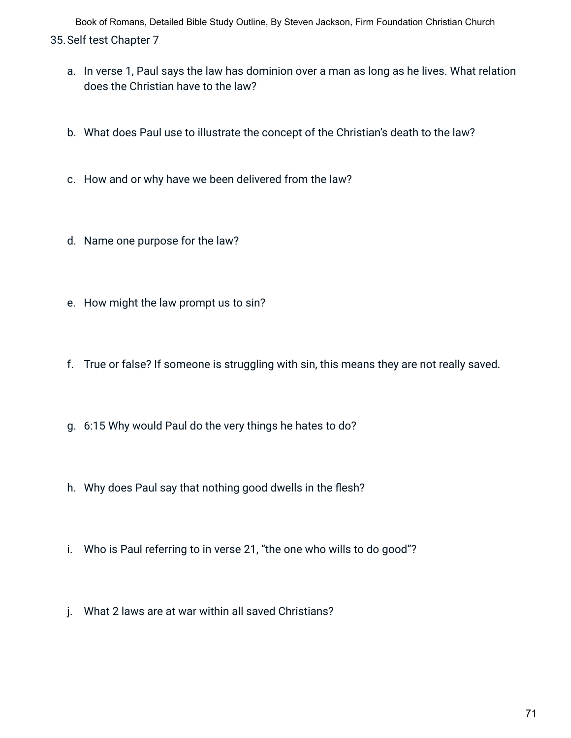35. Self test Chapter 7

   a. In verse 1, Paul says the law has dominion over a man as long as he lives. What relation does the Christian have to the law?

   b. What does Paul use to illustrate the concept of the Christian's death to the law?

   c. How and or why have we been delivered from the law?

   d. Name one purpose for the law?

   e. How might the law prompt us to sin?

   f. True or false? If someone is struggling with sin, this means they are not really saved.

   g. 6:15 Why would Paul do the very things he hates to do?

   h. Why does Paul say that nothing good dwells in the flesh?

   i. Who is Paul referring to in verse 21, "the one who wills to do good"?

   j. What 2 laws are at war within all saved Christians?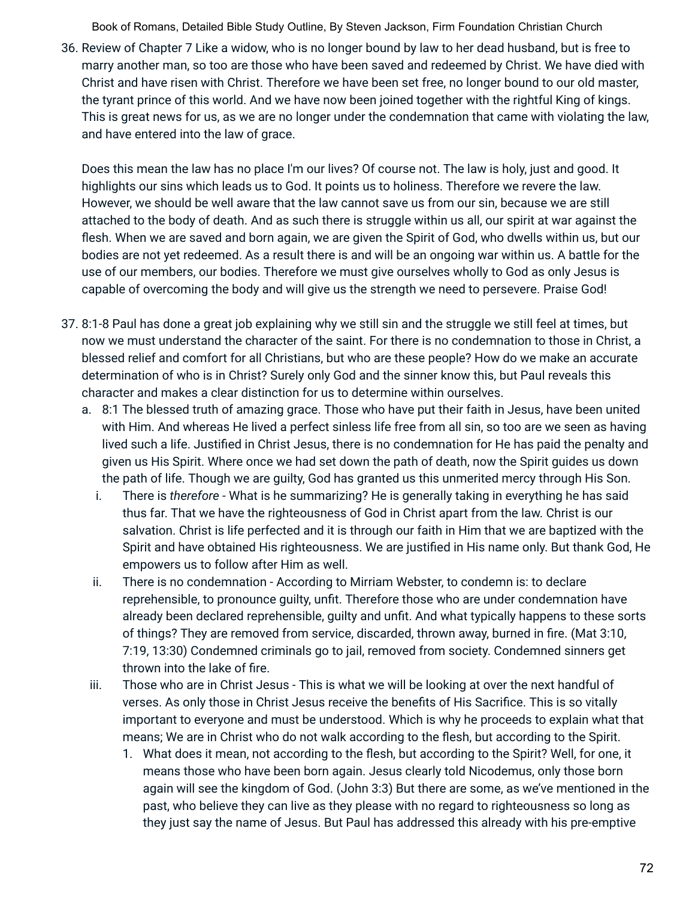36. Review of Chapter 7 Like a widow, who is no longer bound by law to her dead husband, but is free to marry another man, so too are those who have been saved and redeemed by Christ. We have died with Christ and have risen with Christ. Therefore we have been set free, no longer bound to our old master, the tyrant prince of this world. And we have now been joined together with the rightful King of kings. This is great news for us, as we are no longer under the condemnation that came with violating the law, and have entered into the law of grace.

    Does this mean the law has no place I'm our lives? Of course not. The law is holy, just and good. It highlights our sins which leads us to God. It points us to holiness. Therefore we revere the law. However, we should be well aware that the law cannot save us from our sin, because we are still attached to the body of death. And as such there is struggle within us all, our spirit at war against the flesh. When we are saved and born again, we are given the Spirit of God, who dwells within us, but our bodies are not yet redeemed. As a result there is and will be an ongoing war within us. A battle for the use of our members, our bodies. Therefore we must give ourselves wholly to God as only Jesus is capable of overcoming the body and will give us the strength we need to persevere. Praise God!

37. 8:1-8 Paul has done a great job explaining why we still sin and the struggle we still feel at times, but now we must understand the character of the saint. For there is no condemnation to those in Christ, a blessed relief and comfort for all Christians, but who are these people? How do we make an accurate determination of who is in Christ? Surely only God and the sinner know this, but Paul reveals this character and makes a clear distinction for us to determine within ourselves.
    a. 8:1 The blessed truth of amazing grace. Those who have put their faith in Jesus, have been united with Him. And whereas He lived a perfect sinless life free from all sin, so too are we seen as having lived such a life. Justified in Christ Jesus, there is no condemnation for He has paid the penalty and given us His Spirit. Where once we had set down the path of death, now the Spirit guides us down the path of life. Though we are guilty, God has granted us this unmerited mercy through His Son.
        i. There is *therefore* - What is he summarizing? He is generally taking in everything he has said thus far. That we have the righteousness of God in Christ apart from the law. Christ is our salvation. Christ is life perfected and it is through our faith in Him that we are baptized with the Spirit and have obtained His righteousness. We are justified in His name only. But thank God, He empowers us to follow after Him as well.
        ii. There is no condemnation - According to Mirriam Webster, to condemn is: to declare reprehensible, to pronounce guilty, unfit. Therefore those who are under condemnation have already been declared reprehensible, guilty and unfit. And what typically happens to these sorts of things? They are removed from service, discarded, thrown away, burned in fire. (Mat 3:10, 7:19, 13:30) Condemned criminals go to jail, removed from society. Condemned sinners get thrown into the lake of fire.
        iii. Those who are in Christ Jesus - This is what we will be looking at over the next handful of verses. As only those in Christ Jesus receive the benefits of His Sacrifice. This is so vitally important to everyone and must be understood. Which is why he proceeds to explain what that means; We are in Christ who do not walk according to the flesh, but according to the Spirit.
            1. What does it mean, not according to the flesh, but according to the Spirit? Well, for one, it means those who have been born again. Jesus clearly told Nicodemus, only those born again will see the kingdom of God. (John 3:3) But there are some, as we've mentioned in the past, who believe they can live as they please with no regard to righteousness so long as they just say the name of Jesus. But Paul has addressed this already with his pre-emptive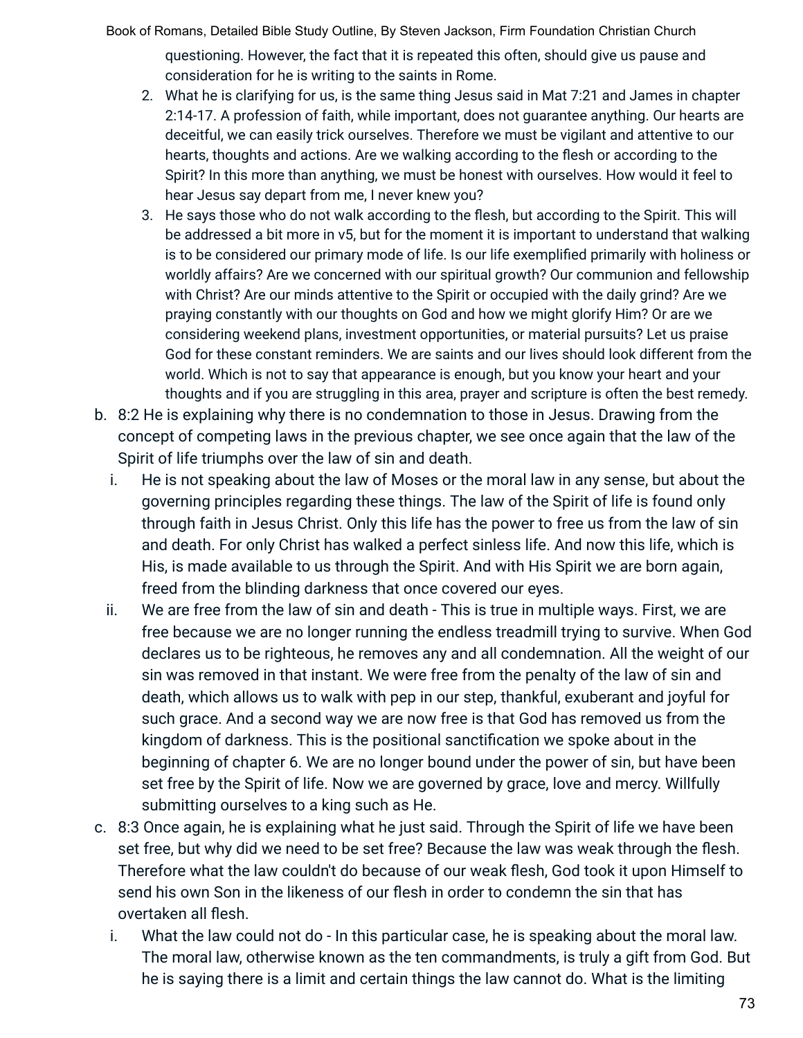questioning. However, the fact that it is repeated this often, should give us pause and consideration for he is writing to the saints in Rome.

2. What he is clarifying for us, is the same thing Jesus said in Mat 7:21 and James in chapter 2:14-17. A profession of faith, while important, does not guarantee anything. Our hearts are deceitful, we can easily trick ourselves. Therefore we must be vigilant and attentive to our hearts, thoughts and actions. Are we walking according to the flesh or according to the Spirit? In this more than anything, we must be honest with ourselves. How would it feel to hear Jesus say depart from me, I never knew you?
3. He says those who do not walk according to the flesh, but according to the Spirit. This will be addressed a bit more in v5, but for the moment it is important to understand that walking is to be considered our primary mode of life. Is our life exemplified primarily with holiness or worldly affairs? Are we concerned with our spiritual growth? Our communion and fellowship with Christ? Are our minds attentive to the Spirit or occupied with the daily grind? Are we praying constantly with our thoughts on God and how we might glorify Him? Or are we considering weekend plans, investment opportunities, or material pursuits? Let us praise God for these constant reminders. We are saints and our lives should look different from the world. Which is not to say that appearance is enough, but you know your heart and your thoughts and if you are struggling in this area, prayer and scripture is often the best remedy.

b. 8:2 He is explaining why there is no condemnation to those in Jesus. Drawing from the concept of competing laws in the previous chapter, we see once again that the law of the Spirit of life triumphs over the law of sin and death.

   i. He is not speaking about the law of Moses or the moral law in any sense, but about the governing principles regarding these things. The law of the Spirit of life is found only through faith in Jesus Christ. Only this life has the power to free us from the law of sin and death. For only Christ has walked a perfect sinless life. And now this life, which is His, is made available to us through the Spirit. And with His Spirit we are born again, freed from the blinding darkness that once covered our eyes.

   ii. We are free from the law of sin and death - This is true in multiple ways. First, we are free because we are no longer running the endless treadmill trying to survive. When God declares us to be righteous, he removes any and all condemnation. All the weight of our sin was removed in that instant. We were free from the penalty of the law of sin and death, which allows us to walk with pep in our step, thankful, exuberant and joyful for such grace. And a second way we are now free is that God has removed us from the kingdom of darkness. This is the positional sanctification we spoke about in the beginning of chapter 6. We are no longer bound under the power of sin, but have been set free by the Spirit of life. Now we are governed by grace, love and mercy. Willfully submitting ourselves to a king such as He.

c. 8:3 Once again, he is explaining what he just said. Through the Spirit of life we have been set free, but why did we need to be set free? Because the law was weak through the flesh. Therefore what the law couldn't do because of our weak flesh, God took it upon Himself to send his own Son in the likeness of our flesh in order to condemn the sin that has overtaken all flesh.

   i. What the law could not do - In this particular case, he is speaking about the moral law. The moral law, otherwise known as the ten commandments, is truly a gift from God. But he is saying there is a limit and certain things the law cannot do. What is the limiting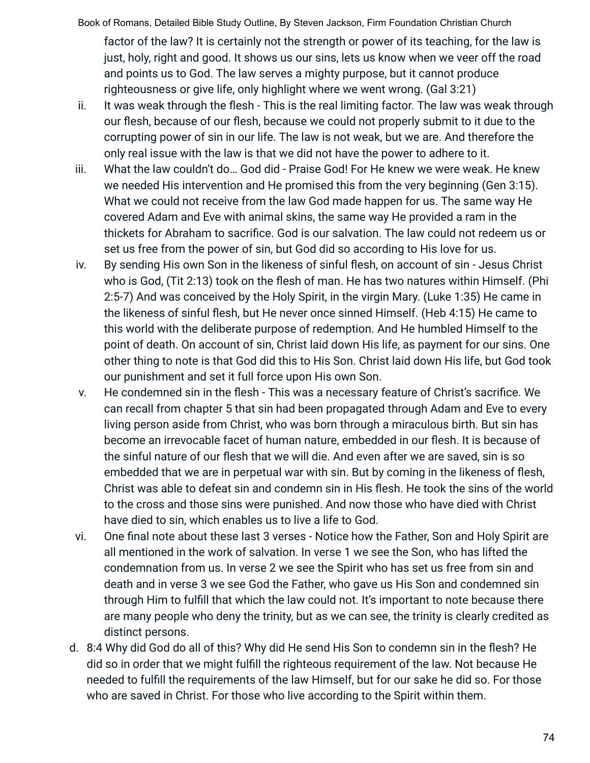factor of the law? It is certainly not the strength or power of its teaching, for the law is just, holy, right and good. It shows us our sins, lets us know when we veer off the road and points us to God. The law serves a mighty purpose, but it cannot produce righteousness or give life, only highlight where we went wrong. (Gal 3:21)

ii. It was weak through the flesh - This is the real limiting factor. The law was weak through our flesh, because of our flesh, because we could not properly submit to it due to the corrupting power of sin in our life. The law is not weak, but we are. And therefore the only real issue with the law is that we did not have the power to adhere to it.

iii. What the law couldn't do… God did - Praise God! For He knew we were weak. He knew we needed His intervention and He promised this from the very beginning (Gen 3:15). What we could not receive from the law God made happen for us. The same way He covered Adam and Eve with animal skins, the same way He provided a ram in the thickets for Abraham to sacrifice. God is our salvation. The law could not redeem us or set us free from the power of sin, but God did so according to His love for us.

iv. By sending His own Son in the likeness of sinful flesh, on account of sin - Jesus Christ who is God, (Tit 2:13) took on the flesh of man. He has two natures within Himself. (Phi 2:5-7) And was conceived by the Holy Spirit, in the virgin Mary. (Luke 1:35) He came in the likeness of sinful flesh, but He never once sinned Himself. (Heb 4:15) He came to this world with the deliberate purpose of redemption. And He humbled Himself to the point of death. On account of sin, Christ laid down His life, as payment for our sins. One other thing to note is that God did this to His Son. Christ laid down His life, but God took our punishment and set it full force upon His own Son.

v. He condemned sin in the flesh - This was a necessary feature of Christ's sacrifice. We can recall from chapter 5 that sin had been propagated through Adam and Eve to every living person aside from Christ, who was born through a miraculous birth. But sin has become an irrevocable facet of human nature, embedded in our flesh. It is because of the sinful nature of our flesh that we will die. And even after we are saved, sin is so embedded that we are in perpetual war with sin. But by coming in the likeness of flesh, Christ was able to defeat sin and condemn sin in His flesh. He took the sins of the world to the cross and those sins were punished. And now those who have died with Christ have died to sin, which enables us to live a life to God.

vi. One final note about these last 3 verses - Notice how the Father, Son and Holy Spirit are all mentioned in the work of salvation. In verse 1 we see the Son, who has lifted the condemnation from us. In verse 2 we see the Spirit who has set us free from sin and death and in verse 3 we see God the Father, who gave us His Son and condemned sin through Him to fulfill that which the law could not. It's important to note because there are many people who deny the trinity, but as we can see, the trinity is clearly credited as distinct persons.

d. 8:4 Why did God do all of this? Why did He send His Son to condemn sin in the flesh? He did so in order that we might fulfill the righteous requirement of the law. Not because He needed to fulfill the requirements of the law Himself, but for our sake he did so. For those who are saved in Christ. For those who live according to the Spirit within them.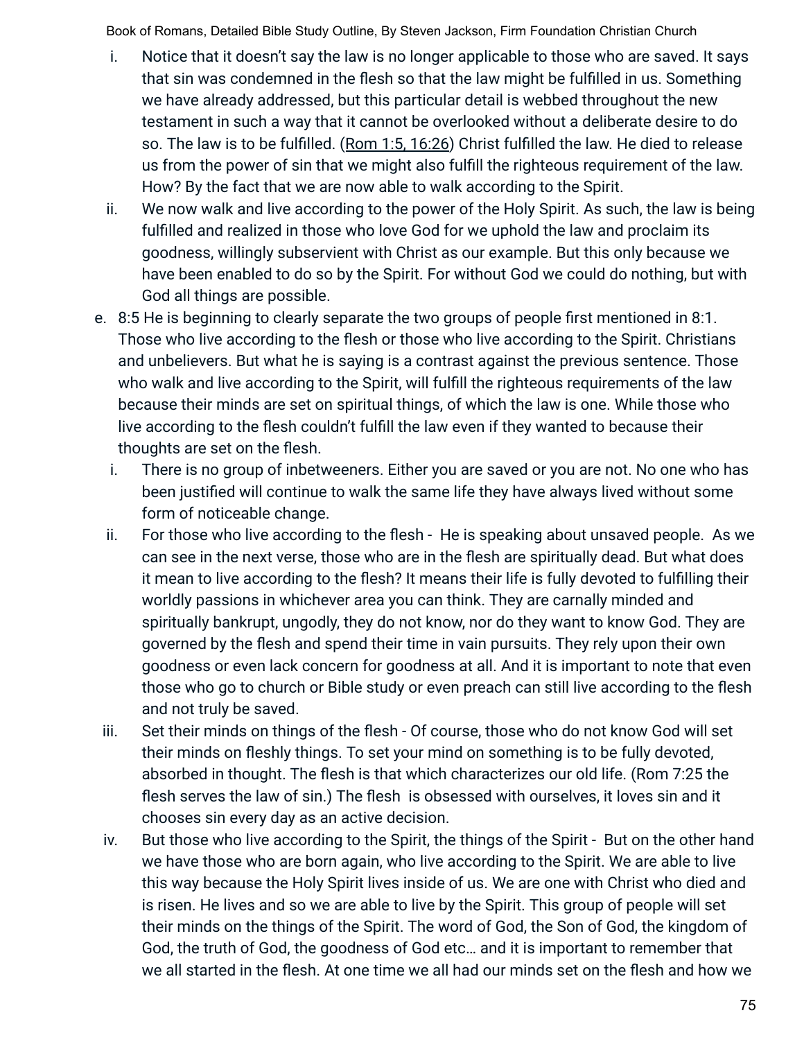i. Notice that it doesn't say the law is no longer applicable to those who are saved. It says that sin was condemned in the flesh so that the law might be fulfilled in us. Something we have already addressed, but this particular detail is webbed throughout the new testament in such a way that it cannot be overlooked without a deliberate desire to do so. The law is to be fulfilled. (Rom 1:5, 16:26) Christ fulfilled the law. He died to release us from the power of sin that we might also fulfill the righteous requirement of the law. How? By the fact that we are now able to walk according to the Spirit.

ii. We now walk and live according to the power of the Holy Spirit. As such, the law is being fulfilled and realized in those who love God for we uphold the law and proclaim its goodness, willingly subservient with Christ as our example. But this only because we have been enabled to do so by the Spirit. For without God we could do nothing, but with God all things are possible.

e. 8:5 He is beginning to clearly separate the two groups of people first mentioned in 8:1. Those who live according to the flesh or those who live according to the Spirit. Christians and unbelievers. But what he is saying is a contrast against the previous sentence. Those who walk and live according to the Spirit, will fulfill the righteous requirements of the law because their minds are set on spiritual things, of which the law is one. While those who live according to the flesh couldn't fulfill the law even if they wanted to because their thoughts are set on the flesh.

i. There is no group of inbetweeners. Either you are saved or you are not. No one who has been justified will continue to walk the same life they have always lived without some form of noticeable change.

ii. For those who live according to the flesh - He is speaking about unsaved people. As we can see in the next verse, those who are in the flesh are spiritually dead. But what does it mean to live according to the flesh? It means their life is fully devoted to fulfilling their worldly passions in whichever area you can think. They are carnally minded and spiritually bankrupt, ungodly, they do not know, nor do they want to know God. They are governed by the flesh and spend their time in vain pursuits. They rely upon their own goodness or even lack concern for goodness at all. And it is important to note that even those who go to church or Bible study or even preach can still live according to the flesh and not truly be saved.

iii. Set their minds on things of the flesh - Of course, those who do not know God will set their minds on fleshly things. To set your mind on something is to be fully devoted, absorbed in thought. The flesh is that which characterizes our old life. (Rom 7:25 the flesh serves the law of sin.) The flesh is obsessed with ourselves, it loves sin and it chooses sin every day as an active decision.

iv. But those who live according to the Spirit, the things of the Spirit - But on the other hand we have those who are born again, who live according to the Spirit. We are able to live this way because the Holy Spirit lives inside of us. We are one with Christ who died and is risen. He lives and so we are able to live by the Spirit. This group of people will set their minds on the things of the Spirit. The word of God, the Son of God, the kingdom of God, the truth of God, the goodness of God etc… and it is important to remember that we all started in the flesh. At one time we all had our minds set on the flesh and how we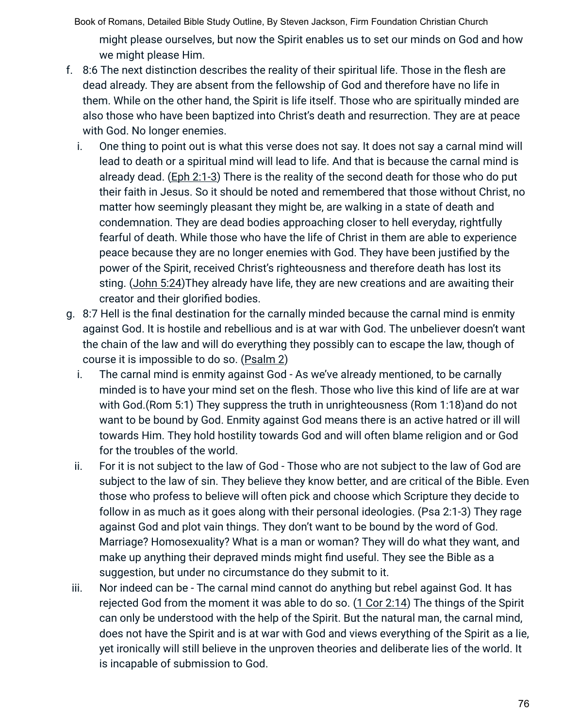might please ourselves, but now the Spirit enables us to set our minds on God and how we might please Him.

f. 8:6 The next distinction describes the reality of their spiritual life. Those in the flesh are dead already. They are absent from the fellowship of God and therefore have no life in them. While on the other hand, the Spirit is life itself. Those who are spiritually minded are also those who have been baptized into Christ's death and resurrection. They are at peace with God. No longer enemies.
   i. One thing to point out is what this verse does not say. It does not say a carnal mind will lead to death or a spiritual mind will lead to life. And that is because the carnal mind is already dead. (Eph 2:1-3) There is the reality of the second death for those who do put their faith in Jesus. So it should be noted and remembered that those without Christ, no matter how seemingly pleasant they might be, are walking in a state of death and condemnation. They are dead bodies approaching closer to hell everyday, rightfully fearful of death. While those who have the life of Christ in them are able to experience peace because they are no longer enemies with God. They have been justified by the power of the Spirit, received Christ's righteousness and therefore death has lost its sting. (John 5:24)They already have life, they are new creations and are awaiting their creator and their glorified bodies.

g. 8:7 Hell is the final destination for the carnally minded because the carnal mind is enmity against God. It is hostile and rebellious and is at war with God. The unbeliever doesn't want the chain of the law and will do everything they possibly can to escape the law, though of course it is impossible to do so. (Psalm 2)
   i. The carnal mind is enmity against God - As we've already mentioned, to be carnally minded is to have your mind set on the flesh. Those who live this kind of life are at war with God.(Rom 5:1) They suppress the truth in unrighteousness (Rom 1:18)and do not want to be bound by God. Enmity against God means there is an active hatred or ill will towards Him. They hold hostility towards God and will often blame religion and or God for the troubles of the world.
   ii. For it is not subject to the law of God - Those who are not subject to the law of God are subject to the law of sin. They believe they know better, and are critical of the Bible. Even those who profess to believe will often pick and choose which Scripture they decide to follow in as much as it goes along with their personal ideologies. (Psa 2:1-3) They rage against God and plot vain things. They don't want to be bound by the word of God. Marriage? Homosexuality? What is a man or woman? They will do what they want, and make up anything their depraved minds might find useful. They see the Bible as a suggestion, but under no circumstance do they submit to it.
   iii. Nor indeed can be - The carnal mind cannot do anything but rebel against God. It has rejected God from the moment it was able to do so. (1 Cor 2:14) The things of the Spirit can only be understood with the help of the Spirit. But the natural man, the carnal mind, does not have the Spirit and is at war with God and views everything of the Spirit as a lie, yet ironically will still believe in the unproven theories and deliberate lies of the world. It is incapable of submission to God.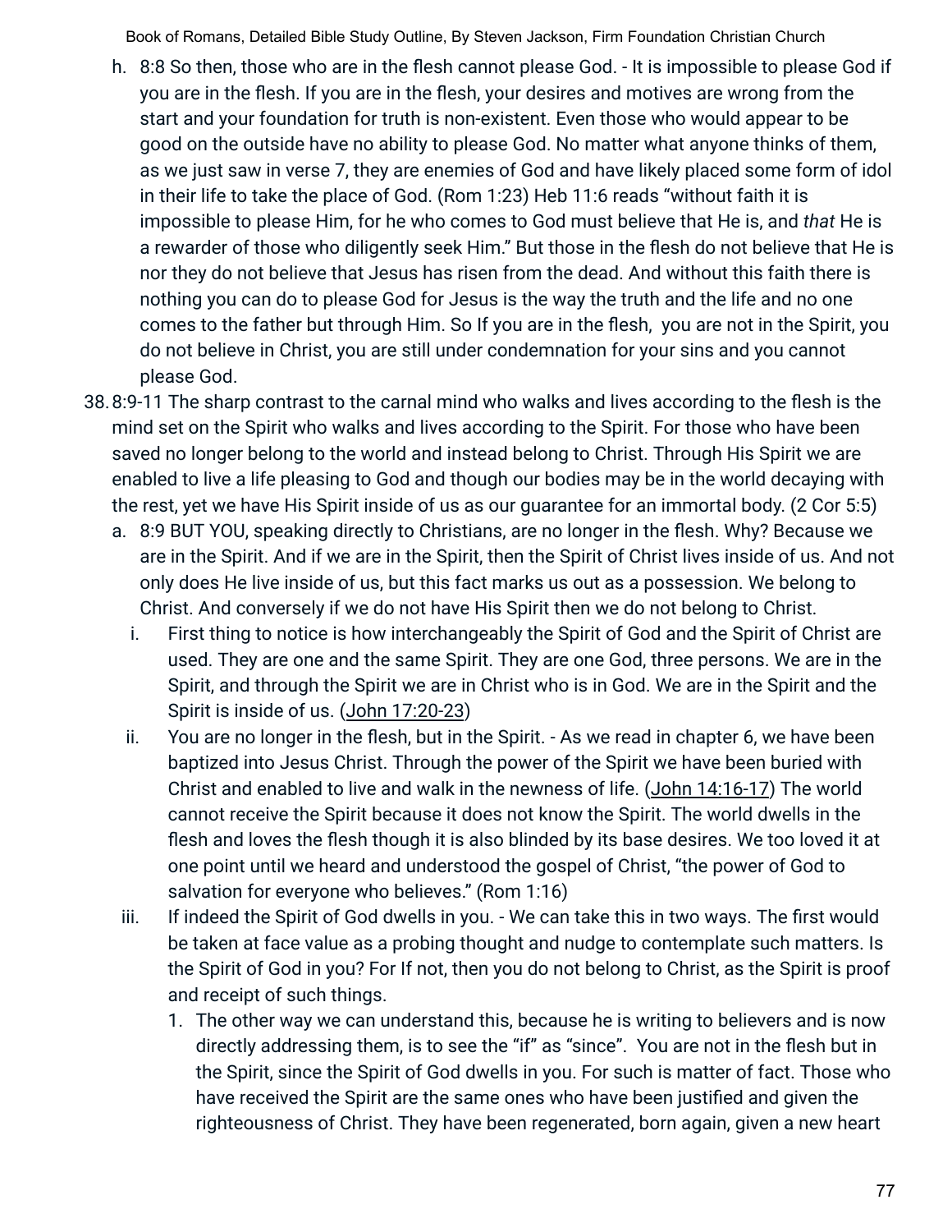h. 8:8 So then, those who are in the flesh cannot please God. - It is impossible to please God if you are in the flesh. If you are in the flesh, your desires and motives are wrong from the start and your foundation for truth is non-existent. Even those who would appear to be good on the outside have no ability to please God. No matter what anyone thinks of them, as we just saw in verse 7, they are enemies of God and have likely placed some form of idol in their life to take the place of God. (Rom 1:23) Heb 11:6 reads "without faith it is impossible to please Him, for he who comes to God must believe that He is, and *that* He is a rewarder of those who diligently seek Him." But those in the flesh do not believe that He is nor they do not believe that Jesus has risen from the dead. And without this faith there is nothing you can do to please God for Jesus is the way the truth and the life and no one comes to the father but through Him. So If you are in the flesh, you are not in the Spirit, you do not believe in Christ, you are still under condemnation for your sins and you cannot please God.

38. 8:9-11 The sharp contrast to the carnal mind who walks and lives according to the flesh is the mind set on the Spirit who walks and lives according to the Spirit. For those who have been saved no longer belong to the world and instead belong to Christ. Through His Spirit we are enabled to live a life pleasing to God and though our bodies may be in the world decaying with the rest, yet we have His Spirit inside of us as our guarantee for an immortal body. (2 Cor 5:5)
    a. 8:9 BUT YOU, speaking directly to Christians, are no longer in the flesh. Why? Because we are in the Spirit. And if we are in the Spirit, then the Spirit of Christ lives inside of us. And not only does He live inside of us, but this fact marks us out as a possession. We belong to Christ. And conversely if we do not have His Spirit then we do not belong to Christ.
        i. First thing to notice is how interchangeably the Spirit of God and the Spirit of Christ are used. They are one and the same Spirit. They are one God, three persons. We are in the Spirit, and through the Spirit we are in Christ who is in God. We are in the Spirit and the Spirit is inside of us. (John 17:20-23)
        ii. You are no longer in the flesh, but in the Spirit. - As we read in chapter 6, we have been baptized into Jesus Christ. Through the power of the Spirit we have been buried with Christ and enabled to live and walk in the newness of life. (John 14:16-17) The world cannot receive the Spirit because it does not know the Spirit. The world dwells in the flesh and loves the flesh though it is also blinded by its base desires. We too loved it at one point until we heard and understood the gospel of Christ, "the power of God to salvation for everyone who believes." (Rom 1:16)
        iii. If indeed the Spirit of God dwells in you. - We can take this in two ways. The first would be taken at face value as a probing thought and nudge to contemplate such matters. Is the Spirit of God in you? For If not, then you do not belong to Christ, as the Spirit is proof and receipt of such things.
            1. The other way we can understand this, because he is writing to believers and is now directly addressing them, is to see the "if" as "since". You are not in the flesh but in the Spirit, since the Spirit of God dwells in you. For such is matter of fact. Those who have received the Spirit are the same ones who have been justified and given the righteousness of Christ. They have been regenerated, born again, given a new heart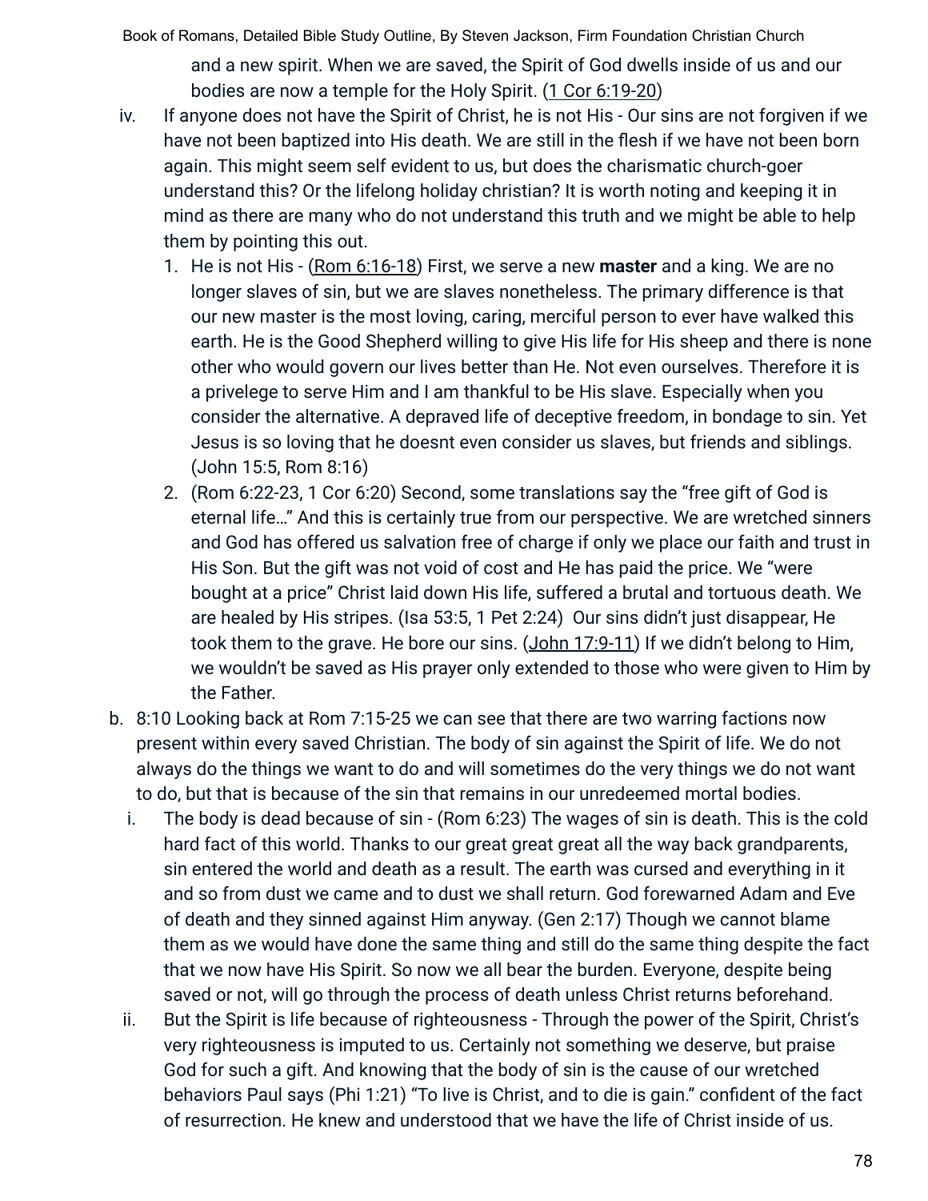and a new spirit. When we are saved, the Spirit of God dwells inside of us and our bodies are now a temple for the Holy Spirit. (1 Cor 6:19-20)

iv. If anyone does not have the Spirit of Christ, he is not His - Our sins are not forgiven if we have not been baptized into His death. We are still in the flesh if we have not been born again. This might seem self evident to us, but does the charismatic church-goer understand this? Or the lifelong holiday christian? It is worth noting and keeping it in mind as there are many who do not understand this truth and we might be able to help them by pointing this out.

1. He is not His - (Rom 6:16-18) First, we serve a new **master** and a king. We are no longer slaves of sin, but we are slaves nonetheless. The primary difference is that our new master is the most loving, caring, merciful person to ever have walked this earth. He is the Good Shepherd willing to give His life for His sheep and there is none other who would govern our lives better than He. Not even ourselves. Therefore it is a privelege to serve Him and I am thankful to be His slave. Especially when you consider the alternative. A depraved life of deceptive freedom, in bondage to sin. Yet Jesus is so loving that he doesnt even consider us slaves, but friends and siblings. (John 15:5, Rom 8:16)
2. (Rom 6:22-23, 1 Cor 6:20) Second, some translations say the "free gift of God is eternal life…" And this is certainly true from our perspective. We are wretched sinners and God has offered us salvation free of charge if only we place our faith and trust in His Son. But the gift was not void of cost and He has paid the price. We "were bought at a price" Christ laid down His life, suffered a brutal and tortuous death. We are healed by His stripes. (Isa 53:5, 1 Pet 2:24) Our sins didn't just disappear, He took them to the grave. He bore our sins. (John 17:9-11) If we didn't belong to Him, we wouldn't be saved as His prayer only extended to those who were given to Him by the Father.

b. 8:10 Looking back at Rom 7:15-25 we can see that there are two warring factions now present within every saved Christian. The body of sin against the Spirit of life. We do not always do the things we want to do and will sometimes do the very things we do not want to do, but that is because of the sin that remains in our unredeemed mortal bodies.

i. The body is dead because of sin - (Rom 6:23) The wages of sin is death. This is the cold hard fact of this world. Thanks to our great great great all the way back grandparents, sin entered the world and death as a result. The earth was cursed and everything in it and so from dust we came and to dust we shall return. God forewarned Adam and Eve of death and they sinned against Him anyway. (Gen 2:17) Though we cannot blame them as we would have done the same thing and still do the same thing despite the fact that we now have His Spirit. So now we all bear the burden. Everyone, despite being saved or not, will go through the process of death unless Christ returns beforehand.

ii. But the Spirit is life because of righteousness - Through the power of the Spirit, Christ's very righteousness is imputed to us. Certainly not something we deserve, but praise God for such a gift. And knowing that the body of sin is the cause of our wretched behaviors Paul says (Phi 1:21) "To live is Christ, and to die is gain." confident of the fact of resurrection. He knew and understood that we have the life of Christ inside of us.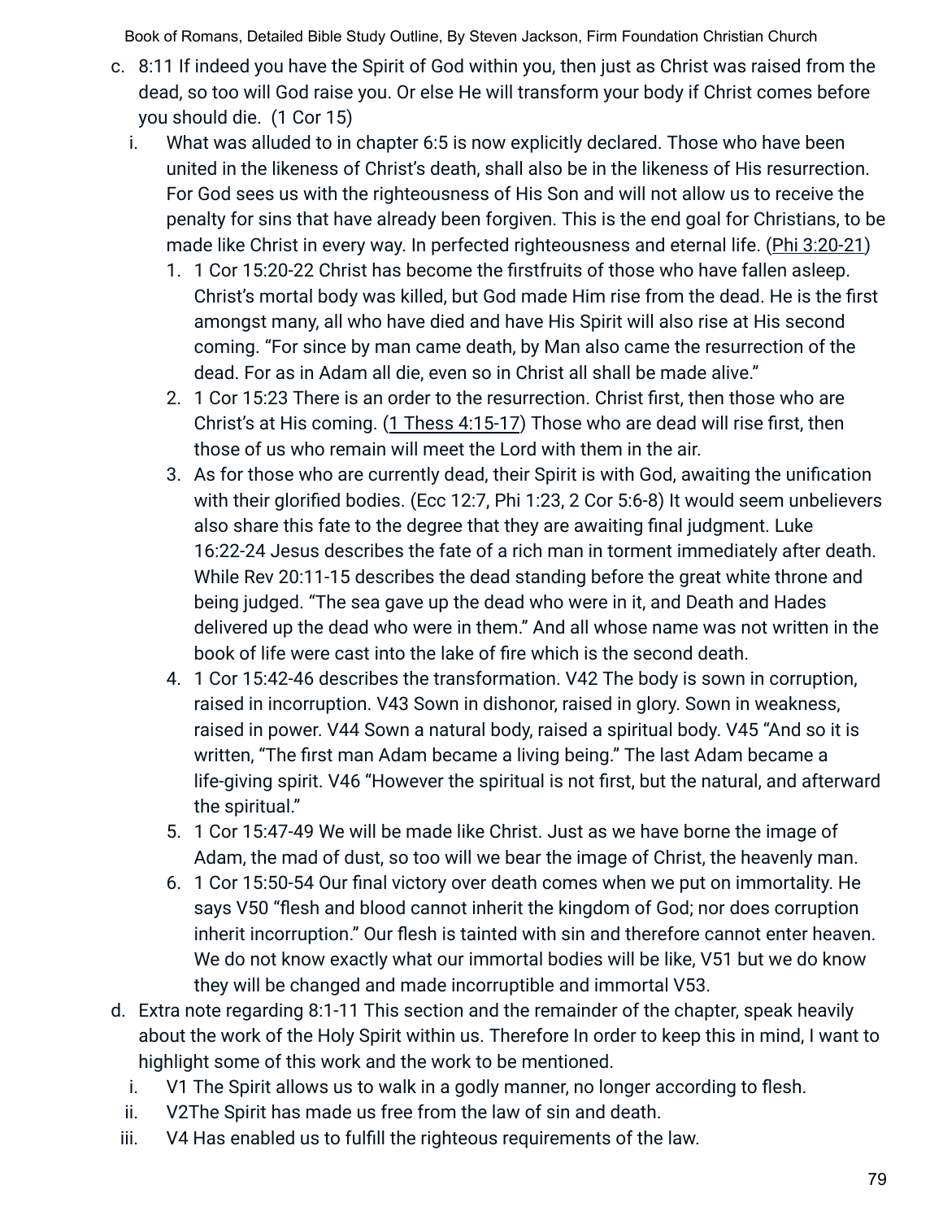c. 8:11 If indeed you have the Spirit of God within you, then just as Christ was raised from the dead, so too will God raise you. Or else He will transform your body if Christ comes before you should die. (1 Cor 15)

   i. What was alluded to in chapter 6:5 is now explicitly declared. Those who have been united in the likeness of Christ's death, shall also be in the likeness of His resurrection. For God sees us with the righteousness of His Son and will not allow us to receive the penalty for sins that have already been forgiven. This is the end goal for Christians, to be made like Christ in every way. In perfected righteousness and eternal life. (Phi 3:20-21)

      1. 1 Cor 15:20-22 Christ has become the firstfruits of those who have fallen asleep. Christ's mortal body was killed, but God made Him rise from the dead. He is the first amongst many, all who have died and have His Spirit will also rise at His second coming. "For since by man came death, by Man also came the resurrection of the dead. For as in Adam all die, even so in Christ all shall be made alive."
      2. 1 Cor 15:23 There is an order to the resurrection. Christ first, then those who are Christ's at His coming. (1 Thess 4:15-17) Those who are dead will rise first, then those of us who remain will meet the Lord with them in the air.
      3. As for those who are currently dead, their Spirit is with God, awaiting the unification with their glorified bodies. (Ecc 12:7, Phi 1:23, 2 Cor 5:6-8) It would seem unbelievers also share this fate to the degree that they are awaiting final judgment. Luke 16:22-24 Jesus describes the fate of a rich man in torment immediately after death. While Rev 20:11-15 describes the dead standing before the great white throne and being judged. "The sea gave up the dead who were in it, and Death and Hades delivered up the dead who were in them." And all whose name was not written in the book of life were cast into the lake of fire which is the second death.
      4. 1 Cor 15:42-46 describes the transformation. V42 The body is sown in corruption, raised in incorruption. V43 Sown in dishonor, raised in glory. Sown in weakness, raised in power. V44 Sown a natural body, raised a spiritual body. V45 "And so it is written, "The first man Adam became a living being." The last Adam became a life-giving spirit. V46 "However the spiritual is not first, but the natural, and afterward the spiritual."
      5. 1 Cor 15:47-49 We will be made like Christ. Just as we have borne the image of Adam, the mad of dust, so too will we bear the image of Christ, the heavenly man.
      6. 1 Cor 15:50-54 Our final victory over death comes when we put on immortality. He says V50 "flesh and blood cannot inherit the kingdom of God; nor does corruption inherit incorruption." Our flesh is tainted with sin and therefore cannot enter heaven. We do not know exactly what our immortal bodies will be like, V51 but we do know they will be changed and made incorruptible and immortal V53.

d. Extra note regarding 8:1-11 This section and the remainder of the chapter, speak heavily about the work of the Holy Spirit within us. Therefore In order to keep this in mind, I want to highlight some of this work and the work to be mentioned.

   i. V1 The Spirit allows us to walk in a godly manner, no longer according to flesh.
   ii. V2The Spirit has made us free from the law of sin and death.
   iii. V4 Has enabled us to fulfill the righteous requirements of the law.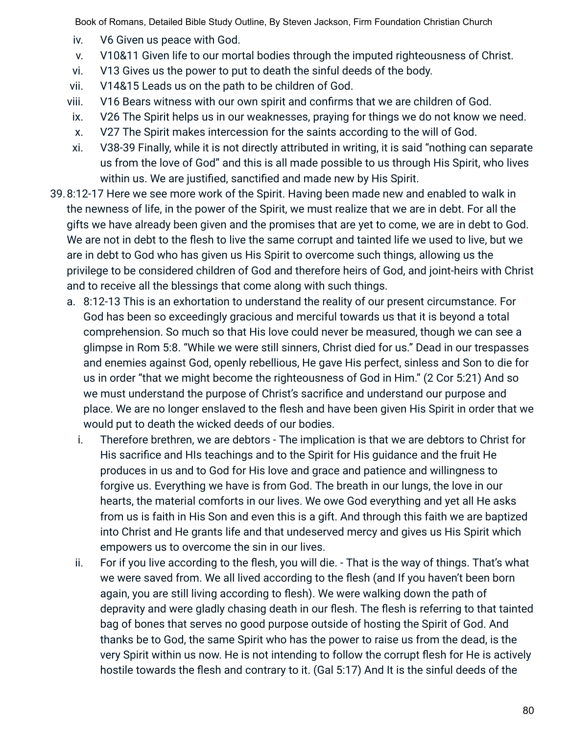iv. V6 Given us peace with God.
v. V10&11 Given life to our mortal bodies through the imputed righteousness of Christ.
vi. V13 Gives us the power to put to death the sinful deeds of the body.
vii. V14&15 Leads us on the path to be children of God.
viii. V16 Bears witness with our own spirit and confirms that we are children of God.
ix. V26 The Spirit helps us in our weaknesses, praying for things we do not know we need.
x. V27 The Spirit makes intercession for the saints according to the will of God.
xi. V38-39 Finally, while it is not directly attributed in writing, it is said "nothing can separate us from the love of God" and this is all made possible to us through His Spirit, who lives within us. We are justified, sanctified and made new by His Spirit.

39. 8:12-17 Here we see more work of the Spirit. Having been made new and enabled to walk in the newness of life, in the power of the Spirit, we must realize that we are in debt. For all the gifts we have already been given and the promises that are yet to come, we are in debt to God. We are not in debt to the flesh to live the same corrupt and tainted life we used to live, but we are in debt to God who has given us His Spirit to overcome such things, allowing us the privilege to be considered children of God and therefore heirs of God, and joint-heirs with Christ and to receive all the blessings that come along with such things.
    a. 8:12-13 This is an exhortation to understand the reality of our present circumstance. For God has been so exceedingly gracious and merciful towards us that it is beyond a total comprehension. So much so that His love could never be measured, though we can see a glimpse in Rom 5:8. "While we were still sinners, Christ died for us." Dead in our trespasses and enemies against God, openly rebellious, He gave His perfect, sinless and Son to die for us in order "that we might become the righteousness of God in Him." (2 Cor 5:21) And so we must understand the purpose of Christ's sacrifice and understand our purpose and place. We are no longer enslaved to the flesh and have been given His Spirit in order that we would put to death the wicked deeds of our bodies.
        i. Therefore brethren, we are debtors - The implication is that we are debtors to Christ for His sacrifice and HIs teachings and to the Spirit for His guidance and the fruit He produces in us and to God for His love and grace and patience and willingness to forgive us. Everything we have is from God. The breath in our lungs, the love in our hearts, the material comforts in our lives. We owe God everything and yet all He asks from us is faith in His Son and even this is a gift. And through this faith we are baptized into Christ and He grants life and that undeserved mercy and gives us His Spirit which empowers us to overcome the sin in our lives.
        ii. For if you live according to the flesh, you will die. - That is the way of things. That's what we were saved from. We all lived according to the flesh (and If you haven't been born again, you are still living according to flesh). We were walking down the path of depravity and were gladly chasing death in our flesh. The flesh is referring to that tainted bag of bones that serves no good purpose outside of hosting the Spirit of God. And thanks be to God, the same Spirit who has the power to raise us from the dead, is the very Spirit within us now. He is not intending to follow the corrupt flesh for He is actively hostile towards the flesh and contrary to it. (Gal 5:17) And It is the sinful deeds of the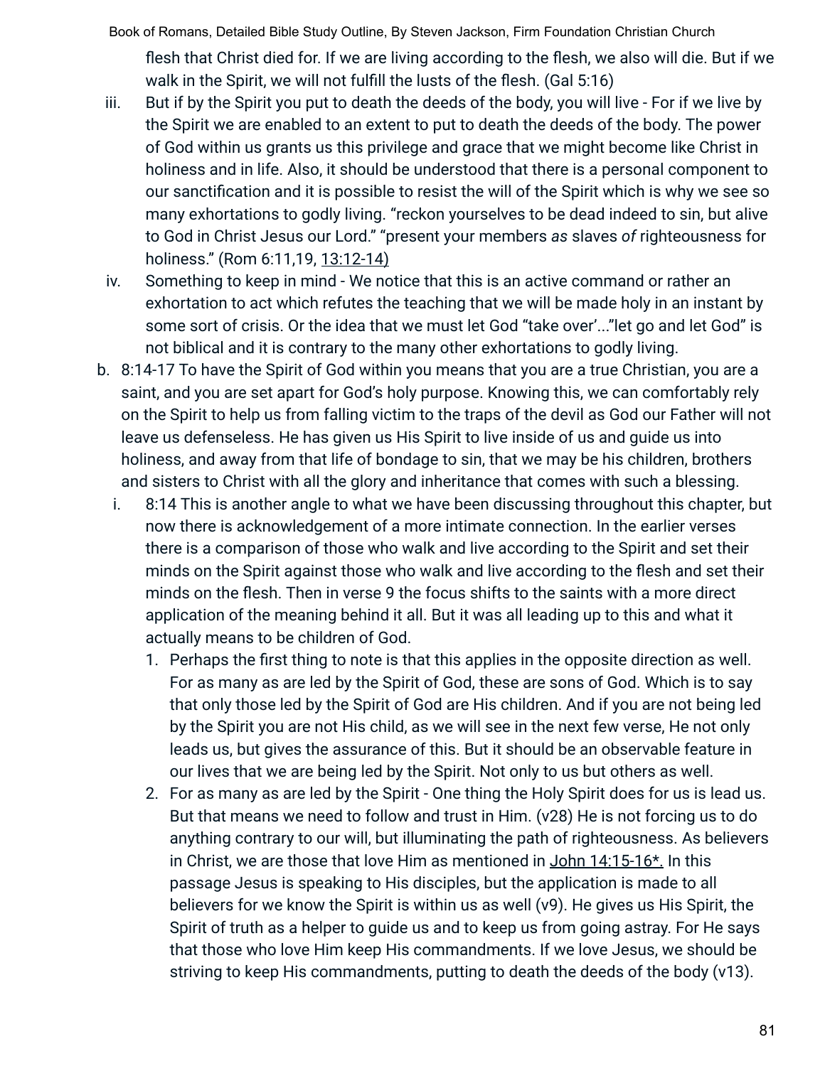flesh that Christ died for. If we are living according to the flesh, we also will die. But if we walk in the Spirit, we will not fulfill the lusts of the flesh. (Gal 5:16)

iii. But if by the Spirit you put to death the deeds of the body, you will live - For if we live by the Spirit we are enabled to an extent to put to death the deeds of the body. The power of God within us grants us this privilege and grace that we might become like Christ in holiness and in life. Also, it should be understood that there is a personal component to our sanctification and it is possible to resist the will of the Spirit which is why we see so many exhortations to godly living. "reckon yourselves to be dead indeed to sin, but alive to God in Christ Jesus our Lord." "present your members *as* slaves *of* righteousness for holiness." (Rom 6:11,19, 13:12-14)

iv. Something to keep in mind - We notice that this is an active command or rather an exhortation to act which refutes the teaching that we will be made holy in an instant by some sort of crisis. Or the idea that we must let God "take over'..."let go and let God" is not biblical and it is contrary to the many other exhortations to godly living.

b. 8:14-17 To have the Spirit of God within you means that you are a true Christian, you are a saint, and you are set apart for God's holy purpose. Knowing this, we can comfortably rely on the Spirit to help us from falling victim to the traps of the devil as God our Father will not leave us defenseless. He has given us His Spirit to live inside of us and guide us into holiness, and away from that life of bondage to sin, that we may be his children, brothers and sisters to Christ with all the glory and inheritance that comes with such a blessing.

   i. 8:14 This is another angle to what we have been discussing throughout this chapter, but now there is acknowledgement of a more intimate connection. In the earlier verses there is a comparison of those who walk and live according to the Spirit and set their minds on the Spirit against those who walk and live according to the flesh and set their minds on the flesh. Then in verse 9 the focus shifts to the saints with a more direct application of the meaning behind it all. But it was all leading up to this and what it actually means to be children of God.

      1. Perhaps the first thing to note is that this applies in the opposite direction as well. For as many as are led by the Spirit of God, these are sons of God. Which is to say that only those led by the Spirit of God are His children. And if you are not being led by the Spirit you are not His child, as we will see in the next few verse, He not only leads us, but gives the assurance of this. But it should be an observable feature in our lives that we are being led by the Spirit. Not only to us but others as well.

      2. For as many as are led by the Spirit - One thing the Holy Spirit does for us is lead us. But that means we need to follow and trust in Him. (v28) He is not forcing us to do anything contrary to our will, but illuminating the path of righteousness. As believers in Christ, we are those that love Him as mentioned in John 14:15-16*. In this passage Jesus is speaking to His disciples, but the application is made to all believers for we know the Spirit is within us as well (v9). He gives us His Spirit, the Spirit of truth as a helper to guide us and to keep us from going astray. For He says that those who love Him keep His commandments. If we love Jesus, we should be striving to keep His commandments, putting to death the deeds of the body (v13).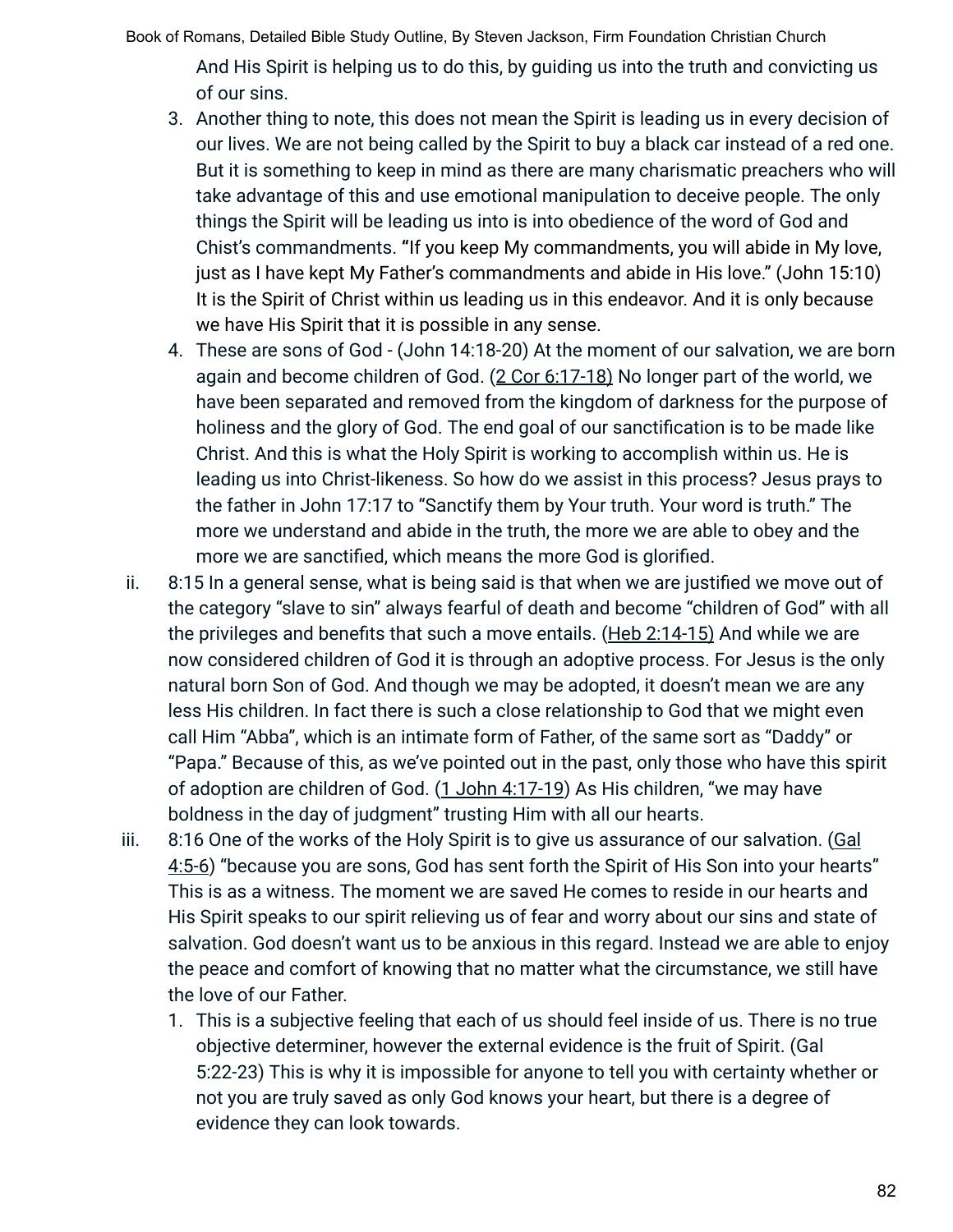And His Spirit is helping us to do this, by guiding us into the truth and convicting us of our sins.

3. Another thing to note, this does not mean the Spirit is leading us in every decision of our lives. We are not being called by the Spirit to buy a black car instead of a red one. But it is something to keep in mind as there are many charismatic preachers who will take advantage of this and use emotional manipulation to deceive people. The only things the Spirit will be leading us into is into obedience of the word of God and Chist's commandments. "If you keep My commandments, you will abide in My love, just as I have kept My Father's commandments and abide in His love." (John 15:10) It is the Spirit of Christ within us leading us in this endeavor. And it is only because we have His Spirit that it is possible in any sense.
4. These are sons of God - (John 14:18-20) At the moment of our salvation, we are born again and become children of God. (2 Cor 6:17-18) No longer part of the world, we have been separated and removed from the kingdom of darkness for the purpose of holiness and the glory of God. The end goal of our sanctification is to be made like Christ. And this is what the Holy Spirit is working to accomplish within us. He is leading us into Christ-likeness. So how do we assist in this process? Jesus prays to the father in John 17:17 to "Sanctify them by Your truth. Your word is truth." The more we understand and abide in the truth, the more we are able to obey and the more we are sanctified, which means the more God is glorified.

ii. 8:15 In a general sense, what is being said is that when we are justified we move out of the category "slave to sin" always fearful of death and become "children of God" with all the privileges and benefits that such a move entails. (Heb 2:14-15) And while we are now considered children of God it is through an adoptive process. For Jesus is the only natural born Son of God. And though we may be adopted, it doesn't mean we are any less His children. In fact there is such a close relationship to God that we might even call Him "Abba", which is an intimate form of Father, of the same sort as "Daddy" or "Papa." Because of this, as we've pointed out in the past, only those who have this spirit of adoption are children of God. (1 John 4:17-19) As His children, "we may have boldness in the day of judgment" trusting Him with all our hearts.

iii. 8:16 One of the works of the Holy Spirit is to give us assurance of our salvation. (Gal 4:5-6) "because you are sons, God has sent forth the Spirit of His Son into your hearts" This is as a witness. The moment we are saved He comes to reside in our hearts and His Spirit speaks to our spirit relieving us of fear and worry about our sins and state of salvation. God doesn't want us to be anxious in this regard. Instead we are able to enjoy the peace and comfort of knowing that no matter what the circumstance, we still have the love of our Father.

1. This is a subjective feeling that each of us should feel inside of us. There is no true objective determiner, however the external evidence is the fruit of Spirit. (Gal 5:22-23) This is why it is impossible for anyone to tell you with certainty whether or not you are truly saved as only God knows your heart, but there is a degree of evidence they can look towards.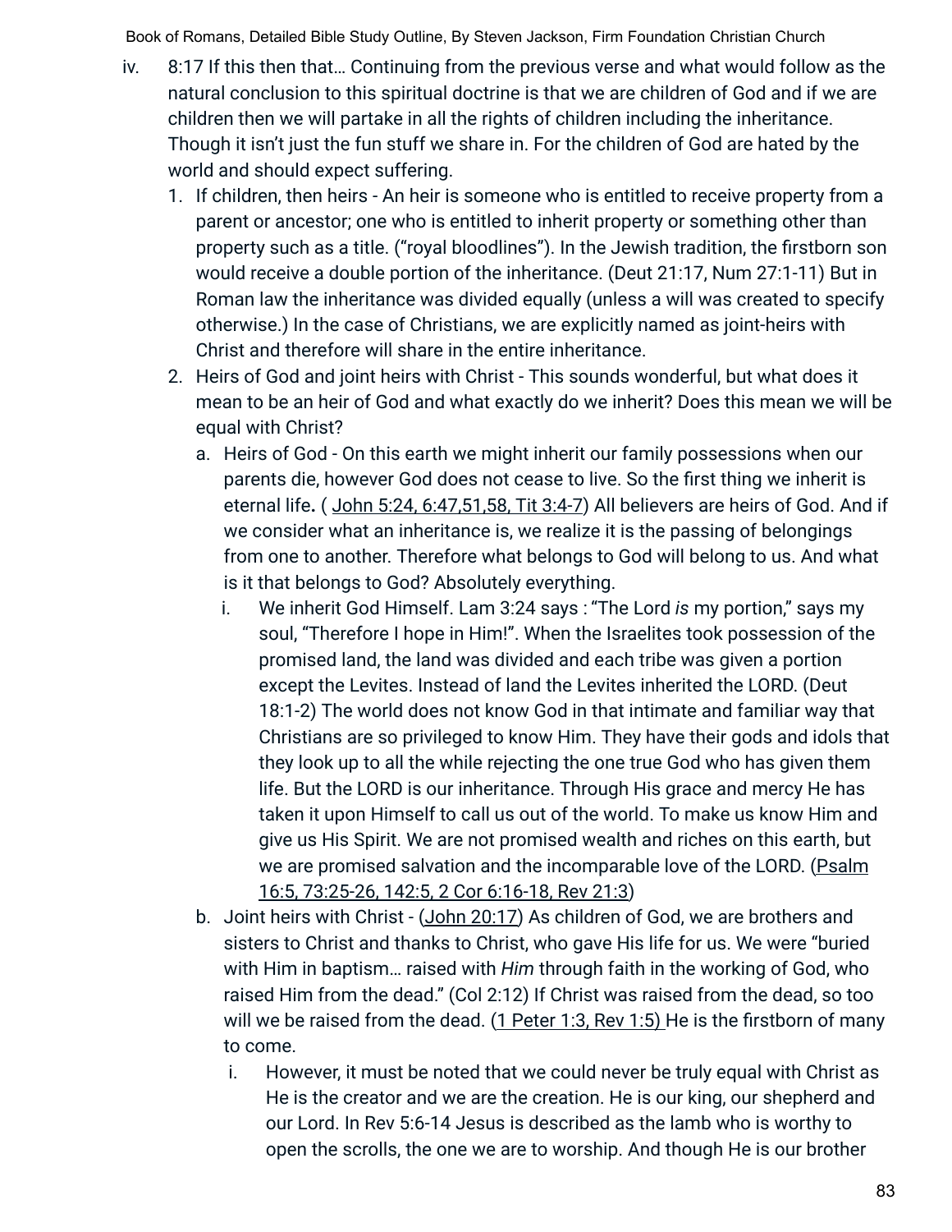iv. 8:17 If this then that… Continuing from the previous verse and what would follow as the natural conclusion to this spiritual doctrine is that we are children of God and if we are children then we will partake in all the rights of children including the inheritance. Though it isn't just the fun stuff we share in. For the children of God are hated by the world and should expect suffering.

1. If children, then heirs - An heir is someone who is entitled to receive property from a parent or ancestor; one who is entitled to inherit property or something other than property such as a title. ("royal bloodlines"). In the Jewish tradition, the firstborn son would receive a double portion of the inheritance. (Deut 21:17, Num 27:1-11) But in Roman law the inheritance was divided equally (unless a will was created to specify otherwise.) In the case of Christians, we are explicitly named as joint-heirs with Christ and therefore will share in the entire inheritance.
2. Heirs of God and joint heirs with Christ - This sounds wonderful, but what does it mean to be an heir of God and what exactly do we inherit? Does this mean we will be equal with Christ?
   a. Heirs of God - On this earth we might inherit our family possessions when our parents die, however God does not cease to live. So the first thing we inherit is eternal life**.** ( John 5:24, 6:47,51,58, Tit 3:4-7) All believers are heirs of God. And if we consider what an inheritance is, we realize it is the passing of belongings from one to another. Therefore what belongs to God will belong to us. And what is it that belongs to God? Absolutely everything.
      i. We inherit God Himself. Lam 3:24 says : "The Lord *is* my portion," says my soul, "Therefore I hope in Him!". When the Israelites took possession of the promised land, the land was divided and each tribe was given a portion except the Levites. Instead of land the Levites inherited the LORD. (Deut 18:1-2) The world does not know God in that intimate and familiar way that Christians are so privileged to know Him. They have their gods and idols that they look up to all the while rejecting the one true God who has given them life. But the LORD is our inheritance. Through His grace and mercy He has taken it upon Himself to call us out of the world. To make us know Him and give us His Spirit. We are not promised wealth and riches on this earth, but we are promised salvation and the incomparable love of the LORD. (Psalm 16:5, 73:25-26, 142:5, 2 Cor 6:16-18, Rev 21:3)

   b. Joint heirs with Christ - (John 20:17) As children of God, we are brothers and sisters to Christ and thanks to Christ, who gave His life for us. We were "buried with Him in baptism… raised with *Him* through faith in the working of God, who raised Him from the dead." (Col 2:12) If Christ was raised from the dead, so too will we be raised from the dead. (1 Peter 1:3, Rev 1:5) He is the firstborn of many to come.
      i. However, it must be noted that we could never be truly equal with Christ as He is the creator and we are the creation. He is our king, our shepherd and our Lord. In Rev 5:6-14 Jesus is described as the lamb who is worthy to open the scrolls, the one we are to worship. And though He is our brother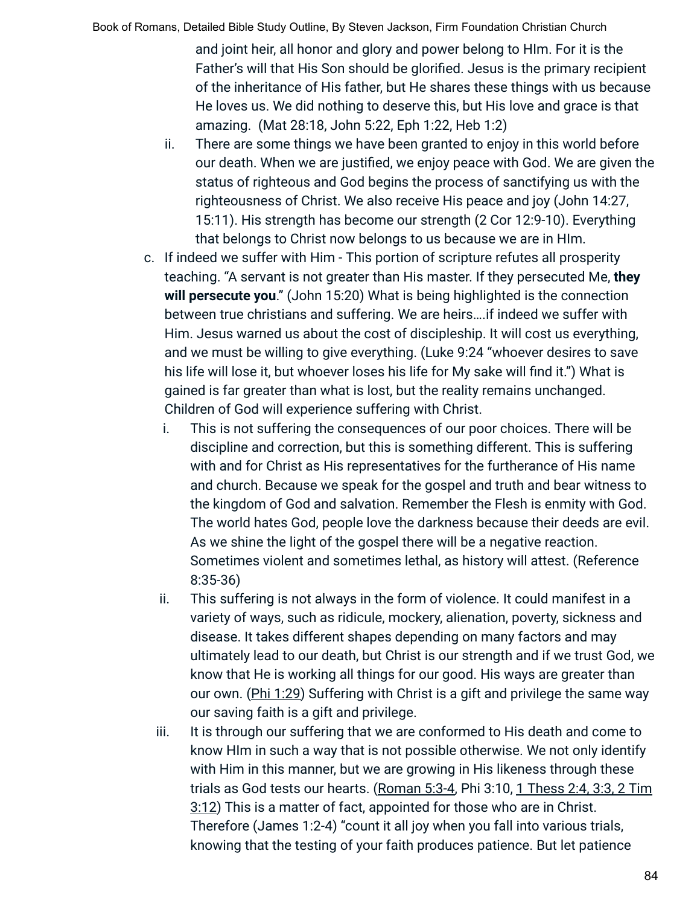and joint heir, all honor and glory and power belong to HIm. For it is the Father's will that His Son should be glorified. Jesus is the primary recipient of the inheritance of His father, but He shares these things with us because He loves us. We did nothing to deserve this, but His love and grace is that amazing. (Mat 28:18, John 5:22, Eph 1:22, Heb 1:2)

   ii. There are some things we have been granted to enjoy in this world before our death. When we are justified, we enjoy peace with God. We are given the status of righteous and God begins the process of sanctifying us with the righteousness of Christ. We also receive His peace and joy (John 14:27, 15:11). His strength has become our strength (2 Cor 12:9-10). Everything that belongs to Christ now belongs to us because we are in HIm.

c. If indeed we suffer with Him - This portion of scripture refutes all prosperity teaching. "A servant is not greater than His master. If they persecuted Me, **they will persecute you**." (John 15:20) What is being highlighted is the connection between true christians and suffering. We are heirs….if indeed we suffer with Him. Jesus warned us about the cost of discipleship. It will cost us everything, and we must be willing to give everything. (Luke 9:24 "whoever desires to save his life will lose it, but whoever loses his life for My sake will find it.") What is gained is far greater than what is lost, but the reality remains unchanged. Children of God will experience suffering with Christ.

   i. This is not suffering the consequences of our poor choices. There will be discipline and correction, but this is something different. This is suffering with and for Christ as His representatives for the furtherance of His name and church. Because we speak for the gospel and truth and bear witness to the kingdom of God and salvation. Remember the Flesh is enmity with God. The world hates God, people love the darkness because their deeds are evil. As we shine the light of the gospel there will be a negative reaction. Sometimes violent and sometimes lethal, as history will attest. (Reference 8:35-36)

   ii. This suffering is not always in the form of violence. It could manifest in a variety of ways, such as ridicule, mockery, alienation, poverty, sickness and disease. It takes different shapes depending on many factors and may ultimately lead to our death, but Christ is our strength and if we trust God, we know that He is working all things for our good. His ways are greater than our own. (Phi 1:29) Suffering with Christ is a gift and privilege the same way our saving faith is a gift and privilege.

   iii. It is through our suffering that we are conformed to His death and come to know HIm in such a way that is not possible otherwise. We not only identify with Him in this manner, but we are growing in His likeness through these trials as God tests our hearts. (Roman 5:3-4, Phi 3:10, 1 Thess 2:4, 3:3, 2 Tim 3:12) This is a matter of fact, appointed for those who are in Christ. Therefore (James 1:2-4) "count it all joy when you fall into various trials, knowing that the testing of your faith produces patience. But let patience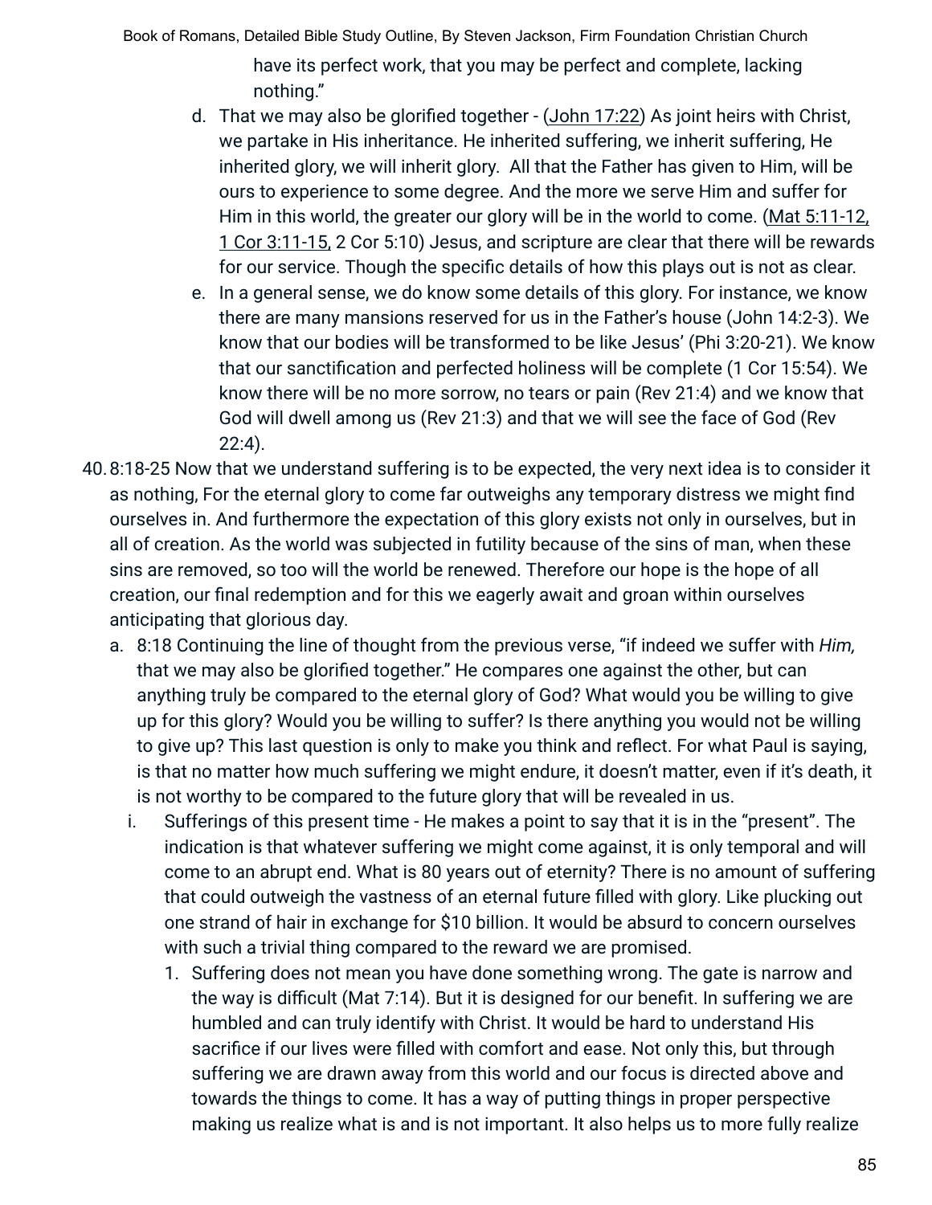have its perfect work, that you may be perfect and complete, lacking nothing."

   d. That we may also be glorified together - (John 17:22) As joint heirs with Christ, we partake in His inheritance. He inherited suffering, we inherit suffering, He inherited glory, we will inherit glory. All that the Father has given to Him, will be ours to experience to some degree. And the more we serve Him and suffer for Him in this world, the greater our glory will be in the world to come. (Mat 5:11-12, 1 Cor 3:11-15, 2 Cor 5:10) Jesus, and scripture are clear that there will be rewards for our service. Though the specific details of how this plays out is not as clear.
   e. In a general sense, we do know some details of this glory. For instance, we know there are many mansions reserved for us in the Father's house (John 14:2-3). We know that our bodies will be transformed to be like Jesus' (Phi 3:20-21). We know that our sanctification and perfected holiness will be complete (1 Cor 15:54). We know there will be no more sorrow, no tears or pain (Rev 21:4) and we know that God will dwell among us (Rev 21:3) and that we will see the face of God (Rev 22:4).

40. 8:18-25 Now that we understand suffering is to be expected, the very next idea is to consider it as nothing, For the eternal glory to come far outweighs any temporary distress we might find ourselves in. And furthermore the expectation of this glory exists not only in ourselves, but in all of creation. As the world was subjected in futility because of the sins of man, when these sins are removed, so too will the world be renewed. Therefore our hope is the hope of all creation, our final redemption and for this we eagerly await and groan within ourselves anticipating that glorious day.
   a. 8:18 Continuing the line of thought from the previous verse, "if indeed we suffer with *Him,* that we may also be glorified together." He compares one against the other, but can anything truly be compared to the eternal glory of God? What would you be willing to give up for this glory? Would you be willing to suffer? Is there anything you would not be willing to give up? This last question is only to make you think and reflect. For what Paul is saying, is that no matter how much suffering we might endure, it doesn't matter, even if it's death, it is not worthy to be compared to the future glory that will be revealed in us.
      i. Sufferings of this present time - He makes a point to say that it is in the "present". The indication is that whatever suffering we might come against, it is only temporal and will come to an abrupt end. What is 80 years out of eternity? There is no amount of suffering that could outweigh the vastness of an eternal future filled with glory. Like plucking out one strand of hair in exchange for $10 billion. It would be absurd to concern ourselves with such a trivial thing compared to the reward we are promised.
         1. Suffering does not mean you have done something wrong. The gate is narrow and the way is difficult (Mat 7:14). But it is designed for our benefit. In suffering we are humbled and can truly identify with Christ. It would be hard to understand His sacrifice if our lives were filled with comfort and ease. Not only this, but through suffering we are drawn away from this world and our focus is directed above and towards the things to come. It has a way of putting things in proper perspective making us realize what is and is not important. It also helps us to more fully realize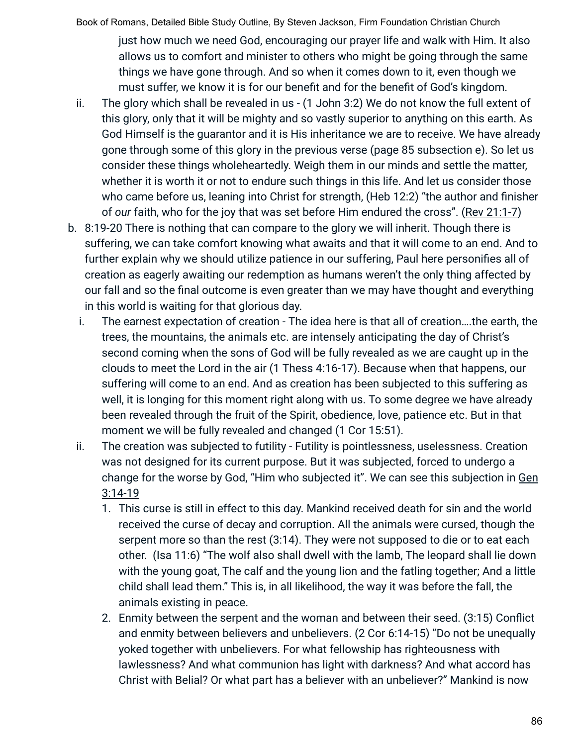just how much we need God, encouraging our prayer life and walk with Him. It also allows us to comfort and minister to others who might be going through the same things we have gone through. And so when it comes down to it, even though we must suffer, we know it is for our benefit and for the benefit of God's kingdom.

ii. The glory which shall be revealed in us - (1 John 3:2) We do not know the full extent of this glory, only that it will be mighty and so vastly superior to anything on this earth. As God Himself is the guarantor and it is His inheritance we are to receive. We have already gone through some of this glory in the previous verse (page 85 subsection e). So let us consider these things wholeheartedly. Weigh them in our minds and settle the matter, whether it is worth it or not to endure such things in this life. And let us consider those who came before us, leaning into Christ for strength, (Heb 12:2) "the author and finisher of *our* faith, who for the joy that was set before Him endured the cross". (Rev 21:1-7)

b. 8:19-20 There is nothing that can compare to the glory we will inherit. Though there is suffering, we can take comfort knowing what awaits and that it will come to an end. And to further explain why we should utilize patience in our suffering, Paul here personifies all of creation as eagerly awaiting our redemption as humans weren't the only thing affected by our fall and so the final outcome is even greater than we may have thought and everything in this world is waiting for that glorious day.

   i. The earnest expectation of creation - The idea here is that all of creation….the earth, the trees, the mountains, the animals etc. are intensely anticipating the day of Christ's second coming when the sons of God will be fully revealed as we are caught up in the clouds to meet the Lord in the air (1 Thess 4:16-17). Because when that happens, our suffering will come to an end. And as creation has been subjected to this suffering as well, it is longing for this moment right along with us. To some degree we have already been revealed through the fruit of the Spirit, obedience, love, patience etc. But in that moment we will be fully revealed and changed (1 Cor 15:51).

   ii. The creation was subjected to futility - Futility is pointlessness, uselessness. Creation was not designed for its current purpose. But it was subjected, forced to undergo a change for the worse by God, "Him who subjected it". We can see this subjection in Gen 3:14-19

      1. This curse is still in effect to this day. Mankind received death for sin and the world received the curse of decay and corruption. All the animals were cursed, though the serpent more so than the rest (3:14). They were not supposed to die or to eat each other. (Isa 11:6) "The wolf also shall dwell with the lamb, The leopard shall lie down with the young goat, The calf and the young lion and the fatling together; And a little child shall lead them." This is, in all likelihood, the way it was before the fall, the animals existing in peace.

      2. Enmity between the serpent and the woman and between their seed. (3:15) Conflict and enmity between believers and unbelievers. (2 Cor 6:14-15) "Do not be unequally yoked together with unbelievers. For what fellowship has righteousness with lawlessness? And what communion has light with darkness? And what accord has Christ with Belial? Or what part has a believer with an unbeliever?" Mankind is now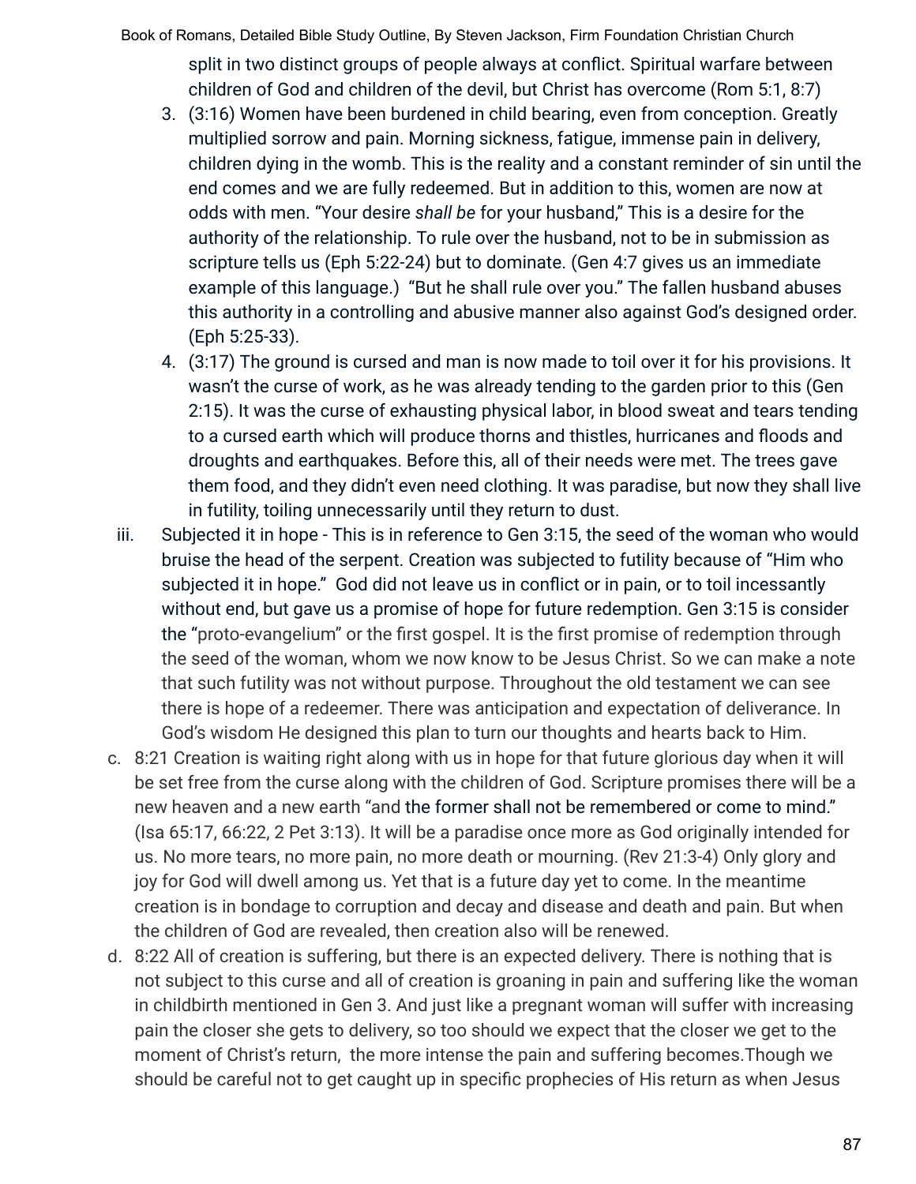split in two distinct groups of people always at conflict. Spiritual warfare between children of God and children of the devil, but Christ has overcome (Rom 5:1, 8:7)

3. (3:16) Women have been burdened in child bearing, even from conception. Greatly multiplied sorrow and pain. Morning sickness, fatigue, immense pain in delivery, children dying in the womb. This is the reality and a constant reminder of sin until the end comes and we are fully redeemed. But in addition to this, women are now at odds with men. "Your desire *shall be* for your husband," This is a desire for the authority of the relationship. To rule over the husband, not to be in submission as scripture tells us (Eph 5:22-24) but to dominate. (Gen 4:7 gives us an immediate example of this language.) "But he shall rule over you." The fallen husband abuses this authority in a controlling and abusive manner also against God's designed order. (Eph 5:25-33).
4. (3:17) The ground is cursed and man is now made to toil over it for his provisions. It wasn't the curse of work, as he was already tending to the garden prior to this (Gen 2:15). It was the curse of exhausting physical labor, in blood sweat and tears tending to a cursed earth which will produce thorns and thistles, hurricanes and floods and droughts and earthquakes. Before this, all of their needs were met. The trees gave them food, and they didn't even need clothing. It was paradise, but now they shall live in futility, toiling unnecessarily until they return to dust.

iii. Subjected it in hope - This is in reference to Gen 3:15, the seed of the woman who would bruise the head of the serpent. Creation was subjected to futility because of "Him who subjected it in hope." God did not leave us in conflict or in pain, or to toil incessantly without end, but gave us a promise of hope for future redemption. Gen 3:15 is consider the "proto-evangelium" or the first gospel. It is the first promise of redemption through the seed of the woman, whom we now know to be Jesus Christ. So we can make a note that such futility was not without purpose. Throughout the old testament we can see there is hope of a redeemer. There was anticipation and expectation of deliverance. In God's wisdom He designed this plan to turn our thoughts and hearts back to Him.

c. 8:21 Creation is waiting right along with us in hope for that future glorious day when it will be set free from the curse along with the children of God. Scripture promises there will be a new heaven and a new earth "and the former shall not be remembered or come to mind." (Isa 65:17, 66:22, 2 Pet 3:13). It will be a paradise once more as God originally intended for us. No more tears, no more pain, no more death or mourning. (Rev 21:3-4) Only glory and joy for God will dwell among us. Yet that is a future day yet to come. In the meantime creation is in bondage to corruption and decay and disease and death and pain. But when the children of God are revealed, then creation also will be renewed.

d. 8:22 All of creation is suffering, but there is an expected delivery. There is nothing that is not subject to this curse and all of creation is groaning in pain and suffering like the woman in childbirth mentioned in Gen 3. And just like a pregnant woman will suffer with increasing pain the closer she gets to delivery, so too should we expect that the closer we get to the moment of Christ's return, the more intense the pain and suffering becomes.Though we should be careful not to get caught up in specific prophecies of His return as when Jesus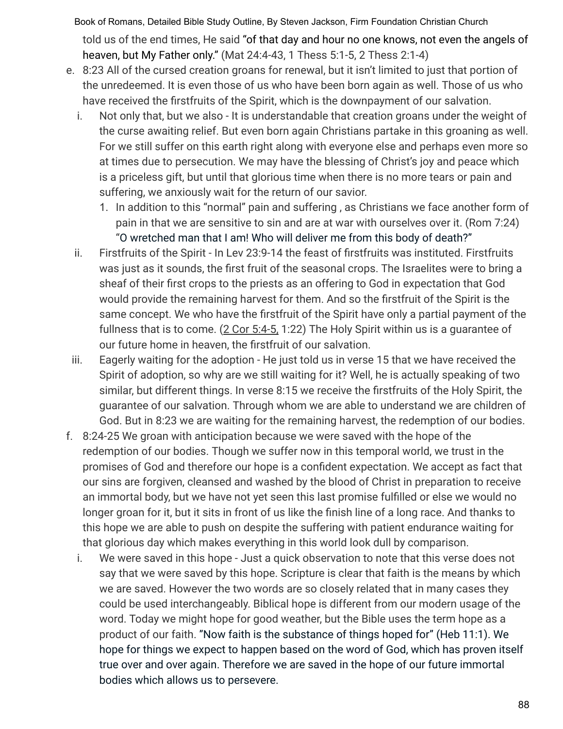told us of the end times, He said "of that day and hour no one knows, not even the angels of heaven, but My Father only." (Mat 24:4-43, 1 Thess 5:1-5, 2 Thess 2:1-4)

e. 8:23 All of the cursed creation groans for renewal, but it isn't limited to just that portion of the unredeemed. It is even those of us who have been born again as well. Those of us who have received the firstfruits of the Spirit, which is the downpayment of our salvation.
   i. Not only that, but we also - It is understandable that creation groans under the weight of the curse awaiting relief. But even born again Christians partake in this groaning as well. For we still suffer on this earth right along with everyone else and perhaps even more so at times due to persecution. We may have the blessing of Christ's joy and peace which is a priceless gift, but until that glorious time when there is no more tears or pain and suffering, we anxiously wait for the return of our savior.
      1. In addition to this "normal" pain and suffering , as Christians we face another form of pain in that we are sensitive to sin and are at war with ourselves over it. (Rom 7:24) "O wretched man that I am! Who will deliver me from this body of death?"
   ii. Firstfruits of the Spirit - In Lev 23:9-14 the feast of firstfruits was instituted. Firstfruits was just as it sounds, the first fruit of the seasonal crops. The Israelites were to bring a sheaf of their first crops to the priests as an offering to God in expectation that God would provide the remaining harvest for them. And so the firstfruit of the Spirit is the same concept. We who have the firstfruit of the Spirit have only a partial payment of the fullness that is to come. (2 Cor 5:4-5, 1:22) The Holy Spirit within us is a guarantee of our future home in heaven, the firstfruit of our salvation.
   iii. Eagerly waiting for the adoption - He just told us in verse 15 that we have received the Spirit of adoption, so why are we still waiting for it? Well, he is actually speaking of two similar, but different things. In verse 8:15 we receive the firstfruits of the Holy Spirit, the guarantee of our salvation. Through whom we are able to understand we are children of God. But in 8:23 we are waiting for the remaining harvest, the redemption of our bodies.

f. 8:24-25 We groan with anticipation because we were saved with the hope of the redemption of our bodies. Though we suffer now in this temporal world, we trust in the promises of God and therefore our hope is a confident expectation. We accept as fact that our sins are forgiven, cleansed and washed by the blood of Christ in preparation to receive an immortal body, but we have not yet seen this last promise fulfilled or else we would no longer groan for it, but it sits in front of us like the finish line of a long race. And thanks to this hope we are able to push on despite the suffering with patient endurance waiting for that glorious day which makes everything in this world look dull by comparison.
   i. We were saved in this hope - Just a quick observation to note that this verse does not say that we were saved by this hope. Scripture is clear that faith is the means by which we are saved. However the two words are so closely related that in many cases they could be used interchangeably. Biblical hope is different from our modern usage of the word. Today we might hope for good weather, but the Bible uses the term hope as a product of our faith. "Now faith is the substance of things hoped for" (Heb 11:1). We hope for things we expect to happen based on the word of God, which has proven itself true over and over again. Therefore we are saved in the hope of our future immortal bodies which allows us to persevere.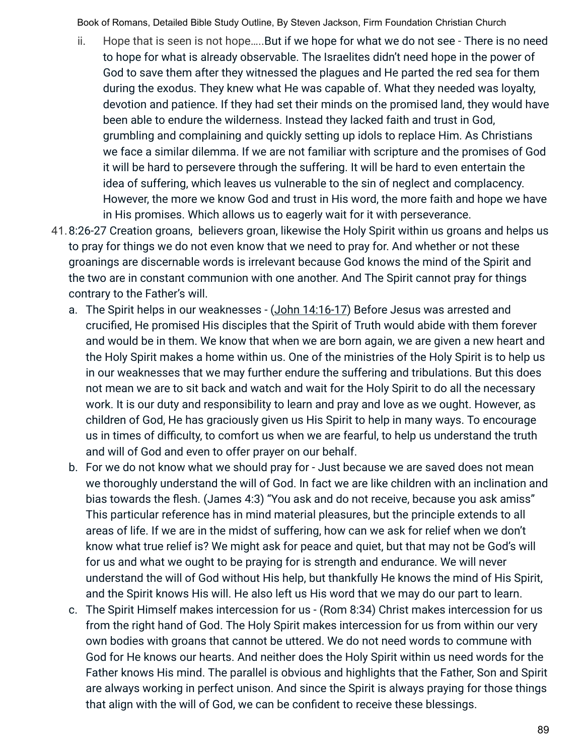ii. Hope that is seen is not hope…..But if we hope for what we do not see - There is no need to hope for what is already observable. The Israelites didn't need hope in the power of God to save them after they witnessed the plagues and He parted the red sea for them during the exodus. They knew what He was capable of. What they needed was loyalty, devotion and patience. If they had set their minds on the promised land, they would have been able to endure the wilderness. Instead they lacked faith and trust in God, grumbling and complaining and quickly setting up idols to replace Him. As Christians we face a similar dilemma. If we are not familiar with scripture and the promises of God it will be hard to persevere through the suffering. It will be hard to even entertain the idea of suffering, which leaves us vulnerable to the sin of neglect and complacency. However, the more we know God and trust in His word, the more faith and hope we have in His promises. Which allows us to eagerly wait for it with perseverance.

41. 8:26-27 Creation groans, believers groan, likewise the Holy Spirit within us groans and helps us to pray for things we do not even know that we need to pray for. And whether or not these groanings are discernable words is irrelevant because God knows the mind of the Spirit and the two are in constant communion with one another. And The Spirit cannot pray for things contrary to the Father's will.
    a. The Spirit helps in our weaknesses - (John 14:16-17) Before Jesus was arrested and crucified, He promised His disciples that the Spirit of Truth would abide with them forever and would be in them. We know that when we are born again, we are given a new heart and the Holy Spirit makes a home within us. One of the ministries of the Holy Spirit is to help us in our weaknesses that we may further endure the suffering and tribulations. But this does not mean we are to sit back and watch and wait for the Holy Spirit to do all the necessary work. It is our duty and responsibility to learn and pray and love as we ought. However, as children of God, He has graciously given us His Spirit to help in many ways. To encourage us in times of difficulty, to comfort us when we are fearful, to help us understand the truth and will of God and even to offer prayer on our behalf.
    b. For we do not know what we should pray for - Just because we are saved does not mean we thoroughly understand the will of God. In fact we are like children with an inclination and bias towards the flesh. (James 4:3) "You ask and do not receive, because you ask amiss" This particular reference has in mind material pleasures, but the principle extends to all areas of life. If we are in the midst of suffering, how can we ask for relief when we don't know what true relief is? We might ask for peace and quiet, but that may not be God's will for us and what we ought to be praying for is strength and endurance. We will never understand the will of God without His help, but thankfully He knows the mind of His Spirit, and the Spirit knows His will. He also left us His word that we may do our part to learn.
    c. The Spirit Himself makes intercession for us - (Rom 8:34) Christ makes intercession for us from the right hand of God. The Holy Spirit makes intercession for us from within our very own bodies with groans that cannot be uttered. We do not need words to commune with God for He knows our hearts. And neither does the Holy Spirit within us need words for the Father knows His mind. The parallel is obvious and highlights that the Father, Son and Spirit are always working in perfect unison. And since the Spirit is always praying for those things that align with the will of God, we can be confident to receive these blessings.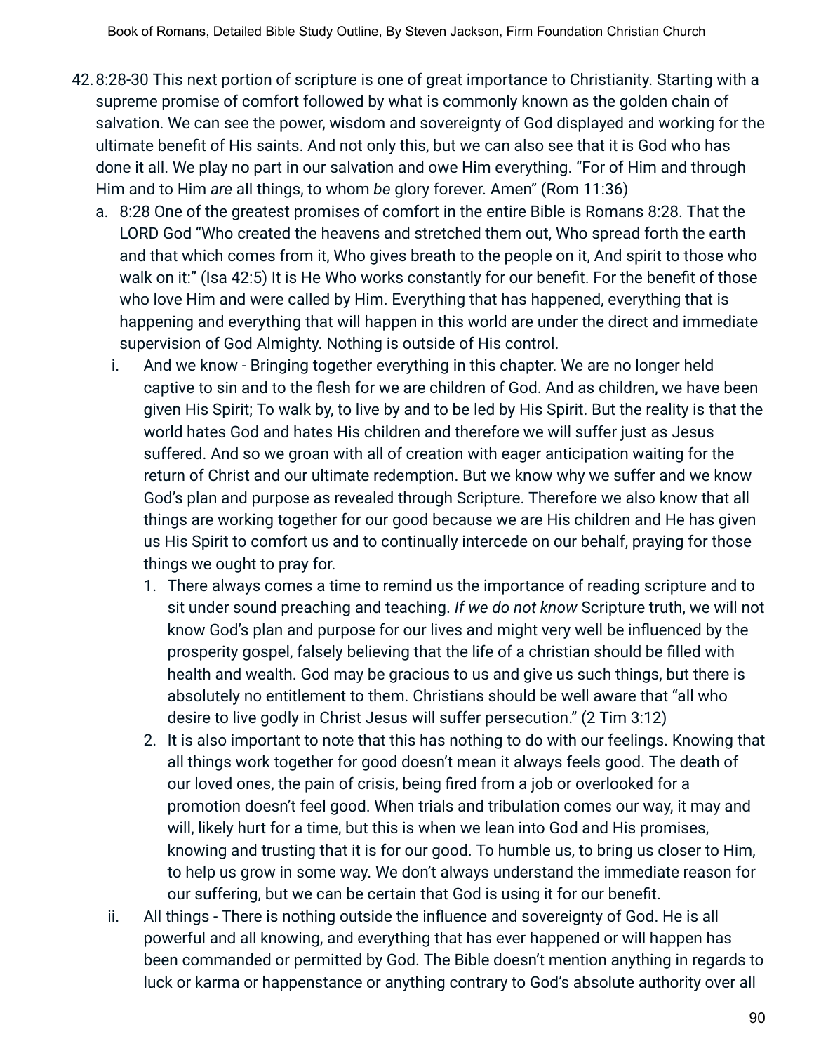42. 8:28-30 This next portion of scripture is one of great importance to Christianity. Starting with a supreme promise of comfort followed by what is commonly known as the golden chain of salvation. We can see the power, wisdom and sovereignty of God displayed and working for the ultimate benefit of His saints. And not only this, but we can also see that it is God who has done it all. We play no part in our salvation and owe Him everything. "For of Him and through Him and to Him *are* all things, to whom *be* glory forever. Amen" (Rom 11:36)
    a. 8:28 One of the greatest promises of comfort in the entire Bible is Romans 8:28. That the LORD God "Who created the heavens and stretched them out, Who spread forth the earth and that which comes from it, Who gives breath to the people on it, And spirit to those who walk on it:" (Isa 42:5) It is He Who works constantly for our benefit. For the benefit of those who love Him and were called by Him. Everything that has happened, everything that is happening and everything that will happen in this world are under the direct and immediate supervision of God Almighty. Nothing is outside of His control.
        i. And we know - Bringing together everything in this chapter. We are no longer held captive to sin and to the flesh for we are children of God. And as children, we have been given His Spirit; To walk by, to live by and to be led by His Spirit. But the reality is that the world hates God and hates His children and therefore we will suffer just as Jesus suffered. And so we groan with all of creation with eager anticipation waiting for the return of Christ and our ultimate redemption. But we know why we suffer and we know God's plan and purpose as revealed through Scripture. Therefore we also know that all things are working together for our good because we are His children and He has given us His Spirit to comfort us and to continually intercede on our behalf, praying for those things we ought to pray for.
            1. There always comes a time to remind us the importance of reading scripture and to sit under sound preaching and teaching. *If we do not know* Scripture truth, we will not know God's plan and purpose for our lives and might very well be influenced by the prosperity gospel, falsely believing that the life of a christian should be filled with health and wealth. God may be gracious to us and give us such things, but there is absolutely no entitlement to them. Christians should be well aware that "all who desire to live godly in Christ Jesus will suffer persecution." (2 Tim 3:12)
            2. It is also important to note that this has nothing to do with our feelings. Knowing that all things work together for good doesn't mean it always feels good. The death of our loved ones, the pain of crisis, being fired from a job or overlooked for a promotion doesn't feel good. When trials and tribulation comes our way, it may and will, likely hurt for a time, but this is when we lean into God and His promises, knowing and trusting that it is for our good. To humble us, to bring us closer to Him, to help us grow in some way. We don't always understand the immediate reason for our suffering, but we can be certain that God is using it for our benefit.
        ii. All things - There is nothing outside the influence and sovereignty of God. He is all powerful and all knowing, and everything that has ever happened or will happen has been commanded or permitted by God. The Bible doesn't mention anything in regards to luck or karma or happenstance or anything contrary to God's absolute authority over all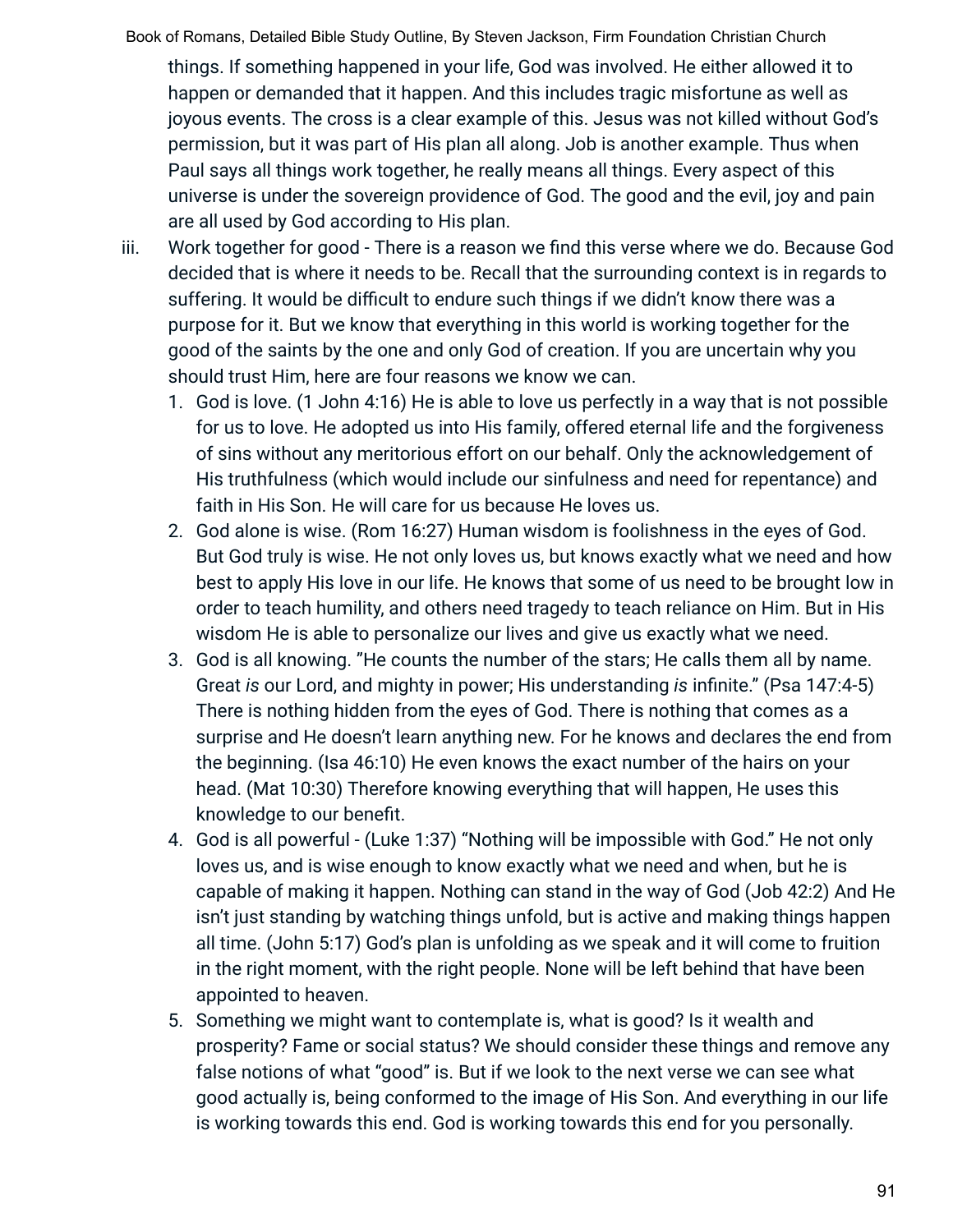things. If something happened in your life, God was involved. He either allowed it to happen or demanded that it happen. And this includes tragic misfortune as well as joyous events. The cross is a clear example of this. Jesus was not killed without God's permission, but it was part of His plan all along. Job is another example. Thus when Paul says all things work together, he really means all things. Every aspect of this universe is under the sovereign providence of God. The good and the evil, joy and pain are all used by God according to His plan.

iii. Work together for good - There is a reason we find this verse where we do. Because God decided that is where it needs to be. Recall that the surrounding context is in regards to suffering. It would be difficult to endure such things if we didn't know there was a purpose for it. But we know that everything in this world is working together for the good of the saints by the one and only God of creation. If you are uncertain why you should trust Him, here are four reasons we know we can.

1. God is love. (1 John 4:16) He is able to love us perfectly in a way that is not possible for us to love. He adopted us into His family, offered eternal life and the forgiveness of sins without any meritorious effort on our behalf. Only the acknowledgement of His truthfulness (which would include our sinfulness and need for repentance) and faith in His Son. He will care for us because He loves us.
2. God alone is wise. (Rom 16:27) Human wisdom is foolishness in the eyes of God. But God truly is wise. He not only loves us, but knows exactly what we need and how best to apply His love in our life. He knows that some of us need to be brought low in order to teach humility, and others need tragedy to teach reliance on Him. But in His wisdom He is able to personalize our lives and give us exactly what we need.
3. God is all knowing. "He counts the number of the stars; He calls them all by name. Great *is* our Lord, and mighty in power; His understanding *is* infinite." (Psa 147:4-5) There is nothing hidden from the eyes of God. There is nothing that comes as a surprise and He doesn't learn anything new. For he knows and declares the end from the beginning. (Isa 46:10) He even knows the exact number of the hairs on your head. (Mat 10:30) Therefore knowing everything that will happen, He uses this knowledge to our benefit.
4. God is all powerful - (Luke 1:37) "Nothing will be impossible with God." He not only loves us, and is wise enough to know exactly what we need and when, but he is capable of making it happen. Nothing can stand in the way of God (Job 42:2) And He isn't just standing by watching things unfold, but is active and making things happen all time. (John 5:17) God's plan is unfolding as we speak and it will come to fruition in the right moment, with the right people. None will be left behind that have been appointed to heaven.
5. Something we might want to contemplate is, what is good? Is it wealth and prosperity? Fame or social status? We should consider these things and remove any false notions of what "good" is. But if we look to the next verse we can see what good actually is, being conformed to the image of His Son. And everything in our life is working towards this end. God is working towards this end for you personally.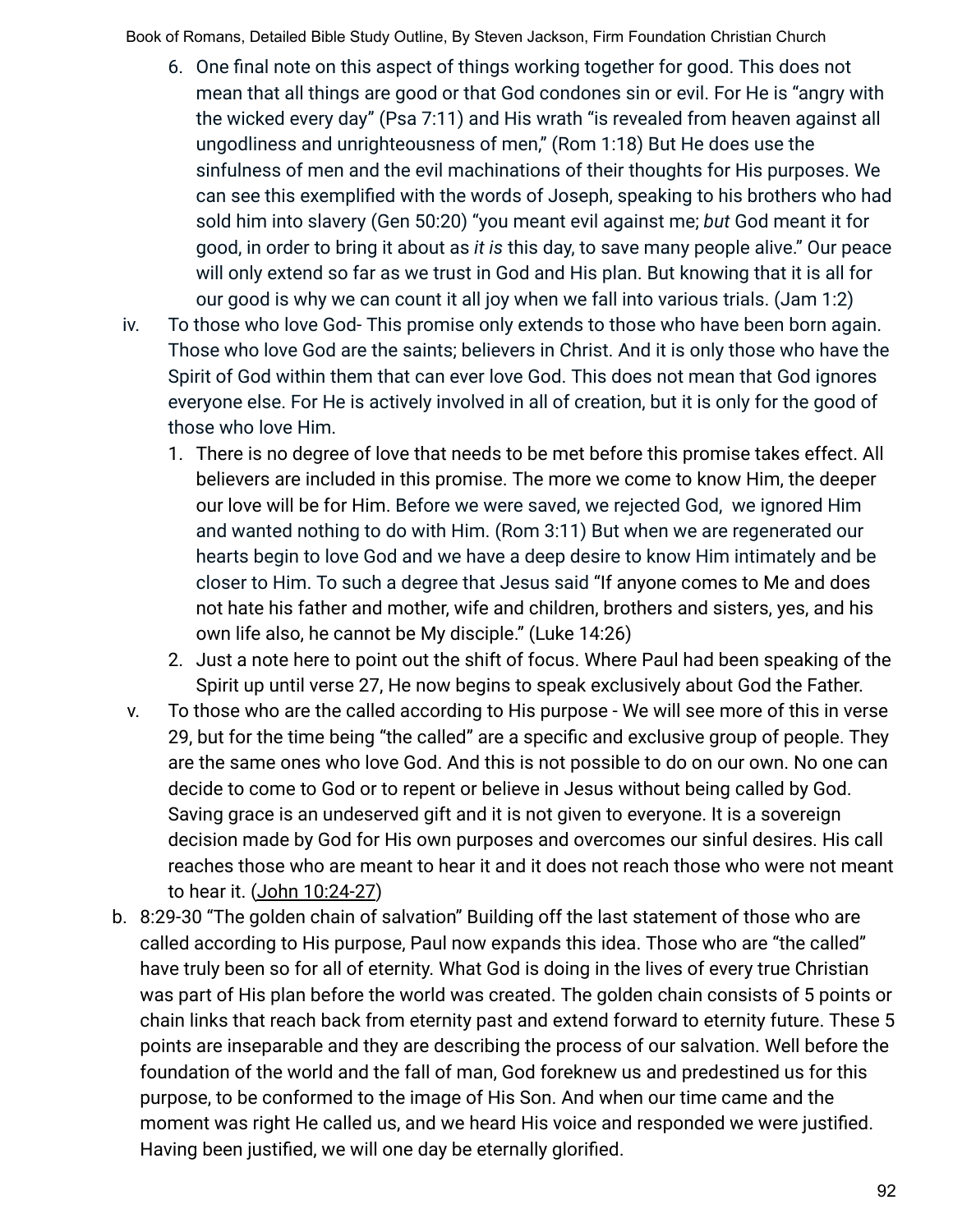6. One final note on this aspect of things working together for good. This does not mean that all things are good or that God condones sin or evil. For He is "angry with the wicked every day" (Psa 7:11) and His wrath "is revealed from heaven against all ungodliness and unrighteousness of men," (Rom 1:18) But He does use the sinfulness of men and the evil machinations of their thoughts for His purposes. We can see this exemplified with the words of Joseph, speaking to his brothers who had sold him into slavery (Gen 50:20) "you meant evil against me; *but* God meant it for good, in order to bring it about as *it is* this day, to save many people alive." Our peace will only extend so far as we trust in God and His plan. But knowing that it is all for our good is why we can count it all joy when we fall into various trials. (Jam 1:2)

iv. To those who love God- This promise only extends to those who have been born again. Those who love God are the saints; believers in Christ. And it is only those who have the Spirit of God within them that can ever love God. This does not mean that God ignores everyone else. For He is actively involved in all of creation, but it is only for the good of those who love Him.

1. There is no degree of love that needs to be met before this promise takes effect. All believers are included in this promise. The more we come to know Him, the deeper our love will be for Him. Before we were saved, we rejected God, we ignored Him and wanted nothing to do with Him. (Rom 3:11) But when we are regenerated our hearts begin to love God and we have a deep desire to know Him intimately and be closer to Him. To such a degree that Jesus said "If anyone comes to Me and does not hate his father and mother, wife and children, brothers and sisters, yes, and his own life also, he cannot be My disciple." (Luke 14:26)
2. Just a note here to point out the shift of focus. Where Paul had been speaking of the Spirit up until verse 27, He now begins to speak exclusively about God the Father.

v. To those who are the called according to His purpose - We will see more of this in verse 29, but for the time being "the called" are a specific and exclusive group of people. They are the same ones who love God. And this is not possible to do on our own. No one can decide to come to God or to repent or believe in Jesus without being called by God. Saving grace is an undeserved gift and it is not given to everyone. It is a sovereign decision made by God for His own purposes and overcomes our sinful desires. His call reaches those who are meant to hear it and it does not reach those who were not meant to hear it. (John 10:24-27)

b. 8:29-30 "The golden chain of salvation" Building off the last statement of those who are called according to His purpose, Paul now expands this idea. Those who are "the called" have truly been so for all of eternity. What God is doing in the lives of every true Christian was part of His plan before the world was created. The golden chain consists of 5 points or chain links that reach back from eternity past and extend forward to eternity future. These 5 points are inseparable and they are describing the process of our salvation. Well before the foundation of the world and the fall of man, God foreknew us and predestined us for this purpose, to be conformed to the image of His Son. And when our time came and the moment was right He called us, and we heard His voice and responded we were justified. Having been justified, we will one day be eternally glorified.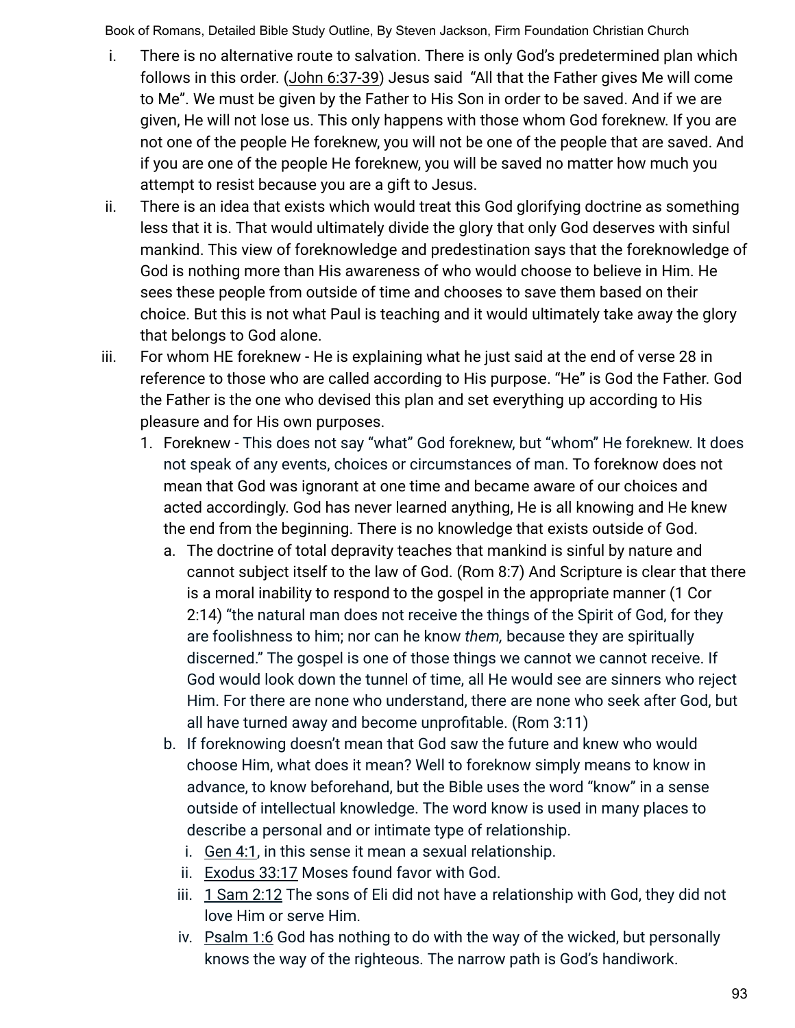i. There is no alternative route to salvation. There is only God's predetermined plan which follows in this order. (John 6:37-39) Jesus said "All that the Father gives Me will come to Me". We must be given by the Father to His Son in order to be saved. And if we are given, He will not lose us. This only happens with those whom God foreknew. If you are not one of the people He foreknew, you will not be one of the people that are saved. And if you are one of the people He foreknew, you will be saved no matter how much you attempt to resist because you are a gift to Jesus.

ii. There is an idea that exists which would treat this God glorifying doctrine as something less that it is. That would ultimately divide the glory that only God deserves with sinful mankind. This view of foreknowledge and predestination says that the foreknowledge of God is nothing more than His awareness of who would choose to believe in Him. He sees these people from outside of time and chooses to save them based on their choice. But this is not what Paul is teaching and it would ultimately take away the glory that belongs to God alone.

iii. For whom HE foreknew - He is explaining what he just said at the end of verse 28 in reference to those who are called according to His purpose. "He" is God the Father. God the Father is the one who devised this plan and set everything up according to His pleasure and for His own purposes.

   1. Foreknew - This does not say "what" God foreknew, but "whom" He foreknew. It does not speak of any events, choices or circumstances of man. To foreknow does not mean that God was ignorant at one time and became aware of our choices and acted accordingly. God has never learned anything, He is all knowing and He knew the end from the beginning. There is no knowledge that exists outside of God.
      a. The doctrine of total depravity teaches that mankind is sinful by nature and cannot subject itself to the law of God. (Rom 8:7) And Scripture is clear that there is a moral inability to respond to the gospel in the appropriate manner (1 Cor 2:14) "the natural man does not receive the things of the Spirit of God, for they are foolishness to him; nor can he know *them,* because they are spiritually discerned." The gospel is one of those things we cannot we cannot receive. If God would look down the tunnel of time, all He would see are sinners who reject Him. For there are none who understand, there are none who seek after God, but all have turned away and become unprofitable. (Rom 3:11)
      b. If foreknowing doesn't mean that God saw the future and knew who would choose Him, what does it mean? Well to foreknow simply means to know in advance, to know beforehand, but the Bible uses the word "know" in a sense outside of intellectual knowledge. The word know is used in many places to describe a personal and or intimate type of relationship.
         i. Gen 4:1, in this sense it mean a sexual relationship.
         ii. Exodus 33:17 Moses found favor with God.
         iii. 1 Sam 2:12 The sons of Eli did not have a relationship with God, they did not love Him or serve Him.
         iv. Psalm 1:6 God has nothing to do with the way of the wicked, but personally knows the way of the righteous. The narrow path is God's handiwork.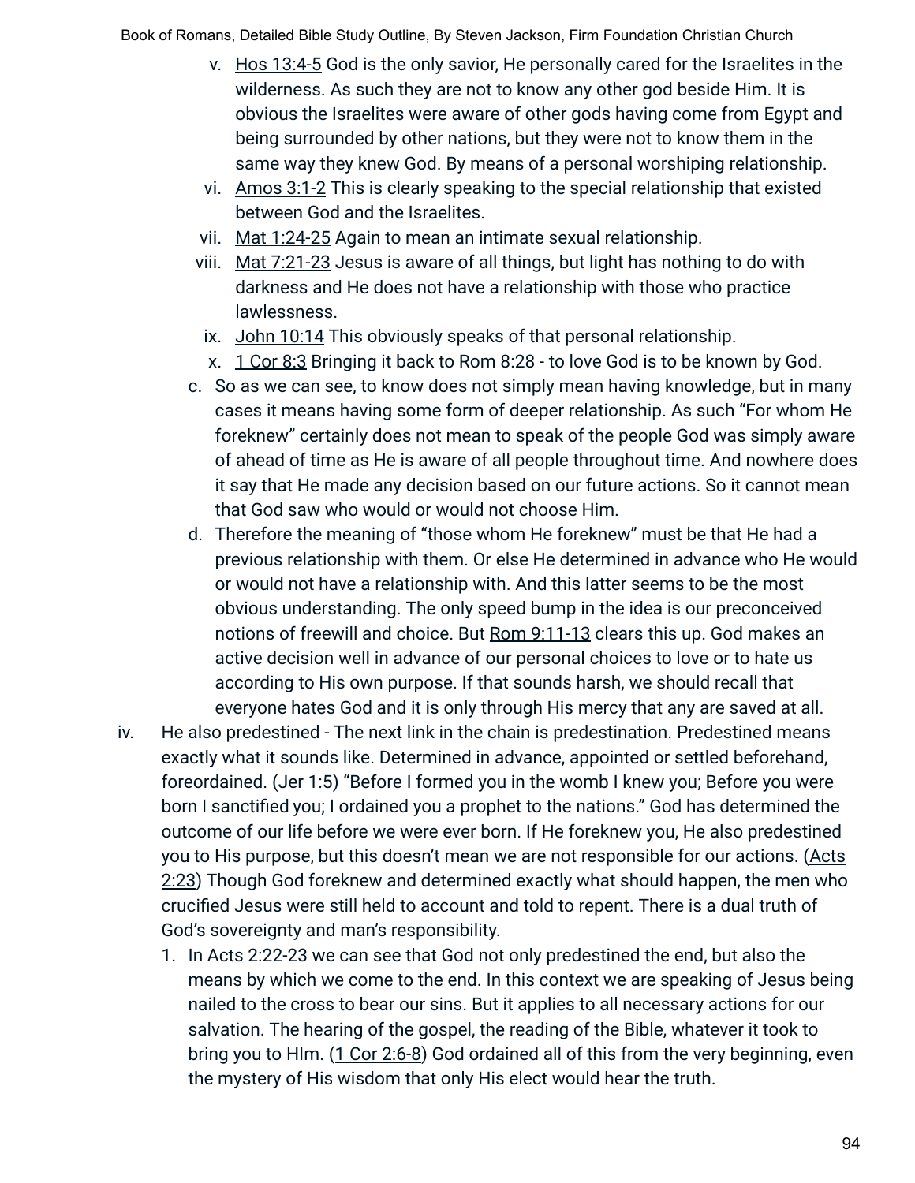v. Hos 13:4-5 God is the only savior, He personally cared for the Israelites in the wilderness. As such they are not to know any other god beside Him. It is obvious the Israelites were aware of other gods having come from Egypt and being surrounded by other nations, but they were not to know them in the same way they knew God. By means of a personal worshiping relationship.

vi. Amos 3:1-2 This is clearly speaking to the special relationship that existed between God and the Israelites.

vii. Mat 1:24-25 Again to mean an intimate sexual relationship.

viii. Mat 7:21-23 Jesus is aware of all things, but light has nothing to do with darkness and He does not have a relationship with those who practice lawlessness.

ix. John 10:14 This obviously speaks of that personal relationship.

x. 1 Cor 8:3 Bringing it back to Rom 8:28 - to love God is to be known by God.

c. So as we can see, to know does not simply mean having knowledge, but in many cases it means having some form of deeper relationship. As such "For whom He foreknew" certainly does not mean to speak of the people God was simply aware of ahead of time as He is aware of all people throughout time. And nowhere does it say that He made any decision based on our future actions. So it cannot mean that God saw who would or would not choose Him.

d. Therefore the meaning of "those whom He foreknew" must be that He had a previous relationship with them. Or else He determined in advance who He would or would not have a relationship with. And this latter seems to be the most obvious understanding. The only speed bump in the idea is our preconceived notions of freewill and choice. But Rom 9:11-13 clears this up. God makes an active decision well in advance of our personal choices to love or to hate us according to His own purpose. If that sounds harsh, we should recall that everyone hates God and it is only through His mercy that any are saved at all.

iv. He also predestined - The next link in the chain is predestination. Predestined means exactly what it sounds like. Determined in advance, appointed or settled beforehand, foreordained. (Jer 1:5) "Before I formed you in the womb I knew you; Before you were born I sanctified you; I ordained you a prophet to the nations." God has determined the outcome of our life before we were ever born. If He foreknew you, He also predestined you to His purpose, but this doesn't mean we are not responsible for our actions. (Acts 2:23) Though God foreknew and determined exactly what should happen, the men who crucified Jesus were still held to account and told to repent. There is a dual truth of God's sovereignty and man's responsibility.

1. In Acts 2:22-23 we can see that God not only predestined the end, but also the means by which we come to the end. In this context we are speaking of Jesus being nailed to the cross to bear our sins. But it applies to all necessary actions for our salvation. The hearing of the gospel, the reading of the Bible, whatever it took to bring you to HIm. (1 Cor 2:6-8) God ordained all of this from the very beginning, even the mystery of His wisdom that only His elect would hear the truth.